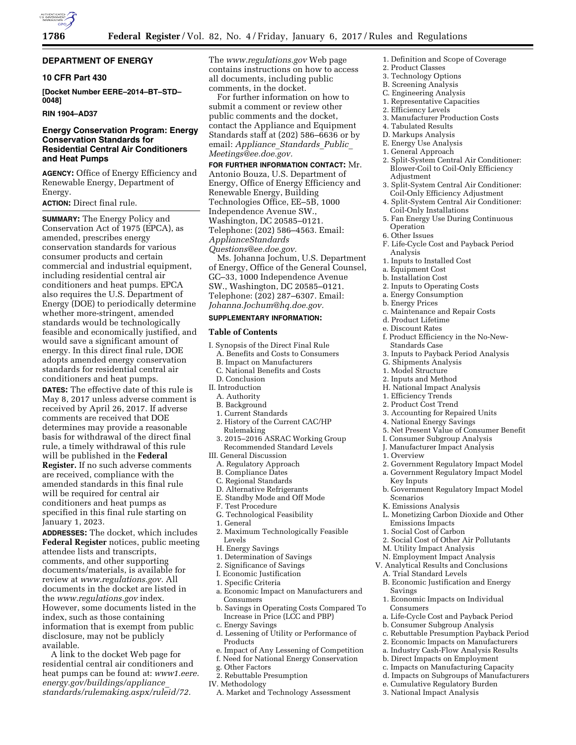## DEPARTMENT OF ENERGY

### 10 CFR Part 430

**[Docket Number EERE–2014–BT–STD–0048]**

**RIN 1904–AD37**

### Energy Conservation Program: Energy Conservation Standards for Residential Central Air Conditioners and Heat Pumps

**AGENCY:** Office of Energy Efficiency and Renewable Energy, Department of Energy.

**ACTION:** Direct final rule.

**SUMMARY:** The Energy Policy and Conservation Act of 1975 (EPCA), as amended, prescribes energy conservation standards for various consumer products and certain commercial and industrial equipment, including residential central air conditioners and heat pumps. EPCA also requires the U.S. Department of Energy (DOE) to periodically determine whether more-stringent, amended standards would be technologically feasible and economically justified, and would save a significant amount of energy. In this direct final rule, DOE adopts amended energy conservation standards for residential central air conditioners and heat pumps.

**DATES:** The effective date of this rule is May 8, 2017 unless adverse comment is received by April 26, 2017. If adverse comments are received that DOE determines may provide a reasonable basis for withdrawal of the direct final rule, a timely withdrawal of this rule will be published in the **Federal Register.** If no such adverse comments are received, compliance with the amended standards in this final rule will be required for central air conditioners and heat pumps as specified in this final rule starting on January 1, 2023.

**ADDRESSES:** The docket, which includes **Federal Register** notices, public meeting attendee lists and transcripts, comments, and other supporting documents/materials, is available for review at *www.regulations.gov.* All documents in the docket are listed in the *www.regulations.gov* index. However, some documents listed in the index, such as those containing information that is exempt from public disclosure, may not be publicly available.

A link to the docket Web page for residential central air conditioners and heat pumps can be found at: *www1.eere.energy.gov/buildings/appliance_standards/rulemaking.aspx/ruleid/72.* The *www.regulations.gov* Web page contains instructions on how to access all documents, including public comments, in the docket.

For further information on how to submit a comment or review other public comments and the docket, contact the Appliance and Equipment Standards staff at (202) 586–6636 or by email: *Appliance_Standards_Public_Meetings@ee.doe.gov.*

**FOR FURTHER INFORMATION CONTACT:** Mr. Antonio Bouza, U.S. Department of Energy, Office of Energy Efficiency and Renewable Energy, Building Technologies Office, EE–5B, 1000 Independence Avenue SW., Washington, DC 20585–0121. Telephone: (202) 586–4563. Email: *ApplianceStandardsQuestions@ee.doe.gov.*

Ms. Johanna Jochum, U.S. Department of Energy, Office of the General Counsel, GC–33, 1000 Independence Avenue SW., Washington, DC 20585–0121. Telephone: (202) 287–6307. Email: *Johanna.Jochum@hq.doe.gov.*

**SUPPLEMENTARY INFORMATION:**

### Table of Contents

I. Synopsis of the Direct Final Rule
  A. Benefits and Costs to Consumers
  B. Impact on Manufacturers
  C. National Benefits and Costs
  D. Conclusion
II. Introduction
  A. Authority
  B. Background
  1. Current Standards
  2. History of the Current CAC/HP Rulemaking
  3. 2015–2016 ASRAC Working Group Recommended Standard Levels
III. General Discussion
  A. Regulatory Approach
  B. Compliance Dates
  C. Regional Standards
  D. Alternative Refrigerants
  E. Standby Mode and Off Mode
  F. Test Procedure
  G. Technological Feasibility
  1. General
  2. Maximum Technologically Feasible Levels
  H. Energy Savings
  1. Determination of Savings
  2. Significance of Savings
  I. Economic Justification
  1. Specific Criteria
  a. Economic Impact on Manufacturers and Consumers
  b. Savings in Operating Costs Compared To Increase in Price (LCC and PBP)
  c. Energy Savings
  d. Lessening of Utility or Performance of Products
  e. Impact of Any Lessening of Competition
  f. Need for National Energy Conservation
  g. Other Factors
  2. Rebuttable Presumption
IV. Methodology
  A. Market and Technology Assessment
  1. Definition and Scope of Coverage
  2. Product Classes
  3. Technology Options
  B. Screening Analysis
  C. Engineering Analysis
  1. Representative Capacities
  2. Efficiency Levels
  3. Manufacturer Production Costs
  4. Tabulated Results
  D. Markups Analysis
  E. Energy Use Analysis
  1. General Approach
  2. Split-System Central Air Conditioner: Blower-Coil to Coil-Only Efficiency Adjustment
  3. Split-System Central Air Conditioner: Coil-Only Efficiency Adjustment
  4. Split-System Central Air Conditioner: Coil-Only Installations
  5. Fan Energy Use During Continuous Operation
  6. Other Issues
  F. Life-Cycle Cost and Payback Period Analysis
  1. Inputs to Installed Cost
  a. Equipment Cost
  b. Installation Cost
  2. Inputs to Operating Costs
  a. Energy Consumption
  b. Energy Prices
  c. Maintenance and Repair Costs
  d. Product Lifetime
  e. Discount Rates
  f. Product Efficiency in the No-New-Standards Case
  3. Inputs to Payback Period Analysis
  G. Shipments Analysis
  1. Model Structure
  2. Inputs and Method
  H. National Impact Analysis
  1. Efficiency Trends
  2. Product Cost Trend
  3. Accounting for Repaired Units
  4. National Energy Savings
  5. Net Present Value of Consumer Benefit
  I. Consumer Subgroup Analysis
  J. Manufacturer Impact Analysis
  1. Overview
  2. Government Regulatory Impact Model
  a. Government Regulatory Impact Model Key Inputs
  b. Government Regulatory Impact Model Scenarios
  K. Emissions Analysis
  L. Monetizing Carbon Dioxide and Other Emissions Impacts
  1. Social Cost of Carbon
  2. Social Cost of Other Air Pollutants
  M. Utility Impact Analysis
  N. Employment Impact Analysis
V. Analytical Results and Conclusions
  A. Trial Standard Levels
  B. Economic Justification and Energy Savings
  1. Economic Impacts on Individual Consumers
  a. Life-Cycle Cost and Payback Period
  b. Consumer Subgroup Analysis
  c. Rebuttable Presumption Payback Period
  2. Economic Impacts on Manufacturers
  a. Industry Cash-Flow Analysis Results
  b. Direct Impacts on Employment
  c. Impacts on Manufacturing Capacity
  d. Impacts on Subgroups of Manufacturers
  e. Cumulative Regulatory Burden
  3. National Impact Analysis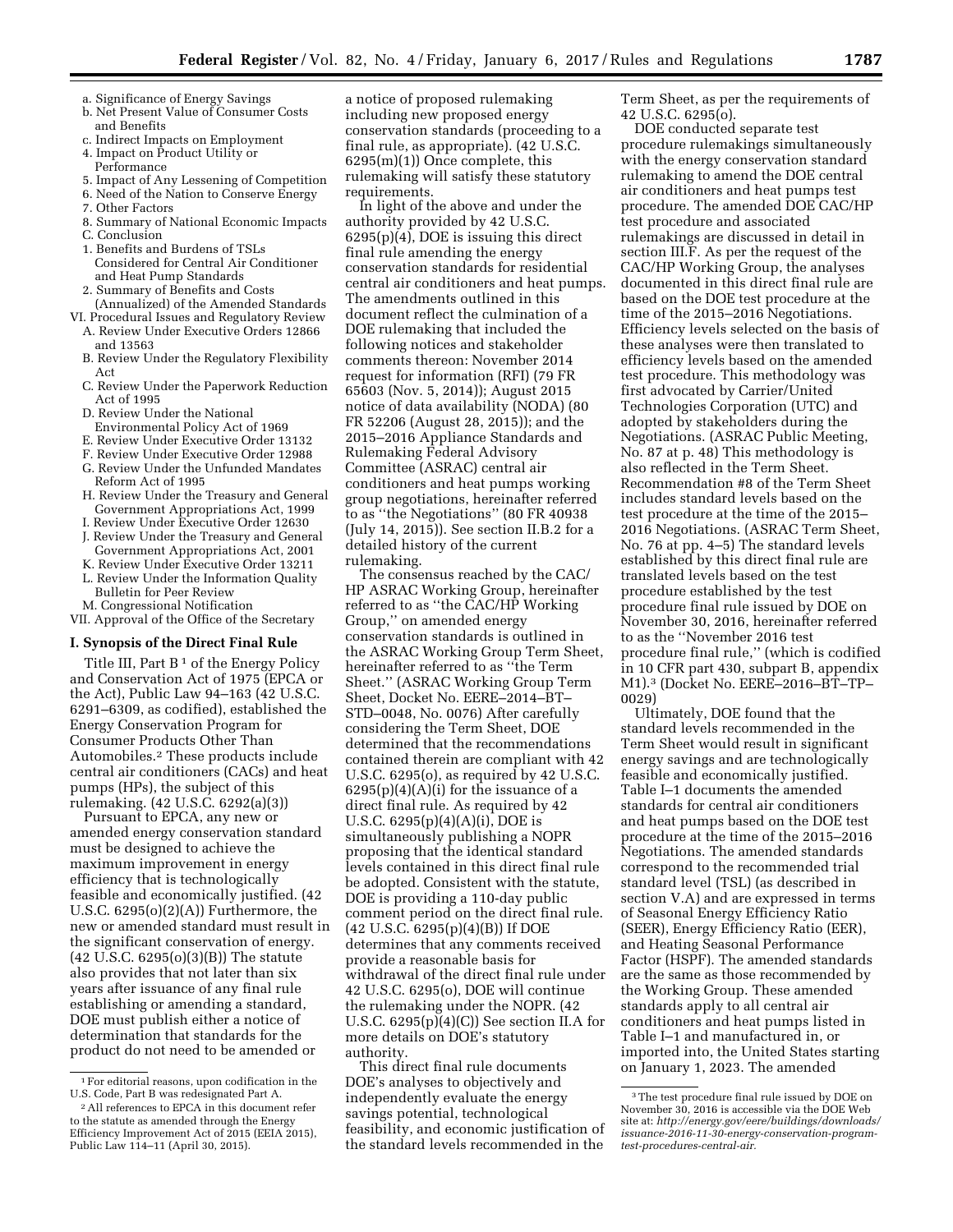a. Significance of Energy Savings
b. Net Present Value of Consumer Costs and Benefits
c. Indirect Impacts on Employment
4. Impact on Product Utility or Performance
5. Impact of Any Lessening of Competition
6. Need of the Nation to Conserve Energy
7. Other Factors
8. Summary of National Economic Impacts
C. Conclusion
1. Benefits and Burdens of TSLs Considered for Central Air Conditioner and Heat Pump Standards
2. Summary of Benefits and Costs (Annualized) of the Amended Standards
VI. Procedural Issues and Regulatory Review
A. Review Under Executive Orders 12866 and 13563
B. Review Under the Regulatory Flexibility Act
C. Review Under the Paperwork Reduction Act of 1995
D. Review Under the National Environmental Policy Act of 1969
E. Review Under Executive Order 13132
F. Review Under Executive Order 12988
G. Review Under the Unfunded Mandates Reform Act of 1995
H. Review Under the Treasury and General Government Appropriations Act, 1999
I. Review Under Executive Order 12630
J. Review Under the Treasury and General Government Appropriations Act, 2001
K. Review Under Executive Order 13211
L. Review Under the Information Quality Bulletin for Peer Review
M. Congressional Notification
VII. Approval of the Office of the Secretary

## I. Synopsis of the Direct Final Rule

Title III, Part B [1] of the Energy Policy and Conservation Act of 1975 (EPCA or the Act), Public Law 94–163 (42 U.S.C. 6291–6309, as codified), established the Energy Conservation Program for Consumer Products Other Than Automobiles.[2] These products include central air conditioners (CACs) and heat pumps (HPs), the subject of this rulemaking. (42 U.S.C. 6292(a)(3))

Pursuant to EPCA, any new or amended energy conservation standard must be designed to achieve the maximum improvement in energy efficiency that is technologically feasible and economically justified. (42 U.S.C. 6295(o)(2)(A)) Furthermore, the new or amended standard must result in the significant conservation of energy. (42 U.S.C. 6295(o)(3)(B)) The statute also provides that not later than six years after issuance of any final rule establishing or amending a standard, DOE must publish either a notice of determination that standards for the product do not need to be amended or a notice of proposed rulemaking including new proposed energy conservation standards (proceeding to a final rule, as appropriate). (42 U.S.C. 6295(m)(1)) Once complete, this rulemaking will satisfy these statutory requirements.

In light of the above and under the authority provided by 42 U.S.C. 6295(p)(4), DOE is issuing this direct final rule amending the energy conservation standards for residential central air conditioners and heat pumps. The amendments outlined in this document reflect the culmination of a DOE rulemaking that included the following notices and stakeholder comments thereon: November 2014 request for information (RFI) (79 FR 65603 (Nov. 5, 2014)); August 2015 notice of data availability (NODA) (80 FR 52206 (August 28, 2015)); and the 2015–2016 Appliance Standards and Rulemaking Federal Advisory Committee (ASRAC) central air conditioners and heat pumps working group negotiations, hereinafter referred to as "the Negotiations" (80 FR 40938 (July 14, 2015)). See section II.B.2 for a detailed history of the current rulemaking.

The consensus reached by the CAC/HP ASRAC Working Group, hereinafter referred to as "the CAC/HP Working Group," on amended energy conservation standards is outlined in the ASRAC Working Group Term Sheet, hereinafter referred to as "the Term Sheet." (ASRAC Working Group Term Sheet, Docket No. EERE–2014–BT–STD–0048, No. 0076) After carefully considering the Term Sheet, DOE determined that the recommendations contained therein are compliant with 42 U.S.C. 6295(o), as required by 42 U.S.C. 6295(p)(4)(A)(i) for the issuance of a direct final rule. As required by 42 U.S.C. 6295(p)(4)(A)(i), DOE is simultaneously publishing a NOPR proposing that the identical standard levels contained in this direct final rule be adopted. Consistent with the statute, DOE is providing a 110-day public comment period on the direct final rule. (42 U.S.C. 6295(p)(4)(B)) If DOE determines that any comments received provide a reasonable basis for withdrawal of the direct final rule under 42 U.S.C. 6295(o), DOE will continue the rulemaking under the NOPR. (42 U.S.C. 6295(p)(4)(C)) See section II.A for more details on DOE's statutory authority.

This direct final rule documents DOE's analyses to objectively and independently evaluate the energy savings potential, technological feasibility, and economic justification of the standard levels recommended in the Term Sheet, as per the requirements of 42 U.S.C. 6295(o).

DOE conducted separate test procedure rulemakings simultaneously with the energy conservation standard rulemaking to amend the DOE central air conditioners and heat pumps test procedure. The amended DOE CAC/HP test procedure and associated rulemakings are discussed in detail in section III.F. As per the request of the CAC/HP Working Group, the analyses documented in this direct final rule are based on the DOE test procedure at the time of the 2015–2016 Negotiations. Efficiency levels selected on the basis of these analyses were then translated to efficiency levels based on the amended test procedure. This methodology was first advocated by Carrier/United Technologies Corporation (UTC) and adopted by stakeholders during the Negotiations. (ASRAC Public Meeting, No. 87 at p. 48) This methodology is also reflected in the Term Sheet. Recommendation #8 of the Term Sheet includes standard levels based on the test procedure at the time of the 2015–2016 Negotiations. (ASRAC Term Sheet, No. 76 at pp. 4–5) The standard levels established by this direct final rule are translated levels based on the test procedure established by the test procedure final rule issued by DOE on November 30, 2016, hereinafter referred to as the "November 2016 test procedure final rule," (which is codified in 10 CFR part 430, subpart B, appendix M1).[3] (Docket No. EERE–2016–BT–TP–0029)

Ultimately, DOE found that the standard levels recommended in the Term Sheet would result in significant energy savings and are technologically feasible and economically justified. Table I–1 documents the amended standards for central air conditioners and heat pumps based on the DOE test procedure at the time of the 2015–2016 Negotiations. The amended standards correspond to the recommended trial standard level (TSL) (as described in section V.A) and are expressed in terms of Seasonal Energy Efficiency Ratio (SEER), Energy Efficiency Ratio (EER), and Heating Seasonal Performance Factor (HSPF). The amended standards are the same as those recommended by the Working Group. These amended standards apply to all central air conditioners and heat pumps listed in Table I–1 and manufactured in, or imported into, the United States starting on January 1, 2023. The amended

[1] For editorial reasons, upon codification in the U.S. Code, Part B was redesignated Part A.

[2] All references to EPCA in this document refer to the statute as amended through the Energy Efficiency Improvement Act of 2015 (EEIA 2015), Public Law 114–11 (April 30, 2015).

[3] The test procedure final rule issued by DOE on November 30, 2016 is accessible via the DOE Web site at: *http://energy.gov/eere/buildings/downloads/issuance-2016-11-30-energy-conservation-program-test-procedures-central-air.*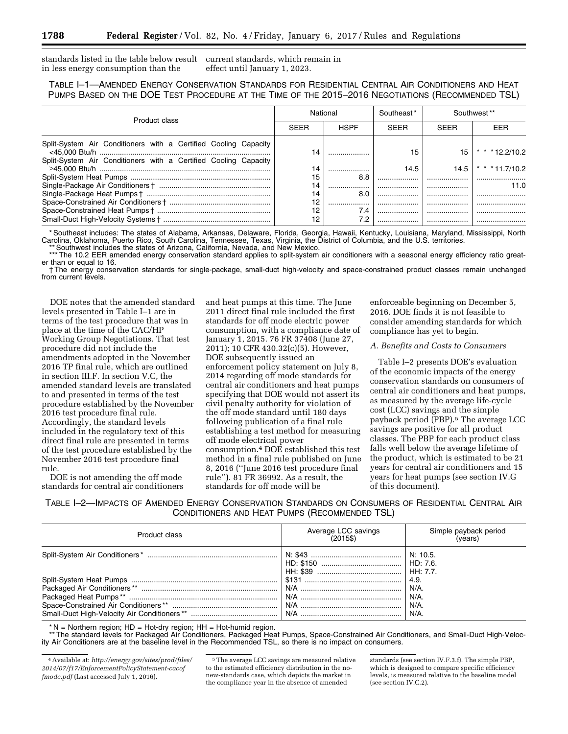standards listed in the table below result in less energy consumption than the current standards, which remain in effect until January 1, 2023.

TABLE I–1—AMENDED ENERGY CONSERVATION STANDARDS FOR RESIDENTIAL CENTRAL AIR CONDITIONERS AND HEAT PUMPS BASED ON THE DOE TEST PROCEDURE AT THE TIME OF THE 2015–2016 NEGOTIATIONS (RECOMMENDED TSL)

| Product class | National | | Southeast* | Southwest** | |
|---|---|---|---|---|---|
| | SEER | HSPF | SEER | SEER | EER |
| Split-System Air Conditioners with a Certified Cooling Capacity <45,000 Btu/h | 14 | | 15 | 15 | ***12.2/10.2 |
| Split-System Air Conditioners with a Certified Cooling Capacity ≥45,000 Btu/h | 14 | | 14.5 | 14.5 | ***11.7/10.2 |
| Split-System Heat Pumps | 15 | 8.8 | | | |
| Single-Package Air Conditioners † | 14 | | | | 11.0 |
| Single-Package Heat Pumps † | 14 | 8.0 | | | |
| Space-Constrained Air Conditioners † | 12 | | | | |
| Space-Constrained Heat Pumps † | 12 | 7.4 | | | |
| Small-Duct High-Velocity Systems † | 12 | 7.2 | | | |

* Southeast includes: The states of Alabama, Arkansas, Delaware, Florida, Georgia, Hawaii, Kentucky, Louisiana, Maryland, Mississippi, North Carolina, Oklahoma, Puerto Rico, South Carolina, Tennessee, Texas, Virginia, the District of Columbia, and the U.S. territories.
** Southwest includes the states of Arizona, California, Nevada, and New Mexico.
*** The 10.2 EER amended energy conservation standard applies to split-system air conditioners with a seasonal energy efficiency ratio greater than or equal to 16.
† The energy conservation standards for single-package, small-duct high-velocity and space-constrained product classes remain unchanged from current levels.

DOE notes that the amended standard levels presented in Table I–1 are in terms of the test procedure that was in place at the time of the CAC/HP Working Group Negotiations. That test procedure did not include the amendments adopted in the November 2016 TP final rule, which are outlined in section III.F. In section V.C, the amended standard levels are translated to and presented in terms of the test procedure established by the November 2016 test procedure final rule. Accordingly, the standard levels included in the regulatory text of this direct final rule are presented in terms of the test procedure established by the November 2016 test procedure final rule.

DOE is not amending the off mode standards for central air conditioners and heat pumps at this time. The June 2011 direct final rule included the first standards for off mode electric power consumption, with a compliance date of January 1, 2015. 76 FR 37408 (June 27, 2011); 10 CFR 430.32(c)(5). However, DOE subsequently issued an enforcement policy statement on July 8, 2014 regarding off mode standards for central air conditioners and heat pumps specifying that DOE would not assert its civil penalty authority for violation of the off mode standard until 180 days following publication of a final rule establishing a test method for measuring off mode electrical power consumption.[4] DOE established this test method in a final rule published on June 8, 2016 (''June 2016 test procedure final rule''). 81 FR 36992. As a result, the standards for off mode will be enforceable beginning on December 5, 2016. DOE finds it is not feasible to consider amending standards for which compliance has yet to begin.

### *A. Benefits and Costs to Consumers*

Table I–2 presents DOE's evaluation of the economic impacts of the energy conservation standards on consumers of central air conditioners and heat pumps, as measured by the average life-cycle cost (LCC) savings and the simple payback period (PBP).[5] The average LCC savings are positive for all product classes. The PBP for each product class falls well below the average lifetime of the product, which is estimated to be 21 years for central air conditioners and 15 years for heat pumps (see section IV.G of this document).

TABLE I–2—IMPACTS OF AMENDED ENERGY CONSERVATION STANDARDS ON CONSUMERS OF RESIDENTIAL CENTRAL AIR CONDITIONERS AND HEAT PUMPS (RECOMMENDED TSL)

| Product class | Average LCC savings (2015$) | Simple payback period (years) |
|---|---|---|
| Split-System Air Conditioners* | N: $43<br>HD: $150<br>HH: $39 | N: 10.5.<br>HD: 7.6.<br>HH: 7.7. |
| Split-System Heat Pumps | $131 | 4.9. |
| Packaged Air Conditioners** | N/A | N/A. |
| Packaged Heat Pumps** | N/A | N/A. |
| Space-Constrained Air Conditioners** | N/A | N/A. |
| Small-Duct High-Velocity Air Conditioners** | N/A | N/A. |

* N = Northern region; HD = Hot-dry region; HH = Hot-humid region.
** The standard levels for Packaged Air Conditioners, Packaged Heat Pumps, Space-Constrained Air Conditioners, and Small-Duct High-Velocity Air Conditioners are at the baseline level in the Recommended TSL, so there is no impact on consumers.

[4] Available at: *http://energy.gov/sites/prod/files/2014/07/f17/EnforcementPolicyStatement-cacoffmode.pdf* (Last accessed July 1, 2016).

[5] The average LCC savings are measured relative to the estimated efficiency distribution in the no-new-standards case, which depicts the market in the compliance year in the absence of amended standards (see section IV.F.3.f). The simple PBP, which is designed to compare specific efficiency levels, is measured relative to the baseline model (see section IV.C.2).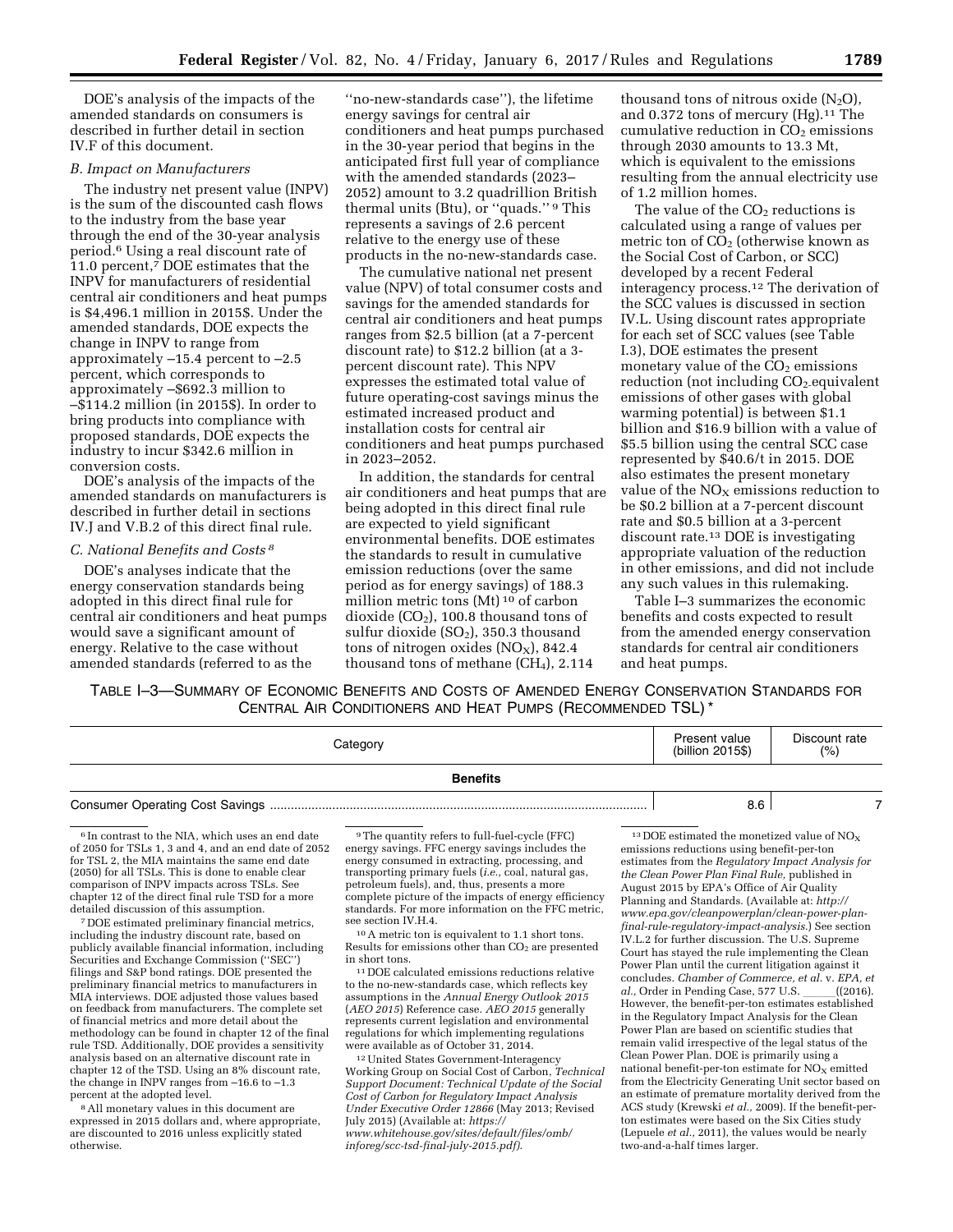DOE's analysis of the impacts of the amended standards on consumers is described in further detail in section IV.F of this document.

### B. Impact on Manufacturers

The industry net present value (INPV) is the sum of the discounted cash flows to the industry from the base year through the end of the 30-year analysis period.[6] Using a real discount rate of 11.0 percent,[7] DOE estimates that the INPV for manufacturers of residential central air conditioners and heat pumps is $4,496.1 million in 2015$. Under the amended standards, DOE expects the change in INPV to range from approximately –15.4 percent to –2.5 percent, which corresponds to approximately –$692.3 million to –$114.2 million (in 2015$). In order to bring products into compliance with proposed standards, DOE expects the industry to incur $342.6 million in conversion costs.

DOE's analysis of the impacts of the amended standards on manufacturers is described in further detail in sections IV.J and V.B.2 of this direct final rule.

### C. National Benefits and Costs [8]

DOE's analyses indicate that the energy conservation standards being adopted in this direct final rule for central air conditioners and heat pumps would save a significant amount of energy. Relative to the case without amended standards (referred to as the "no-new-standards case"), the lifetime energy savings for central air conditioners and heat pumps purchased in the 30-year period that begins in the anticipated first full year of compliance with the amended standards (2023–2052) amount to 3.2 quadrillion British thermal units (Btu), or "quads." [9] This represents a savings of 2.6 percent relative to the energy use of these products in the no-new-standards case.

The cumulative national net present value (NPV) of total consumer costs and savings for the amended standards for central air conditioners and heat pumps ranges from $2.5 billion (at a 7-percent discount rate) to $12.2 billion (at a 3-percent discount rate). This NPV expresses the estimated total value of future operating-cost savings minus the estimated increased product and installation costs for central air conditioners and heat pumps purchased in 2023–2052.

In addition, the standards for central air conditioners and heat pumps that are being adopted in this direct final rule are expected to yield significant environmental benefits. DOE estimates the standards to result in cumulative emission reductions (over the same period as for energy savings) of 188.3 million metric tons (Mt) [10] of carbon dioxide ($CO_2$), 100.8 thousand tons of sulfur dioxide ($SO_2$), 350.3 thousand tons of nitrogen oxides ($NO_X$), 842.4 thousand tons of methane ($CH_4$), 2.114 thousand tons of nitrous oxide ($N_2O$), and 0.372 tons of mercury (Hg).[11] The cumulative reduction in $CO_2$ emissions through 2030 amounts to 13.3 Mt, which is equivalent to the emissions resulting from the annual electricity use of 1.2 million homes.

The value of the $CO_2$ reductions is calculated using a range of values per metric ton of $CO_2$ (otherwise known as the Social Cost of Carbon, or SCC) developed by a recent Federal interagency process.[12] The derivation of the SCC values is discussed in section IV.L. Using discount rates appropriate for each set of SCC values (see Table I.3), DOE estimates the present monetary value of the $CO_2$ emissions reduction (not including $CO_2$-equivalent emissions of other gases with global warming potential) is between $1.1 billion and $16.9 billion with a value of $5.5 billion using the central SCC case represented by $40.6/t in 2015. DOE also estimates the present monetary value of the $NO_X$ emissions reduction to be $0.2 billion at a 7-percent discount rate and $0.5 billion at a 3-percent discount rate.[13] DOE is investigating appropriate valuation of the reduction in other emissions, and did not include any such values in this rulemaking.

Table I–3 summarizes the economic benefits and costs expected to result from the amended energy conservation standards for central air conditioners and heat pumps.

TABLE I–3—SUMMARY OF ECONOMIC BENEFITS AND COSTS OF AMENDED ENERGY CONSERVATION STANDARDS FOR CENTRAL AIR CONDITIONERS AND HEAT PUMPS (RECOMMENDED TSL) *

| Category | Present value (billion 2015$) | Discount rate (%) |
|---|---|---|
| **Benefits** | | |
| Consumer Operating Cost Savings | 8.6 | 7 |

[6] In contrast to the NIA, which uses an end date of 2050 for TSLs 1, 3 and 4, and an end date of 2052 for TSL 2, the MIA maintains the same end date (2050) for all TSLs. This is done to enable clear comparison of INPV impacts across TSLs. See chapter 12 of the direct final rule TSD for a more detailed discussion of this assumption.

[7] DOE estimated preliminary financial metrics, including the industry discount rate, based on publicly available financial information, including Securities and Exchange Commission ("SEC") filings and S&P bond ratings. DOE presented the preliminary financial metrics to manufacturers in MIA interviews. DOE adjusted those values based on feedback from manufacturers. The complete set of financial metrics and more detail about the methodology can be found in chapter 12 of the final rule TSD. Additionally, DOE provides a sensitivity analysis based on an alternative discount rate in chapter 12 of the TSD. Using an 8% discount rate, the change in INPV ranges from –16.6 to –1.3 percent at the adopted level.

[8] All monetary values in this document are expressed in 2015 dollars and, where appropriate, are discounted to 2016 unless explicitly stated otherwise.

[9] The quantity refers to full-fuel-cycle (FFC) energy savings. FFC energy savings includes the energy consumed in extracting, processing, and transporting primary fuels (*i.e.,* coal, natural gas, petroleum fuels), and, thus, presents a more complete picture of the impacts of energy efficiency standards. For more information on the FFC metric, see section IV.H.4.

[10] A metric ton is equivalent to 1.1 short tons. Results for emissions other than $CO_2$ are presented in short tons.

[11] DOE calculated emissions reductions relative to the no-new-standards case, which reflects key assumptions in the *Annual Energy Outlook 2015* (*AEO 2015*) Reference case. *AEO 2015* generally represents current legislation and environmental regulations for which implementing regulations were available as of October 31, 2014.

[12] United States Government-Interagency Working Group on Social Cost of Carbon, *Technical Support Document: Technical Update of the Social Cost of Carbon for Regulatory Impact Analysis Under Executive Order 12866* (May 2013; Revised July 2015) (Available at: *https://www.whitehouse.gov/sites/default/files/omb/inforeg/scc-tsd-final-july-2015.pdf*).

[13] DOE estimated the monetized value of $NO_X$ emissions reductions using benefit-per-ton estimates from the *Regulatory Impact Analysis for the Clean Power Plan Final Rule,* published in August 2015 by EPA's Office of Air Quality Planning and Standards. (Available at: *http://www.epa.gov/cleanpowerplan/clean-power-plan-final-rule-regulatory-impact-analysis.*) See section IV.L.2 for further discussion. The U.S. Supreme Court has stayed the rule implementing the Clean Power Plan until the current litigation against it concludes. *Chamber of Commerce, et al.* v. *EPA, et al.,* Order in Pending Case, 577 U.S. \_\_\_\_\_ ((2016). However, the benefit-per-ton estimates established in the Regulatory Impact Analysis for the Clean Power Plan are based on scientific studies that remain valid irrespective of the legal status of the Clean Power Plan. DOE is primarily using a national benefit-per-ton estimate for $NO_X$ emitted from the Electricity Generating Unit sector based on an estimate of premature mortality derived from the ACS study (Krewski *et al.,* 2009). If the benefit-per-ton estimates were based on the Six Cities study (Lepuele *et al.,* 2011), the values would be nearly two-and-a-half times larger.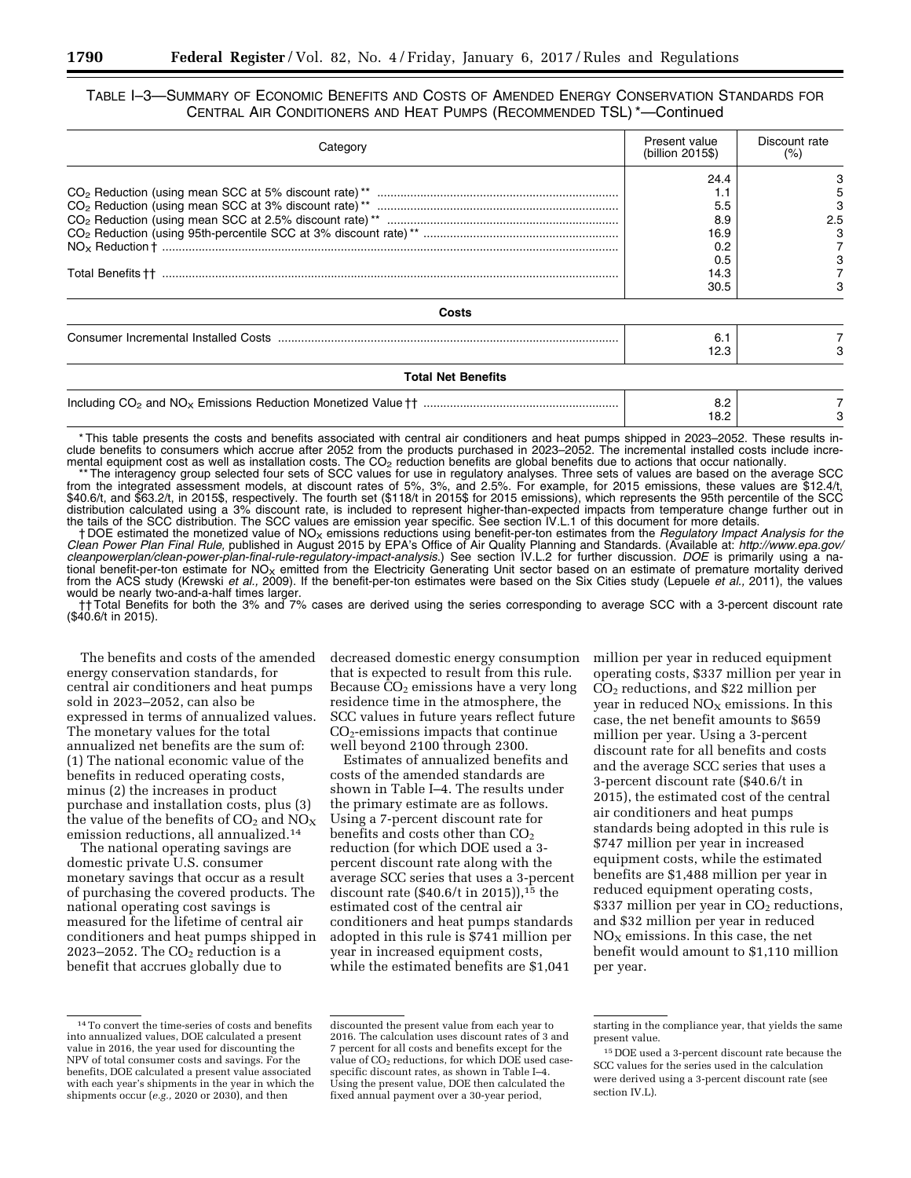TABLE I–3—SUMMARY OF ECONOMIC BENEFITS AND COSTS OF AMENDED ENERGY CONSERVATION STANDARDS FOR CENTRAL AIR CONDITIONERS AND HEAT PUMPS (RECOMMENDED TSL) *—Continued

| Category | Present value (billion 2015$) | Discount rate (%) |
|---|---|---|
| | 24.4 | 3 |
| $CO_2$ Reduction (using mean SCC at 5% discount rate) ** | 1.1 | 5 |
| $CO_2$ Reduction (using mean SCC at 3% discount rate) ** | 5.5 | 3 |
| $CO_2$ Reduction (using mean SCC at 2.5% discount rate) ** | 8.9 | 2.5 |
| $CO_2$ Reduction (using 95th-percentile SCC at 3% discount rate) ** | 16.9 | 3 |
| $NO_X$ Reduction † | 0.2 | 7 |
| | 0.5 | 3 |
| Total Benefits †† | 14.3 | 7 |
| | 30.5 | 3 |
| **Costs** | | |
| Consumer Incremental Installed Costs | 6.1 | 7 |
| | 12.3 | 3 |
| **Total Net Benefits** | | |
| Including $CO_2$ and $NO_X$ Emissions Reduction Monetized Value †† | 8.2 | 7 |
| | 18.2 | 3 |

* This table presents the costs and benefits associated with central air conditioners and heat pumps shipped in 2023–2052. These results include benefits to consumers which accrue after 2052 from the products purchased in 2023–2052. The incremental installed costs include incremental equipment cost as well as installation costs. The $CO_2$ reduction benefits are global benefits due to actions that occur nationally.

** The interagency group selected four sets of SCC values for use in regulatory analyses. Three sets of values are based on the average SCC from the integrated assessment models, at discount rates of 5%, 3%, and 2.5%. For example, for 2015 emissions, these values are $12.4/t, $40.6/t, and $63.2/t, in 2015$, respectively. The fourth set ($118/t in 2015$ for 2015 emissions), which represents the 95th percentile of the SCC distribution calculated using a 3% discount rate, is included to represent higher-than-expected impacts from temperature change further out in the tails of the SCC distribution. The SCC values are emission year specific. See section IV.L.1 of this document for more details.

† DOE estimated the monetized value of $NO_X$ emissions reductions using benefit-per-ton estimates from the *Regulatory Impact Analysis for the Clean Power Plan Final Rule,* published in August 2015 by EPA's Office of Air Quality Planning and Standards. (Available at: *http://www.epa.gov/cleanpowerplan/clean-power-plan-final-rule-regulatory-impact-analysis.*) See section IV.L.2 for further discussion. *DOE* is primarily using a national benefit-per-ton estimate for $NO_X$ emitted from the Electricity Generating Unit sector based on an estimate of premature mortality derived from the ACS study (Krewski *et al.,* 2009). If the benefit-per-ton estimates were based on the Six Cities study (Lepuele *et al.,* 2011), the values would be nearly two-and-a-half times larger.

†† Total Benefits for both the 3% and 7% cases are derived using the series corresponding to average SCC with a 3-percent discount rate ($40.6/t in 2015).

The benefits and costs of the amended energy conservation standards, for central air conditioners and heat pumps sold in 2023–2052, can also be expressed in terms of annualized values. The monetary values for the total annualized net benefits are the sum of: (1) The national economic value of the benefits in reduced operating costs, minus (2) the increases in product purchase and installation costs, plus (3) the value of the benefits of $CO_2$ and $NO_X$ emission reductions, all annualized.[14]

The national operating savings are domestic private U.S. consumer monetary savings that occur as a result of purchasing the covered products. The national operating cost savings is measured for the lifetime of central air conditioners and heat pumps shipped in 2023–2052. The $CO_2$ reduction is a benefit that accrues globally due to decreased domestic energy consumption that is expected to result from this rule. Because $CO_2$ emissions have a very long residence time in the atmosphere, the SCC values in future years reflect future $CO_2$-emissions impacts that continue well beyond 2100 through 2300.

Estimates of annualized benefits and costs of the amended standards are shown in Table I–4. The results under the primary estimate are as follows. Using a 7-percent discount rate for benefits and costs other than $CO_2$ reduction (for which DOE used a 3-percent discount rate along with the average SCC series that uses a 3-percent discount rate ($40.6/t in 2015)),[15] the estimated cost of the central air conditioners and heat pumps standards adopted in this rule is $741 million per year in increased equipment costs, while the estimated benefits are $1,041 million per year in reduced equipment operating costs, $337 million per year in $CO_2$ reductions, and $22 million per year in reduced $NO_X$ emissions. In this case, the net benefit amounts to $659 million per year. Using a 3-percent discount rate for all benefits and costs and the average SCC series that uses a 3-percent discount rate ($40.6/t in 2015), the estimated cost of the central air conditioners and heat pumps standards being adopted in this rule is $747 million per year in increased equipment costs, while the estimated benefits are $1,488 million per year in reduced equipment operating costs, $337 million per year in $CO_2$ reductions, and $32 million per year in reduced $NO_X$ emissions. In this case, the net benefit would amount to $1,110 million per year.

[14] To convert the time-series of costs and benefits into annualized values, DOE calculated a present value in 2016, the year used for discounting the NPV of total consumer costs and savings. For the benefits, DOE calculated a present value associated with each year's shipments in the year in which the shipments occur (*e.g.,* 2020 or 2030), and then discounted the present value from each year to 2016. The calculation uses discount rates of 3 and 7 percent for all costs and benefits except for the value of $CO_2$ reductions, for which DOE used case-specific discount rates, as shown in Table I–4. Using the present value, DOE then calculated the fixed annual payment over a 30-year period, starting in the compliance year, that yields the same present value.

[15] DOE used a 3-percent discount rate because the SCC values for the series used in the calculation were derived using a 3-percent discount rate (see section IV.L).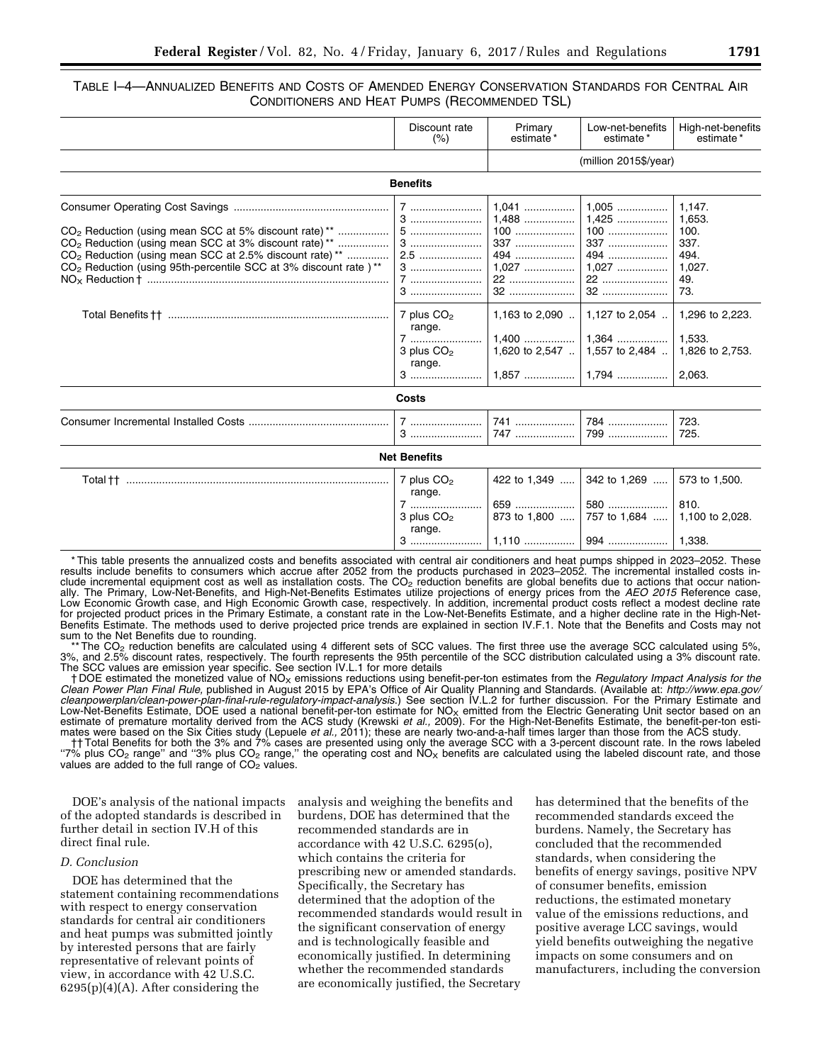TABLE I–4—ANNUALIZED BENEFITS AND COSTS OF AMENDED ENERGY CONSERVATION STANDARDS FOR CENTRAL AIR CONDITIONERS AND HEAT PUMPS (RECOMMENDED TSL)

| | Discount rate (%) | Primary estimate* | Low-net-benefits estimate* | High-net-benefits estimate* |
|---|---|---|---|---|
| | | (million 2015$/year) | | |
| **Benefits** | | | | |
| Consumer Operating Cost Savings | 7 | 1,041 | 1,005 | 1,147. |
| | 3 | 1,488 | 1,425 | 1,653. |
| $CO_2$ Reduction (using mean SCC at 5% discount rate)** | 5 | 100 | 100 | 100. |
| $CO_2$ Reduction (using mean SCC at 3% discount rate)** | 3 | 337 | 337 | 337. |
| $CO_2$ Reduction (using mean SCC at 2.5% discount rate)** | 2.5 | 494 | 494 | 494. |
| $CO_2$ Reduction (using 95th-percentile SCC at 3% discount rate)** | 3 | 1,027 | 1,027 | 1,027. |
| $NO_X$ Reduction † | 7 | 22 | 22 | 49. |
| | 3 | 32 | 32 | 73. |
| Total Benefits †† | 7 plus $CO_2$ range. | 1,163 to 2,090 | 1,127 to 2,054 | 1,296 to 2,223. |
| | 7 | 1,400 | 1,364 | 1,533. |
| | 3 plus $CO_2$ range. | 1,620 to 2,547 | 1,557 to 2,484 | 1,826 to 2,753. |
| | 3 | 1,857 | 1,794 | 2,063. |
| **Costs** | | | | |
| Consumer Incremental Installed Costs | 7 | 741 | 784 | 723. |
| | 3 | 747 | 799 | 725. |
| **Net Benefits** | | | | |
| Total †† | 7 plus $CO_2$ range. | 422 to 1,349 | 342 to 1,269 | 573 to 1,500. |
| | 7 | 659 | 580 | 810. |
| | 3 plus $CO_2$ range. | 873 to 1,800 | 757 to 1,684 | 1,100 to 2,028. |
| | 3 | 1,110 | 994 | 1,338. |

* This table presents the annualized costs and benefits associated with central air conditioners and heat pumps shipped in 2023–2052. These results include benefits to consumers which accrue after 2052 from the products purchased in 2023–2052. The incremental installed costs include incremental equipment cost as well as installation costs. The $CO_2$ reduction benefits are global benefits due to actions that occur nationally. The Primary, Low-Net-Benefits, and High-Net-Benefits Estimates utilize projections of energy prices from the *AEO 2015* Reference case, Low Economic Growth case, and High Economic Growth case, respectively. In addition, incremental product costs reflect a modest decline rate for projected product prices in the Primary Estimate, a constant rate in the Low-Net-Benefits Estimate, and a higher decline rate in the High-Net-Benefits Estimate. The methods used to derive projected price trends are explained in section IV.F.1. Note that the Benefits and Costs may not sum to the Net Benefits due to rounding.

** The $CO_2$ reduction benefits are calculated using 4 different sets of SCC values. The first three use the average SCC calculated using 5%, 3%, and 2.5% discount rates, respectively. The fourth represents the 95th percentile of the SCC distribution calculated using a 3% discount rate. The SCC values are emission year specific. See section IV.L.1 for more details

† DOE estimated the monetized value of $NO_X$ emissions reductions using benefit-per-ton estimates from the *Regulatory Impact Analysis for the Clean Power Plan Final Rule,* published in August 2015 by EPA's Office of Air Quality Planning and Standards. (Available at: *http://www.epa.gov/cleanpowerplan/clean-power-plan-final-rule-regulatory-impact-analysis.*) See section IV.L.2 for further discussion. For the Primary Estimate and Low-Net-Benefits Estimate, DOE used a national benefit-per-ton estimate for $NO_X$ emitted from the Electric Generating Unit sector based on an estimate of premature mortality derived from the ACS study (Krewski *et al.,* 2009). For the High-Net-Benefits Estimate, the benefit-per-ton estimates were based on the Six Cities study (Lepuele *et al.,* 2011); these are nearly two-and-a-half times larger than those from the ACS study.

†† Total Benefits for both the 3% and 7% cases are presented using only the average SCC with a 3-percent discount rate. In the rows labeled "7% plus $CO_2$ range" and "3% plus $CO_2$ range," the operating cost and $NO_X$ benefits are calculated using the labeled discount rate, and those values are added to the full range of $CO_2$ values.

DOE's analysis of the national impacts of the adopted standards is described in further detail in section IV.H of this direct final rule.

*D. Conclusion*

DOE has determined that the statement containing recommendations with respect to energy conservation standards for central air conditioners and heat pumps was submitted jointly by interested persons that are fairly representative of relevant points of view, in accordance with 42 U.S.C. 6295(p)(4)(A). After considering the analysis and weighing the benefits and burdens, DOE has determined that the recommended standards are in accordance with 42 U.S.C. 6295(o), which contains the criteria for prescribing new or amended standards. Specifically, the Secretary has determined that the adoption of the recommended standards would result in the significant conservation of energy and is technologically feasible and economically justified. In determining whether the recommended standards are economically justified, the Secretary has determined that the benefits of the recommended standards exceed the burdens. Namely, the Secretary has concluded that the recommended standards, when considering the benefits of energy savings, positive NPV of consumer benefits, emission reductions, the estimated monetary value of the emissions reductions, and positive average LCC savings, would yield benefits outweighing the negative impacts on some consumers and on manufacturers, including the conversion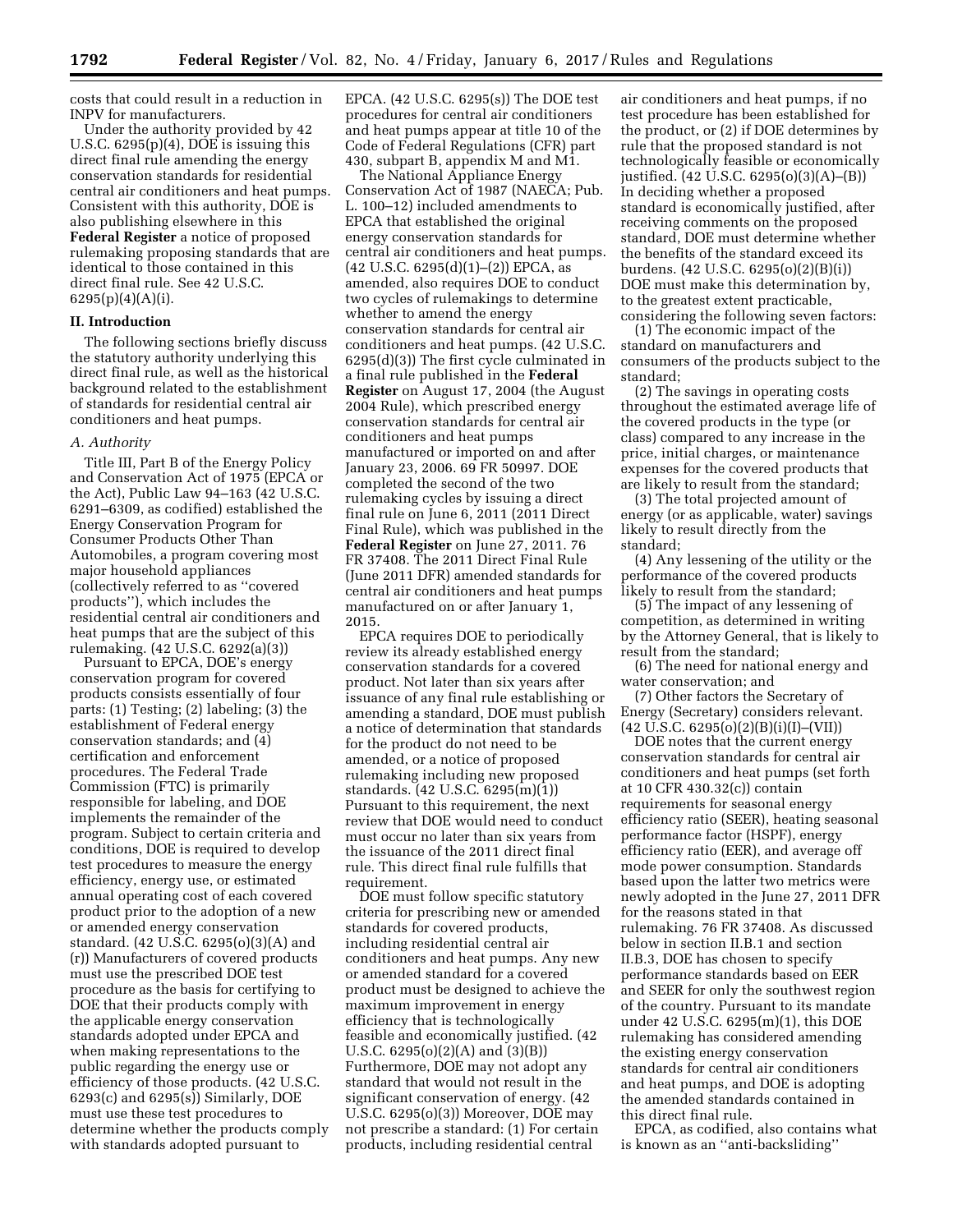costs that could result in a reduction in INPV for manufacturers.

Under the authority provided by 42 U.S.C. 6295(p)(4), DOE is issuing this direct final rule amending the energy conservation standards for residential central air conditioners and heat pumps. Consistent with this authority, DOE is also publishing elsewhere in this **Federal Register** a notice of proposed rulemaking proposing standards that are identical to those contained in this direct final rule. See 42 U.S.C. 6295(p)(4)(A)(i).

## II. Introduction

The following sections briefly discuss the statutory authority underlying this direct final rule, as well as the historical background related to the establishment of standards for residential central air conditioners and heat pumps.

### *A. Authority*

Title III, Part B of the Energy Policy and Conservation Act of 1975 (EPCA or the Act), Public Law 94–163 (42 U.S.C. 6291–6309, as codified) established the Energy Conservation Program for Consumer Products Other Than Automobiles, a program covering most major household appliances (collectively referred to as ''covered products''), which includes the residential central air conditioners and heat pumps that are the subject of this rulemaking. (42 U.S.C. 6292(a)(3))

Pursuant to EPCA, DOE's energy conservation program for covered products consists essentially of four parts: (1) Testing; (2) labeling; (3) the establishment of Federal energy conservation standards; and (4) certification and enforcement procedures. The Federal Trade Commission (FTC) is primarily responsible for labeling, and DOE implements the remainder of the program. Subject to certain criteria and conditions, DOE is required to develop test procedures to measure the energy efficiency, energy use, or estimated annual operating cost of each covered product prior to the adoption of a new or amended energy conservation standard. (42 U.S.C. 6295(o)(3)(A) and (r)) Manufacturers of covered products must use the prescribed DOE test procedure as the basis for certifying to DOE that their products comply with the applicable energy conservation standards adopted under EPCA and when making representations to the public regarding the energy use or efficiency of those products. (42 U.S.C. 6293(c) and 6295(s)) Similarly, DOE must use these test procedures to determine whether the products comply with standards adopted pursuant to EPCA. (42 U.S.C. 6295(s)) The DOE test procedures for central air conditioners and heat pumps appear at title 10 of the Code of Federal Regulations (CFR) part 430, subpart B, appendix M and M1.

The National Appliance Energy Conservation Act of 1987 (NAECA; Pub. L. 100–12) included amendments to EPCA that established the original energy conservation standards for central air conditioners and heat pumps. (42 U.S.C. 6295(d)(1)–(2)) EPCA, as amended, also requires DOE to conduct two cycles of rulemakings to determine whether to amend the energy conservation standards for central air conditioners and heat pumps. (42 U.S.C. 6295(d)(3)) The first cycle culminated in a final rule published in the **Federal Register** on August 17, 2004 (the August 2004 Rule), which prescribed energy conservation standards for central air conditioners and heat pumps manufactured or imported on and after January 23, 2006. 69 FR 50997. DOE completed the second of the two rulemaking cycles by issuing a direct final rule on June 6, 2011 (2011 Direct Final Rule), which was published in the **Federal Register** on June 27, 2011. 76 FR 37408. The 2011 Direct Final Rule (June 2011 DFR) amended standards for central air conditioners and heat pumps manufactured on or after January 1, 2015.

EPCA requires DOE to periodically review its already established energy conservation standards for a covered product. Not later than six years after issuance of any final rule establishing or amending a standard, DOE must publish a notice of determination that standards for the product do not need to be amended, or a notice of proposed rulemaking including new proposed standards. (42 U.S.C. 6295(m)(1)) Pursuant to this requirement, the next review that DOE would need to conduct must occur no later than six years from the issuance of the 2011 direct final rule. This direct final rule fulfills that requirement.

DOE must follow specific statutory criteria for prescribing new or amended standards for covered products, including residential central air conditioners and heat pumps. Any new or amended standard for a covered product must be designed to achieve the maximum improvement in energy efficiency that is technologically feasible and economically justified. (42 U.S.C. 6295(o)(2)(A) and (3)(B)) Furthermore, DOE may not adopt any standard that would not result in the significant conservation of energy. (42 U.S.C. 6295(o)(3)) Moreover, DOE may not prescribe a standard: (1) For certain products, including residential central air conditioners and heat pumps, if no test procedure has been established for the product, or (2) if DOE determines by rule that the proposed standard is not technologically feasible or economically justified. (42 U.S.C. 6295(o)(3)(A)–(B)) In deciding whether a proposed standard is economically justified, after receiving comments on the proposed standard, DOE must determine whether the benefits of the standard exceed its burdens. (42 U.S.C. 6295(o)(2)(B)(i)) DOE must make this determination by, to the greatest extent practicable, considering the following seven factors:

(1) The economic impact of the standard on manufacturers and consumers of the products subject to the standard;

(2) The savings in operating costs throughout the estimated average life of the covered products in the type (or class) compared to any increase in the price, initial charges, or maintenance expenses for the covered products that are likely to result from the standard;

(3) The total projected amount of energy (or as applicable, water) savings likely to result directly from the standard;

(4) Any lessening of the utility or the performance of the covered products likely to result from the standard;

(5) The impact of any lessening of competition, as determined in writing by the Attorney General, that is likely to result from the standard;

(6) The need for national energy and water conservation; and

(7) Other factors the Secretary of Energy (Secretary) considers relevant. (42 U.S.C. 6295(o)(2)(B)(i)(I)–(VII))

DOE notes that the current energy conservation standards for central air conditioners and heat pumps (set forth at 10 CFR 430.32(c)) contain requirements for seasonal energy efficiency ratio (SEER), heating seasonal performance factor (HSPF), energy efficiency ratio (EER), and average off mode power consumption. Standards based upon the latter two metrics were newly adopted in the June 27, 2011 DFR for the reasons stated in that rulemaking. 76 FR 37408. As discussed below in section II.B.1 and section II.B.3, DOE has chosen to specify performance standards based on EER and SEER for only the southwest region of the country. Pursuant to its mandate under 42 U.S.C. 6295(m)(1), this DOE rulemaking has considered amending the existing energy conservation standards for central air conditioners and heat pumps, and DOE is adopting the amended standards contained in this direct final rule.

EPCA, as codified, also contains what is known as an ''anti-backsliding''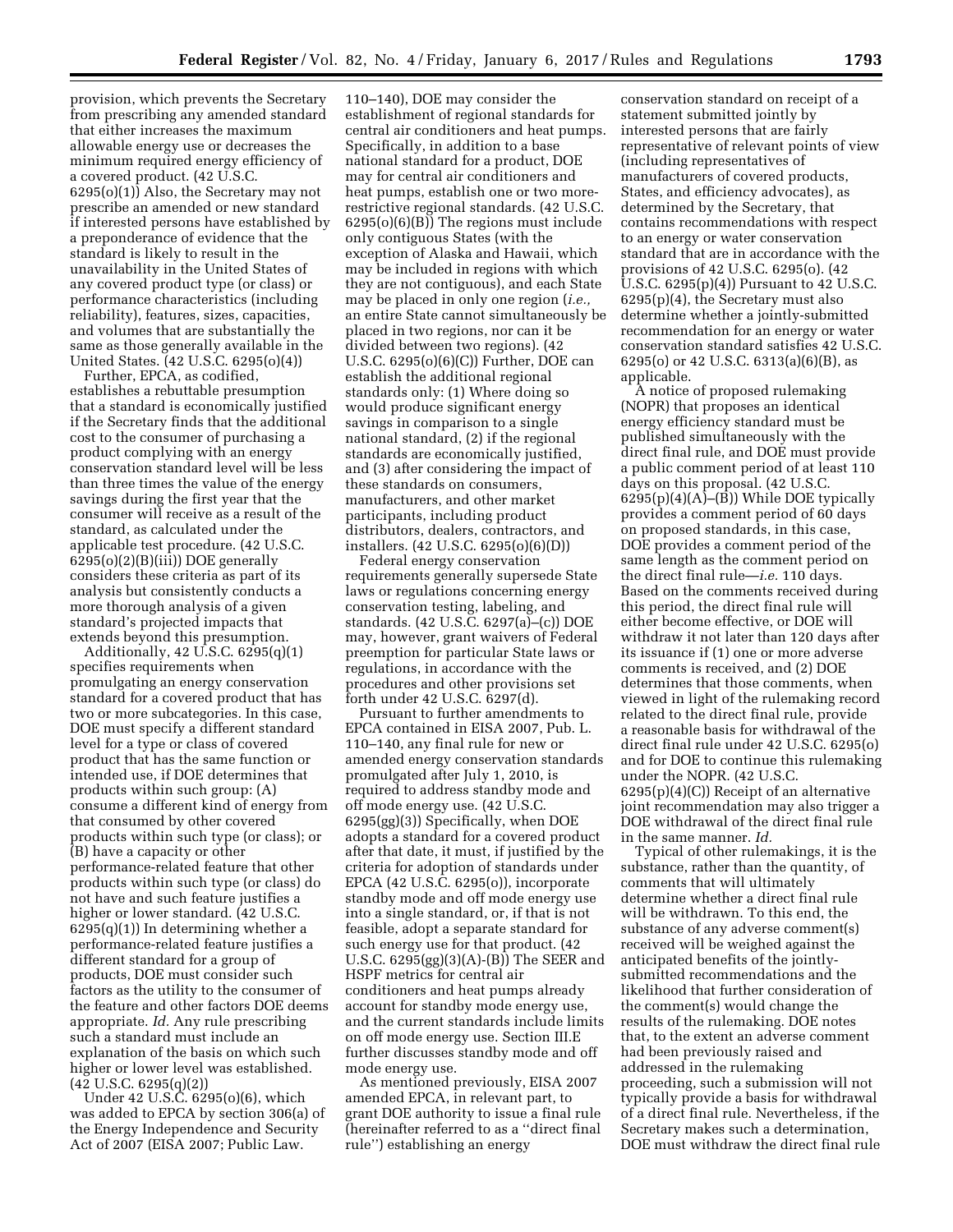provision, which prevents the Secretary from prescribing any amended standard that either increases the maximum allowable energy use or decreases the minimum required energy efficiency of a covered product. (42 U.S.C. 6295(o)(1)) Also, the Secretary may not prescribe an amended or new standard if interested persons have established by a preponderance of evidence that the standard is likely to result in the unavailability in the United States of any covered product type (or class) or performance characteristics (including reliability), features, sizes, capacities, and volumes that are substantially the same as those generally available in the United States. (42 U.S.C. 6295(o)(4))

Further, EPCA, as codified, establishes a rebuttable presumption that a standard is economically justified if the Secretary finds that the additional cost to the consumer of purchasing a product complying with an energy conservation standard level will be less than three times the value of the energy savings during the first year that the consumer will receive as a result of the standard, as calculated under the applicable test procedure. (42 U.S.C. 6295(o)(2)(B)(iii)) DOE generally considers these criteria as part of its analysis but consistently conducts a more thorough analysis of a given standard's projected impacts that extends beyond this presumption.

Additionally, 42 U.S.C. 6295(q)(1) specifies requirements when promulgating an energy conservation standard for a covered product that has two or more subcategories. In this case, DOE must specify a different standard level for a type or class of covered product that has the same function or intended use, if DOE determines that products within such group: (A) consume a different kind of energy from that consumed by other covered products within such type (or class); or (B) have a capacity or other performance-related feature that other products within such type (or class) do not have and such feature justifies a higher or lower standard. (42 U.S.C. 6295(q)(1)) In determining whether a performance-related feature justifies a different standard for a group of products, DOE must consider such factors as the utility to the consumer of the feature and other factors DOE deems appropriate. *Id.* Any rule prescribing such a standard must include an explanation of the basis on which such higher or lower level was established. (42 U.S.C. 6295(q)(2))

Under 42 U.S.C. 6295(o)(6), which was added to EPCA by section 306(a) of the Energy Independence and Security Act of 2007 (EISA 2007; Public Law 110–140), DOE may consider the establishment of regional standards for central air conditioners and heat pumps. Specifically, in addition to a base national standard for a product, DOE may for central air conditioners and heat pumps, establish one or two more-restrictive regional standards. (42 U.S.C. 6295(o)(6)(B)) The regions must include only contiguous States (with the exception of Alaska and Hawaii, which may be included in regions with which they are not contiguous), and each State may be placed in only one region (*i.e.,* an entire State cannot simultaneously be placed in two regions, nor can it be divided between two regions). (42 U.S.C. 6295(o)(6)(C)) Further, DOE can establish the additional regional standards only: (1) Where doing so would produce significant energy savings in comparison to a single national standard, (2) if the regional standards are economically justified, and (3) after considering the impact of these standards on consumers, manufacturers, and other market participants, including product distributors, dealers, contractors, and installers. (42 U.S.C. 6295(o)(6)(D))

Federal energy conservation requirements generally supersede State laws or regulations concerning energy conservation testing, labeling, and standards. (42 U.S.C. 6297(a)–(c)) DOE may, however, grant waivers of Federal preemption for particular State laws or regulations, in accordance with the procedures and other provisions set forth under 42 U.S.C. 6297(d).

Pursuant to further amendments to EPCA contained in EISA 2007, Pub. L. 110–140, any final rule for new or amended energy conservation standards promulgated after July 1, 2010, is required to address standby mode and off mode energy use. (42 U.S.C. 6295(gg)(3)) Specifically, when DOE adopts a standard for a covered product after that date, it must, if justified by the criteria for adoption of standards under EPCA (42 U.S.C. 6295(o)), incorporate standby mode and off mode energy use into a single standard, or, if that is not feasible, adopt a separate standard for such energy use for that product. (42 U.S.C. 6295(gg)(3)(A)-(B)) The SEER and HSPF metrics for central air conditioners and heat pumps already account for standby mode energy use, and the current standards include limits on off mode energy use. Section III.E further discusses standby mode and off mode energy use.

As mentioned previously, EISA 2007 amended EPCA, in relevant part, to grant DOE authority to issue a final rule (hereinafter referred to as a "direct final rule") establishing an energy conservation standard on receipt of a statement submitted jointly by interested persons that are fairly representative of relevant points of view (including representatives of manufacturers of covered products, States, and efficiency advocates), as determined by the Secretary, that contains recommendations with respect to an energy or water conservation standard that are in accordance with the provisions of 42 U.S.C. 6295(o). (42 U.S.C. 6295(p)(4)) Pursuant to 42 U.S.C. 6295(p)(4), the Secretary must also determine whether a jointly-submitted recommendation for an energy or water conservation standard satisfies 42 U.S.C. 6295(o) or 42 U.S.C. 6313(a)(6)(B), as applicable.

A notice of proposed rulemaking (NOPR) that proposes an identical energy efficiency standard must be published simultaneously with the direct final rule, and DOE must provide a public comment period of at least 110 days on this proposal. (42 U.S.C. 6295(p)(4)(A)–(B)) While DOE typically provides a comment period of 60 days on proposed standards, in this case, DOE provides a comment period of the same length as the comment period on the direct final rule—*i.e.* 110 days. Based on the comments received during this period, the direct final rule will either become effective, or DOE will withdraw it not later than 120 days after its issuance if (1) one or more adverse comments is received, and (2) DOE determines that those comments, when viewed in light of the rulemaking record related to the direct final rule, provide a reasonable basis for withdrawal of the direct final rule under 42 U.S.C. 6295(o) and for DOE to continue this rulemaking under the NOPR. (42 U.S.C. 6295(p)(4)(C)) Receipt of an alternative joint recommendation may also trigger a DOE withdrawal of the direct final rule in the same manner. *Id.*

Typical of other rulemakings, it is the substance, rather than the quantity, of comments that will ultimately determine whether a direct final rule will be withdrawn. To this end, the substance of any adverse comment(s) received will be weighed against the anticipated benefits of the jointly-submitted recommendations and the likelihood that further consideration of the comment(s) would change the results of the rulemaking. DOE notes that, to the extent an adverse comment had been previously raised and addressed in the rulemaking proceeding, such a submission will not typically provide a basis for withdrawal of a direct final rule. Nevertheless, if the Secretary makes such a determination, DOE must withdraw the direct final rule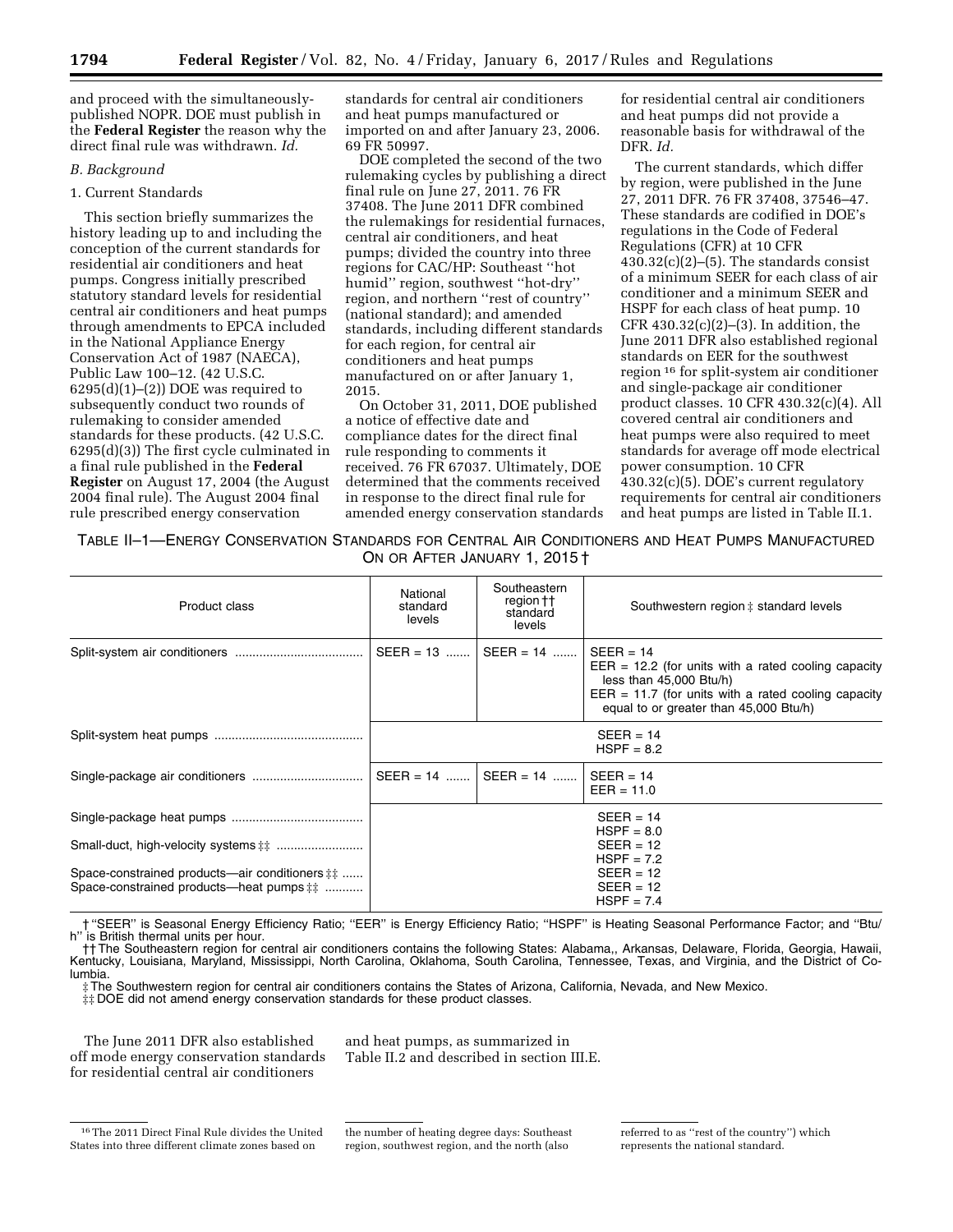and proceed with the simultaneously-published NOPR. DOE must publish in the **Federal Register** the reason why the direct final rule was withdrawn. *Id.*

*B. Background*

1. Current Standards

This section briefly summarizes the history leading up to and including the conception of the current standards for residential air conditioners and heat pumps. Congress initially prescribed statutory standard levels for residential central air conditioners and heat pumps through amendments to EPCA included in the National Appliance Energy Conservation Act of 1987 (NAECA), Public Law 100–12. (42 U.S.C. 6295(d)(1)–(2)) DOE was required to subsequently conduct two rounds of rulemaking to consider amended standards for these products. (42 U.S.C. 6295(d)(3)) The first cycle culminated in a final rule published in the **Federal Register** on August 17, 2004 (the August 2004 final rule). The August 2004 final rule prescribed energy conservation standards for central air conditioners and heat pumps manufactured or imported on and after January 23, 2006. 69 FR 50997.

DOE completed the second of the two rulemaking cycles by publishing a direct final rule on June 27, 2011. 76 FR 37408. The June 2011 DFR combined the rulemakings for residential furnaces, central air conditioners, and heat pumps; divided the country into three regions for CAC/HP: Southeast ''hot humid'' region, southwest ''hot-dry'' region, and northern ''rest of country'' (national standard); and amended standards, including different standards for each region, for central air conditioners and heat pumps manufactured on or after January 1, 2015.

On October 31, 2011, DOE published a notice of effective date and compliance dates for the direct final rule responding to comments it received. 76 FR 67037. Ultimately, DOE determined that the comments received in response to the direct final rule for amended energy conservation standards for residential central air conditioners and heat pumps did not provide a reasonable basis for withdrawal of the DFR. *Id.*

The current standards, which differ by region, were published in the June 27, 2011 DFR. 76 FR 37408, 37546–47. These standards are codified in DOE's regulations in the Code of Federal Regulations (CFR) at 10 CFR 430.32(c)(2)–(5). The standards consist of a minimum SEER for each class of air conditioner and a minimum SEER and HSPF for each class of heat pump. 10 CFR 430.32(c)(2)–(3). In addition, the June 2011 DFR also established regional standards on EER for the southwest region[16] for split-system air conditioner and single-package air conditioner product classes. 10 CFR 430.32(c)(4). All covered central air conditioners and heat pumps were also required to meet standards for average off mode electrical power consumption. 10 CFR 430.32(c)(5). DOE's current regulatory requirements for central air conditioners and heat pumps are listed in Table II.1.

TABLE II–1—ENERGY CONSERVATION STANDARDS FOR CENTRAL AIR CONDITIONERS AND HEAT PUMPS MANUFACTURED ON OR AFTER JANUARY 1, 2015 †

| Product class | National standard levels | Southeastern region †† standard levels | Southwestern region ‡ standard levels |
|---|---|---|---|
| Split-system air conditioners | SEER = 13 | SEER = 14 | SEER = 14<br>EER = 12.2 (for units with a rated cooling capacity less than 45,000 Btu/h)<br>EER = 11.7 (for units with a rated cooling capacity equal to or greater than 45,000 Btu/h) |
| Split-system heat pumps | SEER = 14<br>HSPF = 8.2 | | |
| Single-package air conditioners | SEER = 14 | SEER = 14 | SEER = 14<br>EER = 11.0 |
| Single-package heat pumps | SEER = 14<br>HSPF = 8.0 | | |
| Small-duct, high-velocity systems ‡‡ | SEER = 12<br>HSPF = 7.2 | | |
| Space-constrained products—air conditioners ‡‡ | SEER = 12 | | |
| Space-constrained products—heat pumps ‡‡ | SEER = 12<br>HSPF = 7.4 | | |

† ''SEER'' is Seasonal Energy Efficiency Ratio; ''EER'' is Energy Efficiency Ratio; ''HSPF'' is Heating Seasonal Performance Factor; and ''Btu/h'' is British thermal units per hour.

†† The Southeastern region for central air conditioners contains the following States: Alabama,, Arkansas, Delaware, Florida, Georgia, Hawaii, Kentucky, Louisiana, Maryland, Mississippi, North Carolina, Oklahoma, South Carolina, Tennessee, Texas, and Virginia, and the District of Columbia.

‡ The Southwestern region for central air conditioners contains the States of Arizona, California, Nevada, and New Mexico.

‡‡ DOE did not amend energy conservation standards for these product classes.

The June 2011 DFR also established off mode energy conservation standards for residential central air conditioners and heat pumps, as summarized in Table II.2 and described in section III.E.

[16] The 2011 Direct Final Rule divides the United States into three different climate zones based on the number of heating degree days: Southeast region, southwest region, and the north (also referred to as ''rest of the country'') which represents the national standard.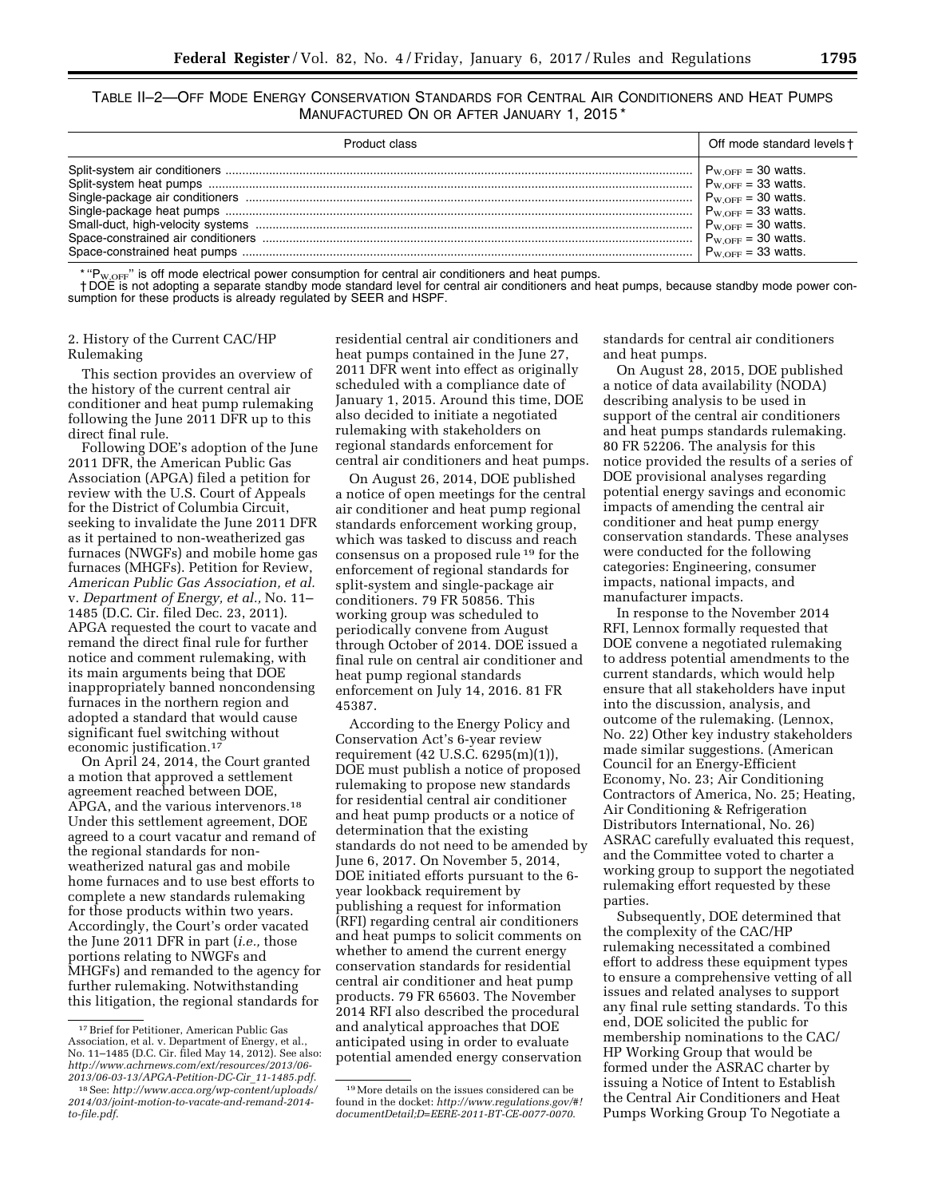TABLE II–2—OFF MODE ENERGY CONSERVATION STANDARDS FOR CENTRAL AIR CONDITIONERS AND HEAT PUMPS MANUFACTURED ON OR AFTER JANUARY 1, 2015 *

| Product class | Off mode standard levels † |
|---|---|
| Split-system air conditioners | $P_{W,OFF}$ = 30 watts. |
| Split-system heat pumps | $P_{W,OFF}$ = 33 watts. |
| Single-package air conditioners | $P_{W,OFF}$ = 30 watts. |
| Single-package heat pumps | $P_{W,OFF}$ = 33 watts. |
| Small-duct, high-velocity systems | $P_{W,OFF}$ = 30 watts. |
| Space-constrained air conditioners | $P_{W,OFF}$ = 30 watts. |
| Space-constrained heat pumps | $P_{W,OFF}$ = 33 watts. |

* "$P_{W,OFF}$" is off mode electrical power consumption for central air conditioners and heat pumps.
† DOE is not adopting a separate standby mode standard level for central air conditioners and heat pumps, because standby mode power consumption for these products is already regulated by SEER and HSPF.

2. History of the Current CAC/HP Rulemaking

This section provides an overview of the history of the current central air conditioner and heat pump rulemaking following the June 2011 DFR up to this direct final rule.

Following DOE's adoption of the June 2011 DFR, the American Public Gas Association (APGA) filed a petition for review with the U.S. Court of Appeals for the District of Columbia Circuit, seeking to invalidate the June 2011 DFR as it pertained to non-weatherized gas furnaces (NWGFs) and mobile home gas furnaces (MHGFs). Petition for Review, *American Public Gas Association, et al.* v. *Department of Energy, et al.,* No. 11–1485 (D.C. Cir. filed Dec. 23, 2011). APGA requested the court to vacate and remand the direct final rule for further notice and comment rulemaking, with its main arguments being that DOE inappropriately banned noncondensing furnaces in the northern region and adopted a standard that would cause significant fuel switching without economic justification.[17]

On April 24, 2014, the Court granted a motion that approved a settlement agreement reached between DOE, APGA, and the various intervenors.[18] Under this settlement agreement, DOE agreed to a court vacatur and remand of the regional standards for non-weatherized natural gas and mobile home furnaces and to use best efforts to complete a new standards rulemaking for those products within two years. Accordingly, the Court's order vacated the June 2011 DFR in part (*i.e.,* those portions relating to NWGFs and MHGFs) and remanded to the agency for further rulemaking. Notwithstanding this litigation, the regional standards for residential central air conditioners and heat pumps contained in the June 27, 2011 DFR went into effect as originally scheduled with a compliance date of January 1, 2015. Around this time, DOE also decided to initiate a negotiated rulemaking with stakeholders on regional standards enforcement for central air conditioners and heat pumps.

On August 26, 2014, DOE published a notice of open meetings for the central air conditioner and heat pump regional standards enforcement working group, which was tasked to discuss and reach consensus on a proposed rule[19] for the enforcement of regional standards for split-system and single-package air conditioners. 79 FR 50856. This working group was scheduled to periodically convene from August through October of 2014. DOE issued a final rule on central air conditioner and heat pump regional standards enforcement on July 14, 2016. 81 FR 45387.

According to the Energy Policy and Conservation Act's 6-year review requirement (42 U.S.C. 6295(m)(1)), DOE must publish a notice of proposed rulemaking to propose new standards for residential central air conditioner and heat pump products or a notice of determination that the existing standards do not need to be amended by June 6, 2017. On November 5, 2014, DOE initiated efforts pursuant to the 6-year lookback requirement by publishing a request for information (RFI) regarding central air conditioners and heat pumps to solicit comments on whether to amend the current energy conservation standards for residential central air conditioner and heat pump products. 79 FR 65603. The November 2014 RFI also described the procedural and analytical approaches that DOE anticipated using in order to evaluate potential amended energy conservation standards for central air conditioners and heat pumps.

On August 28, 2015, DOE published a notice of data availability (NODA) describing analysis to be used in support of the central air conditioners and heat pumps standards rulemaking. 80 FR 52206. The analysis for this notice provided the results of a series of DOE provisional analyses regarding potential energy savings and economic impacts of amending the central air conditioner and heat pump energy conservation standards. These analyses were conducted for the following categories: Engineering, consumer impacts, national impacts, and manufacturer impacts.

In response to the November 2014 RFI, Lennox formally requested that DOE convene a negotiated rulemaking to address potential amendments to the current standards, which would help ensure that all stakeholders have input into the discussion, analysis, and outcome of the rulemaking. (Lennox, No. 22) Other key industry stakeholders made similar suggestions. (American Council for an Energy-Efficient Economy, No. 23; Air Conditioning Contractors of America, No. 25; Heating, Air Conditioning & Refrigeration Distributors International, No. 26) ASRAC carefully evaluated this request, and the Committee voted to charter a working group to support the negotiated rulemaking effort requested by these parties.

Subsequently, DOE determined that the complexity of the CAC/HP rulemaking necessitated a combined effort to address these equipment types to ensure a comprehensive vetting of all issues and related analyses to support any final rule setting standards. To this end, DOE solicited the public for membership nominations to the CAC/HP Working Group that would be formed under the ASRAC charter by issuing a Notice of Intent to Establish the Central Air Conditioners and Heat Pumps Working Group To Negotiate a

[17] Brief for Petitioner, American Public Gas Association, et al. v. Department of Energy, et al., No. 11–1485 (D.C. Cir. filed May 14, 2012). See also: *http://www.achrnews.com/ext/resources/2013/06-2013/06-03-13/APGA-Petition-DC-Cir_11-1485.pdf.*

[18] See: *http://www.acca.org/wp-content/uploads/2014/03/joint-motion-to-vacate-and-remand-2014-to-file.pdf.*

[19] More details on the issues considered can be found in the docket: *http://www.regulations.gov/#!documentDetail;D=EERE-2011-BT-CE-0077-0070.*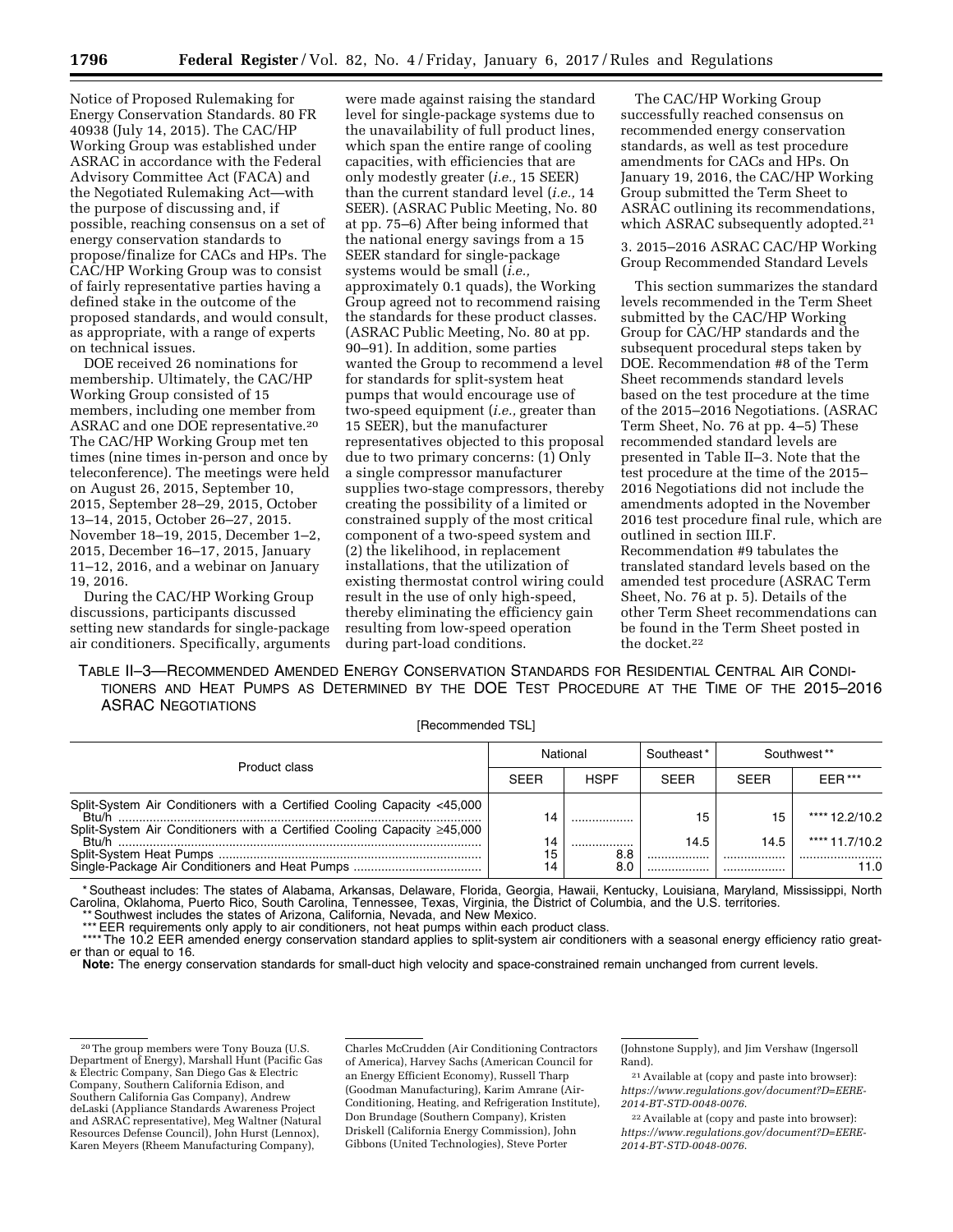Notice of Proposed Rulemaking for Energy Conservation Standards. 80 FR 40938 (July 14, 2015). The CAC/HP Working Group was established under ASRAC in accordance with the Federal Advisory Committee Act (FACA) and the Negotiated Rulemaking Act—with the purpose of discussing and, if possible, reaching consensus on a set of energy conservation standards to propose/finalize for CACs and HPs. The CAC/HP Working Group was to consist of fairly representative parties having a defined stake in the outcome of the proposed standards, and would consult, as appropriate, with a range of experts on technical issues.

DOE received 26 nominations for membership. Ultimately, the CAC/HP Working Group consisted of 15 members, including one member from ASRAC and one DOE representative.[20] The CAC/HP Working Group met ten times (nine times in-person and once by teleconference). The meetings were held on August 26, 2015, September 10, 2015, September 28–29, 2015, October 13–14, 2015, October 26–27, 2015. November 18–19, 2015, December 1–2, 2015, December 16–17, 2015, January 11–12, 2016, and a webinar on January 19, 2016.

During the CAC/HP Working Group discussions, participants discussed setting new standards for single-package air conditioners. Specifically, arguments were made against raising the standard level for single-package systems due to the unavailability of full product lines, which span the entire range of cooling capacities, with efficiencies that are only modestly greater (*i.e.,* 15 SEER) than the current standard level (*i.e.,* 14 SEER). (ASRAC Public Meeting, No. 80 at pp. 75–6) After being informed that the national energy savings from a 15 SEER standard for single-package systems would be small (*i.e.,* approximately 0.1 quads), the Working Group agreed not to recommend raising the standards for these product classes. (ASRAC Public Meeting, No. 80 at pp. 90–91). In addition, some parties wanted the Group to recommend a level for standards for split-system heat pumps that would encourage use of two-speed equipment (*i.e.,* greater than 15 SEER), but the manufacturer representatives objected to this proposal due to two primary concerns: (1) Only a single compressor manufacturer supplies two-stage compressors, thereby creating the possibility of a limited or constrained supply of the most critical component of a two-speed system and (2) the likelihood, in replacement installations, that the utilization of existing thermostat control wiring could result in the use of only high-speed, thereby eliminating the efficiency gain resulting from low-speed operation during part-load conditions.

The CAC/HP Working Group successfully reached consensus on recommended energy conservation standards, as well as test procedure amendments for CACs and HPs. On January 19, 2016, the CAC/HP Working Group submitted the Term Sheet to ASRAC outlining its recommendations, which ASRAC subsequently adopted.[21]

### 3. 2015–2016 ASRAC CAC/HP Working Group Recommended Standard Levels

This section summarizes the standard levels recommended in the Term Sheet submitted by the CAC/HP Working Group for CAC/HP standards and the subsequent procedural steps taken by DOE. Recommendation #8 of the Term Sheet recommends standard levels based on the test procedure at the time of the 2015–2016 Negotiations. (ASRAC Term Sheet, No. 76 at pp. 4–5) These recommended standard levels are presented in Table II–3. Note that the test procedure at the time of the 2015–2016 Negotiations did not include the amendments adopted in the November 2016 test procedure final rule, which are outlined in section III.F. Recommendation #9 tabulates the translated standard levels based on the amended test procedure (ASRAC Term Sheet, No. 76 at p. 5). Details of the other Term Sheet recommendations can be found in the Term Sheet posted in the docket.[22]

TABLE II–3—RECOMMENDED AMENDED ENERGY CONSERVATION STANDARDS FOR RESIDENTIAL CENTRAL AIR CONDITIONERS AND HEAT PUMPS AS DETERMINED BY THE DOE TEST PROCEDURE AT THE TIME OF THE 2015–2016 ASRAC NEGOTIATIONS

[Recommended TSL]

| Product class | National | | Southeast* | Southwest** | |
|---|---|---|---|---|---|
| | SEER | HSPF | SEER | SEER | EER*** |
| Split-System Air Conditioners with a Certified Cooling Capacity <45,000 Btu/h | 14 | | 15 | 15 | **** 12.2/10.2 |
| Split-System Air Conditioners with a Certified Cooling Capacity ≥45,000 Btu/h | 14 | | 14.5 | 14.5 | **** 11.7/10.2 |
| Split-System Heat Pumps | 15 | 8.8 | | | |
| Single-Package Air Conditioners and Heat Pumps | 14 | 8.0 | | | 11.0 |

\* Southeast includes: The states of Alabama, Arkansas, Delaware, Florida, Georgia, Hawaii, Kentucky, Louisiana, Maryland, Mississippi, North Carolina, Oklahoma, Puerto Rico, South Carolina, Tennessee, Texas, Virginia, the District of Columbia, and the U.S. territories.

\*\* Southwest includes the states of Arizona, California, Nevada, and New Mexico.

\*\*\* EER requirements only apply to air conditioners, not heat pumps within each product class.

\*\*\*\* The 10.2 EER amended energy conservation standard applies to split-system air conditioners with a seasonal energy efficiency ratio greater than or equal to 16.

**Note:** The energy conservation standards for small-duct high velocity and space-constrained remain unchanged from current levels.

---

[20] The group members were Tony Bouza (U.S. Department of Energy), Marshall Hunt (Pacific Gas & Electric Company, San Diego Gas & Electric Company, Southern California Edison, and Southern California Gas Company), Andrew deLaski (Appliance Standards Awareness Project and ASRAC representative), Meg Waltner (Natural Resources Defense Council), John Hurst (Lennox), Karen Meyers (Rheem Manufacturing Company), Charles McCrudden (Air Conditioning Contractors of America), Harvey Sachs (American Council for an Energy Efficient Economy), Russell Tharp (Goodman Manufacturing), Karim Amrane (Air-Conditioning, Heating, and Refrigeration Institute), Don Brundage (Southern Company), Kristen Driskell (California Energy Commission), John Gibbons (United Technologies), Steve Porter (Johnstone Supply), and Jim Vershaw (Ingersoll Rand).

[21] Available at (copy and paste into browser): *https://www.regulations.gov/document?D=EERE-2014-BT-STD-0048-0076.*

[22] Available at (copy and paste into browser): *https://www.regulations.gov/document?D=EERE-2014-BT-STD-0048-0076.*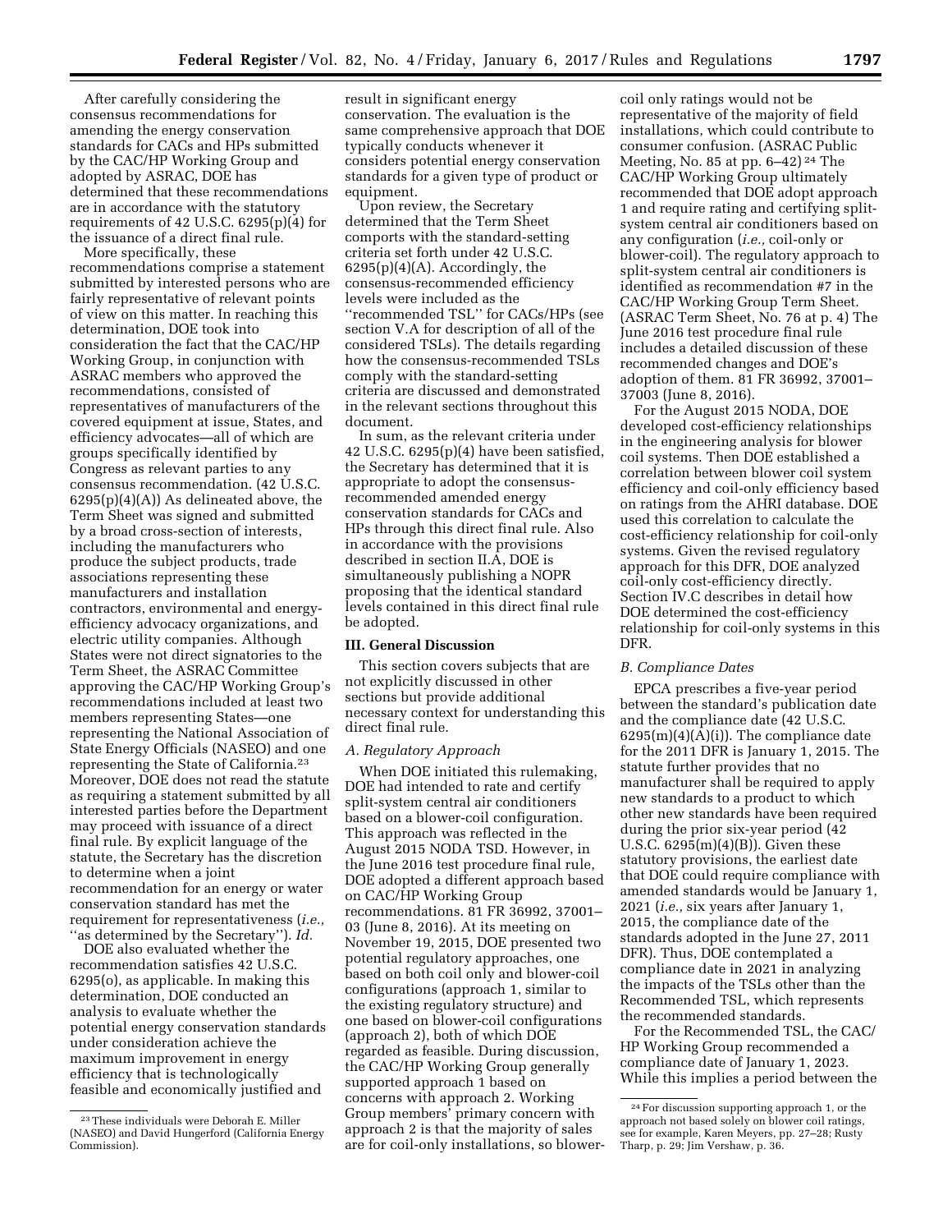After carefully considering the consensus recommendations for amending the energy conservation standards for CACs and HPs submitted by the CAC/HP Working Group and adopted by ASRAC, DOE has determined that these recommendations are in accordance with the statutory requirements of 42 U.S.C. 6295(p)(4) for the issuance of a direct final rule.

More specifically, these recommendations comprise a statement submitted by interested persons who are fairly representative of relevant points of view on this matter. In reaching this determination, DOE took into consideration the fact that the CAC/HP Working Group, in conjunction with ASRAC members who approved the recommendations, consisted of representatives of manufacturers of the covered equipment at issue, States, and efficiency advocates—all of which are groups specifically identified by Congress as relevant parties to any consensus recommendation. (42 U.S.C. 6295(p)(4)(A)) As delineated above, the Term Sheet was signed and submitted by a broad cross-section of interests, including the manufacturers who produce the subject products, trade associations representing these manufacturers and installation contractors, environmental and energy-efficiency advocacy organizations, and electric utility companies. Although States were not direct signatories to the Term Sheet, the ASRAC Committee approving the CAC/HP Working Group's recommendations included at least two members representing States—one representing the National Association of State Energy Officials (NASEO) and one representing the State of California.[23] Moreover, DOE does not read the statute as requiring a statement submitted by all interested parties before the Department may proceed with issuance of a direct final rule. By explicit language of the statute, the Secretary has the discretion to determine when a joint recommendation for an energy or water conservation standard has met the requirement for representativeness (*i.e.,* ''as determined by the Secretary''). *Id.*

DOE also evaluated whether the recommendation satisfies 42 U.S.C. 6295(o), as applicable. In making this determination, DOE conducted an analysis to evaluate whether the potential energy conservation standards under consideration achieve the maximum improvement in energy efficiency that is technologically feasible and economically justified and result in significant energy conservation. The evaluation is the same comprehensive approach that DOE typically conducts whenever it considers potential energy conservation standards for a given type of product or equipment.

Upon review, the Secretary determined that the Term Sheet comports with the standard-setting criteria set forth under 42 U.S.C. 6295(p)(4)(A). Accordingly, the consensus-recommended efficiency levels were included as the ''recommended TSL'' for CACs/HPs (see section V.A for description of all of the considered TSLs). The details regarding how the consensus-recommended TSLs comply with the standard-setting criteria are discussed and demonstrated in the relevant sections throughout this document.

In sum, as the relevant criteria under 42 U.S.C. 6295(p)(4) have been satisfied, the Secretary has determined that it is appropriate to adopt the consensus-recommended amended energy conservation standards for CACs and HPs through this direct final rule. Also in accordance with the provisions described in section II.A, DOE is simultaneously publishing a NOPR proposing that the identical standard levels contained in this direct final rule be adopted.

## III. General Discussion

This section covers subjects that are not explicitly discussed in other sections but provide additional necessary context for understanding this direct final rule.

### A. Regulatory Approach

When DOE initiated this rulemaking, DOE had intended to rate and certify split-system central air conditioners based on a blower-coil configuration. This approach was reflected in the August 2015 NODA TSD. However, in the June 2016 test procedure final rule, DOE adopted a different approach based on CAC/HP Working Group recommendations. 81 FR 36992, 37001–03 (June 8, 2016). At its meeting on November 19, 2015, DOE presented two potential regulatory approaches, one based on both coil only and blower-coil configurations (approach 1, similar to the existing regulatory structure) and one based on blower-coil configurations (approach 2), both of which DOE regarded as feasible. During discussion, the CAC/HP Working Group generally supported approach 1 based on concerns with approach 2. Working Group members' primary concern with approach 2 is that the majority of sales are for coil-only installations, so blower-coil only ratings would not be representative of the majority of field installations, which could contribute to consumer confusion. (ASRAC Public Meeting, No. 85 at pp. 6–42)[24] The CAC/HP Working Group ultimately recommended that DOE adopt approach 1 and require rating and certifying split-system central air conditioners based on any configuration (*i.e.,* coil-only or blower-coil). The regulatory approach to split-system central air conditioners is identified as recommendation #7 in the CAC/HP Working Group Term Sheet. (ASRAC Term Sheet, No. 76 at p. 4) The June 2016 test procedure final rule includes a detailed discussion of these recommended changes and DOE's adoption of them. 81 FR 36992, 37001–37003 (June 8, 2016).

For the August 2015 NODA, DOE developed cost-efficiency relationships in the engineering analysis for blower coil systems. Then DOE established a correlation between blower coil system efficiency and coil-only efficiency based on ratings from the AHRI database. DOE used this correlation to calculate the cost-efficiency relationship for coil-only systems. Given the revised regulatory approach for this DFR, DOE analyzed coil-only cost-efficiency directly. Section IV.C describes in detail how DOE determined the cost-efficiency relationship for coil-only systems in this DFR.

### B. Compliance Dates

EPCA prescribes a five-year period between the standard's publication date and the compliance date (42 U.S.C. 6295(m)(4)(A)(i)). The compliance date for the 2011 DFR is January 1, 2015. The statute further provides that no manufacturer shall be required to apply new standards to a product to which other new standards have been required during the prior six-year period (42 U.S.C. 6295(m)(4)(B)). Given these statutory provisions, the earliest date that DOE could require compliance with amended standards would be January 1, 2021 (*i.e.,* six years after January 1, 2015, the compliance date of the standards adopted in the June 27, 2011 DFR). Thus, DOE contemplated a compliance date in 2021 in analyzing the impacts of the TSLs other than the Recommended TSL, which represents the recommended standards.

For the Recommended TSL, the CAC/HP Working Group recommended a compliance date of January 1, 2023. While this implies a period between the

[23] These individuals were Deborah E. Miller (NASEO) and David Hungerford (California Energy Commission).

[24] For discussion supporting approach 1, or the approach not based solely on blower coil ratings, see for example, Karen Meyers, pp. 27–28; Rusty Tharp, p. 29; Jim Vershaw, p. 36.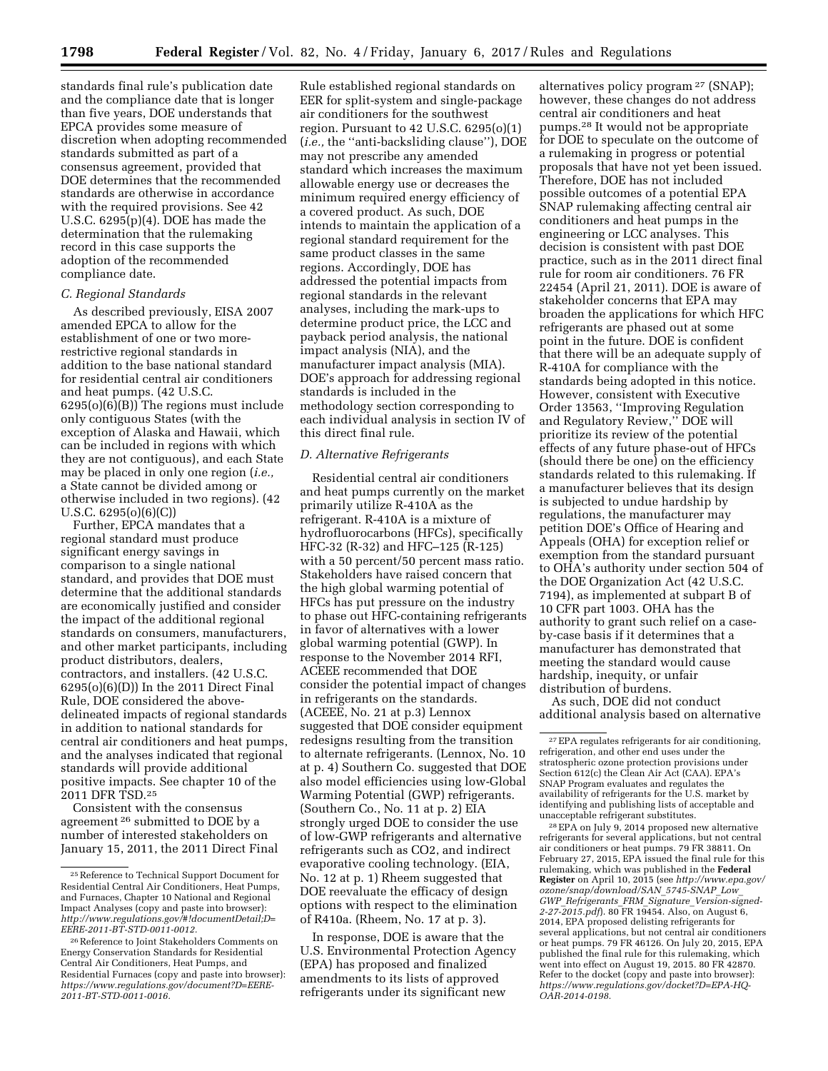standards final rule's publication date and the compliance date that is longer than five years, DOE understands that EPCA provides some measure of discretion when adopting recommended standards submitted as part of a consensus agreement, provided that DOE determines that the recommended standards are otherwise in accordance with the required provisions. See 42 U.S.C. 6295(p)(4). DOE has made the determination that the rulemaking record in this case supports the adoption of the recommended compliance date.

### C. Regional Standards

As described previously, EISA 2007 amended EPCA to allow for the establishment of one or two more-restrictive regional standards in addition to the base national standard for residential central air conditioners and heat pumps. (42 U.S.C. 6295(o)(6)(B)) The regions must include only contiguous States (with the exception of Alaska and Hawaii, which can be included in regions with which they are not contiguous), and each State may be placed in only one region (*i.e.,* a State cannot be divided among or otherwise included in two regions). (42 U.S.C. 6295(o)(6)(C))

Further, EPCA mandates that a regional standard must produce significant energy savings in comparison to a single national standard, and provides that DOE must determine that the additional standards are economically justified and consider the impact of the additional regional standards on consumers, manufacturers, and other market participants, including product distributors, dealers, contractors, and installers. (42 U.S.C. 6295(o)(6)(D)) In the 2011 Direct Final Rule, DOE considered the above-delineated impacts of regional standards in addition to national standards for central air conditioners and heat pumps, and the analyses indicated that regional standards will provide additional positive impacts. See chapter 10 of the 2011 DFR TSD.[25]

Consistent with the consensus agreement[26] submitted to DOE by a number of interested stakeholders on January 15, 2011, the 2011 Direct Final Rule established regional standards on EER for split-system and single-package air conditioners for the southwest region. Pursuant to 42 U.S.C. 6295(o)(1) (*i.e.,* the "anti-backsliding clause"), DOE may not prescribe any amended standard which increases the maximum allowable energy use or decreases the minimum required energy efficiency of a covered product. As such, DOE intends to maintain the application of a regional standard requirement for the same product classes in the same regions. Accordingly, DOE has addressed the potential impacts from regional standards in the relevant analyses, including the mark-ups to determine product price, the LCC and payback period analysis, the national impact analysis (NIA), and the manufacturer impact analysis (MIA). DOE's approach for addressing regional standards is included in the methodology section corresponding to each individual analysis in section IV of this direct final rule.

### D. Alternative Refrigerants

Residential central air conditioners and heat pumps currently on the market primarily utilize R-410A as the refrigerant. R-410A is a mixture of hydrofluorocarbons (HFCs), specifically HFC-32 (R-32) and HFC–125 (R-125) with a 50 percent/50 percent mass ratio. Stakeholders have raised concern that the high global warming potential of HFCs has put pressure on the industry to phase out HFC-containing refrigerants in favor of alternatives with a lower global warming potential (GWP). In response to the November 2014 RFI, ACEEE recommended that DOE consider the potential impact of changes in refrigerants on the standards. (ACEEE, No. 21 at p.3) Lennox suggested that DOE consider equipment redesigns resulting from the transition to alternate refrigerants. (Lennox, No. 10 at p. 4) Southern Co. suggested that DOE also model efficiencies using low-Global Warming Potential (GWP) refrigerants. (Southern Co., No. 11 at p. 2) EIA strongly urged DOE to consider the use of low-GWP refrigerants and alternative refrigerants such as $CO_2$, and indirect evaporative cooling technology. (EIA, No. 12 at p. 1) Rheem suggested that DOE reevaluate the efficacy of design options with respect to the elimination of R410a. (Rheem, No. 17 at p. 3).

In response, DOE is aware that the U.S. Environmental Protection Agency (EPA) has proposed and finalized amendments to its lists of approved refrigerants under its significant new alternatives policy program[27] (SNAP); however, these changes do not address central air conditioners and heat pumps.[28] It would not be appropriate for DOE to speculate on the outcome of a rulemaking in progress or potential proposals that have not yet been issued. Therefore, DOE has not included possible outcomes of a potential EPA SNAP rulemaking affecting central air conditioners and heat pumps in the engineering or LCC analyses. This decision is consistent with past DOE practice, such as in the 2011 direct final rule for room air conditioners. 76 FR 22454 (April 21, 2011). DOE is aware of stakeholder concerns that EPA may broaden the applications for which HFC refrigerants are phased out at some point in the future. DOE is confident that there will be an adequate supply of R-410A for compliance with the standards being adopted in this notice. However, consistent with Executive Order 13563, "Improving Regulation and Regulatory Review," DOE will prioritize its review of the potential effects of any future phase-out of HFCs (should there be one) on the efficiency standards related to this rulemaking. If a manufacturer believes that its design is subjected to undue hardship by regulations, the manufacturer may petition DOE's Office of Hearing and Appeals (OHA) for exception relief or exemption from the standard pursuant to OHA's authority under section 504 of the DOE Organization Act (42 U.S.C. 7194), as implemented at subpart B of 10 CFR part 1003. OHA has the authority to grant such relief on a case-by-case basis if it determines that a manufacturer has demonstrated that meeting the standard would cause hardship, inequity, or unfair distribution of burdens.

As such, DOE did not conduct additional analysis based on alternative

---

[25] Reference to Technical Support Document for Residential Central Air Conditioners, Heat Pumps, and Furnaces, Chapter 10 National and Regional Impact Analyses (copy and paste into browser): *http://www.regulations.gov/#!documentDetail;D=EERE-2011-BT-STD-0011-0012.*

[26] Reference to Joint Stakeholders Comments on Energy Conservation Standards for Residential Central Air Conditioners, Heat Pumps, and Residential Furnaces (copy and paste into browser): *https://www.regulations.gov/document?D=EERE-2011-BT-STD-0011-0016.*

[27] EPA regulates refrigerants for air conditioning, refrigeration, and other end uses under the stratospheric ozone protection provisions under Section 612(c) the Clean Air Act (CAA). EPA's SNAP Program evaluates and regulates the availability of refrigerants for the U.S. market by identifying and publishing lists of acceptable and unacceptable refrigerant substitutes.

[28] EPA on July 9, 2014 proposed new alternative refrigerants for several applications, but not central air conditioners or heat pumps. 79 FR 38811. On February 27, 2015, EPA issued the final rule for this rulemaking, which was published in the **Federal Register** on April 10, 2015 (see *http://www.epa.gov/ozone/snap/download/SAN_5745-SNAP_Low_GWP_Refrigerants_FRM_Signature_Version-signed-2-27-2015.pdf*). 80 FR 19454. Also, on August 6, 2014, EPA proposed delisting refrigerants for several applications, but not central air conditioners or heat pumps. 79 FR 46126. On July 20, 2015, EPA published the final rule for this rulemaking, which went into effect on August 19, 2015. 80 FR 42870. Refer to the docket (copy and paste into browser): *https://www.regulations.gov/docket?D=EPA-HQ-OAR-2014-0198.*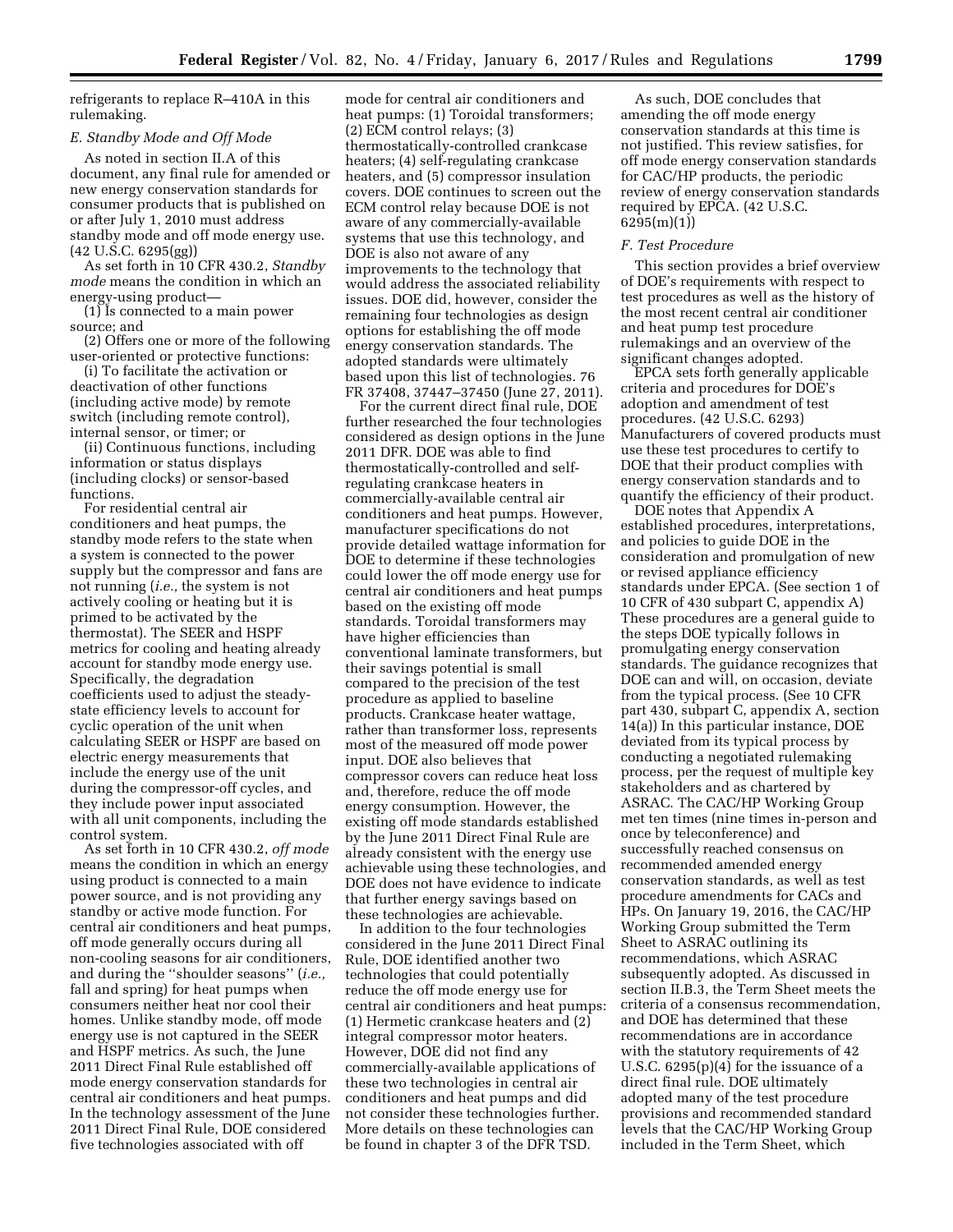refrigerants to replace R–410A in this rulemaking.

### E. Standby Mode and Off Mode

As noted in section II.A of this document, any final rule for amended or new energy conservation standards for consumer products that is published on or after July 1, 2010 must address standby mode and off mode energy use. (42 U.S.C. 6295(gg))

As set forth in 10 CFR 430.2, *Standby mode* means the condition in which an energy-using product—

(1) Is connected to a main power source; and

(2) Offers one or more of the following user-oriented or protective functions:

(i) To facilitate the activation or deactivation of other functions (including active mode) by remote switch (including remote control), internal sensor, or timer; or

(ii) Continuous functions, including information or status displays (including clocks) or sensor-based functions.

For residential central air conditioners and heat pumps, the standby mode refers to the state when a system is connected to the power supply but the compressor and fans are not running (*i.e.,* the system is not actively cooling or heating but it is primed to be activated by the thermostat). The SEER and HSPF metrics for cooling and heating already account for standby mode energy use. Specifically, the degradation coefficients used to adjust the steady-state efficiency levels to account for cyclic operation of the unit when calculating SEER or HSPF are based on electric energy measurements that include the energy use of the unit during the compressor-off cycles, and they include power input associated with all unit components, including the control system.

As set forth in 10 CFR 430.2, *off mode* means the condition in which an energy using product is connected to a main power source, and is not providing any standby or active mode function. For central air conditioners and heat pumps, off mode generally occurs during all non-cooling seasons for air conditioners, and during the "shoulder seasons" (*i.e.,* fall and spring) for heat pumps when consumers neither heat nor cool their homes. Unlike standby mode, off mode energy use is not captured in the SEER and HSPF metrics. As such, the June 2011 Direct Final Rule established off mode energy conservation standards for central air conditioners and heat pumps. In the technology assessment of the June 2011 Direct Final Rule, DOE considered five technologies associated with off mode for central air conditioners and heat pumps: (1) Toroidal transformers; (2) ECM control relays; (3) thermostatically-controlled crankcase heaters; (4) self-regulating crankcase heaters, and (5) compressor insulation covers. DOE continues to screen out the ECM control relay because DOE is not aware of any commercially-available systems that use this technology, and DOE is also not aware of any improvements to the technology that would address the associated reliability issues. DOE did, however, consider the remaining four technologies as design options for establishing the off mode energy conservation standards. The adopted standards were ultimately based upon this list of technologies. 76 FR 37408, 37447–37450 (June 27, 2011).

For the current direct final rule, DOE further researched the four technologies considered as design options in the June 2011 DFR. DOE was able to find thermostatically-controlled and self-regulating crankcase heaters in commercially-available central air conditioners and heat pumps. However, manufacturer specifications do not provide detailed wattage information for DOE to determine if these technologies could lower the off mode energy use for central air conditioners and heat pumps based on the existing off mode standards. Toroidal transformers may have higher efficiencies than conventional laminate transformers, but their savings potential is small compared to the precision of the test procedure as applied to baseline products. Crankcase heater wattage, rather than transformer loss, represents most of the measured off mode power input. DOE also believes that compressor covers can reduce heat loss and, therefore, reduce the off mode energy consumption. However, the existing off mode standards established by the June 2011 Direct Final Rule are already consistent with the energy use achievable using these technologies, and DOE does not have evidence to indicate that further energy savings based on these technologies are achievable.

In addition to the four technologies considered in the June 2011 Direct Final Rule, DOE identified another two technologies that could potentially reduce the off mode energy use for central air conditioners and heat pumps: (1) Hermetic crankcase heaters and (2) integral compressor motor heaters. However, DOE did not find any commercially-available applications of these two technologies in central air conditioners and heat pumps and did not consider these technologies further. More details on these technologies can be found in chapter 3 of the DFR TSD.

As such, DOE concludes that amending the off mode energy conservation standards at this time is not justified. This review satisfies, for off mode energy conservation standards for CAC/HP products, the periodic review of energy conservation standards required by EPCA. (42 U.S.C. 6295(m)(1))

### F. Test Procedure

This section provides a brief overview of DOE's requirements with respect to test procedures as well as the history of the most recent central air conditioner and heat pump test procedure rulemakings and an overview of the significant changes adopted.

EPCA sets forth generally applicable criteria and procedures for DOE's adoption and amendment of test procedures. (42 U.S.C. 6293) Manufacturers of covered products must use these test procedures to certify to DOE that their product complies with energy conservation standards and to quantify the efficiency of their product.

DOE notes that Appendix A established procedures, interpretations, and policies to guide DOE in the consideration and promulgation of new or revised appliance efficiency standards under EPCA. (See section 1 of 10 CFR of 430 subpart C, appendix A) These procedures are a general guide to the steps DOE typically follows in promulgating energy conservation standards. The guidance recognizes that DOE can and will, on occasion, deviate from the typical process. (See 10 CFR part 430, subpart C, appendix A, section 14(a)) In this particular instance, DOE deviated from its typical process by conducting a negotiated rulemaking process, per the request of multiple key stakeholders and as chartered by ASRAC. The CAC/HP Working Group met ten times (nine times in-person and once by teleconference) and successfully reached consensus on recommended amended energy conservation standards, as well as test procedure amendments for CACs and HPs. On January 19, 2016, the CAC/HP Working Group submitted the Term Sheet to ASRAC outlining its recommendations, which ASRAC subsequently adopted. As discussed in section II.B.3, the Term Sheet meets the criteria of a consensus recommendation, and DOE has determined that these recommendations are in accordance with the statutory requirements of 42 U.S.C. 6295(p)(4) for the issuance of a direct final rule. DOE ultimately adopted many of the test procedure provisions and recommended standard levels that the CAC/HP Working Group included in the Term Sheet, which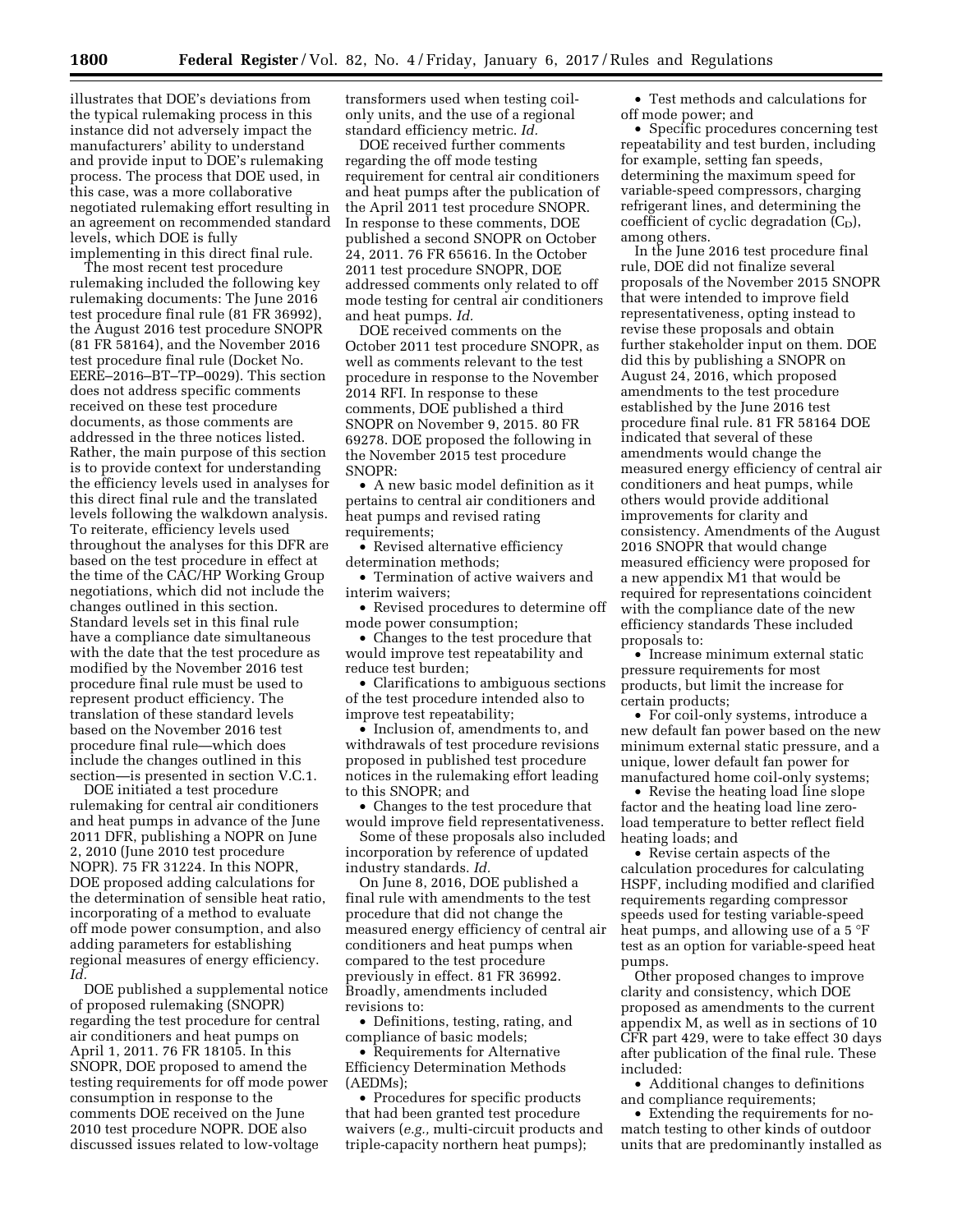illustrates that DOE's deviations from the typical rulemaking process in this instance did not adversely impact the manufacturers' ability to understand and provide input to DOE's rulemaking process. The process that DOE used, in this case, was a more collaborative negotiated rulemaking effort resulting in an agreement on recommended standard levels, which DOE is fully implementing in this direct final rule.

The most recent test procedure rulemaking included the following key rulemaking documents: The June 2016 test procedure final rule (81 FR 36992), the August 2016 test procedure SNOPR (81 FR 58164), and the November 2016 test procedure final rule (Docket No. EERE–2016–BT–TP–0029). This section does not address specific comments received on these test procedure documents, as those comments are addressed in the three notices listed. Rather, the main purpose of this section is to provide context for understanding the efficiency levels used in analyses for this direct final rule and the translated levels following the walkdown analysis. To reiterate, efficiency levels used throughout the analyses for this DFR are based on the test procedure in effect at the time of the CAC/HP Working Group negotiations, which did not include the changes outlined in this section. Standard levels set in this final rule have a compliance date simultaneous with the date that the test procedure as modified by the November 2016 test procedure final rule must be used to represent product efficiency. The translation of these standard levels based on the November 2016 test procedure final rule—which does include the changes outlined in this section—is presented in section V.C.1.

DOE initiated a test procedure rulemaking for central air conditioners and heat pumps in advance of the June 2011 DFR, publishing a NOPR on June 2, 2010 (June 2010 test procedure NOPR). 75 FR 31224. In this NOPR, DOE proposed adding calculations for the determination of sensible heat ratio, incorporating of a method to evaluate off mode power consumption, and also adding parameters for establishing regional measures of energy efficiency. *Id.*

DOE published a supplemental notice of proposed rulemaking (SNOPR) regarding the test procedure for central air conditioners and heat pumps on April 1, 2011. 76 FR 18105. In this SNOPR, DOE proposed to amend the testing requirements for off mode power consumption in response to the comments DOE received on the June 2010 test procedure NOPR. DOE also discussed issues related to low-voltage transformers used when testing coil-only units, and the use of a regional standard efficiency metric. *Id.*

DOE received further comments regarding the off mode testing requirement for central air conditioners and heat pumps after the publication of the April 2011 test procedure SNOPR. In response to these comments, DOE published a second SNOPR on October 24, 2011. 76 FR 65616. In the October 2011 test procedure SNOPR, DOE addressed comments only related to off mode testing for central air conditioners and heat pumps. *Id.*

DOE received comments on the October 2011 test procedure SNOPR, as well as comments relevant to the test procedure in response to the November 2014 RFI. In response to these comments, DOE published a third SNOPR on November 9, 2015. 80 FR 69278. DOE proposed the following in the November 2015 test procedure SNOPR:

- A new basic model definition as it pertains to central air conditioners and heat pumps and revised rating requirements;
- Revised alternative efficiency determination methods;
- Termination of active waivers and interim waivers;
- Revised procedures to determine off mode power consumption;
- Changes to the test procedure that would improve test repeatability and reduce test burden;
- Clarifications to ambiguous sections of the test procedure intended also to improve test repeatability;
- Inclusion of, amendments to, and withdrawals of test procedure revisions proposed in published test procedure notices in the rulemaking effort leading to this SNOPR; and
- Changes to the test procedure that would improve field representativeness.

Some of these proposals also included incorporation by reference of updated industry standards. *Id.*

On June 8, 2016, DOE published a final rule with amendments to the test procedure that did not change the measured energy efficiency of central air conditioners and heat pumps when compared to the test procedure previously in effect. 81 FR 36992. Broadly, amendments included revisions to:

- Definitions, testing, rating, and compliance of basic models;
- Requirements for Alternative Efficiency Determination Methods (AEDMs);
- Procedures for specific products that had been granted test procedure waivers (*e.g.,* multi-circuit products and triple-capacity northern heat pumps);
- Test methods and calculations for off mode power; and
- Specific procedures concerning test repeatability and test burden, including for example, setting fan speeds, determining the maximum speed for variable-speed compressors, charging refrigerant lines, and determining the coefficient of cyclic degradation ($C_D$), among others.

In the June 2016 test procedure final rule, DOE did not finalize several proposals of the November 2015 SNOPR that were intended to improve field representativeness, opting instead to revise these proposals and obtain further stakeholder input on them. DOE did this by publishing a SNOPR on August 24, 2016, which proposed amendments to the test procedure established by the June 2016 test procedure final rule. 81 FR 58164 DOE indicated that several of these amendments would change the measured energy efficiency of central air conditioners and heat pumps, while others would provide additional improvements for clarity and consistency. Amendments of the August 2016 SNOPR that would change measured efficiency were proposed for a new appendix M1 that would be required for representations coincident with the compliance date of the new efficiency standards These included proposals to:

- Increase minimum external static pressure requirements for most products, but limit the increase for certain products;
- For coil-only systems, introduce a new default fan power based on the new minimum external static pressure, and a unique, lower default fan power for manufactured home coil-only systems;
- Revise the heating load line slope factor and the heating load line zero-load temperature to better reflect field heating loads; and
- Revise certain aspects of the calculation procedures for calculating HSPF, including modified and clarified requirements regarding compressor speeds used for testing variable-speed heat pumps, and allowing use of a 5 °F test as an option for variable-speed heat pumps.

Other proposed changes to improve clarity and consistency, which DOE proposed as amendments to the current appendix M, as well as in sections of 10 CFR part 429, were to take effect 30 days after publication of the final rule. These included:

- Additional changes to definitions and compliance requirements;
- Extending the requirements for no-match testing to other kinds of outdoor units that are predominantly installed as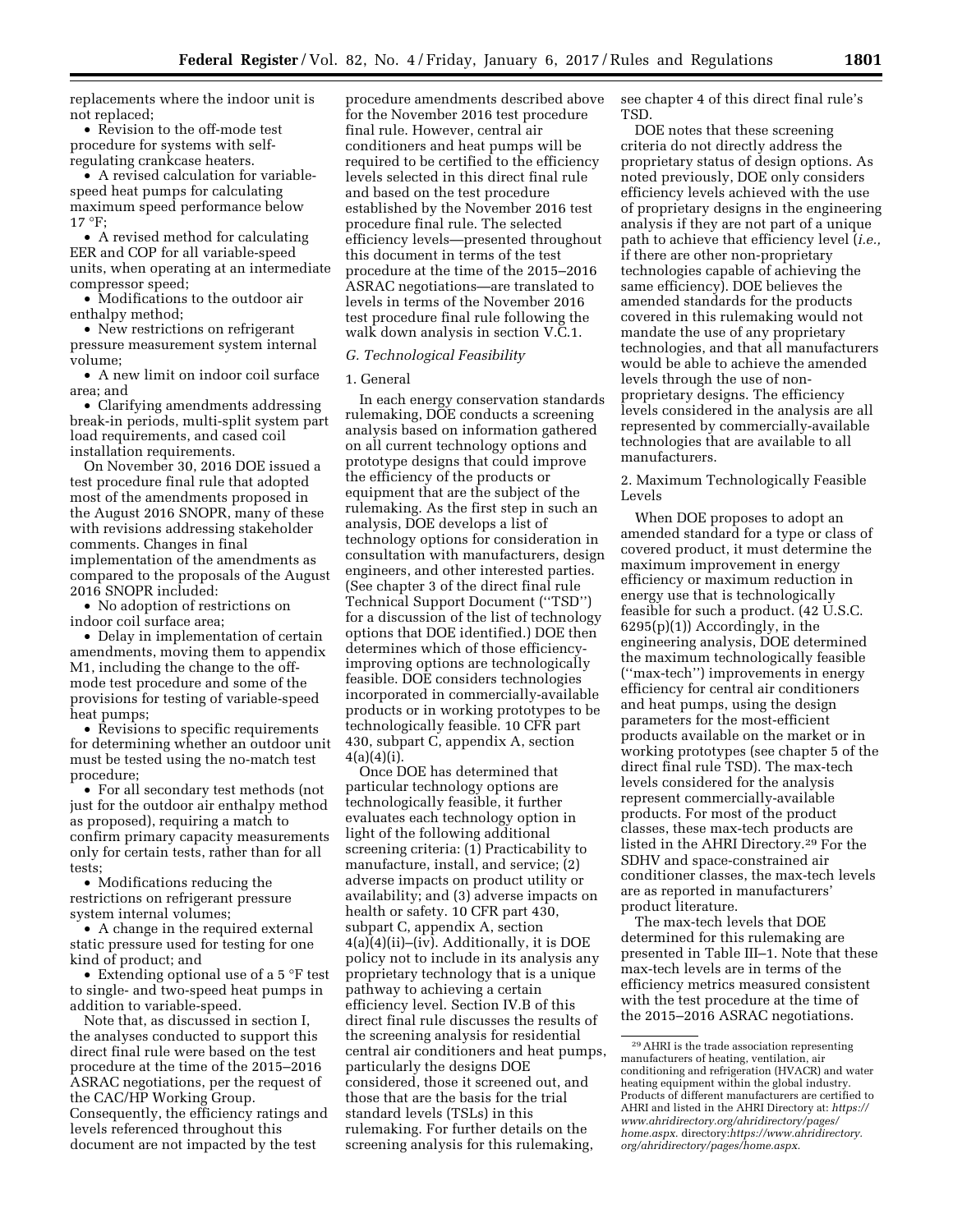replacements where the indoor unit is not replaced;

• Revision to the off-mode test procedure for systems with self-regulating crankcase heaters.

• A revised calculation for variable-speed heat pumps for calculating maximum speed performance below 17 °F;

• A revised method for calculating EER and COP for all variable-speed units, when operating at an intermediate compressor speed;

• Modifications to the outdoor air enthalpy method;

• New restrictions on refrigerant pressure measurement system internal volume;

• A new limit on indoor coil surface area; and

• Clarifying amendments addressing break-in periods, multi-split system part load requirements, and cased coil installation requirements.

On November 30, 2016 DOE issued a test procedure final rule that adopted most of the amendments proposed in the August 2016 SNOPR, many of these with revisions addressing stakeholder comments. Changes in final implementation of the amendments as compared to the proposals of the August 2016 SNOPR included:

• No adoption of restrictions on indoor coil surface area;

• Delay in implementation of certain amendments, moving them to appendix M1, including the change to the off-mode test procedure and some of the provisions for testing of variable-speed heat pumps;

• Revisions to specific requirements for determining whether an outdoor unit must be tested using the no-match test procedure;

• For all secondary test methods (not just for the outdoor air enthalpy method as proposed), requiring a match to confirm primary capacity measurements only for certain tests, rather than for all tests;

• Modifications reducing the restrictions on refrigerant pressure system internal volumes;

• A change in the required external static pressure used for testing for one kind of product; and

• Extending optional use of a 5 °F test to single- and two-speed heat pumps in addition to variable-speed.

Note that, as discussed in section I, the analyses conducted to support this direct final rule were based on the test procedure at the time of the 2015–2016 ASRAC negotiations, per the request of the CAC/HP Working Group. Consequently, the efficiency ratings and levels referenced throughout this document are not impacted by the test procedure amendments described above for the November 2016 test procedure final rule. However, central air conditioners and heat pumps will be required to be certified to the efficiency levels selected in this direct final rule and based on the test procedure established by the November 2016 test procedure final rule. The selected efficiency levels—presented throughout this document in terms of the test procedure at the time of the 2015–2016 ASRAC negotiations—are translated to levels in terms of the November 2016 test procedure final rule following the walk down analysis in section V.C.1.

## G. Technological Feasibility

### 1. General

In each energy conservation standards rulemaking, DOE conducts a screening analysis based on information gathered on all current technology options and prototype designs that could improve the efficiency of the products or equipment that are the subject of the rulemaking. As the first step in such an analysis, DOE develops a list of technology options for consideration in consultation with manufacturers, design engineers, and other interested parties. (See chapter 3 of the direct final rule Technical Support Document (''TSD'') for a discussion of the list of technology options that DOE identified.) DOE then determines which of those efficiency-improving options are technologically feasible. DOE considers technologies incorporated in commercially-available products or in working prototypes to be technologically feasible. 10 CFR part 430, subpart C, appendix A, section 4(a)(4)(i).

Once DOE has determined that particular technology options are technologically feasible, it further evaluates each technology option in light of the following additional screening criteria: (1) Practicability to manufacture, install, and service; (2) adverse impacts on product utility or availability; and (3) adverse impacts on health or safety. 10 CFR part 430, subpart C, appendix A, section 4(a)(4)(ii)–(iv). Additionally, it is DOE policy not to include in its analysis any proprietary technology that is a unique pathway to achieving a certain efficiency level. Section IV.B of this direct final rule discusses the results of the screening analysis for residential central air conditioners and heat pumps, particularly the designs DOE considered, those it screened out, and those that are the basis for the trial standard levels (TSLs) in this rulemaking. For further details on the screening analysis for this rulemaking, see chapter 4 of this direct final rule's TSD.

DOE notes that these screening criteria do not directly address the proprietary status of design options. As noted previously, DOE only considers efficiency levels achieved with the use of proprietary designs in the engineering analysis if they are not part of a unique path to achieve that efficiency level (*i.e.,* if there are other non-proprietary technologies capable of achieving the same efficiency). DOE believes the amended standards for the products covered in this rulemaking would not mandate the use of any proprietary technologies, and that all manufacturers would be able to achieve the amended levels through the use of non-proprietary designs. The efficiency levels considered in the analysis are all represented by commercially-available technologies that are available to all manufacturers.

### 2. Maximum Technologically Feasible Levels

When DOE proposes to adopt an amended standard for a type or class of covered product, it must determine the maximum improvement in energy efficiency or maximum reduction in energy use that is technologically feasible for such a product. (42 U.S.C. 6295(p)(1)) Accordingly, in the engineering analysis, DOE determined the maximum technologically feasible (''max-tech'') improvements in energy efficiency for central air conditioners and heat pumps, using the design parameters for the most-efficient products available on the market or in working prototypes (see chapter 5 of the direct final rule TSD). The max-tech levels considered for the analysis represent commercially-available products. For most of the product classes, these max-tech products are listed in the AHRI Directory.[29] For the SDHV and space-constrained air conditioner classes, the max-tech levels are as reported in manufacturers' product literature.

The max-tech levels that DOE determined for this rulemaking are presented in Table III–1. Note that these max-tech levels are in terms of the efficiency metrics measured consistent with the test procedure at the time of the 2015–2016 ASRAC negotiations.

[29] AHRI is the trade association representing manufacturers of heating, ventilation, air conditioning and refrigeration (HVACR) and water heating equipment within the global industry. Products of different manufacturers are certified to AHRI and listed in the AHRI Directory at: *https://www.ahridirectory.org/ahridirectory/pages/home.aspx.* directory:*https://www.ahridirectory.org/ahridirectory/pages/home.aspx.*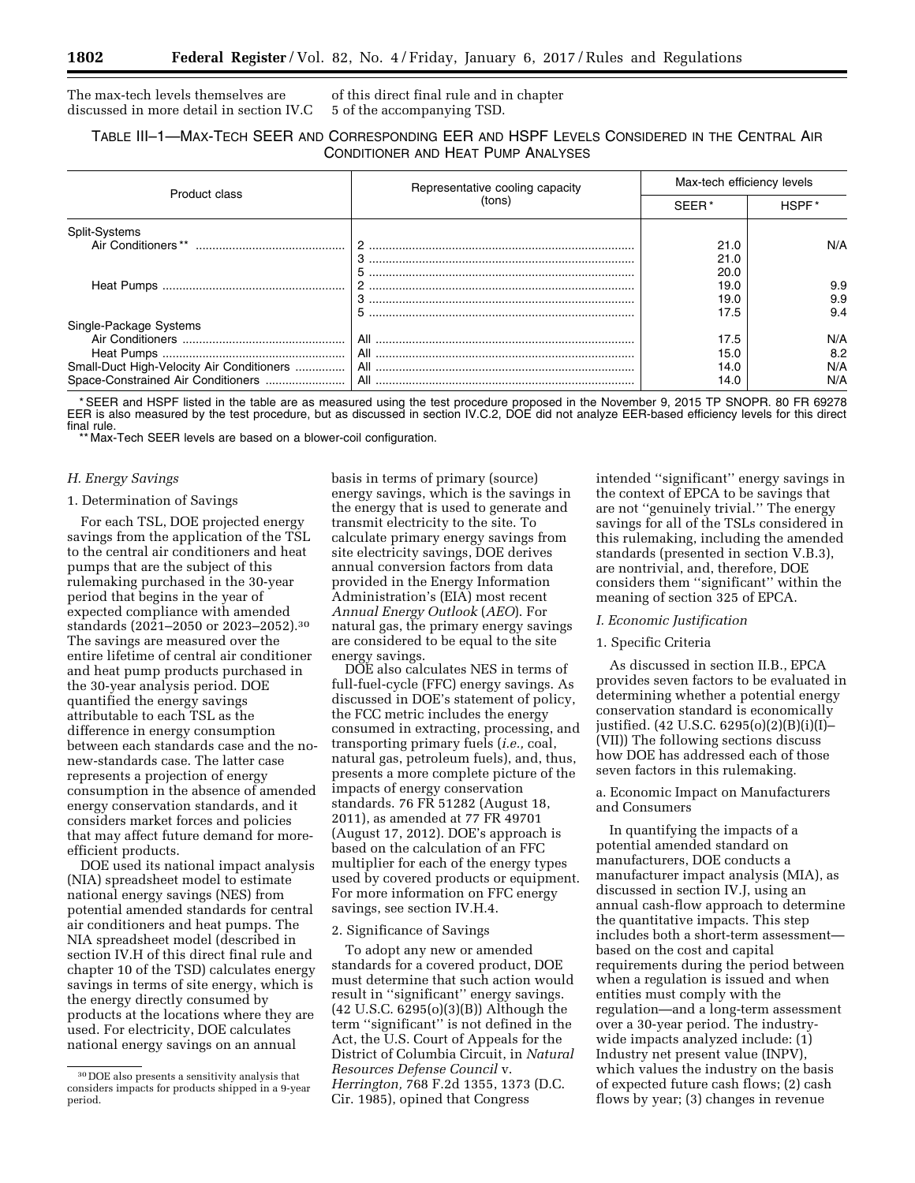The max-tech levels themselves are discussed in more detail in section IV.C of this direct final rule and in chapter 5 of the accompanying TSD.

TABLE III–1—MAX-TECH SEER AND CORRESPONDING EER AND HSPF LEVELS CONSIDERED IN THE CENTRAL AIR CONDITIONER AND HEAT PUMP ANALYSES

| Product class | Representative cooling capacity (tons) | Max-tech efficiency levels | |
|---|---|---|---|
| | | SEER* | HSPF* |
| Split-Systems | | | |
| Air Conditioners** | 2 | 21.0 | N/A |
| | 3 | 21.0 | |
| | 5 | 20.0 | |
| Heat Pumps | 2 | 19.0 | 9.9 |
| | 3 | 19.0 | 9.9 |
| | 5 | 17.5 | 9.4 |
| Single-Package Systems | | | |
| Air Conditioners | All | 17.5 | N/A |
| Heat Pumps | All | 15.0 | 8.2 |
| Small-Duct High-Velocity Air Conditioners | All | 14.0 | N/A |
| Space-Constrained Air Conditioners | All | 14.0 | N/A |

* SEER and HSPF listed in the table are as measured using the test procedure proposed in the November 9, 2015 TP SNOPR. 80 FR 69278 EER is also measured by the test procedure, but as discussed in section IV.C.2, DOE did not analyze EER-based efficiency levels for this direct final rule.

** Max-Tech SEER levels are based on a blower-coil configuration.

## H. Energy Savings

### 1. Determination of Savings

For each TSL, DOE projected energy savings from the application of the TSL to the central air conditioners and heat pumps that are the subject of this rulemaking purchased in the 30-year period that begins in the year of expected compliance with amended standards (2021–2050 or 2023–2052).[30] The savings are measured over the entire lifetime of central air conditioner and heat pump products purchased in the 30-year analysis period. DOE quantified the energy savings attributable to each TSL as the difference in energy consumption between each standards case and the no-new-standards case. The latter case represents a projection of energy consumption in the absence of amended energy conservation standards, and it considers market forces and policies that may affect future demand for more-efficient products.

DOE used its national impact analysis (NIA) spreadsheet model to estimate national energy savings (NES) from potential amended standards for central air conditioners and heat pumps. The NIA spreadsheet model (described in section IV.H of this direct final rule and chapter 10 of the TSD) calculates energy savings in terms of site energy, which is the energy directly consumed by products at the locations where they are used. For electricity, DOE calculates national energy savings on an annual basis in terms of primary (source) energy savings, which is the savings in the energy that is used to generate and transmit electricity to the site. To calculate primary energy savings from site electricity savings, DOE derives annual conversion factors from data provided in the Energy Information Administration's (EIA) most recent *Annual Energy Outlook* (*AEO*). For natural gas, the primary energy savings are considered to be equal to the site energy savings.

DOE also calculates NES in terms of full-fuel-cycle (FFC) energy savings. As discussed in DOE's statement of policy, the FCC metric includes the energy consumed in extracting, processing, and transporting primary fuels (*i.e.,* coal, natural gas, petroleum fuels), and, thus, presents a more complete picture of the impacts of energy conservation standards. 76 FR 51282 (August 18, 2011), as amended at 77 FR 49701 (August 17, 2012). DOE's approach is based on the calculation of an FFC multiplier for each of the energy types used by covered products or equipment. For more information on FFC energy savings, see section IV.H.4.

### 2. Significance of Savings

To adopt any new or amended standards for a covered product, DOE must determine that such action would result in "significant" energy savings. (42 U.S.C. 6295(o)(3)(B)) Although the term "significant" is not defined in the Act, the U.S. Court of Appeals for the District of Columbia Circuit, in *Natural Resources Defense Council* v. *Herrington,* 768 F.2d 1355, 1373 (D.C. Cir. 1985), opined that Congress intended "significant" energy savings in the context of EPCA to be savings that are not "genuinely trivial." The energy savings for all of the TSLs considered in this rulemaking, including the amended standards (presented in section V.B.3), are nontrivial, and, therefore, DOE considers them "significant" within the meaning of section 325 of EPCA.

## I. Economic Justification

### 1. Specific Criteria

As discussed in section II.B., EPCA provides seven factors to be evaluated in determining whether a potential energy conservation standard is economically justified. (42 U.S.C. 6295(o)(2)(B)(i)(I)–(VII)) The following sections discuss how DOE has addressed each of those seven factors in this rulemaking.

#### a. Economic Impact on Manufacturers and Consumers

In quantifying the impacts of a potential amended standard on manufacturers, DOE conducts a manufacturer impact analysis (MIA), as discussed in section IV.J, using an annual cash-flow approach to determine the quantitative impacts. This step includes both a short-term assessment—based on the cost and capital requirements during the period between when a regulation is issued and when entities must comply with the regulation—and a long-term assessment over a 30-year period. The industry-wide impacts analyzed include: (1) Industry net present value (INPV), which values the industry on the basis of expected future cash flows; (2) cash flows by year; (3) changes in revenue

[30] DOE also presents a sensitivity analysis that considers impacts for products shipped in a 9-year period.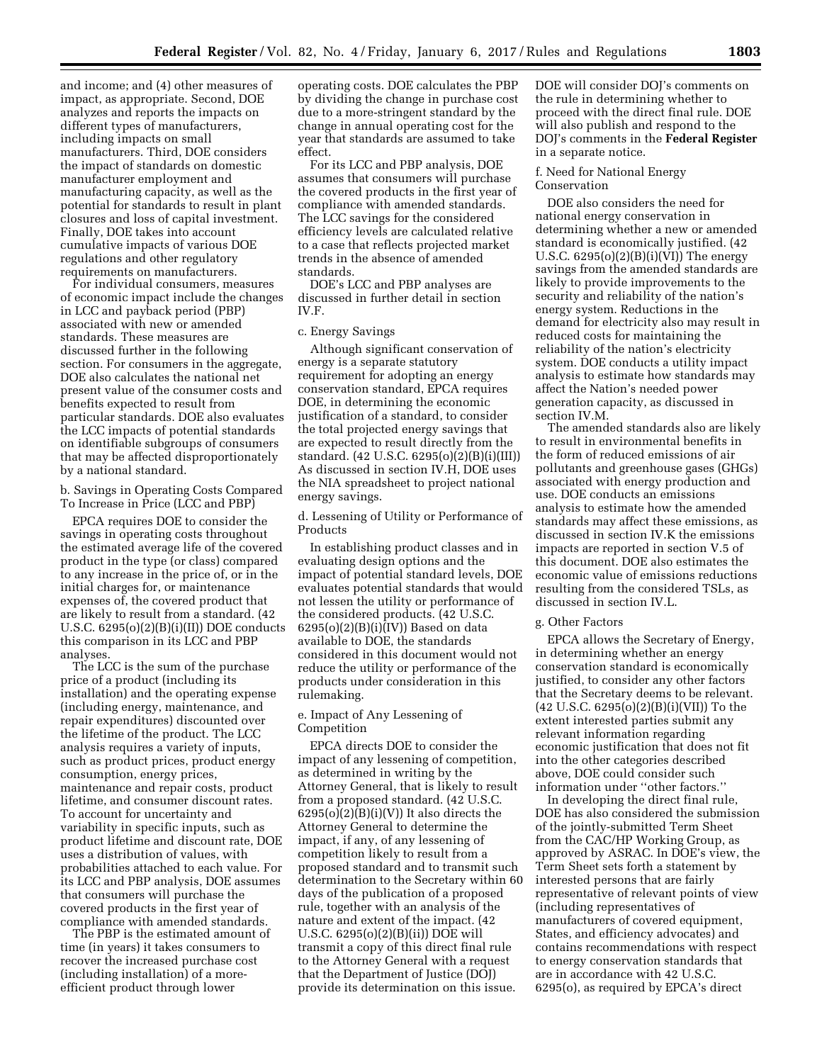and income; and (4) other measures of impact, as appropriate. Second, DOE analyzes and reports the impacts on different types of manufacturers, including impacts on small manufacturers. Third, DOE considers the impact of standards on domestic manufacturer employment and manufacturing capacity, as well as the potential for standards to result in plant closures and loss of capital investment. Finally, DOE takes into account cumulative impacts of various DOE regulations and other regulatory requirements on manufacturers.

For individual consumers, measures of economic impact include the changes in LCC and payback period (PBP) associated with new or amended standards. These measures are discussed further in the following section. For consumers in the aggregate, DOE also calculates the national net present value of the consumer costs and benefits expected to result from particular standards. DOE also evaluates the LCC impacts of potential standards on identifiable subgroups of consumers that may be affected disproportionately by a national standard.

b. Savings in Operating Costs Compared To Increase in Price (LCC and PBP)

EPCA requires DOE to consider the savings in operating costs throughout the estimated average life of the covered product in the type (or class) compared to any increase in the price of, or in the initial charges for, or maintenance expenses of, the covered product that are likely to result from a standard. (42 U.S.C. 6295(o)(2)(B)(i)(II)) DOE conducts this comparison in its LCC and PBP analyses.

The LCC is the sum of the purchase price of a product (including its installation) and the operating expense (including energy, maintenance, and repair expenditures) discounted over the lifetime of the product. The LCC analysis requires a variety of inputs, such as product prices, product energy consumption, energy prices, maintenance and repair costs, product lifetime, and consumer discount rates. To account for uncertainty and variability in specific inputs, such as product lifetime and discount rate, DOE uses a distribution of values, with probabilities attached to each value. For its LCC and PBP analysis, DOE assumes that consumers will purchase the covered products in the first year of compliance with amended standards.

The PBP is the estimated amount of time (in years) it takes consumers to recover the increased purchase cost (including installation) of a more-efficient product through lower operating costs. DOE calculates the PBP by dividing the change in purchase cost due to a more-stringent standard by the change in annual operating cost for the year that standards are assumed to take effect.

For its LCC and PBP analysis, DOE assumes that consumers will purchase the covered products in the first year of compliance with amended standards. The LCC savings for the considered efficiency levels are calculated relative to a case that reflects projected market trends in the absence of amended standards.

DOE's LCC and PBP analyses are discussed in further detail in section IV.F.

c. Energy Savings

Although significant conservation of energy is a separate statutory requirement for adopting an energy conservation standard, EPCA requires DOE, in determining the economic justification of a standard, to consider the total projected energy savings that are expected to result directly from the standard. (42 U.S.C. 6295(o)(2)(B)(i)(III)) As discussed in section IV.H, DOE uses the NIA spreadsheet to project national energy savings.

d. Lessening of Utility or Performance of Products

In establishing product classes and in evaluating design options and the impact of potential standard levels, DOE evaluates potential standards that would not lessen the utility or performance of the considered products. (42 U.S.C. 6295(o)(2)(B)(i)(IV)) Based on data available to DOE, the standards considered in this document would not reduce the utility or performance of the products under consideration in this rulemaking.

e. Impact of Any Lessening of Competition

EPCA directs DOE to consider the impact of any lessening of competition, as determined in writing by the Attorney General, that is likely to result from a proposed standard. (42 U.S.C. 6295(o)(2)(B)(i)(V)) It also directs the Attorney General to determine the impact, if any, of any lessening of competition likely to result from a proposed standard and to transmit such determination to the Secretary within 60 days of the publication of a proposed rule, together with an analysis of the nature and extent of the impact. (42 U.S.C. 6295(o)(2)(B)(ii)) DOE will transmit a copy of this direct final rule to the Attorney General with a request that the Department of Justice (DOJ) provide its determination on this issue. DOE will consider DOJ's comments on the rule in determining whether to proceed with the direct final rule. DOE will also publish and respond to the DOJ's comments in the **Federal Register** in a separate notice.

f. Need for National Energy Conservation

DOE also considers the need for national energy conservation in determining whether a new or amended standard is economically justified. (42 U.S.C. 6295(o)(2)(B)(i)(VI)) The energy savings from the amended standards are likely to provide improvements to the security and reliability of the nation's energy system. Reductions in the demand for electricity also may result in reduced costs for maintaining the reliability of the nation's electricity system. DOE conducts a utility impact analysis to estimate how standards may affect the Nation's needed power generation capacity, as discussed in section IV.M.

The amended standards also are likely to result in environmental benefits in the form of reduced emissions of air pollutants and greenhouse gases (GHGs) associated with energy production and use. DOE conducts an emissions analysis to estimate how the amended standards may affect these emissions, as discussed in section IV.K the emissions impacts are reported in section V.5 of this document. DOE also estimates the economic value of emissions reductions resulting from the considered TSLs, as discussed in section IV.L.

g. Other Factors

EPCA allows the Secretary of Energy, in determining whether an energy conservation standard is economically justified, to consider any other factors that the Secretary deems to be relevant. (42 U.S.C. 6295(o)(2)(B)(i)(VII)) To the extent interested parties submit any relevant information regarding economic justification that does not fit into the other categories described above, DOE could consider such information under ''other factors.''

In developing the direct final rule, DOE has also considered the submission of the jointly-submitted Term Sheet from the CAC/HP Working Group, as approved by ASRAC. In DOE's view, the Term Sheet sets forth a statement by interested persons that are fairly representative of relevant points of view (including representatives of manufacturers of covered equipment, States, and efficiency advocates) and contains recommendations with respect to energy conservation standards that are in accordance with 42 U.S.C. 6295(o), as required by EPCA's direct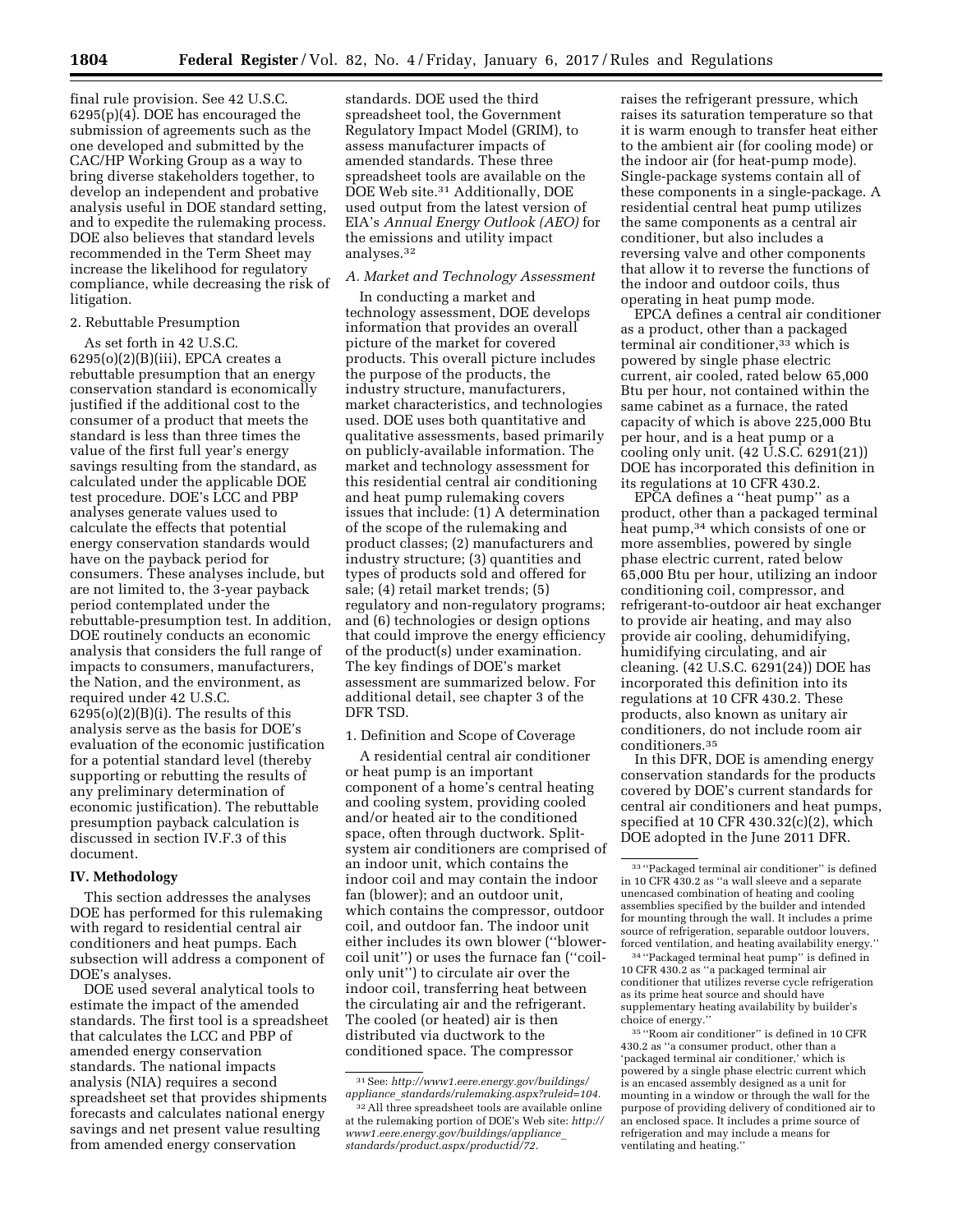final rule provision. See 42 U.S.C. 6295(p)(4). DOE has encouraged the submission of agreements such as the one developed and submitted by the CAC/HP Working Group as a way to bring diverse stakeholders together, to develop an independent and probative analysis useful in DOE standard setting, and to expedite the rulemaking process. DOE also believes that standard levels recommended in the Term Sheet may increase the likelihood for regulatory compliance, while decreasing the risk of litigation.

2. Rebuttable Presumption

As set forth in 42 U.S.C. 6295(o)(2)(B)(iii), EPCA creates a rebuttable presumption that an energy conservation standard is economically justified if the additional cost to the consumer of a product that meets the standard is less than three times the value of the first full year's energy savings resulting from the standard, as calculated under the applicable DOE test procedure. DOE's LCC and PBP analyses generate values used to calculate the effects that potential energy conservation standards would have on the payback period for consumers. These analyses include, but are not limited to, the 3-year payback period contemplated under the rebuttable-presumption test. In addition, DOE routinely conducts an economic analysis that considers the full range of impacts to consumers, manufacturers, the Nation, and the environment, as required under 42 U.S.C. 6295(o)(2)(B)(i). The results of this analysis serve as the basis for DOE's evaluation of the economic justification for a potential standard level (thereby supporting or rebutting the results of any preliminary determination of economic justification). The rebuttable presumption payback calculation is discussed in section IV.F.3 of this document.

## IV. Methodology

This section addresses the analyses DOE has performed for this rulemaking with regard to residential central air conditioners and heat pumps. Each subsection will address a component of DOE's analyses.

DOE used several analytical tools to estimate the impact of the amended standards. The first tool is a spreadsheet that calculates the LCC and PBP of amended energy conservation standards. The national impacts analysis (NIA) requires a second spreadsheet set that provides shipments forecasts and calculates national energy savings and net present value resulting from amended energy conservation standards. DOE used the third spreadsheet tool, the Government Regulatory Impact Model (GRIM), to assess manufacturer impacts of amended standards. These three spreadsheet tools are available on the DOE Web site.[31] Additionally, DOE used output from the latest version of EIA's *Annual Energy Outlook (AEO)* for the emissions and utility impact analyses.[32]

### *A. Market and Technology Assessment*

In conducting a market and technology assessment, DOE develops information that provides an overall picture of the market for covered products. This overall picture includes the purpose of the products, the industry structure, manufacturers, market characteristics, and technologies used. DOE uses both quantitative and qualitative assessments, based primarily on publicly-available information. The market and technology assessment for this residential central air conditioning and heat pump rulemaking covers issues that include: (1) A determination of the scope of the rulemaking and product classes; (2) manufacturers and industry structure; (3) quantities and types of products sold and offered for sale; (4) retail market trends; (5) regulatory and non-regulatory programs; and (6) technologies or design options that could improve the energy efficiency of the product(s) under examination. The key findings of DOE's market assessment are summarized below. For additional detail, see chapter 3 of the DFR TSD.

1. Definition and Scope of Coverage

A residential central air conditioner or heat pump is an important component of a home's central heating and cooling system, providing cooled and/or heated air to the conditioned space, often through ductwork. Split-system air conditioners are comprised of an indoor unit, which contains the indoor coil and may contain the indoor fan (blower); and an outdoor unit, which contains the compressor, outdoor coil, and outdoor fan. The indoor unit either includes its own blower (''blower-coil unit'') or uses the furnace fan (''coil-only unit'') to circulate air over the indoor coil, transferring heat between the circulating air and the refrigerant. The cooled (or heated) air is then distributed via ductwork to the conditioned space. The compressor raises the refrigerant pressure, which raises its saturation temperature so that it is warm enough to transfer heat either to the ambient air (for cooling mode) or the indoor air (for heat-pump mode). Single-package systems contain all of these components in a single-package. A residential central heat pump utilizes the same components as a central air conditioner, but also includes a reversing valve and other components that allow it to reverse the functions of the indoor and outdoor coils, thus operating in heat pump mode.

EPCA defines a central air conditioner as a product, other than a packaged terminal air conditioner,[33] which is powered by single phase electric current, air cooled, rated below 65,000 Btu per hour, not contained within the same cabinet as a furnace, the rated capacity of which is above 225,000 Btu per hour, and is a heat pump or a cooling only unit. (42 U.S.C. 6291(21)) DOE has incorporated this definition in its regulations at 10 CFR 430.2.

EPCA defines a ''heat pump'' as a product, other than a packaged terminal heat pump,[34] which consists of one or more assemblies, powered by single phase electric current, rated below 65,000 Btu per hour, utilizing an indoor conditioning coil, compressor, and refrigerant-to-outdoor air heat exchanger to provide air heating, and may also provide air cooling, dehumidifying, humidifying circulating, and air cleaning. (42 U.S.C. 6291(24)) DOE has incorporated this definition into its regulations at 10 CFR 430.2. These products, also known as unitary air conditioners, do not include room air conditioners.[35]

In this DFR, DOE is amending energy conservation standards for the products covered by DOE's current standards for central air conditioners and heat pumps, specified at 10 CFR 430.32(c)(2), which DOE adopted in the June 2011 DFR.

---

[31] See: *http://www1.eere.energy.gov/buildings/appliance_standards/rulemaking.aspx?ruleid=104.*

[32] All three spreadsheet tools are available online at the rulemaking portion of DOE's Web site: *http://www1.eere.energy.gov/buildings/appliance_standards/product.aspx/productid/72.*

[33] ''Packaged terminal air conditioner'' is defined in 10 CFR 430.2 as ''a wall sleeve and a separate unencased combination of heating and cooling assemblies specified by the builder and intended for mounting through the wall. It includes a prime source of refrigeration, separable outdoor louvers, forced ventilation, and heating availability energy.''

[34] ''Packaged terminal heat pump'' is defined in 10 CFR 430.2 as ''a packaged terminal air conditioner that utilizes reverse cycle refrigeration as its prime heat source and should have supplementary heating availability by builder's choice of energy.''

[35] ''Room air conditioner'' is defined in 10 CFR 430.2 as ''a consumer product, other than a 'packaged terminal air conditioner,' which is powered by a single phase electric current which is an encased assembly designed as a unit for mounting in a window or through the wall for the purpose of providing delivery of conditioned air to an enclosed space. It includes a prime source of refrigeration and may include a means for ventilating and heating.''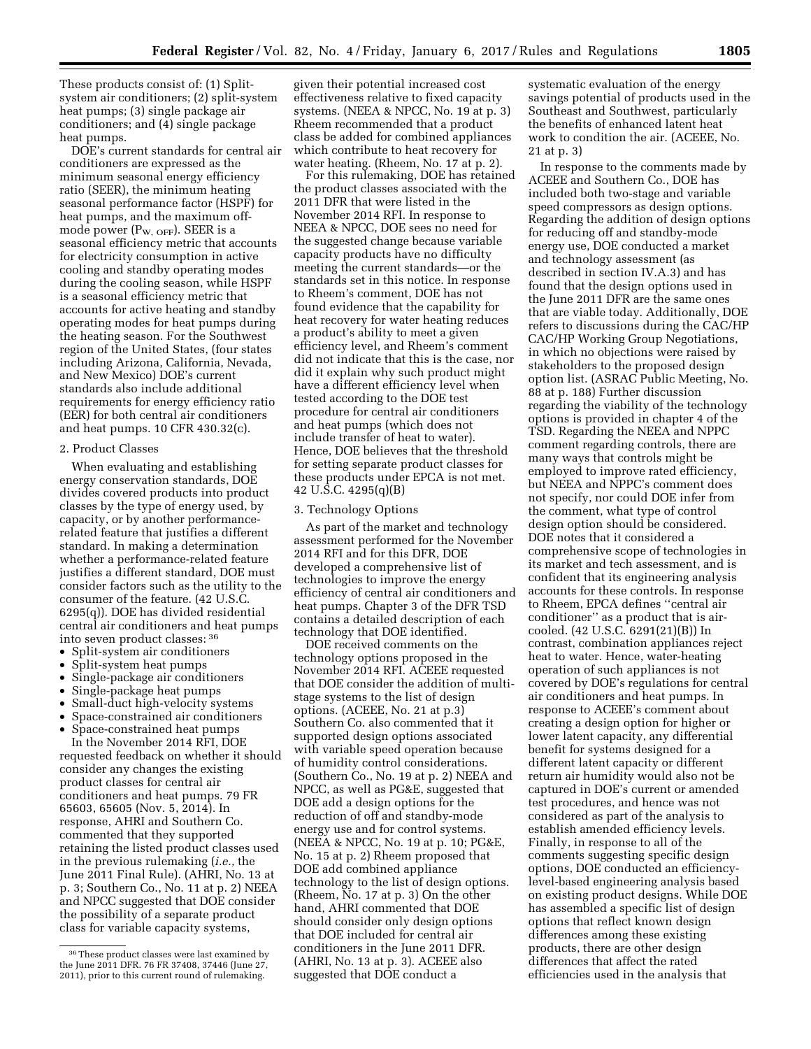These products consist of: (1) Split-system air conditioners; (2) split-system heat pumps; (3) single package air conditioners; and (4) single package heat pumps.

DOE's current standards for central air conditioners are expressed as the minimum seasonal energy efficiency ratio (SEER), the minimum heating seasonal performance factor (HSPF) for heat pumps, and the maximum off-mode power ($P_{W,\ OFF}$). SEER is a seasonal efficiency metric that accounts for electricity consumption in active cooling and standby operating modes during the cooling season, while HSPF is a seasonal efficiency metric that accounts for active heating and standby operating modes for heat pumps during the heating season. For the Southwest region of the United States, (four states including Arizona, California, Nevada, and New Mexico) DOE's current standards also include additional requirements for energy efficiency ratio (EER) for both central air conditioners and heat pumps. 10 CFR 430.32(c).

### 2. Product Classes

When evaluating and establishing energy conservation standards, DOE divides covered products into product classes by the type of energy used, by capacity, or by another performance-related feature that justifies a different standard. In making a determination whether a performance-related feature justifies a different standard, DOE must consider factors such as the utility to the consumer of the feature. (42 U.S.C. 6295(q)). DOE has divided residential central air conditioners and heat pumps into seven product classes:[36]

- Split-system air conditioners
- Split-system heat pumps
- Single-package air conditioners
- Single-package heat pumps
- Small-duct high-velocity systems
- Space-constrained air conditioners
- Space-constrained heat pumps

In the November 2014 RFI, DOE requested feedback on whether it should consider any changes the existing product classes for central air conditioners and heat pumps. 79 FR 65603, 65605 (Nov. 5, 2014). In response, AHRI and Southern Co. commented that they supported retaining the listed product classes used in the previous rulemaking (*i.e.,* the June 2011 Final Rule). (AHRI, No. 13 at p. 3; Southern Co., No. 11 at p. 2) NEEA and NPCC suggested that DOE consider the possibility of a separate product class for variable capacity systems, given their potential increased cost effectiveness relative to fixed capacity systems. (NEEA & NPCC, No. 19 at p. 3) Rheem recommended that a product class be added for combined appliances which contribute to heat recovery for water heating. (Rheem, No. 17 at p. 2).

For this rulemaking, DOE has retained the product classes associated with the 2011 DFR that were listed in the November 2014 RFI. In response to NEEA & NPCC, DOE sees no need for the suggested change because variable capacity products have no difficulty meeting the current standards—or the standards set in this notice. In response to Rheem's comment, DOE has not found evidence that the capability for heat recovery for water heating reduces a product's ability to meet a given efficiency level, and Rheem's comment did not indicate that this is the case, nor did it explain why such product might have a different efficiency level when tested according to the DOE test procedure for central air conditioners and heat pumps (which does not include transfer of heat to water). Hence, DOE believes that the threshold for setting separate product classes for these products under EPCA is not met. 42 U.S.C. 4295(q)(B)

### 3. Technology Options

As part of the market and technology assessment performed for the November 2014 RFI and for this DFR, DOE developed a comprehensive list of technologies to improve the energy efficiency of central air conditioners and heat pumps. Chapter 3 of the DFR TSD contains a detailed description of each technology that DOE identified.

DOE received comments on the technology options proposed in the November 2014 RFI. ACEEE requested that DOE consider the addition of multi-stage systems to the list of design options. (ACEEE, No. 21 at p.3) Southern Co. also commented that it supported design options associated with variable speed operation because of humidity control considerations. (Southern Co., No. 19 at p. 2) NEEA and NPCC, as well as PG&E, suggested that DOE add a design options for the reduction of off and standby-mode energy use and for control systems. (NEEA & NPCC, No. 19 at p. 10; PG&E, No. 15 at p. 2) Rheem proposed that DOE add combined appliance technology to the list of design options. (Rheem, No. 17 at p. 3) On the other hand, AHRI commented that DOE should consider only design options that DOE included for central air conditioners in the June 2011 DFR. (AHRI, No. 13 at p. 3). ACEEE also suggested that DOE conduct a systematic evaluation of the energy savings potential of products used in the Southeast and Southwest, particularly the benefits of enhanced latent heat work to condition the air. (ACEEE, No. 21 at p. 3)

In response to the comments made by ACEEE and Southern Co., DOE has included both two-stage and variable speed compressors as design options. Regarding the addition of design options for reducing off and standby-mode energy use, DOE conducted a market and technology assessment (as described in section IV.A.3) and has found that the design options used in the June 2011 DFR are the same ones that are viable today. Additionally, DOE refers to discussions during the CAC/HP CAC/HP Working Group Negotiations, in which no objections were raised by stakeholders to the proposed design option list. (ASRAC Public Meeting, No. 88 at p. 188) Further discussion regarding the viability of the technology options is provided in chapter 4 of the TSD. Regarding the NEEA and NPPC comment regarding controls, there are many ways that controls might be employed to improve rated efficiency, but NEEA and NPPC's comment does not specify, nor could DOE infer from the comment, what type of control design option should be considered. DOE notes that it considered a comprehensive scope of technologies in its market and tech assessment, and is confident that its engineering analysis accounts for these controls. In response to Rheem, EPCA defines ''central air conditioner'' as a product that is air-cooled. (42 U.S.C. 6291(21)(B)) In contrast, combination appliances reject heat to water. Hence, water-heating operation of such appliances is not covered by DOE's regulations for central air conditioners and heat pumps. In response to ACEEE's comment about creating a design option for higher or lower latent capacity, any differential benefit for systems designed for a different latent capacity or different return air humidity would also not be captured in DOE's current or amended test procedures, and hence was not considered as part of the analysis to establish amended efficiency levels. Finally, in response to all of the comments suggesting specific design options, DOE conducted an efficiency-level-based engineering analysis based on existing product designs. While DOE has assembled a specific list of design options that reflect known design differences among these existing products, there are other design differences that affect the rated efficiencies used in the analysis that

[36] These product classes were last examined by the June 2011 DFR. 76 FR 37408, 37446 (June 27, 2011), prior to this current round of rulemaking.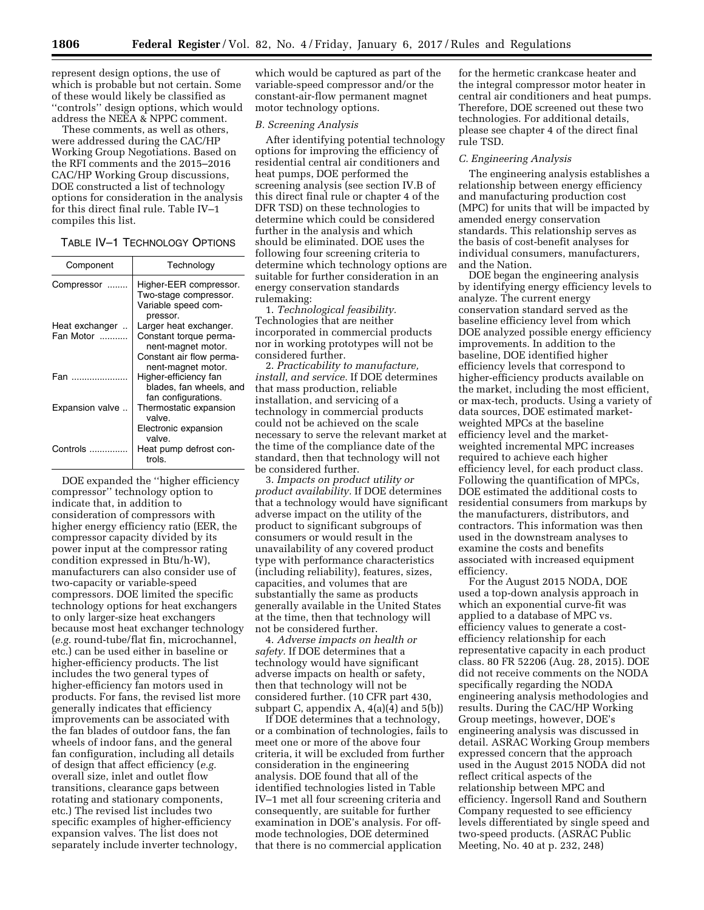represent design options, the use of which is probable but not certain. Some of these would likely be classified as ''controls'' design options, which would address the NEEA & NPPC comment.

These comments, as well as others, were addressed during the CAC/HP Working Group Negotiations. Based on the RFI comments and the 2015–2016 CAC/HP Working Group discussions, DOE constructed a list of technology options for consideration in the analysis for this direct final rule. Table IV–1 compiles this list.

TABLE IV–1 TECHNOLOGY OPTIONS

| Component | Technology |
|---|---|
| Compressor | Higher-EER compressor. Two-stage compressor. Variable speed compressor. |
| Heat exchanger | Larger heat exchanger. |
| Fan Motor | Constant torque permanent-magnet motor. Constant air flow permanent-magnet motor. |
| Fan | Higher-efficiency fan blades, fan wheels, and fan configurations. |
| Expansion valve | Thermostatic expansion valve. Electronic expansion valve. |
| Controls | Heat pump defrost controls. |

DOE expanded the ''higher efficiency compressor'' technology option to indicate that, in addition to consideration of compressors with higher energy efficiency ratio (EER, the compressor capacity divided by its power input at the compressor rating condition expressed in Btu/h-W), manufacturers can also consider use of two-capacity or variable-speed compressors. DOE limited the specific technology options for heat exchangers to only larger-size heat exchangers because most heat exchanger technology (*e.g.* round-tube/flat fin, microchannel, etc.) can be used either in baseline or higher-efficiency products. The list includes the two general types of higher-efficiency fan motors used in products. For fans, the revised list more generally indicates that efficiency improvements can be associated with the fan blades of outdoor fans, the fan wheels of indoor fans, and the general fan configuration, including all details of design that affect efficiency (*e.g.* overall size, inlet and outlet flow transitions, clearance gaps between rotating and stationary components, etc.) The revised list includes two specific examples of higher-efficiency expansion valves. The list does not separately include inverter technology, which would be captured as part of the variable-speed compressor and/or the constant-air-flow permanent magnet motor technology options.

### B. Screening Analysis

After identifying potential technology options for improving the efficiency of residential central air conditioners and heat pumps, DOE performed the screening analysis (see section IV.B of this direct final rule or chapter 4 of the DFR TSD) on these technologies to determine which could be considered further in the analysis and which should be eliminated. DOE uses the following four screening criteria to determine which technology options are suitable for further consideration in an energy conservation standards rulemaking:

1. *Technological feasibility.* Technologies that are neither incorporated in commercial products nor in working prototypes will not be considered further.

2. *Practicability to manufacture, install, and service.* If DOE determines that mass production, reliable installation, and servicing of a technology in commercial products could not be achieved on the scale necessary to serve the relevant market at the time of the compliance date of the standard, then that technology will not be considered further.

3. *Impacts on product utility or product availability.* If DOE determines that a technology would have significant adverse impact on the utility of the product to significant subgroups of consumers or would result in the unavailability of any covered product type with performance characteristics (including reliability), features, sizes, capacities, and volumes that are substantially the same as products generally available in the United States at the time, then that technology will not be considered further.

4. *Adverse impacts on health or safety.* If DOE determines that a technology would have significant adverse impacts on health or safety, then that technology will not be considered further. (10 CFR part 430, subpart C, appendix A, 4(a)(4) and 5(b))

If DOE determines that a technology, or a combination of technologies, fails to meet one or more of the above four criteria, it will be excluded from further consideration in the engineering analysis. DOE found that all of the identified technologies listed in Table IV–1 met all four screening criteria and consequently, are suitable for further examination in DOE's analysis. For off-mode technologies, DOE determined that there is no commercial application for the hermetic crankcase heater and the integral compressor motor heater in central air conditioners and heat pumps. Therefore, DOE screened out these two technologies. For additional details, please see chapter 4 of the direct final rule TSD.

### C. Engineering Analysis

The engineering analysis establishes a relationship between energy efficiency and manufacturing production cost (MPC) for units that will be impacted by amended energy conservation standards. This relationship serves as the basis of cost-benefit analyses for individual consumers, manufacturers, and the Nation.

DOE began the engineering analysis by identifying energy efficiency levels to analyze. The current energy conservation standard served as the baseline efficiency level from which DOE analyzed possible energy efficiency improvements. In addition to the baseline, DOE identified higher efficiency levels that correspond to higher-efficiency products available on the market, including the most efficient, or max-tech, products. Using a variety of data sources, DOE estimated market-weighted MPCs at the baseline efficiency level and the market-weighted incremental MPC increases required to achieve each higher efficiency level, for each product class. Following the quantification of MPCs, DOE estimated the additional costs to residential consumers from markups by the manufacturers, distributors, and contractors. This information was then used in the downstream analyses to examine the costs and benefits associated with increased equipment efficiency.

For the August 2015 NODA, DOE used a top-down analysis approach in which an exponential curve-fit was applied to a database of MPC vs. efficiency values to generate a cost-efficiency relationship for each representative capacity in each product class. 80 FR 52206 (Aug. 28, 2015). DOE did not receive comments on the NODA specifically regarding the NODA engineering analysis methodologies and results. During the CAC/HP Working Group meetings, however, DOE's engineering analysis was discussed in detail. ASRAC Working Group members expressed concern that the approach used in the August 2015 NODA did not reflect critical aspects of the relationship between MPC and efficiency. Ingersoll Rand and Southern Company requested to see efficiency levels differentiated by single speed and two-speed products. (ASRAC Public Meeting, No. 40 at p. 232, 248)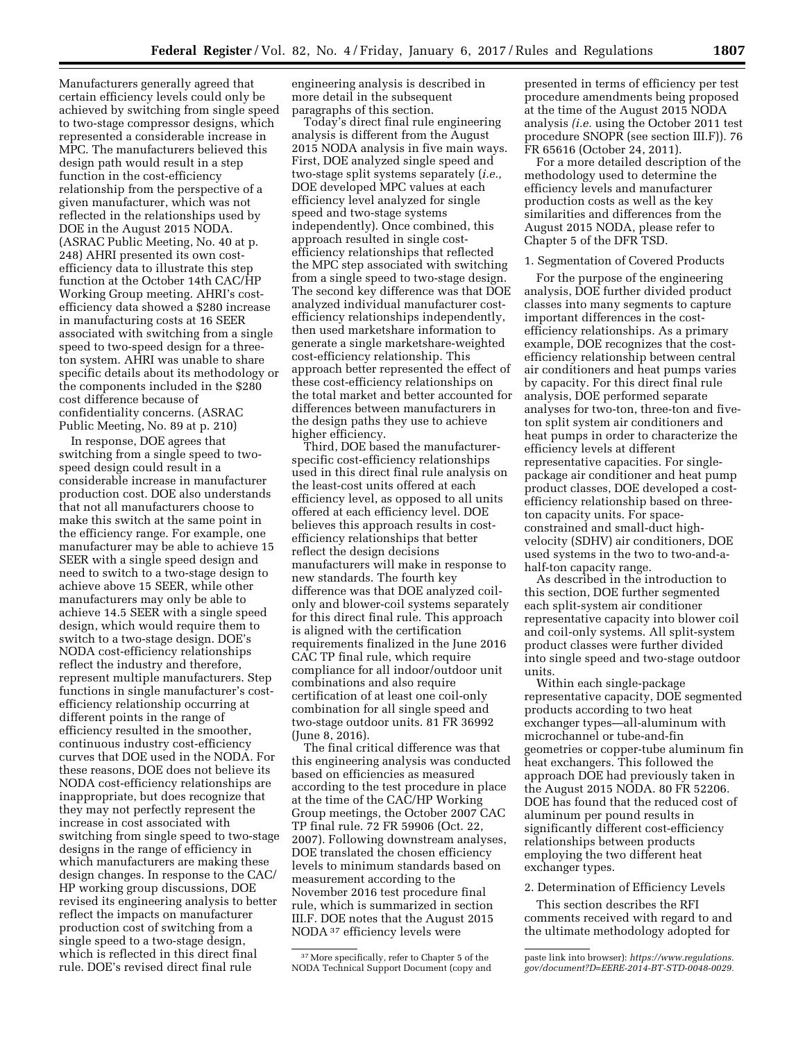Manufacturers generally agreed that certain efficiency levels could only be achieved by switching from single speed to two-stage compressor designs, which represented a considerable increase in MPC. The manufacturers believed this design path would result in a step function in the cost-efficiency relationship from the perspective of a given manufacturer, which was not reflected in the relationships used by DOE in the August 2015 NODA. (ASRAC Public Meeting, No. 40 at p. 248) AHRI presented its own cost-efficiency data to illustrate this step function at the October 14th CAC/HP Working Group meeting. AHRI's cost-efficiency data showed a $280 increase in manufacturing costs at 16 SEER associated with switching from a single speed to two-speed design for a three-ton system. AHRI was unable to share specific details about its methodology or the components included in the $280 cost difference because of confidentiality concerns. (ASRAC Public Meeting, No. 89 at p. 210)

In response, DOE agrees that switching from a single speed to two-speed design could result in a considerable increase in manufacturer production cost. DOE also understands that not all manufacturers choose to make this switch at the same point in the efficiency range. For example, one manufacturer may be able to achieve 15 SEER with a single speed design and need to switch to a two-stage design to achieve above 15 SEER, while other manufacturers may only be able to achieve 14.5 SEER with a single speed design, which would require them to switch to a two-stage design. DOE's NODA cost-efficiency relationships reflect the industry and therefore, represent multiple manufacturers. Step functions in single manufacturer's cost-efficiency relationship occurring at different points in the range of efficiency resulted in the smoother, continuous industry cost-efficiency curves that DOE used in the NODA. For these reasons, DOE does not believe its NODA cost-efficiency relationships are inappropriate, but does recognize that they may not perfectly represent the increase in cost associated with switching from single speed to two-stage designs in the range of efficiency in which manufacturers are making these design changes. In response to the CAC/HP working group discussions, DOE revised its engineering analysis to better reflect the impacts on manufacturer production cost of switching from a single speed to a two-stage design, which is reflected in this direct final rule. DOE's revised direct final rule engineering analysis is described in more detail in the subsequent paragraphs of this section.

Today's direct final rule engineering analysis is different from the August 2015 NODA analysis in five main ways. First, DOE analyzed single speed and two-stage split systems separately (*i.e.,* DOE developed MPC values at each efficiency level analyzed for single speed and two-stage systems independently). Once combined, this approach resulted in single cost-efficiency relationships that reflected the MPC step associated with switching from a single speed to two-stage design. The second key difference was that DOE analyzed individual manufacturer cost-efficiency relationships independently, then used marketshare information to generate a single marketshare-weighted cost-efficiency relationship. This approach better represented the effect of these cost-efficiency relationships on the total market and better accounted for differences between manufacturers in the design paths they use to achieve higher efficiency.

Third, DOE based the manufacturer-specific cost-efficiency relationships used in this direct final rule analysis on the least-cost units offered at each efficiency level, as opposed to all units offered at each efficiency level. DOE believes this approach results in cost-efficiency relationships that better reflect the design decisions manufacturers will make in response to new standards. The fourth key difference was that DOE analyzed coil-only and blower-coil systems separately for this direct final rule. This approach is aligned with the certification requirements finalized in the June 2016 CAC TP final rule, which require compliance for all indoor/outdoor unit combinations and also require certification of at least one coil-only combination for all single speed and two-stage outdoor units. 81 FR 36992 (June 8, 2016).

The final critical difference was that this engineering analysis was conducted based on efficiencies as measured according to the test procedure in place at the time of the CAC/HP Working Group meetings, the October 2007 CAC TP final rule. 72 FR 59906 (Oct. 22, 2007). Following downstream analyses, DOE translated the chosen efficiency levels to minimum standards based on measurement according to the November 2016 test procedure final rule, which is summarized in section III.F. DOE notes that the August 2015 NODA[37] efficiency levels were presented in terms of efficiency per test procedure amendments being proposed at the time of the August 2015 NODA analysis (*i.e.* using the October 2011 test procedure SNOPR (see section III.F)). 76 FR 65616 (October 24, 2011).

For a more detailed description of the methodology used to determine the efficiency levels and manufacturer production costs as well as the key similarities and differences from the August 2015 NODA, please refer to Chapter 5 of the DFR TSD.

### 1. Segmentation of Covered Products

For the purpose of the engineering analysis, DOE further divided product classes into many segments to capture important differences in the cost-efficiency relationships. As a primary example, DOE recognizes that the cost-efficiency relationship between central air conditioners and heat pumps varies by capacity. For this direct final rule analysis, DOE performed separate analyses for two-ton, three-ton and five-ton split system air conditioners and heat pumps in order to characterize the efficiency levels at different representative capacities. For single-package air conditioner and heat pump product classes, DOE developed a cost-efficiency relationship based on three-ton capacity units. For space-constrained and small-duct high-velocity (SDHV) air conditioners, DOE used systems in the two to two-and-a-half-ton capacity range.

As described in the introduction to this section, DOE further segmented each split-system air conditioner representative capacity into blower coil and coil-only systems. All split-system product classes were further divided into single speed and two-stage outdoor units.

Within each single-package representative capacity, DOE segmented products according to two heat exchanger types—all-aluminum with microchannel or tube-and-fin geometries or copper-tube aluminum fin heat exchangers. This followed the approach DOE had previously taken in the August 2015 NODA. 80 FR 52206. DOE has found that the reduced cost of aluminum per pound results in significantly different cost-efficiency relationships between products employing the two different heat exchanger types.

### 2. Determination of Efficiency Levels

This section describes the RFI comments received with regard to and the ultimate methodology adopted for

---

[37] More specifically, refer to Chapter 5 of the NODA Technical Support Document (copy and paste link into browser): *https://www.regulations.gov/document?D=EERE-2014-BT-STD-0048-0029.*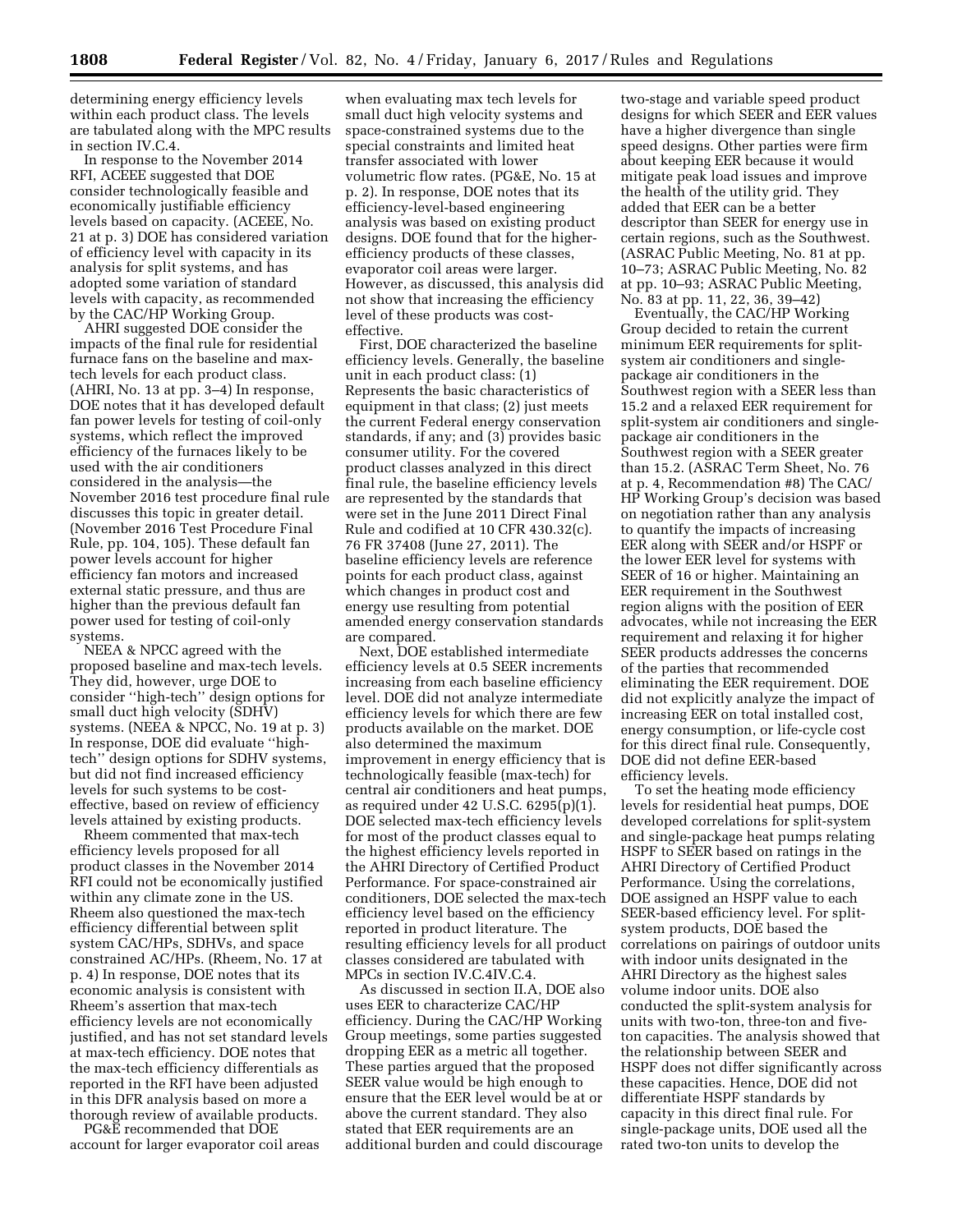determining energy efficiency levels within each product class. The levels are tabulated along with the MPC results in section IV.C.4.

In response to the November 2014 RFI, ACEEE suggested that DOE consider technologically feasible and economically justifiable efficiency levels based on capacity. (ACEEE, No. 21 at p. 3) DOE has considered variation of efficiency level with capacity in its analysis for split systems, and has adopted some variation of standard levels with capacity, as recommended by the CAC/HP Working Group.

AHRI suggested DOE consider the impacts of the final rule for residential furnace fans on the baseline and max-tech levels for each product class. (AHRI, No. 13 at pp. 3–4) In response, DOE notes that it has developed default fan power levels for testing of coil-only systems, which reflect the improved efficiency of the furnaces likely to be used with the air conditioners considered in the analysis—the November 2016 test procedure final rule discusses this topic in greater detail. (November 2016 Test Procedure Final Rule, pp. 104, 105). These default fan power levels account for higher efficiency fan motors and increased external static pressure, and thus are higher than the previous default fan power used for testing of coil-only systems.

NEEA & NPCC agreed with the proposed baseline and max-tech levels. They did, however, urge DOE to consider ''high-tech'' design options for small duct high velocity (SDHV) systems. (NEEA & NPCC, No. 19 at p. 3) In response, DOE did evaluate ''high-tech'' design options for SDHV systems, but did not find increased efficiency levels for such systems to be cost-effective, based on review of efficiency levels attained by existing products.

Rheem commented that max-tech efficiency levels proposed for all product classes in the November 2014 RFI could not be economically justified within any climate zone in the US. Rheem also questioned the max-tech efficiency differential between split system CAC/HPs, SDHVs, and space constrained AC/HPs. (Rheem, No. 17 at p. 4) In response, DOE notes that its economic analysis is consistent with Rheem's assertion that max-tech efficiency levels are not economically justified, and has not set standard levels at max-tech efficiency. DOE notes that the max-tech efficiency differentials as reported in the RFI have been adjusted in this DFR analysis based on more a thorough review of available products.

PG&E recommended that DOE account for larger evaporator coil areas when evaluating max tech levels for small duct high velocity systems and space-constrained systems due to the special constraints and limited heat transfer associated with lower volumetric flow rates. (PG&E, No. 15 at p. 2). In response, DOE notes that its efficiency-level-based engineering analysis was based on existing product designs. DOE found that for the higher-efficiency products of these classes, evaporator coil areas were larger. However, as discussed, this analysis did not show that increasing the efficiency level of these products was cost-effective.

First, DOE characterized the baseline efficiency levels. Generally, the baseline unit in each product class: (1) Represents the basic characteristics of equipment in that class; (2) just meets the current Federal energy conservation standards, if any; and (3) provides basic consumer utility. For the covered product classes analyzed in this direct final rule, the baseline efficiency levels are represented by the standards that were set in the June 2011 Direct Final Rule and codified at 10 CFR 430.32(c). 76 FR 37408 (June 27, 2011). The baseline efficiency levels are reference points for each product class, against which changes in product cost and energy use resulting from potential amended energy conservation standards are compared.

Next, DOE established intermediate efficiency levels at 0.5 SEER increments increasing from each baseline efficiency level. DOE did not analyze intermediate efficiency levels for which there are few products available on the market. DOE also determined the maximum improvement in energy efficiency that is technologically feasible (max-tech) for central air conditioners and heat pumps, as required under 42 U.S.C. 6295(p)(1). DOE selected max-tech efficiency levels for most of the product classes equal to the highest efficiency levels reported in the AHRI Directory of Certified Product Performance. For space-constrained air conditioners, DOE selected the max-tech efficiency level based on the efficiency reported in product literature. The resulting efficiency levels for all product classes considered are tabulated with MPCs in section IV.C.4IV.C.4.

As discussed in section II.A, DOE also uses EER to characterize CAC/HP efficiency. During the CAC/HP Working Group meetings, some parties suggested dropping EER as a metric all together. These parties argued that the proposed SEER value would be high enough to ensure that the EER level would be at or above the current standard. They also stated that EER requirements are an additional burden and could discourage two-stage and variable speed product designs for which SEER and EER values have a higher divergence than single speed designs. Other parties were firm about keeping EER because it would mitigate peak load issues and improve the health of the utility grid. They added that EER can be a better descriptor than SEER for energy use in certain regions, such as the Southwest. (ASRAC Public Meeting, No. 81 at pp. 10–73; ASRAC Public Meeting, No. 82 at pp. 10–93; ASRAC Public Meeting, No. 83 at pp. 11, 22, 36, 39–42)

Eventually, the CAC/HP Working Group decided to retain the current minimum EER requirements for split-system air conditioners and single-package air conditioners in the Southwest region with a SEER less than 15.2 and a relaxed EER requirement for split-system air conditioners and single-package air conditioners in the Southwest region with a SEER greater than 15.2. (ASRAC Term Sheet, No. 76 at p. 4, Recommendation #8) The CAC/HP Working Group's decision was based on negotiation rather than any analysis to quantify the impacts of increasing EER along with SEER and/or HSPF or the lower EER level for systems with SEER of 16 or higher. Maintaining an EER requirement in the Southwest region aligns with the position of EER advocates, while not increasing the EER requirement and relaxing it for higher SEER products addresses the concerns of the parties that recommended eliminating the EER requirement. DOE did not explicitly analyze the impact of increasing EER on total installed cost, energy consumption, or life-cycle cost for this direct final rule. Consequently, DOE did not define EER-based efficiency levels.

To set the heating mode efficiency levels for residential heat pumps, DOE developed correlations for split-system and single-package heat pumps relating HSPF to SEER based on ratings in the AHRI Directory of Certified Product Performance. Using the correlations, DOE assigned an HSPF value to each SEER-based efficiency level. For split-system products, DOE based the correlations on pairings of outdoor units with indoor units designated in the AHRI Directory as the highest sales volume indoor units. DOE also conducted the split-system analysis for units with two-ton, three-ton and five-ton capacities. The analysis showed that the relationship between SEER and HSPF does not differ significantly across these capacities. Hence, DOE did not differentiate HSPF standards by capacity in this direct final rule. For single-package units, DOE used all the rated two-ton units to develop the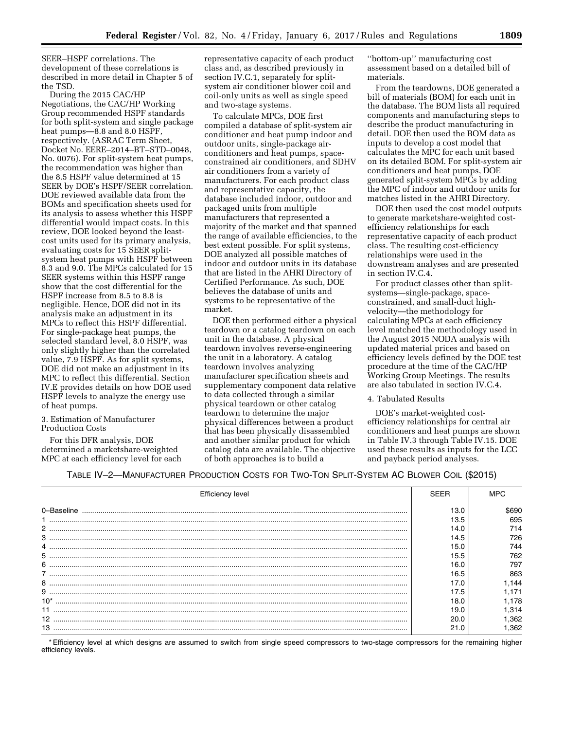SEER–HSPF correlations. The development of these correlations is described in more detail in Chapter 5 of the TSD.

During the 2015 CAC/HP Negotiations, the CAC/HP Working Group recommended HSPF standards for both split-system and single package heat pumps—8.8 and 8.0 HSPF, respectively. (ASRAC Term Sheet, Docket No. EERE–2014–BT–STD–0048, No. 0076). For split-system heat pumps, the recommendation was higher than the 8.5 HSPF value determined at 15 SEER by DOE's HSPF/SEER correlation. DOE reviewed available data from the BOMs and specification sheets used for its analysis to assess whether this HSPF differential would impact costs. In this review, DOE looked beyond the least-cost units used for its primary analysis, evaluating costs for 15 SEER split-system heat pumps with HSPF between 8.3 and 9.0. The MPCs calculated for 15 SEER systems within this HSPF range show that the cost differential for the HSPF increase from 8.5 to 8.8 is negligible. Hence, DOE did not in its analysis make an adjustment in its MPCs to reflect this HSPF differential. For single-package heat pumps, the selected standard level, 8.0 HSPF, was only slightly higher than the correlated value, 7.9 HSPF. As for split systems, DOE did not make an adjustment in its MPC to reflect this differential. Section IV.E provides details on how DOE used HSPF levels to analyze the energy use of heat pumps.

3. Estimation of Manufacturer Production Costs

For this DFR analysis, DOE determined a marketshare-weighted MPC at each efficiency level for each representative capacity of each product class and, as described previously in section IV.C.1, separately for split-system air conditioner blower coil and coil-only units as well as single speed and two-stage systems.

To calculate MPCs, DOE first compiled a database of split-system air conditioner and heat pump indoor and outdoor units, single-package air-conditioners and heat pumps, space-constrained air conditioners, and SDHV air conditioners from a variety of manufacturers. For each product class and representative capacity, the database included indoor, outdoor and packaged units from multiple manufacturers that represented a majority of the market and that spanned the range of available efficiencies, to the best extent possible. For split systems, DOE analyzed all possible matches of indoor and outdoor units in its database that are listed in the AHRI Directory of Certified Performance. As such, DOE believes the database of units and systems to be representative of the market.

DOE then performed either a physical teardown or a catalog teardown on each unit in the database. A physical teardown involves reverse-engineering the unit in a laboratory. A catalog teardown involves analyzing manufacturer specification sheets and supplementary component data relative to data collected through a similar physical teardown or other catalog teardown to determine the major physical differences between a product that has been physically disassembled and another similar product for which catalog data are available. The objective of both approaches is to build a ''bottom-up'' manufacturing cost assessment based on a detailed bill of materials.

From the teardowns, DOE generated a bill of materials (BOM) for each unit in the database. The BOM lists all required components and manufacturing steps to describe the product manufacturing in detail. DOE then used the BOM data as inputs to develop a cost model that calculates the MPC for each unit based on its detailed BOM. For split-system air conditioners and heat pumps, DOE generated split-system MPCs by adding the MPC of indoor and outdoor units for matches listed in the AHRI Directory.

DOE then used the cost model outputs to generate marketshare-weighted cost-efficiency relationships for each representative capacity of each product class. The resulting cost-efficiency relationships were used in the downstream analyses and are presented in section IV.C.4.

For product classes other than split-systems—single-package, space-constrained, and small-duct high-velocity—the methodology for calculating MPCs at each efficiency level matched the methodology used in the August 2015 NODA analysis with updated material prices and based on efficiency levels defined by the DOE test procedure at the time of the CAC/HP Working Group Meetings. The results are also tabulated in section IV.C.4.

4. Tabulated Results

DOE's market-weighted cost-efficiency relationships for central air conditioners and heat pumps are shown in Table IV.3 through Table IV.15. DOE used these results as inputs for the LCC and payback period analyses.

TABLE IV–2—MANUFACTURER PRODUCTION COSTS FOR TWO-TON SPLIT-SYSTEM AC BLOWER COIL ($2015)

| Efficiency level | SEER | MPC |
|---|---|---|
| 0–Baseline | 13.0 | $690 |
| 1 | 13.5 | 695 |
| 2 | 14.0 | 714 |
| 3 | 14.5 | 726 |
| 4 | 15.0 | 744 |
| 5 | 15.5 | 762 |
| 6 | 16.0 | 797 |
| 7 | 16.5 | 863 |
| 8 | 17.0 | 1,144 |
| 9 | 17.5 | 1,171 |
| 10* | 18.0 | 1,178 |
| 11 | 19.0 | 1,314 |
| 12 | 20.0 | 1,362 |
| 13 | 21.0 | 1,362 |

* Efficiency level at which designs are assumed to switch from single speed compressors to two-stage compressors for the remaining higher efficiency levels.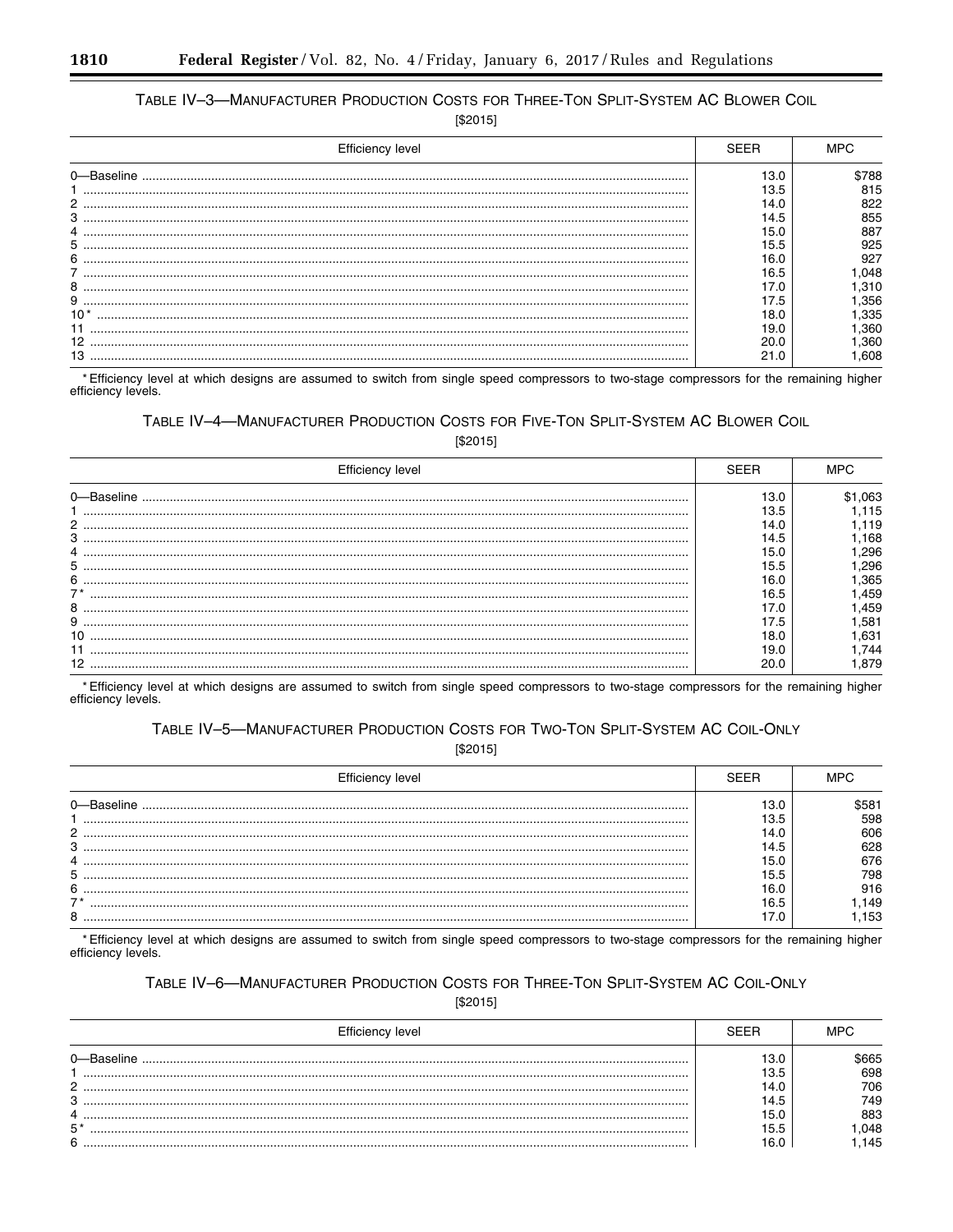TABLE IV–3—MANUFACTURER PRODUCTION COSTS FOR THREE-TON SPLIT-SYSTEM AC BLOWER COIL

[$2015]

| Efficiency level | SEER | MPC |
|---|---|---|
| 0—Baseline | 13.0 | $788 |
| 1 | 13.5 | 815 |
| 2 | 14.0 | 822 |
| 3 | 14.5 | 855 |
| 4 | 15.0 | 887 |
| 5 | 15.5 | 925 |
| 6 | 16.0 | 927 |
| 7 | 16.5 | 1,048 |
| 8 | 17.0 | 1,310 |
| 9 | 17.5 | 1,356 |
| 10* | 18.0 | 1,335 |
| 11 | 19.0 | 1,360 |
| 12 | 20.0 | 1,360 |
| 13 | 21.0 | 1,608 |

* Efficiency level at which designs are assumed to switch from single speed compressors to two-stage compressors for the remaining higher efficiency levels.

TABLE IV–4—MANUFACTURER PRODUCTION COSTS FOR FIVE-TON SPLIT-SYSTEM AC BLOWER COIL

[$2015]

| Efficiency level | SEER | MPC |
|---|---|---|
| 0—Baseline | 13.0 | $1,063 |
| 1 | 13.5 | 1,115 |
| 2 | 14.0 | 1,119 |
| 3 | 14.5 | 1,168 |
| 4 | 15.0 | 1,296 |
| 5 | 15.5 | 1,296 |
| 6 | 16.0 | 1,365 |
| 7* | 16.5 | 1,459 |
| 8 | 17.0 | 1,459 |
| 9 | 17.5 | 1,581 |
| 10 | 18.0 | 1,631 |
| 11 | 19.0 | 1,744 |
| 12 | 20.0 | 1,879 |

* Efficiency level at which designs are assumed to switch from single speed compressors to two-stage compressors for the remaining higher efficiency levels.

TABLE IV–5—MANUFACTURER PRODUCTION COSTS FOR TWO-TON SPLIT-SYSTEM AC COIL-ONLY

[$2015]

| Efficiency level | SEER | MPC |
|---|---|---|
| 0—Baseline | 13.0 | $581 |
| 1 | 13.5 | 598 |
| 2 | 14.0 | 606 |
| 3 | 14.5 | 628 |
| 4 | 15.0 | 676 |
| 5 | 15.5 | 798 |
| 6 | 16.0 | 916 |
| 7* | 16.5 | 1,149 |
| 8 | 17.0 | 1,153 |

* Efficiency level at which designs are assumed to switch from single speed compressors to two-stage compressors for the remaining higher efficiency levels.

TABLE IV–6—MANUFACTURER PRODUCTION COSTS FOR THREE-TON SPLIT-SYSTEM AC COIL-ONLY

[$2015]

| Efficiency level | SEER | MPC |
|---|---|---|
| 0—Baseline | 13.0 | $665 |
| 1 | 13.5 | 698 |
| 2 | 14.0 | 706 |
| 3 | 14.5 | 749 |
| 4 | 15.0 | 883 |
| 5* | 15.5 | 1,048 |
| 6 | 16.0 | 1,145 |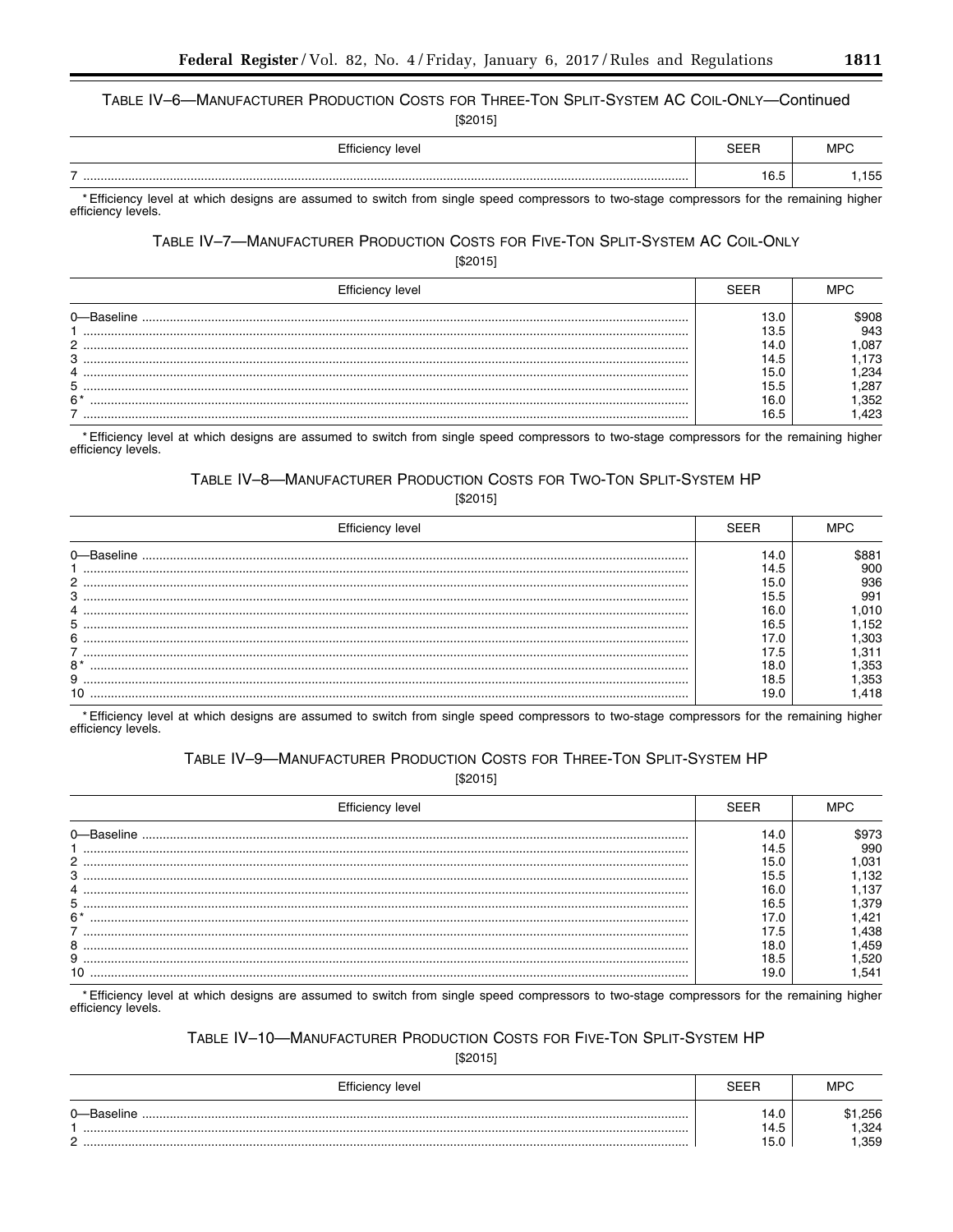### TABLE IV–6—MANUFACTURER PRODUCTION COSTS FOR THREE-TON SPLIT-SYSTEM AC COIL-ONLY—Continued

[$2015]

| Efficiency level | SEER | MPC |
| --- | --- | --- |
| 7 | 16.5 | 1,155 |

* Efficiency level at which designs are assumed to switch from single speed compressors to two-stage compressors for the remaining higher efficiency levels.

### TABLE IV–7—MANUFACTURER PRODUCTION COSTS FOR FIVE-TON SPLIT-SYSTEM AC COIL-ONLY

[$2015]

| Efficiency level | SEER | MPC |
| --- | --- | --- |
| 0—Baseline | 13.0 | $908 |
| 1 | 13.5 | 943 |
| 2 | 14.0 | 1,087 |
| 3 | 14.5 | 1,173 |
| 4 | 15.0 | 1,234 |
| 5 | 15.5 | 1,287 |
| 6* | 16.0 | 1,352 |
| 7 | 16.5 | 1,423 |

* Efficiency level at which designs are assumed to switch from single speed compressors to two-stage compressors for the remaining higher efficiency levels.

### TABLE IV–8—MANUFACTURER PRODUCTION COSTS FOR TWO-TON SPLIT-SYSTEM HP

[$2015]

| Efficiency level | SEER | MPC |
| --- | --- | --- |
| 0—Baseline | 14.0 | $881 |
| 1 | 14.5 | 900 |
| 2 | 15.0 | 936 |
| 3 | 15.5 | 991 |
| 4 | 16.0 | 1,010 |
| 5 | 16.5 | 1,152 |
| 6 | 17.0 | 1,303 |
| 7 | 17.5 | 1,311 |
| 8* | 18.0 | 1,353 |
| 9 | 18.5 | 1,353 |
| 10 | 19.0 | 1,418 |

* Efficiency level at which designs are assumed to switch from single speed compressors to two-stage compressors for the remaining higher efficiency levels.

### TABLE IV–9—MANUFACTURER PRODUCTION COSTS FOR THREE-TON SPLIT-SYSTEM HP

[$2015]

| Efficiency level | SEER | MPC |
| --- | --- | --- |
| 0—Baseline | 14.0 | $973 |
| 1 | 14.5 | 990 |
| 2 | 15.0 | 1,031 |
| 3 | 15.5 | 1,132 |
| 4 | 16.0 | 1,137 |
| 5 | 16.5 | 1,379 |
| 6* | 17.0 | 1,421 |
| 7 | 17.5 | 1,438 |
| 8 | 18.0 | 1,459 |
| 9 | 18.5 | 1,520 |
| 10 | 19.0 | 1,541 |

* Efficiency level at which designs are assumed to switch from single speed compressors to two-stage compressors for the remaining higher efficiency levels.

### TABLE IV–10—MANUFACTURER PRODUCTION COSTS FOR FIVE-TON SPLIT-SYSTEM HP

[$2015]

| Efficiency level | SEER | MPC |
| --- | --- | --- |
| 0—Baseline | 14.0 | $1,256 |
| 1 | 14.5 | 1,324 |
| 2 | 15.0 | 1,359 |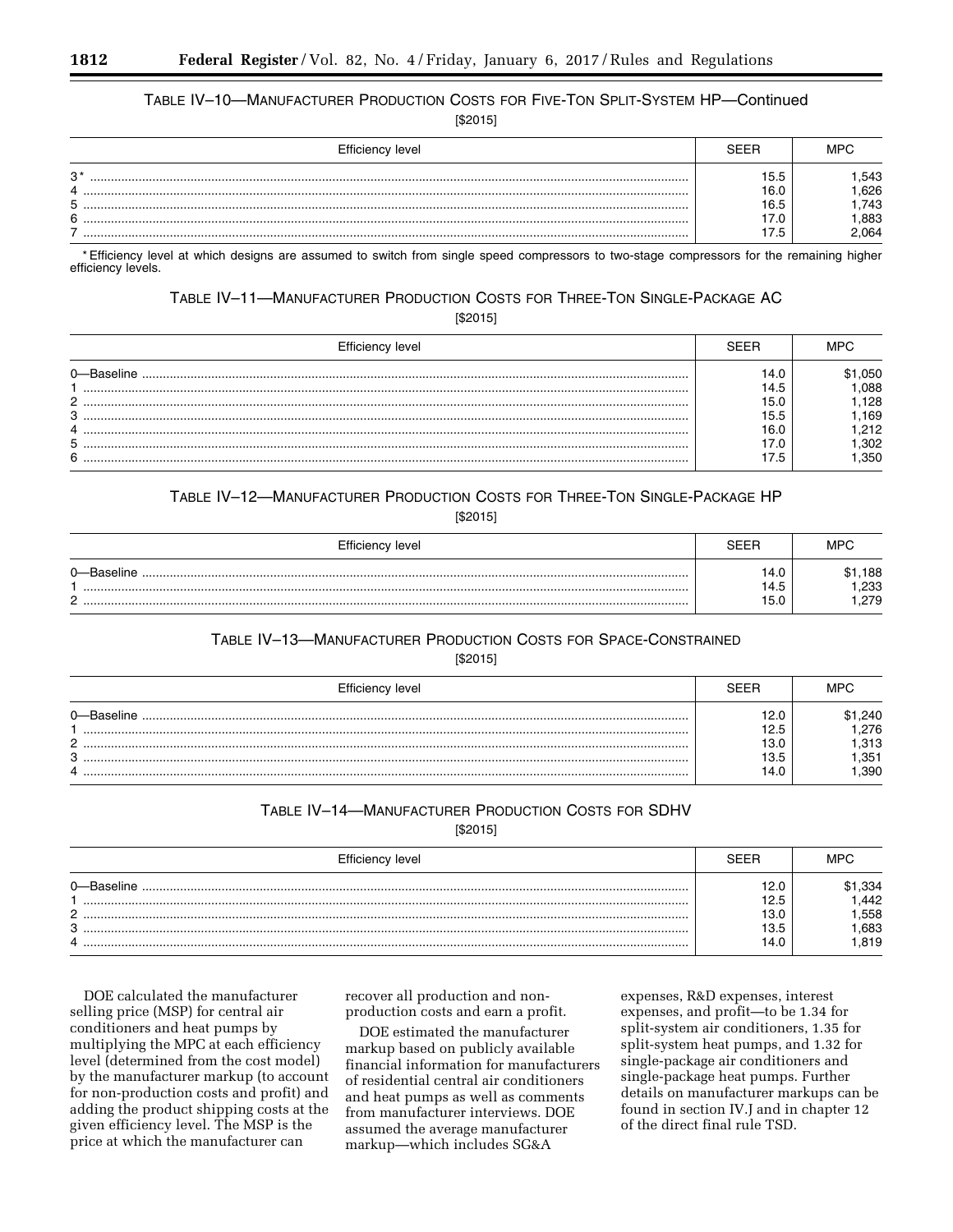TABLE IV–10—MANUFACTURER PRODUCTION COSTS FOR FIVE-TON SPLIT-SYSTEM HP—Continued

[$2015]

| Efficiency level | SEER | MPC |
|---|---|---|
| 3* | 15.5 | 1,543 |
| 4 | 16.0 | 1,626 |
| 5 | 16.5 | 1,743 |
| 6 | 17.0 | 1,883 |
| 7 | 17.5 | 2,064 |

* Efficiency level at which designs are assumed to switch from single speed compressors to two-stage compressors for the remaining higher efficiency levels.

TABLE IV–11—MANUFACTURER PRODUCTION COSTS FOR THREE-TON SINGLE-PACKAGE AC

[$2015]

| Efficiency level | SEER | MPC |
|---|---|---|
| 0—Baseline | 14.0 | $1,050 |
| 1 | 14.5 | 1,088 |
| 2 | 15.0 | 1,128 |
| 3 | 15.5 | 1,169 |
| 4 | 16.0 | 1,212 |
| 5 | 17.0 | 1,302 |
| 6 | 17.5 | 1,350 |

TABLE IV–12—MANUFACTURER PRODUCTION COSTS FOR THREE-TON SINGLE-PACKAGE HP

[$2015]

| Efficiency level | SEER | MPC |
|---|---|---|
| 0—Baseline | 14.0 | $1,188 |
| 1 | 14.5 | 1,233 |
| 2 | 15.0 | 1,279 |

TABLE IV–13—MANUFACTURER PRODUCTION COSTS FOR SPACE-CONSTRAINED

[$2015]

| Efficiency level | SEER | MPC |
|---|---|---|
| 0—Baseline | 12.0 | $1,240 |
| 1 | 12.5 | 1,276 |
| 2 | 13.0 | 1,313 |
| 3 | 13.5 | 1,351 |
| 4 | 14.0 | 1,390 |

TABLE IV–14—MANUFACTURER PRODUCTION COSTS FOR SDHV

[$2015]

| Efficiency level | SEER | MPC |
|---|---|---|
| 0—Baseline | 12.0 | $1,334 |
| 1 | 12.5 | 1,442 |
| 2 | 13.0 | 1,558 |
| 3 | 13.5 | 1,683 |
| 4 | 14.0 | 1,819 |

DOE calculated the manufacturer selling price (MSP) for central air conditioners and heat pumps by multiplying the MPC at each efficiency level (determined from the cost model) by the manufacturer markup (to account for non-production costs and profit) and adding the product shipping costs at the given efficiency level. The MSP is the price at which the manufacturer can recover all production and non-production costs and earn a profit.

DOE estimated the manufacturer markup based on publicly available financial information for manufacturers of residential central air conditioners and heat pumps as well as comments from manufacturer interviews. DOE assumed the average manufacturer markup—which includes SG&A expenses, R&D expenses, interest expenses, and profit—to be 1.34 for split-system air conditioners, 1.35 for split-system heat pumps, and 1.32 for single-package air conditioners and single-package heat pumps. Further details on manufacturer markups can be found in section IV.J and in chapter 12 of the direct final rule TSD.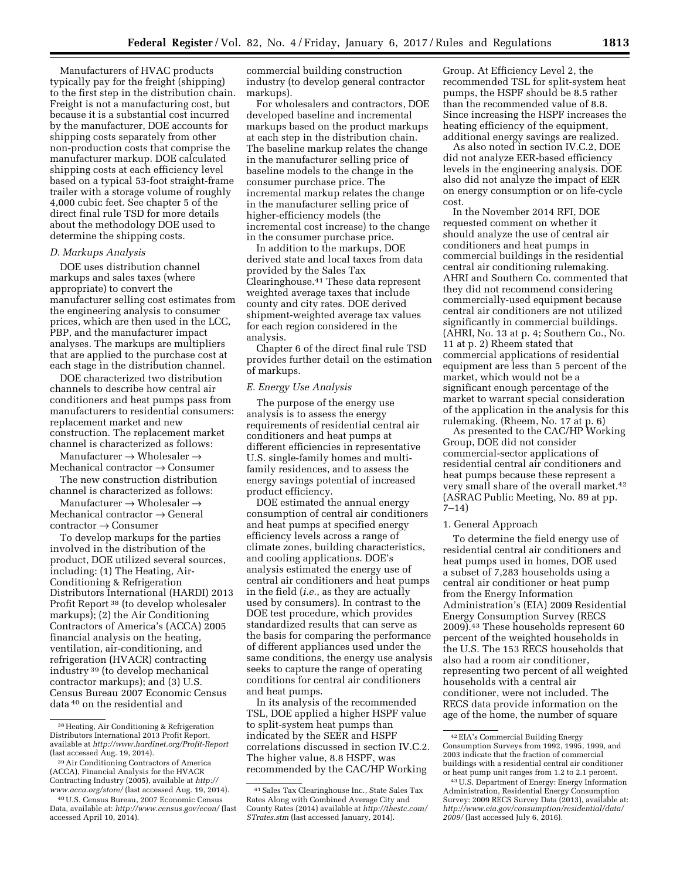Manufacturers of HVAC products typically pay for the freight (shipping) to the first step in the distribution chain. Freight is not a manufacturing cost, but because it is a substantial cost incurred by the manufacturer, DOE accounts for shipping costs separately from other non-production costs that comprise the manufacturer markup. DOE calculated shipping costs at each efficiency level based on a typical 53-foot straight-frame trailer with a storage volume of roughly 4,000 cubic feet. See chapter 5 of the direct final rule TSD for more details about the methodology DOE used to determine the shipping costs.

### *D. Markups Analysis*

DOE uses distribution channel markups and sales taxes (where appropriate) to convert the manufacturer selling cost estimates from the engineering analysis to consumer prices, which are then used in the LCC, PBP, and the manufacturer impact analyses. The markups are multipliers that are applied to the purchase cost at each stage in the distribution channel.

DOE characterized two distribution channels to describe how central air conditioners and heat pumps pass from manufacturers to residential consumers: replacement market and new construction. The replacement market channel is characterized as follows:

Manufacturer → Wholesaler → Mechanical contractor → Consumer

The new construction distribution channel is characterized as follows:

Manufacturer → Wholesaler → Mechanical contractor → General contractor → Consumer

To develop markups for the parties involved in the distribution of the product, DOE utilized several sources, including: (1) The Heating, Air-Conditioning & Refrigeration Distributors International (HARDI) 2013 Profit Report [38] (to develop wholesaler markups); (2) the Air Conditioning Contractors of America's (ACCA) 2005 financial analysis on the heating, ventilation, air-conditioning, and refrigeration (HVACR) contracting industry [39] (to develop mechanical contractor markups); and (3) U.S. Census Bureau 2007 Economic Census data [40] on the residential and commercial building construction industry (to develop general contractor markups).

For wholesalers and contractors, DOE developed baseline and incremental markups based on the product markups at each step in the distribution chain. The baseline markup relates the change in the manufacturer selling price of baseline models to the change in the consumer purchase price. The incremental markup relates the change in the manufacturer selling price of higher-efficiency models (the incremental cost increase) to the change in the consumer purchase price.

In addition to the markups, DOE derived state and local taxes from data provided by the Sales Tax Clearinghouse.[41] These data represent weighted average taxes that include county and city rates. DOE derived shipment-weighted average tax values for each region considered in the analysis.

Chapter 6 of the direct final rule TSD provides further detail on the estimation of markups.

### *E. Energy Use Analysis*

The purpose of the energy use analysis is to assess the energy requirements of residential central air conditioners and heat pumps at different efficiencies in representative U.S. single-family homes and multi-family residences, and to assess the energy savings potential of increased product efficiency.

DOE estimated the annual energy consumption of central air conditioners and heat pumps at specified energy efficiency levels across a range of climate zones, building characteristics, and cooling applications. DOE's analysis estimated the energy use of central air conditioners and heat pumps in the field (*i.e.*, as they are actually used by consumers). In contrast to the DOE test procedure, which provides standardized results that can serve as the basis for comparing the performance of different appliances used under the same conditions, the energy use analysis seeks to capture the range of operating conditions for central air conditioners and heat pumps.

In its analysis of the recommended TSL, DOE applied a higher HSPF value to split-system heat pumps than indicated by the SEER and HSPF correlations discussed in section IV.C.2. The higher value, 8.8 HSPF, was recommended by the CAC/HP Working Group. At Efficiency Level 2, the recommended TSL for split-system heat pumps, the HSPF should be 8.5 rather than the recommended value of 8.8. Since increasing the HSPF increases the heating efficiency of the equipment, additional energy savings are realized.

As also noted in section IV.C.2, DOE did not analyze EER-based efficiency levels in the engineering analysis. DOE also did not analyze the impact of EER on energy consumption or on life-cycle cost.

In the November 2014 RFI, DOE requested comment on whether it should analyze the use of central air conditioners and heat pumps in commercial buildings in the residential central air conditioning rulemaking. AHRI and Southern Co. commented that they did not recommend considering commercially-used equipment because central air conditioners are not utilized significantly in commercial buildings. (AHRI, No. 13 at p. 4; Southern Co., No. 11 at p. 2) Rheem stated that commercial applications of residential equipment are less than 5 percent of the market, which would not be a significant enough percentage of the market to warrant special consideration of the application in the analysis for this rulemaking. (Rheem, No. 17 at p. 6)

As presented to the CAC/HP Working Group, DOE did not consider commercial-sector applications of residential central air conditioners and heat pumps because these represent a very small share of the overall market.[42] (ASRAC Public Meeting, No. 89 at pp. 7–14)

#### 1. General Approach

To determine the field energy use of residential central air conditioners and heat pumps used in homes, DOE used a subset of 7,283 households using a central air conditioner or heat pump from the Energy Information Administration's (EIA) 2009 Residential Energy Consumption Survey (RECS 2009).[43] These households represent 60 percent of the weighted households in the U.S. The 153 RECS households that also had a room air conditioner, representing two percent of all weighted households with a central air conditioner, were not included. The RECS data provide information on the age of the home, the number of square

---

[38] Heating, Air Conditioning & Refrigeration Distributors International 2013 Profit Report, available at *http://www.hardinet.org/Profit-Report* (last accessed Aug. 19, 2014).

[39] Air Conditioning Contractors of America (ACCA), Financial Analysis for the HVACR Contracting Industry (2005), available at *http://www.acca.org/store/* (last accessed Aug. 19, 2014).

[40] U.S. Census Bureau, 2007 Economic Census Data, available at: *http://www.census.gov/econ/* (last accessed April 10, 2014).

[41] Sales Tax Clearinghouse Inc., State Sales Tax Rates Along with Combined Average City and County Rates (2014) available at *http://thestc.com/STrates.stm* (last accessed January, 2014).

[42] EIA's Commercial Building Energy Consumption Surveys from 1992, 1995, 1999, and 2003 indicate that the fraction of commercial buildings with a residential central air conditioner or heat pump unit ranges from 1.2 to 2.1 percent.

[43] U.S. Department of Energy: Energy Information Administration, Residential Energy Consumption Survey: 2009 RECS Survey Data (2013), available at: *http://www.eia.gov/consumption/residential/data/2009/* (last accessed July 6, 2016).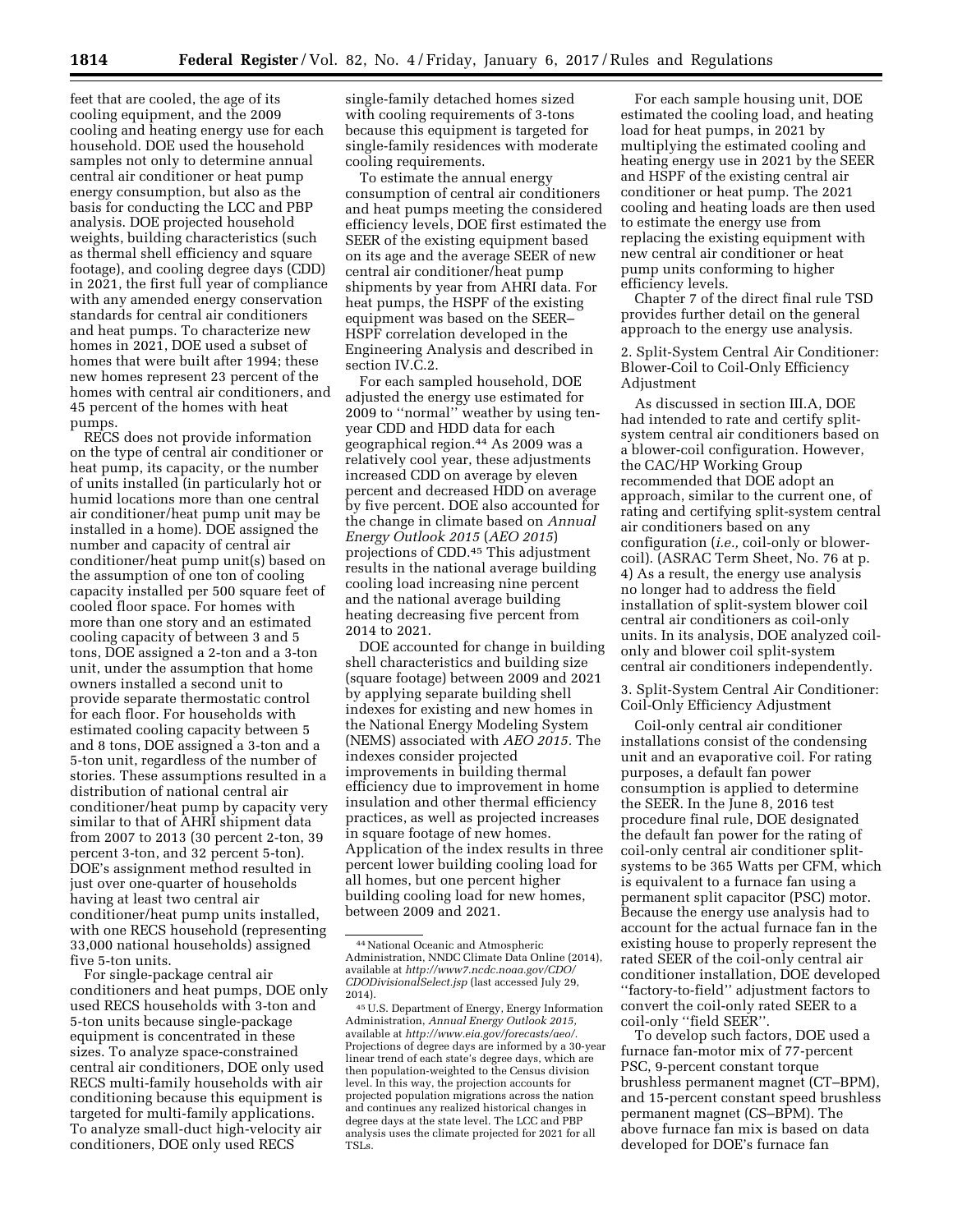feet that are cooled, the age of its cooling equipment, and the 2009 cooling and heating energy use for each household. DOE used the household samples not only to determine annual central air conditioner or heat pump energy consumption, but also as the basis for conducting the LCC and PBP analysis. DOE projected household weights, building characteristics (such as thermal shell efficiency and square footage), and cooling degree days (CDD) in 2021, the first full year of compliance with any amended energy conservation standards for central air conditioners and heat pumps. To characterize new homes in 2021, DOE used a subset of homes that were built after 1994; these new homes represent 23 percent of the homes with central air conditioners, and 45 percent of the homes with heat pumps.

RECS does not provide information on the type of central air conditioner or heat pump, its capacity, or the number of units installed (in particularly hot or humid locations more than one central air conditioner/heat pump unit may be installed in a home). DOE assigned the number and capacity of central air conditioner/heat pump unit(s) based on the assumption of one ton of cooling capacity installed per 500 square feet of cooled floor space. For homes with more than one story and an estimated cooling capacity of between 3 and 5 tons, DOE assigned a 2-ton and a 3-ton unit, under the assumption that home owners installed a second unit to provide separate thermostatic control for each floor. For households with estimated cooling capacity between 5 and 8 tons, DOE assigned a 3-ton and a 5-ton unit, regardless of the number of stories. These assumptions resulted in a distribution of national central air conditioner/heat pump by capacity very similar to that of AHRI shipment data from 2007 to 2013 (30 percent 2-ton, 39 percent 3-ton, and 32 percent 5-ton). DOE's assignment method resulted in just over one-quarter of households having at least two central air conditioner/heat pump units installed, with one RECS household (representing 33,000 national households) assigned five 5-ton units.

For single-package central air conditioners and heat pumps, DOE only used RECS households with 3-ton and 5-ton units because single-package equipment is concentrated in these sizes. To analyze space-constrained central air conditioners, DOE only used RECS multi-family households with air conditioning because this equipment is targeted for multi-family applications. To analyze small-duct high-velocity air conditioners, DOE only used RECS single-family detached homes sized with cooling requirements of 3-tons because this equipment is targeted for single-family residences with moderate cooling requirements.

To estimate the annual energy consumption of central air conditioners and heat pumps meeting the considered efficiency levels, DOE first estimated the SEER of the existing equipment based on its age and the average SEER of new central air conditioner/heat pump shipments by year from AHRI data. For heat pumps, the HSPF of the existing equipment was based on the SEER–HSPF correlation developed in the Engineering Analysis and described in section IV.C.2.

For each sampled household, DOE adjusted the energy use estimated for 2009 to ''normal'' weather by using ten-year CDD and HDD data for each geographical region.[44] As 2009 was a relatively cool year, these adjustments increased CDD on average by eleven percent and decreased HDD on average by five percent. DOE also accounted for the change in climate based on *Annual Energy Outlook 2015* (*AEO 2015*) projections of CDD.[45] This adjustment results in the national average building cooling load increasing nine percent and the national average building heating decreasing five percent from 2014 to 2021.

DOE accounted for change in building shell characteristics and building size (square footage) between 2009 and 2021 by applying separate building shell indexes for existing and new homes in the National Energy Modeling System (NEMS) associated with *AEO 2015.* The indexes consider projected improvements in building thermal efficiency due to improvement in home insulation and other thermal efficiency practices, as well as projected increases in square footage of new homes. Application of the index results in three percent lower building cooling load for all homes, but one percent higher building cooling load for new homes, between 2009 and 2021.

For each sample housing unit, DOE estimated the cooling load, and heating load for heat pumps, in 2021 by multiplying the estimated cooling and heating energy use in 2021 by the SEER and HSPF of the existing central air conditioner or heat pump. The 2021 cooling and heating loads are then used to estimate the energy use from replacing the existing equipment with new central air conditioner or heat pump units conforming to higher efficiency levels.

Chapter 7 of the direct final rule TSD provides further detail on the general approach to the energy use analysis.

2. Split-System Central Air Conditioner: Blower-Coil to Coil-Only Efficiency Adjustment

As discussed in section III.A, DOE had intended to rate and certify split-system central air conditioners based on a blower-coil configuration. However, the CAC/HP Working Group recommended that DOE adopt an approach, similar to the current one, of rating and certifying split-system central air conditioners based on any configuration (*i.e.,* coil-only or blower-coil). (ASRAC Term Sheet, No. 76 at p. 4) As a result, the energy use analysis no longer had to address the field installation of split-system blower coil central air conditioners as coil-only units. In its analysis, DOE analyzed coil-only and blower coil split-system central air conditioners independently.

3. Split-System Central Air Conditioner: Coil-Only Efficiency Adjustment

Coil-only central air conditioner installations consist of the condensing unit and an evaporative coil. For rating purposes, a default fan power consumption is applied to determine the SEER. In the June 8, 2016 test procedure final rule, DOE designated the default fan power for the rating of coil-only central air conditioner split-systems to be 365 Watts per CFM, which is equivalent to a furnace fan using a permanent split capacitor (PSC) motor. Because the energy use analysis had to account for the actual furnace fan in the existing house to properly represent the rated SEER of the coil-only central air conditioner installation, DOE developed ''factory-to-field'' adjustment factors to convert the coil-only rated SEER to a coil-only ''field SEER''.

To develop such factors, DOE used a furnace fan-motor mix of 77-percent PSC, 9-percent constant torque brushless permanent magnet (CT–BPM), and 15-percent constant speed brushless permanent magnet (CS–BPM). The above furnace fan mix is based on data developed for DOE's furnace fan

[44] National Oceanic and Atmospheric Administration, NNDC Climate Data Online (2014), available at *http://www7.ncdc.noaa.gov/CDO/CDODivisionalSelect.jsp* (last accessed July 29, 2014).

[45] U.S. Department of Energy, Energy Information Administration, *Annual Energy Outlook 2015,* available at *http://www.eia.gov/forecasts/aeo/.* Projections of degree days are informed by a 30-year linear trend of each state's degree days, which are then population-weighted to the Census division level. In this way, the projection accounts for projected population migrations across the nation and continues any realized historical changes in degree days at the state level. The LCC and PBP analysis uses the climate projected for 2021 for all TSLs.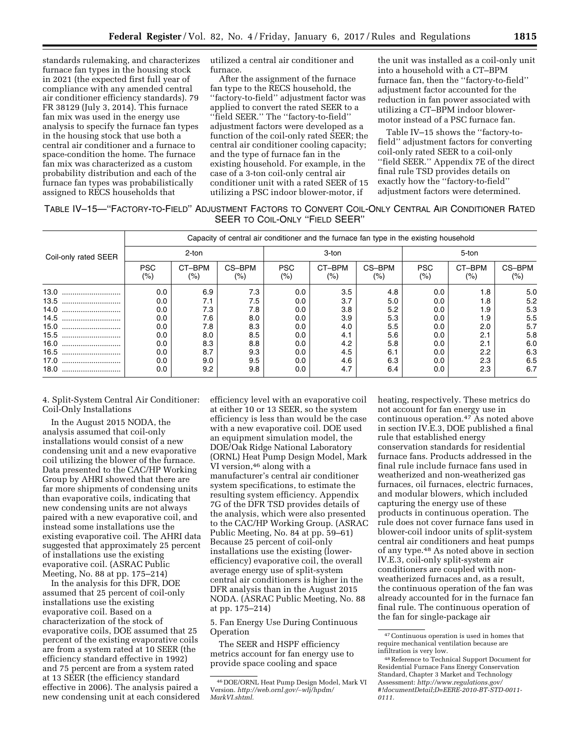standards rulemaking, and characterizes furnace fan types in the housing stock in 2021 (the expected first full year of compliance with any amended central air conditioner efficiency standards). 79 FR 38129 (July 3, 2014). This furnace fan mix was used in the energy use analysis to specify the furnace fan types in the housing stock that use both a central air conditioner and a furnace to space-condition the home. The furnace fan mix was characterized as a custom probability distribution and each of the furnace fan types was probabilistically assigned to RECS households that utilized a central air conditioner and furnace.

After the assignment of the furnace fan type to the RECS household, the ''factory-to-field'' adjustment factor was applied to convert the rated SEER to a ''field SEER.'' The ''factory-to-field'' adjustment factors were developed as a function of the coil-only rated SEER; the central air conditioner cooling capacity; and the type of furnace fan in the existing household. For example, in the case of a 3-ton coil-only central air conditioner unit with a rated SEER of 15 utilizing a PSC indoor blower-motor, if the unit was installed as a coil-only unit into a household with a CT–BPM furnace fan, then the ''factory-to-field'' adjustment factor accounted for the reduction in fan power associated with utilizing a CT–BPM indoor blower-motor instead of a PSC furnace fan.

Table IV–15 shows the ''factory-to-field'' adjustment factors for converting coil-only rated SEER to a coil-only ''field SEER.'' Appendix 7E of the direct final rule TSD provides details on exactly how the ''factory-to-field'' adjustment factors were determined.

TABLE IV–15—''FACTORY-TO-FIELD'' ADJUSTMENT FACTORS TO CONVERT COIL-ONLY CENTRAL AIR CONDITIONER RATED SEER TO COIL-ONLY ''FIELD SEER''

| Coil-only rated SEER | Capacity of central air conditioner and the furnace fan type in the existing household | | | | | | | | |
|---|---|---|---|---|---|---|---|---|---|
| | 2-ton | | | 3-ton | | | 5-ton | | |
| | PSC (%) | CT–BPM (%) | CS–BPM (%) | PSC (%) | CT–BPM (%) | CS–BPM (%) | PSC (%) | CT–BPM (%) | CS–BPM (%) |
| 13.0 | 0.0 | 6.9 | 7.3 | 0.0 | 3.5 | 4.8 | 0.0 | 1.8 | 5.0 |
| 13.5 | 0.0 | 7.1 | 7.5 | 0.0 | 3.7 | 5.0 | 0.0 | 1.8 | 5.2 |
| 14.0 | 0.0 | 7.3 | 7.8 | 0.0 | 3.8 | 5.2 | 0.0 | 1.9 | 5.3 |
| 14.5 | 0.0 | 7.6 | 8.0 | 0.0 | 3.9 | 5.3 | 0.0 | 1.9 | 5.5 |
| 15.0 | 0.0 | 7.8 | 8.3 | 0.0 | 4.0 | 5.5 | 0.0 | 2.0 | 5.7 |
| 15.5 | 0.0 | 8.0 | 8.5 | 0.0 | 4.1 | 5.6 | 0.0 | 2.1 | 5.8 |
| 16.0 | 0.0 | 8.3 | 8.8 | 0.0 | 4.2 | 5.8 | 0.0 | 2.1 | 6.0 |
| 16.5 | 0.0 | 8.7 | 9.3 | 0.0 | 4.5 | 6.1 | 0.0 | 2.2 | 6.3 |
| 17.0 | 0.0 | 9.0 | 9.5 | 0.0 | 4.6 | 6.3 | 0.0 | 2.3 | 6.5 |
| 18.0 | 0.0 | 9.2 | 9.8 | 0.0 | 4.7 | 6.4 | 0.0 | 2.3 | 6.7 |

4. Split-System Central Air Conditioner: Coil-Only Installations

In the August 2015 NODA, the analysis assumed that coil-only installations would consist of a new condensing unit and a new evaporative coil utilizing the blower of the furnace. Data presented to the CAC/HP Working Group by AHRI showed that there are far more shipments of condensing units than evaporative coils, indicating that new condensing units are not always paired with a new evaporative coil, and instead some installations use the existing evaporative coil. The AHRI data suggested that approximately 25 percent of installations use the existing evaporative coil. (ASRAC Public Meeting, No. 88 at pp. 175–214)

In the analysis for this DFR, DOE assumed that 25 percent of coil-only installations use the existing evaporative coil. Based on a characterization of the stock of evaporative coils, DOE assumed that 25 percent of the existing evaporative coils are from a system rated at 10 SEER (the efficiency standard effective in 1992) and 75 percent are from a system rated at 13 SEER (the efficiency standard effective in 2006). The analysis paired a new condensing unit at each considered efficiency level with an evaporative coil at either 10 or 13 SEER, so the system efficiency is less than would be the case with a new evaporative coil. DOE used an equipment simulation model, the DOE/Oak Ridge National Laboratory (ORNL) Heat Pump Design Model, Mark VI version,[46] along with a manufacturer's central air conditioner system specifications, to estimate the resulting system efficiency. Appendix 7G of the DFR TSD provides details of the analysis, which were also presented to the CAC/HP Working Group. (ASRAC Public Meeting, No. 84 at pp. 59–61) Because 25 percent of coil-only installations use the existing (lower-efficiency) evaporative coil, the overall average energy use of split-system central air conditioners is higher in the DFR analysis than in the August 2015 NODA. (ASRAC Public Meeting, No. 88 at pp. 175–214)

5. Fan Energy Use During Continuous Operation

The SEER and HSPF efficiency metrics account for fan energy use to provide space cooling and space heating, respectively. These metrics do not account for fan energy use in continuous operation.[47] As noted above in section IV.E.3, DOE published a final rule that established energy conservation standards for residential furnace fans. Products addressed in the final rule include furnace fans used in weatherized and non-weatherized gas furnaces, oil furnaces, electric furnaces, and modular blowers, which included capturing the energy use of these products in continuous operation. The rule does not cover furnace fans used in blower-coil indoor units of split-system central air conditioners and heat pumps of any type.[48] As noted above in section IV.E.3, coil-only split-system air conditioners are coupled with non-weatherized furnaces and, as a result, the continuous operation of the fan was already accounted for in the furnace fan final rule. The continuous operation of the fan for single-package air

[46] DOE/ORNL Heat Pump Design Model, Mark VI Version. *http://web.ornl.gov/~wlj/hpdm/MarkVI.shtml.*

[47] Continuous operation is used in homes that require mechanical ventilation because are infiltration is very low.

[48] Reference to Technical Support Document for Residential Furnace Fans Energy Conservation Standard, Chapter 3 Market and Technology Assessment: *http://www.regulations.gov/#!documentDetail;D=EERE-2010-BT-STD-0011-0111.*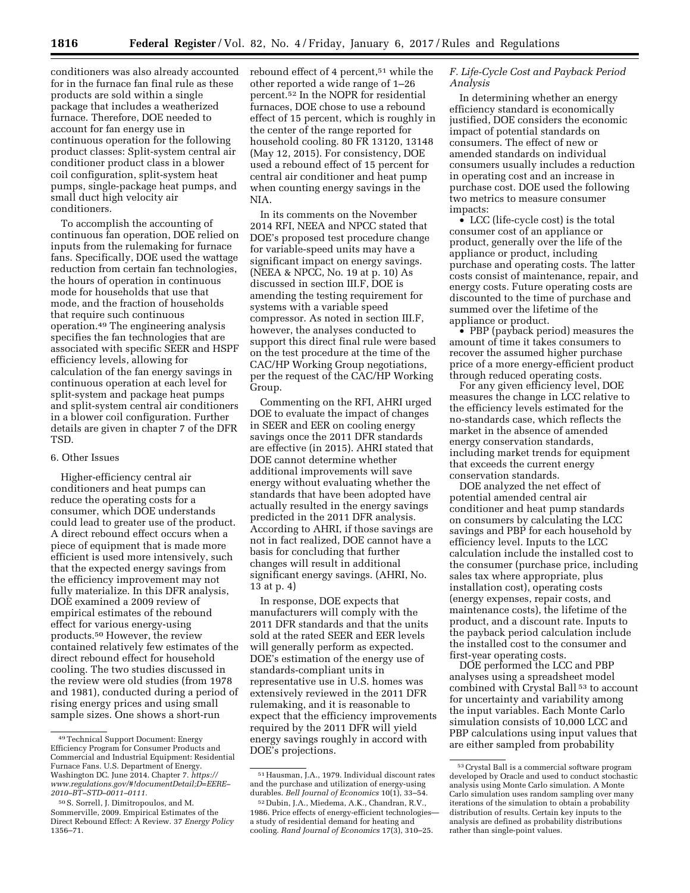conditioners was also already accounted for in the furnace fan final rule as these products are sold within a single package that includes a weatherized furnace. Therefore, DOE needed to account for fan energy use in continuous operation for the following product classes: Split-system central air conditioner product class in a blower coil configuration, split-system heat pumps, single-package heat pumps, and small duct high velocity air conditioners.

To accomplish the accounting of continuous fan operation, DOE relied on inputs from the rulemaking for furnace fans. Specifically, DOE used the wattage reduction from certain fan technologies, the hours of operation in continuous mode for households that use that mode, and the fraction of households that require such continuous operation.[49] The engineering analysis specifies the fan technologies that are associated with specific SEER and HSPF efficiency levels, allowing for calculation of the fan energy savings in continuous operation at each level for split-system and package heat pumps and split-system central air conditioners in a blower coil configuration. Further details are given in chapter 7 of the DFR TSD.

6. Other Issues

Higher-efficiency central air conditioners and heat pumps can reduce the operating costs for a consumer, which DOE understands could lead to greater use of the product. A direct rebound effect occurs when a piece of equipment that is made more efficient is used more intensively, such that the expected energy savings from the efficiency improvement may not fully materialize. In this DFR analysis, DOE examined a 2009 review of empirical estimates of the rebound effect for various energy-using products.[50] However, the review contained relatively few estimates of the direct rebound effect for household cooling. The two studies discussed in the review were old studies (from 1978 and 1981), conducted during a period of rising energy prices and using small sample sizes. One shows a short-run rebound effect of 4 percent,[51] while the other reported a wide range of 1–26 percent.[52] In the NOPR for residential furnaces, DOE chose to use a rebound effect of 15 percent, which is roughly in the center of the range reported for household cooling. 80 FR 13120, 13148 (May 12, 2015). For consistency, DOE used a rebound effect of 15 percent for central air conditioner and heat pump when counting energy savings in the NIA.

In its comments on the November 2014 RFI, NEEA and NPCC stated that DOE's proposed test procedure change for variable-speed units may have a significant impact on energy savings. (NEEA & NPCC, No. 19 at p. 10) As discussed in section III.F, DOE is amending the testing requirement for systems with a variable speed compressor. As noted in section III.F, however, the analyses conducted to support this direct final rule were based on the test procedure at the time of the CAC/HP Working Group negotiations, per the request of the CAC/HP Working Group.

Commenting on the RFI, AHRI urged DOE to evaluate the impact of changes in SEER and EER on cooling energy savings once the 2011 DFR standards are effective (in 2015). AHRI stated that DOE cannot determine whether additional improvements will save energy without evaluating whether the standards that have been adopted have actually resulted in the energy savings predicted in the 2011 DFR analysis. According to AHRI, if those savings are not in fact realized, DOE cannot have a basis for concluding that further changes will result in additional significant energy savings. (AHRI, No. 13 at p. 4)

In response, DOE expects that manufacturers will comply with the 2011 DFR standards and that the units sold at the rated SEER and EER levels will generally perform as expected. DOE's estimation of the energy use of standards-compliant units in representative use in U.S. homes was extensively reviewed in the 2011 DFR rulemaking, and it is reasonable to expect that the efficiency improvements required by the 2011 DFR will yield energy savings roughly in accord with DOE's projections.

### F. Life-Cycle Cost and Payback Period Analysis

In determining whether an energy efficiency standard is economically justified, DOE considers the economic impact of potential standards on consumers. The effect of new or amended standards on individual consumers usually includes a reduction in operating cost and an increase in purchase cost. DOE used the following two metrics to measure consumer impacts:

- LCC (life-cycle cost) is the total consumer cost of an appliance or product, generally over the life of the appliance or product, including purchase and operating costs. The latter costs consist of maintenance, repair, and energy costs. Future operating costs are discounted to the time of purchase and summed over the lifetime of the appliance or product.
- PBP (payback period) measures the amount of time it takes consumers to recover the assumed higher purchase price of a more energy-efficient product through reduced operating costs.

For any given efficiency level, DOE measures the change in LCC relative to the efficiency levels estimated for the no-standards case, which reflects the market in the absence of amended energy conservation standards, including market trends for equipment that exceeds the current energy conservation standards.

DOE analyzed the net effect of potential amended central air conditioner and heat pump standards on consumers by calculating the LCC savings and PBP for each household by efficiency level. Inputs to the LCC calculation include the installed cost to the consumer (purchase price, including sales tax where appropriate, plus installation cost), operating costs (energy expenses, repair costs, and maintenance costs), the lifetime of the product, and a discount rate. Inputs to the payback period calculation include the installed cost to the consumer and first-year operating costs.

DOE performed the LCC and PBP analyses using a spreadsheet model combined with Crystal Ball[53] to account for uncertainty and variability among the input variables. Each Monte Carlo simulation consists of 10,000 LCC and PBP calculations using input values that are either sampled from probability

---

[49] Technical Support Document: Energy Efficiency Program for Consumer Products and Commercial and Industrial Equipment: Residential Furnace Fans. U.S. Department of Energy. Washington DC. June 2014. Chapter 7. *https://www.regulations.gov/#!documentDetail;D=EERE–2010–BT–STD–0011–0111.*

[50] S. Sorrell, J. Dimitropoulos, and M. Sommerville, 2009. Empirical Estimates of the Direct Rebound Effect: A Review. 37 *Energy Policy* 1356–71.

[51] Hausman, J.A., 1979. Individual discount rates and the purchase and utilization of energy-using durables. *Bell Journal of Economics* 10(1), 33–54.

[52] Dubin, J.A., Miedema, A.K., Chandran, R.V., 1986. Price effects of energy-efficient technologies—a study of residential demand for heating and cooling. *Rand Journal of Economics* 17(3), 310–25.

[53] Crystal Ball is a commercial software program developed by Oracle and used to conduct stochastic analysis using Monte Carlo simulation. A Monte Carlo simulation uses random sampling over many iterations of the simulation to obtain a probability distribution of results. Certain key inputs to the analysis are defined as probability distributions rather than single-point values.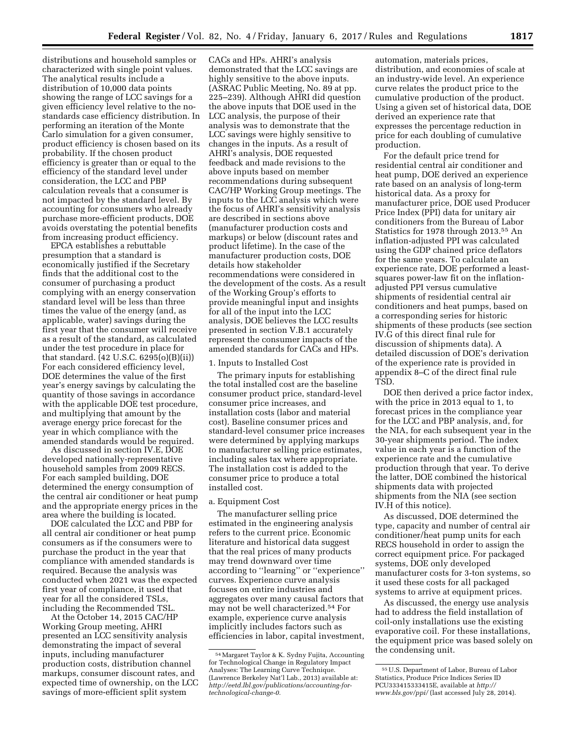distributions and household samples or characterized with single point values. The analytical results include a distribution of 10,000 data points showing the range of LCC savings for a given efficiency level relative to the no-standards case efficiency distribution. In performing an iteration of the Monte Carlo simulation for a given consumer, product efficiency is chosen based on its probability. If the chosen product efficiency is greater than or equal to the efficiency of the standard level under consideration, the LCC and PBP calculation reveals that a consumer is not impacted by the standard level. By accounting for consumers who already purchase more-efficient products, DOE avoids overstating the potential benefits from increasing product efficiency.

EPCA establishes a rebuttable presumption that a standard is economically justified if the Secretary finds that the additional cost to the consumer of purchasing a product complying with an energy conservation standard level will be less than three times the value of the energy (and, as applicable, water) savings during the first year that the consumer will receive as a result of the standard, as calculated under the test procedure in place for that standard. (42 U.S.C. 6295(o)(B)(ii)) For each considered efficiency level, DOE determines the value of the first year's energy savings by calculating the quantity of those savings in accordance with the applicable DOE test procedure, and multiplying that amount by the average energy price forecast for the year in which compliance with the amended standards would be required.

As discussed in section IV.E, DOE developed nationally-representative household samples from 2009 RECS. For each sampled building, DOE determined the energy consumption of the central air conditioner or heat pump and the appropriate energy prices in the area where the building is located.

DOE calculated the LCC and PBP for all central air conditioner or heat pump consumers as if the consumers were to purchase the product in the year that compliance with amended standards is required. Because the analysis was conducted when 2021 was the expected first year of compliance, it used that year for all the considered TSLs, including the Recommended TSL.

At the October 14, 2015 CAC/HP Working Group meeting, AHRI presented an LCC sensitivity analysis demonstrating the impact of several inputs, including manufacturer production costs, distribution channel markups, consumer discount rates, and expected time of ownership, on the LCC savings of more-efficient split system CACs and HPs. AHRI's analysis demonstrated that the LCC savings are highly sensitive to the above inputs. (ASRAC Public Meeting, No. 89 at pp. 225–239). Although AHRI did question the above inputs that DOE used in the LCC analysis, the purpose of their analysis was to demonstrate that the LCC savings were highly sensitive to changes in the inputs. As a result of AHRI's analysis, DOE requested feedback and made revisions to the above inputs based on member recommendations during subsequent CAC/HP Working Group meetings. The inputs to the LCC analysis which were the focus of AHRI's sensitivity analysis are described in sections above (manufacturer production costs and markups) or below (discount rates and product lifetime). In the case of the manufacturer production costs, DOE details how stakeholder recommendations were considered in the development of the costs. As a result of the Working Group's efforts to provide meaningful input and insights for all of the input into the LCC analysis, DOE believes the LCC results presented in section V.B.1 accurately represent the consumer impacts of the amended standards for CACs and HPs.

1. Inputs to Installed Cost

The primary inputs for establishing the total installed cost are the baseline consumer product price, standard-level consumer price increases, and installation costs (labor and material cost). Baseline consumer prices and standard-level consumer price increases were determined by applying markups to manufacturer selling price estimates, including sales tax where appropriate. The installation cost is added to the consumer price to produce a total installed cost.

a. Equipment Cost

The manufacturer selling price estimated in the engineering analysis refers to the current price. Economic literature and historical data suggest that the real prices of many products may trend downward over time according to "learning" or "experience" curves. Experience curve analysis focuses on entire industries and aggregates over many causal factors that may not be well characterized.[54] For example, experience curve analysis implicitly includes factors such as efficiencies in labor, capital investment, automation, materials prices, distribution, and economies of scale at an industry-wide level. An experience curve relates the product price to the cumulative production of the product. Using a given set of historical data, DOE derived an experience rate that expresses the percentage reduction in price for each doubling of cumulative production.

For the default price trend for residential central air conditioner and heat pump, DOE derived an experience rate based on an analysis of long-term historical data. As a proxy for manufacturer price, DOE used Producer Price Index (PPI) data for unitary air conditioners from the Bureau of Labor Statistics for 1978 through 2013.[55] An inflation-adjusted PPI was calculated using the GDP chained price deflators for the same years. To calculate an experience rate, DOE performed a least-squares power-law fit on the inflation-adjusted PPI versus cumulative shipments of residential central air conditioners and heat pumps, based on a corresponding series for historic shipments of these products (see section IV.G of this direct final rule for discussion of shipments data). A detailed discussion of DOE's derivation of the experience rate is provided in appendix 8–C of the direct final rule TSD.

DOE then derived a price factor index, with the price in 2013 equal to 1, to forecast prices in the compliance year for the LCC and PBP analysis, and, for the NIA, for each subsequent year in the 30-year shipments period. The index value in each year is a function of the experience rate and the cumulative production through that year. To derive the latter, DOE combined the historical shipments data with projected shipments from the NIA (see section IV.H of this notice).

As discussed, DOE determined the type, capacity and number of central air conditioner/heat pump units for each RECS household in order to assign the correct equipment price. For packaged systems, DOE only developed manufacturer costs for 3-ton systems, so it used these costs for all packaged systems to arrive at equipment prices.

As discussed, the energy use analysis had to address the field installation of coil-only installations use the existing evaporative coil. For these installations, the equipment price was based solely on the condensing unit.

[54] Margaret Taylor & K. Sydny Fujita, Accounting for Technological Change in Regulatory Impact Analyses: The Learning Curve Technique. (Lawrence Berkeley Nat'l Lab., 2013) available at: *http://eetd.lbl.gov/publications/accounting-for-technological-change-0.*

[55] U.S. Department of Labor, Bureau of Labor Statistics, Produce Price Indices Series ID PCU333415333415E, available at *http://www.bls.gov/ppi/* (last accessed July 28, 2014).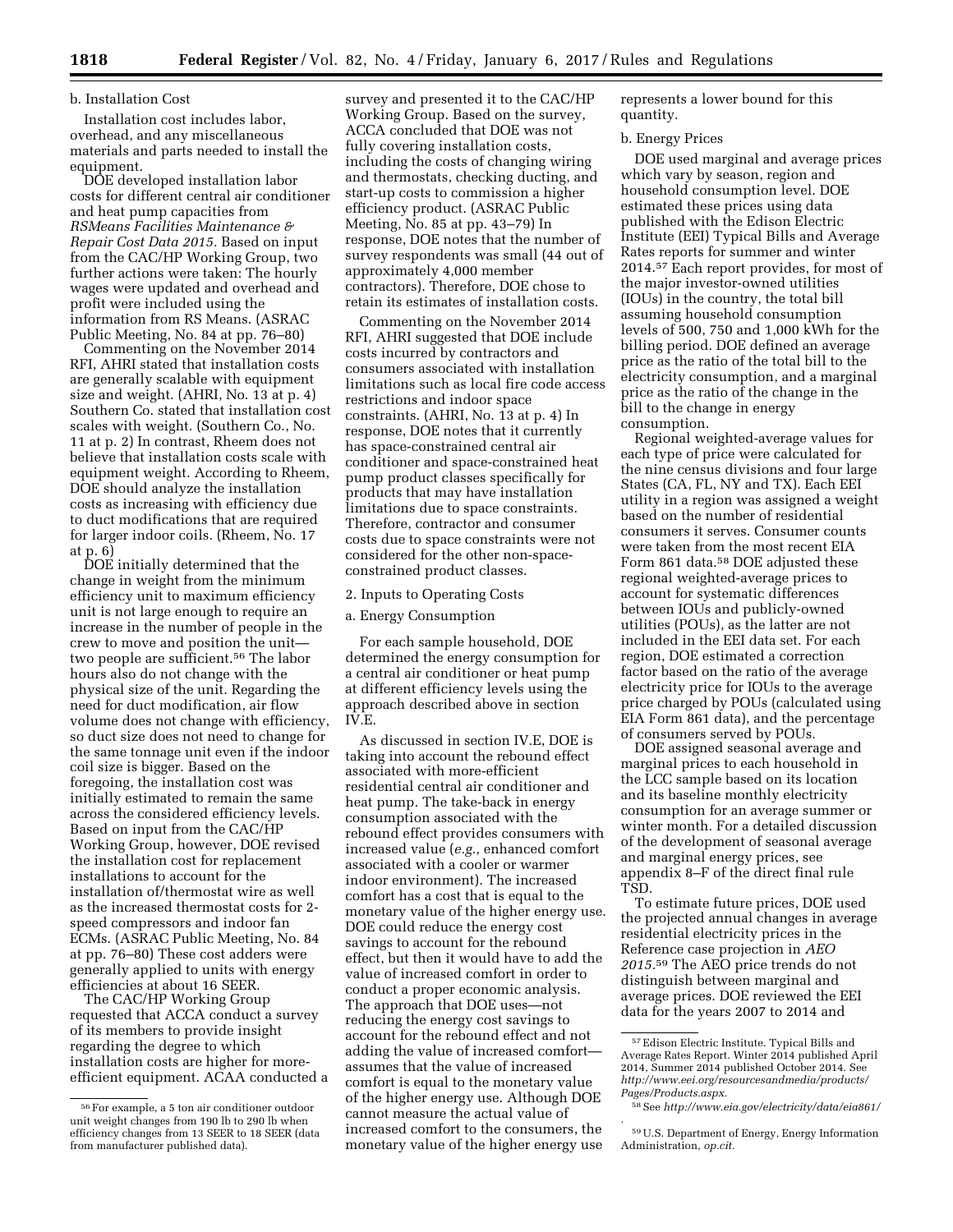b. Installation Cost

Installation cost includes labor, overhead, and any miscellaneous materials and parts needed to install the equipment.

DOE developed installation labor costs for different central air conditioner and heat pump capacities from *RSMeans Facilities Maintenance & Repair Cost Data 2015.* Based on input from the CAC/HP Working Group, two further actions were taken: The hourly wages were updated and overhead and profit were included using the information from RS Means. (ASRAC Public Meeting, No. 84 at pp. 76–80)

Commenting on the November 2014 RFI, AHRI stated that installation costs are generally scalable with equipment size and weight. (AHRI, No. 13 at p. 4) Southern Co. stated that installation cost scales with weight. (Southern Co., No. 11 at p. 2) In contrast, Rheem does not believe that installation costs scale with equipment weight. According to Rheem, DOE should analyze the installation costs as increasing with efficiency due to duct modifications that are required for larger indoor coils. (Rheem, No. 17 at p. 6)

DOE initially determined that the change in weight from the minimum efficiency unit to maximum efficiency unit is not large enough to require an increase in the number of people in the crew to move and position the unit—two people are sufficient.[56] The labor hours also do not change with the physical size of the unit. Regarding the need for duct modification, air flow volume does not change with efficiency, so duct size does not need to change for the same tonnage unit even if the indoor coil size is bigger. Based on the foregoing, the installation cost was initially estimated to remain the same across the considered efficiency levels. Based on input from the CAC/HP Working Group, however, DOE revised the installation cost for replacement installations to account for the installation of/thermostat wire as well as the increased thermostat costs for 2-speed compressors and indoor fan ECMs. (ASRAC Public Meeting, No. 84 at pp. 76–80) These cost adders were generally applied to units with energy efficiencies at about 16 SEER.

The CAC/HP Working Group requested that ACCA conduct a survey of its members to provide insight regarding the degree to which installation costs are higher for more-efficient equipment. ACAA conducted a survey and presented it to the CAC/HP Working Group. Based on the survey, ACCA concluded that DOE was not fully covering installation costs, including the costs of changing wiring and thermostats, checking ducting, and start-up costs to commission a higher efficiency product. (ASRAC Public Meeting, No. 85 at pp. 43–79) In response, DOE notes that the number of survey respondents was small (44 out of approximately 4,000 member contractors). Therefore, DOE chose to retain its estimates of installation costs.

Commenting on the November 2014 RFI, AHRI suggested that DOE include costs incurred by contractors and consumers associated with installation limitations such as local fire code access restrictions and indoor space constraints. (AHRI, No. 13 at p. 4) In response, DOE notes that it currently has space-constrained central air conditioner and space-constrained heat pump product classes specifically for products that may have installation limitations due to space constraints. Therefore, contractor and consumer costs due to space constraints were not considered for the other non-space-constrained product classes.

2. Inputs to Operating Costs

a. Energy Consumption

For each sample household, DOE determined the energy consumption for a central air conditioner or heat pump at different efficiency levels using the approach described above in section IV.E.

As discussed in section IV.E, DOE is taking into account the rebound effect associated with more-efficient residential central air conditioner and heat pump. The take-back in energy consumption associated with the rebound effect provides consumers with increased value (*e.g.,* enhanced comfort associated with a cooler or warmer indoor environment). The increased comfort has a cost that is equal to the monetary value of the higher energy use. DOE could reduce the energy cost savings to account for the rebound effect, but then it would have to add the value of increased comfort in order to conduct a proper economic analysis. The approach that DOE uses—not reducing the energy cost savings to account for the rebound effect and not adding the value of increased comfort—assumes that the value of increased comfort is equal to the monetary value of the higher energy use. Although DOE cannot measure the actual value of increased comfort to the consumers, the monetary value of the higher energy use represents a lower bound for this quantity.

b. Energy Prices

DOE used marginal and average prices which vary by season, region and household consumption level. DOE estimated these prices using data published with the Edison Electric Institute (EEI) Typical Bills and Average Rates reports for summer and winter 2014.[57] Each report provides, for most of the major investor-owned utilities (IOUs) in the country, the total bill assuming household consumption levels of 500, 750 and 1,000 kWh for the billing period. DOE defined an average price as the ratio of the total bill to the electricity consumption, and a marginal price as the ratio of the change in the bill to the change in energy consumption.

Regional weighted-average values for each type of price were calculated for the nine census divisions and four large States (CA, FL, NY and TX). Each EEI utility in a region was assigned a weight based on the number of residential consumers it serves. Consumer counts were taken from the most recent EIA Form 861 data.[58] DOE adjusted these regional weighted-average prices to account for systematic differences between IOUs and publicly-owned utilities (POUs), as the latter are not included in the EEI data set. For each region, DOE estimated a correction factor based on the ratio of the average electricity price for IOUs to the average price charged by POUs (calculated using EIA Form 861 data), and the percentage of consumers served by POUs.

DOE assigned seasonal average and marginal prices to each household in the LCC sample based on its location and its baseline monthly electricity consumption for an average summer or winter month. For a detailed discussion of the development of seasonal average and marginal energy prices, see appendix 8–F of the direct final rule TSD.

To estimate future prices, DOE used the projected annual changes in average residential electricity prices in the Reference case projection in *AEO 2015*.[59] The AEO price trends do not distinguish between marginal and average prices. DOE reviewed the EEI data for the years 2007 to 2014 and

[56] For example, a 5 ton air conditioner outdoor unit weight changes from 190 lb to 290 lb when efficiency changes from 13 SEER to 18 SEER (data from manufacturer published data).

[57] Edison Electric Institute. Typical Bills and Average Rates Report. Winter 2014 published April 2014, Summer 2014 published October 2014. See *http://www.eei.org/resourcesandmedia/products/Pages/Products.aspx*.

[58] See *http://www.eia.gov/electricity/data/eia861/*.

[59] U.S. Department of Energy, Energy Information Administration, *op.cit.*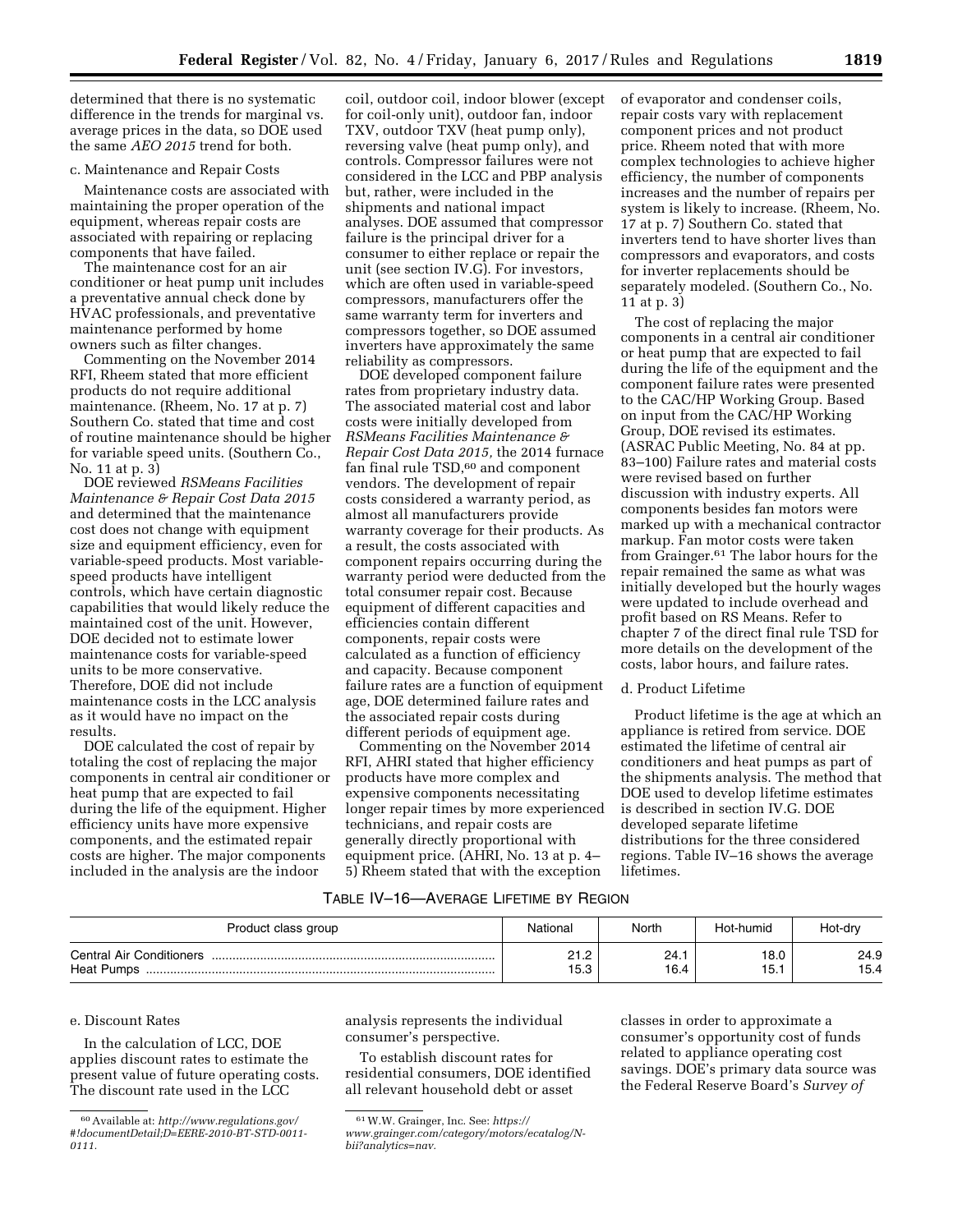determined that there is no systematic difference in the trends for marginal vs. average prices in the data, so DOE used the same *AEO 2015* trend for both.

c. Maintenance and Repair Costs

Maintenance costs are associated with maintaining the proper operation of the equipment, whereas repair costs are associated with repairing or replacing components that have failed.

The maintenance cost for an air conditioner or heat pump unit includes a preventative annual check done by HVAC professionals, and preventative maintenance performed by home owners such as filter changes.

Commenting on the November 2014 RFI, Rheem stated that more efficient products do not require additional maintenance. (Rheem, No. 17 at p. 7) Southern Co. stated that time and cost of routine maintenance should be higher for variable speed units. (Southern Co., No. 11 at p. 3)

DOE reviewed *RSMeans Facilities Maintenance & Repair Cost Data 2015* and determined that the maintenance cost does not change with equipment size and equipment efficiency, even for variable-speed products. Most variable-speed products have intelligent controls, which have certain diagnostic capabilities that would likely reduce the maintained cost of the unit. However, DOE decided not to estimate lower maintenance costs for variable-speed units to be more conservative. Therefore, DOE did not include maintenance costs in the LCC analysis as it would have no impact on the results.

DOE calculated the cost of repair by totaling the cost of replacing the major components in central air conditioner or heat pump that are expected to fail during the life of the equipment. Higher efficiency units have more expensive components, and the estimated repair costs are higher. The major components included in the analysis are the indoor coil, outdoor coil, indoor blower (except for coil-only unit), outdoor fan, indoor TXV, outdoor TXV (heat pump only), reversing valve (heat pump only), and controls. Compressor failures were not considered in the LCC and PBP analysis but, rather, were included in the shipments and national impact analyses. DOE assumed that compressor failure is the principal driver for a consumer to either replace or repair the unit (see section IV.G). For investors, which are often used in variable-speed compressors, manufacturers offer the same warranty term for inverters and compressors together, so DOE assumed inverters have approximately the same reliability as compressors.

DOE developed component failure rates from proprietary industry data. The associated material cost and labor costs were initially developed from *RSMeans Facilities Maintenance & Repair Cost Data 2015,* the 2014 furnace fan final rule TSD,[60] and component vendors. The development of repair costs considered a warranty period, as almost all manufacturers provide warranty coverage for their products. As a result, the costs associated with component repairs occurring during the warranty period were deducted from the total consumer repair cost. Because equipment of different capacities and efficiencies contain different components, repair costs were calculated as a function of efficiency and capacity. Because component failure rates are a function of equipment age, DOE determined failure rates and the associated repair costs during different periods of equipment age.

Commenting on the November 2014 RFI, AHRI stated that higher efficiency products have more complex and expensive components necessitating longer repair times by more experienced technicians, and repair costs are generally directly proportional with equipment price. (AHRI, No. 13 at p. 4–5) Rheem stated that with the exception of evaporator and condenser coils, repair costs vary with replacement component prices and not product price. Rheem noted that with more complex technologies to achieve higher efficiency, the number of components increases and the number of repairs per system is likely to increase. (Rheem, No. 17 at p. 7) Southern Co. stated that inverters tend to have shorter lives than compressors and evaporators, and costs for inverter replacements should be separately modeled. (Southern Co., No. 11 at p. 3)

The cost of replacing the major components in a central air conditioner or heat pump that are expected to fail during the life of the equipment and the component failure rates were presented to the CAC/HP Working Group. Based on input from the CAC/HP Working Group, DOE revised its estimates. (ASRAC Public Meeting, No. 84 at pp. 83–100) Failure rates and material costs were revised based on further discussion with industry experts. All components besides fan motors were marked up with a mechanical contractor markup. Fan motor costs were taken from Grainger.[61] The labor hours for the repair remained the same as what was initially developed but the hourly wages were updated to include overhead and profit based on RS Means. Refer to chapter 7 of the direct final rule TSD for more details on the development of the costs, labor hours, and failure rates.

d. Product Lifetime

Product lifetime is the age at which an appliance is retired from service. DOE estimated the lifetime of central air conditioners and heat pumps as part of the shipments analysis. The method that DOE used to develop lifetime estimates is described in section IV.G. DOE developed separate lifetime distributions for the three considered regions. Table IV–16 shows the average lifetimes.

TABLE IV–16—AVERAGE LIFETIME BY REGION

| Product class group | National | North | Hot-humid | Hot-dry |
|---|---|---|---|---|
| Central Air Conditioners | 21.2 | 24.1 | 18.0 | 24.9 |
| Heat Pumps | 15.3 | 16.4 | 15.1 | 15.4 |

e. Discount Rates

In the calculation of LCC, DOE applies discount rates to estimate the present value of future operating costs. The discount rate used in the LCC analysis represents the individual consumer's perspective.

To establish discount rates for residential consumers, DOE identified all relevant household debt or asset classes in order to approximate a consumer's opportunity cost of funds related to appliance operating cost savings. DOE's primary data source was the Federal Reserve Board's *Survey of*

---

[60] Available at: *http://www.regulations.gov/#!documentDetail;D=EERE-2010-BT-STD-0011-0111.*

[61] W.W. Grainger, Inc. See: *https://www.grainger.com/category/motors/ecatalog/N-bii?analytics=nav.*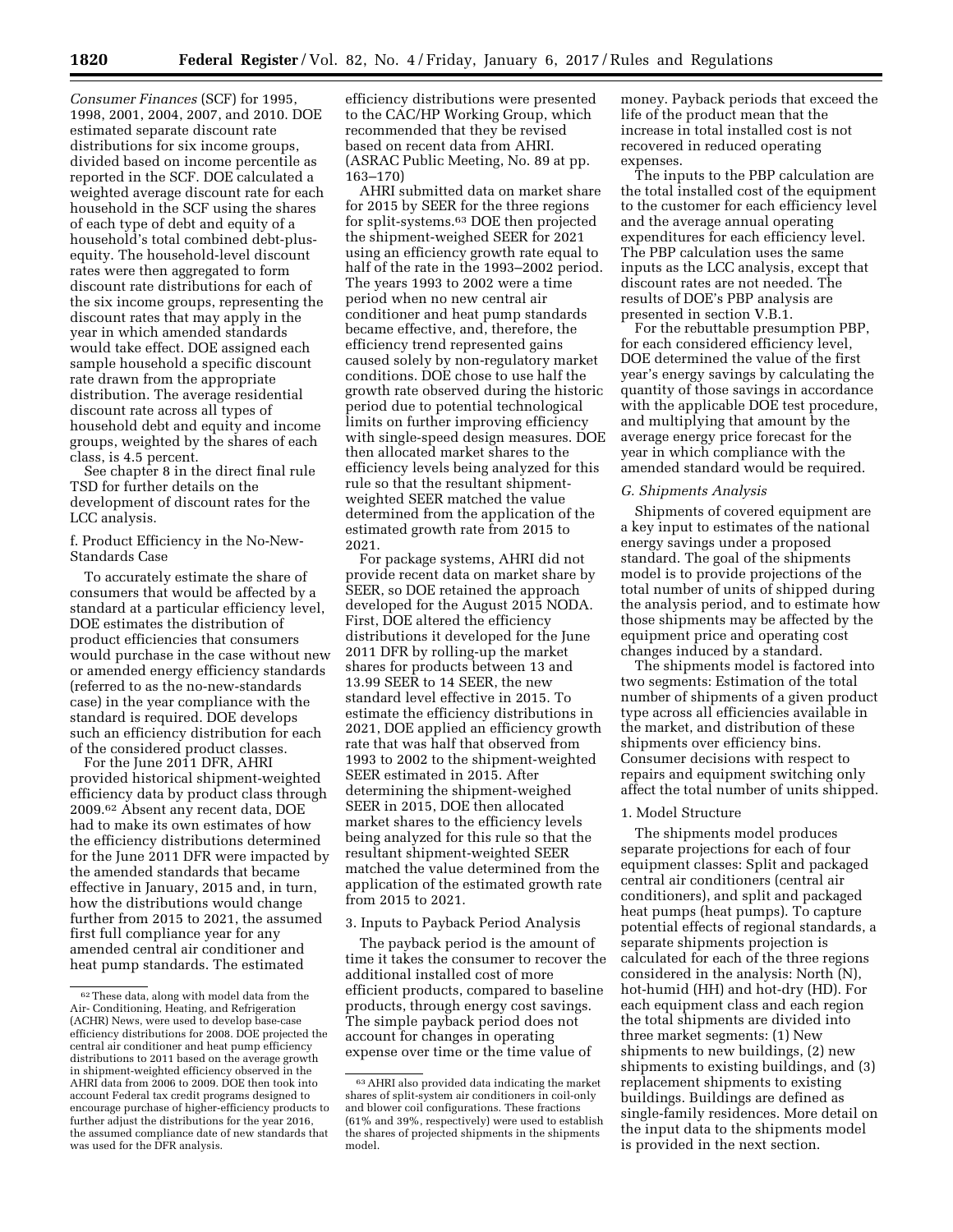*Consumer Finances* (SCF) for 1995, 1998, 2001, 2004, 2007, and 2010. DOE estimated separate discount rate distributions for six income groups, divided based on income percentile as reported in the SCF. DOE calculated a weighted average discount rate for each household in the SCF using the shares of each type of debt and equity of a household's total combined debt-plus-equity. The household-level discount rates were then aggregated to form discount rate distributions for each of the six income groups, representing the discount rates that may apply in the year in which amended standards would take effect. DOE assigned each sample household a specific discount rate drawn from the appropriate distribution. The average residential discount rate across all types of household debt and equity and income groups, weighted by the shares of each class, is 4.5 percent.

See chapter 8 in the direct final rule TSD for further details on the development of discount rates for the LCC analysis.

f. Product Efficiency in the No-New-Standards Case

To accurately estimate the share of consumers that would be affected by a standard at a particular efficiency level, DOE estimates the distribution of product efficiencies that consumers would purchase in the case without new or amended energy efficiency standards (referred to as the no-new-standards case) in the year compliance with the standard is required. DOE develops such an efficiency distribution for each of the considered product classes.

For the June 2011 DFR, AHRI provided historical shipment-weighted efficiency data by product class through 2009.[62] Absent any recent data, DOE had to make its own estimates of how the efficiency distributions determined for the June 2011 DFR were impacted by the amended standards that became effective in January, 2015 and, in turn, how the distributions would change further from 2015 to 2021, the assumed first full compliance year for any amended central air conditioner and heat pump standards. The estimated efficiency distributions were presented to the CAC/HP Working Group, which recommended that they be revised based on recent data from AHRI. (ASRAC Public Meeting, No. 89 at pp. 163–170)

AHRI submitted data on market share for 2015 by SEER for the three regions for split-systems.[63] DOE then projected the shipment-weighed SEER for 2021 using an efficiency growth rate equal to half of the rate in the 1993–2002 period. The years 1993 to 2002 were a time period when no new central air conditioner and heat pump standards became effective, and, therefore, the efficiency trend represented gains caused solely by non-regulatory market conditions. DOE chose to use half the growth rate observed during the historic period due to potential technological limits on further improving efficiency with single-speed design measures. DOE then allocated market shares to the efficiency levels being analyzed for this rule so that the resultant shipment-weighted SEER matched the value determined from the application of the estimated growth rate from 2015 to 2021.

For package systems, AHRI did not provide recent data on market share by SEER, so DOE retained the approach developed for the August 2015 NODA. First, DOE altered the efficiency distributions it developed for the June 2011 DFR by rolling-up the market shares for products between 13 and 13.99 SEER to 14 SEER, the new standard level effective in 2015. To estimate the efficiency distributions in 2021, DOE applied an efficiency growth rate that was half that observed from 1993 to 2002 to the shipment-weighted SEER estimated in 2015. After determining the shipment-weighed SEER in 2015, DOE then allocated market shares to the efficiency levels being analyzed for this rule so that the resultant shipment-weighted SEER matched the value determined from the application of the estimated growth rate from 2015 to 2021.

3. Inputs to Payback Period Analysis

The payback period is the amount of time it takes the consumer to recover the additional installed cost of more efficient products, compared to baseline products, through energy cost savings. The simple payback period does not account for changes in operating expense over time or the time value of money. Payback periods that exceed the life of the product mean that the increase in total installed cost is not recovered in reduced operating expenses.

The inputs to the PBP calculation are the total installed cost of the equipment to the customer for each efficiency level and the average annual operating expenditures for each efficiency level. The PBP calculation uses the same inputs as the LCC analysis, except that discount rates are not needed. The results of DOE's PBP analysis are presented in section V.B.1.

For the rebuttable presumption PBP, for each considered efficiency level, DOE determined the value of the first year's energy savings by calculating the quantity of those savings in accordance with the applicable DOE test procedure, and multiplying that amount by the average energy price forecast for the year in which compliance with the amended standard would be required.

*G. Shipments Analysis*

Shipments of covered equipment are a key input to estimates of the national energy savings under a proposed standard. The goal of the shipments model is to provide projections of the total number of units of shipped during the analysis period, and to estimate how those shipments may be affected by the equipment price and operating cost changes induced by a standard.

The shipments model is factored into two segments: Estimation of the total number of shipments of a given product type across all efficiencies available in the market, and distribution of these shipments over efficiency bins. Consumer decisions with respect to repairs and equipment switching only affect the total number of units shipped.

1. Model Structure

The shipments model produces separate projections for each of four equipment classes: Split and packaged central air conditioners (central air conditioners), and split and packaged heat pumps (heat pumps). To capture potential effects of regional standards, a separate shipments projection is calculated for each of the three regions considered in the analysis: North (N), hot-humid (HH) and hot-dry (HD). For each equipment class and each region the total shipments are divided into three market segments: (1) New shipments to new buildings, (2) new shipments to existing buildings, and (3) replacement shipments to existing buildings. Buildings are defined as single-family residences. More detail on the input data to the shipments model is provided in the next section.

---

[62] These data, along with model data from the Air- Conditioning, Heating, and Refrigeration (ACHR) News, were used to develop base-case efficiency distributions for 2008. DOE projected the central air conditioner and heat pump efficiency distributions to 2011 based on the average growth in shipment-weighted efficiency observed in the AHRI data from 2006 to 2009. DOE then took into account Federal tax credit programs designed to encourage purchase of higher-efficiency products to further adjust the distributions for the year 2016, the assumed compliance date of new standards that was used for the DFR analysis.

[63] AHRI also provided data indicating the market shares of split-system air conditioners in coil-only and blower coil configurations. These fractions (61% and 39%, respectively) were used to establish the shares of projected shipments in the shipments model.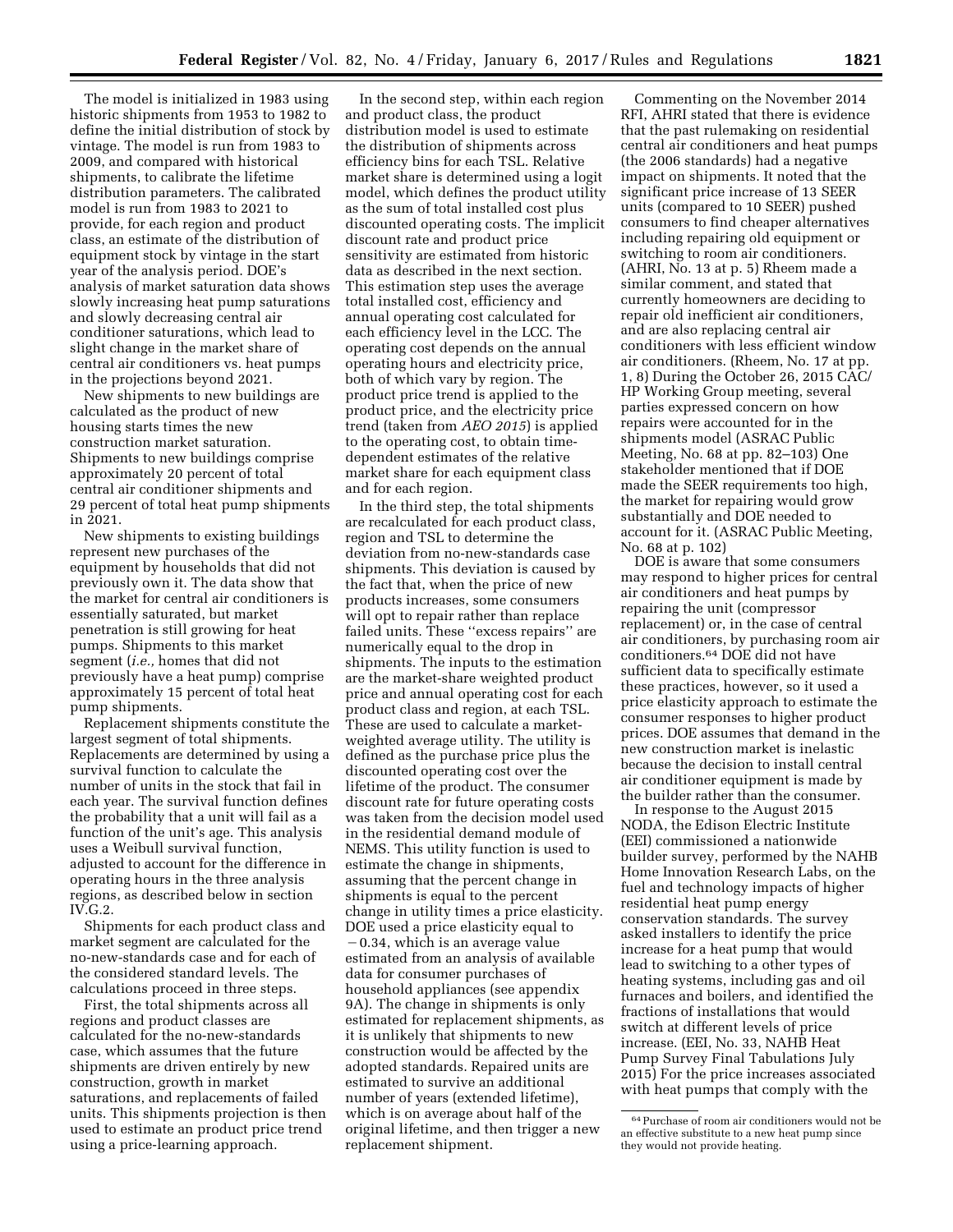The model is initialized in 1983 using historic shipments from 1953 to 1982 to define the initial distribution of stock by vintage. The model is run from 1983 to 2009, and compared with historical shipments, to calibrate the lifetime distribution parameters. The calibrated model is run from 1983 to 2021 to provide, for each region and product class, an estimate of the distribution of equipment stock by vintage in the start year of the analysis period. DOE's analysis of market saturation data shows slowly increasing heat pump saturations and slowly decreasing central air conditioner saturations, which lead to slight change in the market share of central air conditioners vs. heat pumps in the projections beyond 2021.

New shipments to new buildings are calculated as the product of new housing starts times the new construction market saturation. Shipments to new buildings comprise approximately 20 percent of total central air conditioner shipments and 29 percent of total heat pump shipments in 2021.

New shipments to existing buildings represent new purchases of the equipment by households that did not previously own it. The data show that the market for central air conditioners is essentially saturated, but market penetration is still growing for heat pumps. Shipments to this market segment (*i.e.,* homes that did not previously have a heat pump) comprise approximately 15 percent of total heat pump shipments.

Replacement shipments constitute the largest segment of total shipments. Replacements are determined by using a survival function to calculate the number of units in the stock that fail in each year. The survival function defines the probability that a unit will fail as a function of the unit's age. This analysis uses a Weibull survival function, adjusted to account for the difference in operating hours in the three analysis regions, as described below in section IV.G.2.

Shipments for each product class and market segment are calculated for the no-new-standards case and for each of the considered standard levels. The calculations proceed in three steps.

First, the total shipments across all regions and product classes are calculated for the no-new-standards case, which assumes that the future shipments are driven entirely by new construction, growth in market saturations, and replacements of failed units. This shipments projection is then used to estimate an product price trend using a price-learning approach.

In the second step, within each region and product class, the product distribution model is used to estimate the distribution of shipments across efficiency bins for each TSL. Relative market share is determined using a logit model, which defines the product utility as the sum of total installed cost plus discounted operating costs. The implicit discount rate and product price sensitivity are estimated from historic data as described in the next section. This estimation step uses the average total installed cost, efficiency and annual operating cost calculated for each efficiency level in the LCC. The operating cost depends on the annual operating hours and electricity price, both of which vary by region. The product price trend is applied to the product price, and the electricity price trend (taken from *AEO 2015*) is applied to the operating cost, to obtain time-dependent estimates of the relative market share for each equipment class and for each region.

In the third step, the total shipments are recalculated for each product class, region and TSL to determine the deviation from no-new-standards case shipments. This deviation is caused by the fact that, when the price of new products increases, some consumers will opt to repair rather than replace failed units. These "excess repairs" are numerically equal to the drop in shipments. The inputs to the estimation are the market-share weighted product price and annual operating cost for each product class and region, at each TSL. These are used to calculate a market-weighted average utility. The utility is defined as the purchase price plus the discounted operating cost over the lifetime of the product. The consumer discount rate for future operating costs was taken from the decision model used in the residential demand module of NEMS. This utility function is used to estimate the change in shipments, assuming that the percent change in shipments is equal to the percent change in utility times a price elasticity. DOE used a price elasticity equal to −0.34, which is an average value estimated from an analysis of available data for consumer purchases of household appliances (see appendix 9A). The change in shipments is only estimated for replacement shipments, as it is unlikely that shipments to new construction would be affected by the adopted standards. Repaired units are estimated to survive an additional number of years (extended lifetime), which is on average about half of the original lifetime, and then trigger a new replacement shipment.

Commenting on the November 2014 RFI, AHRI stated that there is evidence that the past rulemaking on residential central air conditioners and heat pumps (the 2006 standards) had a negative impact on shipments. It noted that the significant price increase of 13 SEER units (compared to 10 SEER) pushed consumers to find cheaper alternatives including repairing old equipment or switching to room air conditioners. (AHRI, No. 13 at p. 5) Rheem made a similar comment, and stated that currently homeowners are deciding to repair old inefficient air conditioners, and are also replacing central air conditioners with less efficient window air conditioners. (Rheem, No. 17 at pp. 1, 8) During the October 26, 2015 CAC/HP Working Group meeting, several parties expressed concern on how repairs were accounted for in the shipments model (ASRAC Public Meeting, No. 68 at pp. 82–103) One stakeholder mentioned that if DOE made the SEER requirements too high, the market for repairing would grow substantially and DOE needed to account for it. (ASRAC Public Meeting, No. 68 at p. 102)

DOE is aware that some consumers may respond to higher prices for central air conditioners and heat pumps by repairing the unit (compressor replacement) or, in the case of central air conditioners, by purchasing room air conditioners.[64] DOE did not have sufficient data to specifically estimate these practices, however, so it used a price elasticity approach to estimate the consumer responses to higher product prices. DOE assumes that demand in the new construction market is inelastic because the decision to install central air conditioner equipment is made by the builder rather than the consumer.

In response to the August 2015 NODA, the Edison Electric Institute (EEI) commissioned a nationwide builder survey, performed by the NAHB Home Innovation Research Labs, on the fuel and technology impacts of higher residential heat pump energy conservation standards. The survey asked installers to identify the price increase for a heat pump that would lead to switching to a other types of heating systems, including gas and oil furnaces and boilers, and identified the fractions of installations that would switch at different levels of price increase. (EEI, No. 33, NAHB Heat Pump Survey Final Tabulations July 2015) For the price increases associated with heat pumps that comply with the

[64] Purchase of room air conditioners would not be an effective substitute to a new heat pump since they would not provide heating.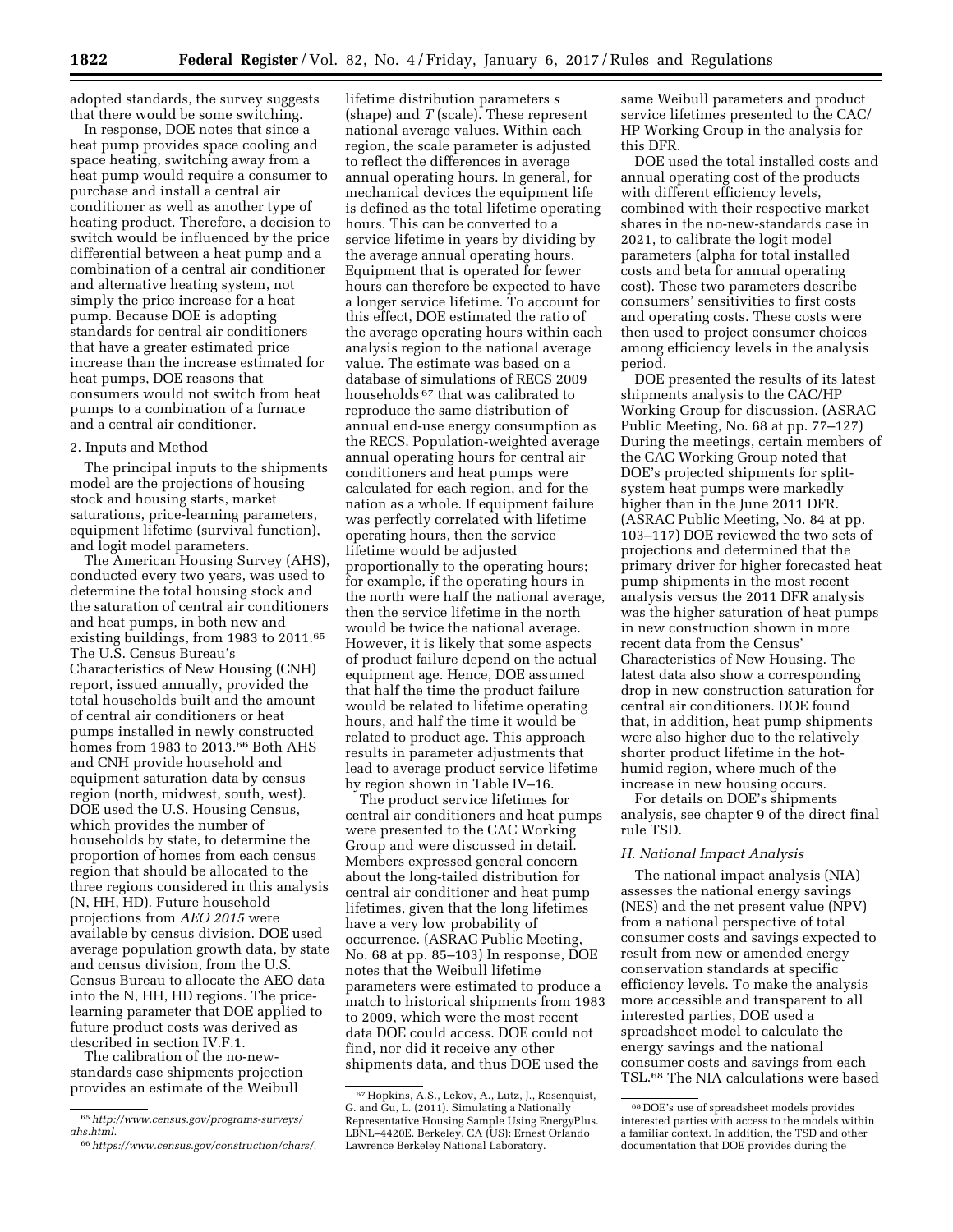adopted standards, the survey suggests that there would be some switching.

In response, DOE notes that since a heat pump provides space cooling and space heating, switching away from a heat pump would require a consumer to purchase and install a central air conditioner as well as another type of heating product. Therefore, a decision to switch would be influenced by the price differential between a heat pump and a combination of a central air conditioner and alternative heating system, not simply the price increase for a heat pump. Because DOE is adopting standards for central air conditioners that have a greater estimated price increase than the increase estimated for heat pumps, DOE reasons that consumers would not switch from heat pumps to a combination of a furnace and a central air conditioner.

2. Inputs and Method

The principal inputs to the shipments model are the projections of housing stock and housing starts, market saturations, price-learning parameters, equipment lifetime (survival function), and logit model parameters.

The American Housing Survey (AHS), conducted every two years, was used to determine the total housing stock and the saturation of central air conditioners and heat pumps, in both new and existing buildings, from 1983 to 2011.[65] The U.S. Census Bureau's Characteristics of New Housing (CNH) report, issued annually, provided the total households built and the amount of central air conditioners or heat pumps installed in newly constructed homes from 1983 to 2013.[66] Both AHS and CNH provide household and equipment saturation data by census region (north, midwest, south, west). DOE used the U.S. Housing Census, which provides the number of households by state, to determine the proportion of homes from each census region that should be allocated to the three regions considered in this analysis (N, HH, HD). Future household projections from *AEO 2015* were available by census division. DOE used average population growth data, by state and census division, from the U.S. Census Bureau to allocate the AEO data into the N, HH, HD regions. The price-learning parameter that DOE applied to future product costs was derived as described in section IV.F.1.

The calibration of the no-new-standards case shipments projection provides an estimate of the Weibull lifetime distribution parameters *s* (shape) and *T* (scale). These represent national average values. Within each region, the scale parameter is adjusted to reflect the differences in average annual operating hours. In general, for mechanical devices the equipment life is defined as the total lifetime operating hours. This can be converted to a service lifetime in years by dividing by the average annual operating hours. Equipment that is operated for fewer hours can therefore be expected to have a longer service lifetime. To account for this effect, DOE estimated the ratio of the average operating hours within each analysis region to the national average value. The estimate was based on a database of simulations of RECS 2009 households[67] that was calibrated to reproduce the same distribution of annual end-use energy consumption as the RECS. Population-weighted average annual operating hours for central air conditioners and heat pumps were calculated for each region, and for the nation as a whole. If equipment failure was perfectly correlated with lifetime operating hours, then the service lifetime would be adjusted proportionally to the operating hours; for example, if the operating hours in the north were half the national average, then the service lifetime in the north would be twice the national average. However, it is likely that some aspects of product failure depend on the actual equipment age. Hence, DOE assumed that half the time the product failure would be related to lifetime operating hours, and half the time it would be related to product age. This approach results in parameter adjustments that lead to average product service lifetime by region shown in Table IV–16.

The product service lifetimes for central air conditioners and heat pumps were presented to the CAC Working Group and were discussed in detail. Members expressed general concern about the long-tailed distribution for central air conditioner and heat pump lifetimes, given that the long lifetimes have a very low probability of occurrence. (ASRAC Public Meeting, No. 68 at pp. 85–103) In response, DOE notes that the Weibull lifetime parameters were estimated to produce a match to historical shipments from 1983 to 2009, which were the most recent data DOE could access. DOE could not find, nor did it receive any other shipments data, and thus DOE used the same Weibull parameters and product service lifetimes presented to the CAC/HP Working Group in the analysis for this DFR.

DOE used the total installed costs and annual operating cost of the products with different efficiency levels, combined with their respective market shares in the no-new-standards case in 2021, to calibrate the logit model parameters (alpha for total installed costs and beta for annual operating cost). These two parameters describe consumers' sensitivities to first costs and operating costs. These costs were then used to project consumer choices among efficiency levels in the analysis period.

DOE presented the results of its latest shipments analysis to the CAC/HP Working Group for discussion. (ASRAC Public Meeting, No. 68 at pp. 77–127) During the meetings, certain members of the CAC Working Group noted that DOE's projected shipments for split-system heat pumps were markedly higher than in the June 2011 DFR. (ASRAC Public Meeting, No. 84 at pp. 103–117) DOE reviewed the two sets of projections and determined that the primary driver for higher forecasted heat pump shipments in the most recent analysis versus the 2011 DFR analysis was the higher saturation of heat pumps in new construction shown in more recent data from the Census' Characteristics of New Housing. The latest data also show a corresponding drop in new construction saturation for central air conditioners. DOE found that, in addition, heat pump shipments were also higher due to the relatively shorter product lifetime in the hot-humid region, where much of the increase in new housing occurs.

For details on DOE's shipments analysis, see chapter 9 of the direct final rule TSD.

### *H. National Impact Analysis*

The national impact analysis (NIA) assesses the national energy savings (NES) and the net present value (NPV) from a national perspective of total consumer costs and savings expected to result from new or amended energy conservation standards at specific efficiency levels. To make the analysis more accessible and transparent to all interested parties, DOE used a spreadsheet model to calculate the energy savings and the national consumer costs and savings from each TSL.[68] The NIA calculations were based

---

[65] *http://www.census.gov/programs-surveys/ahs.html.*

[66] *https://www.census.gov/construction/chars/.*

[67] Hopkins, A.S., Lekov, A., Lutz, J., Rosenquist, G. and Gu, L. (2011). Simulating a Nationally Representative Housing Sample Using EnergyPlus. LBNL–4420E. Berkeley, CA (US): Ernest Orlando Lawrence Berkeley National Laboratory.

[68] DOE's use of spreadsheet models provides interested parties with access to the models within a familiar context. In addition, the TSD and other documentation that DOE provides during the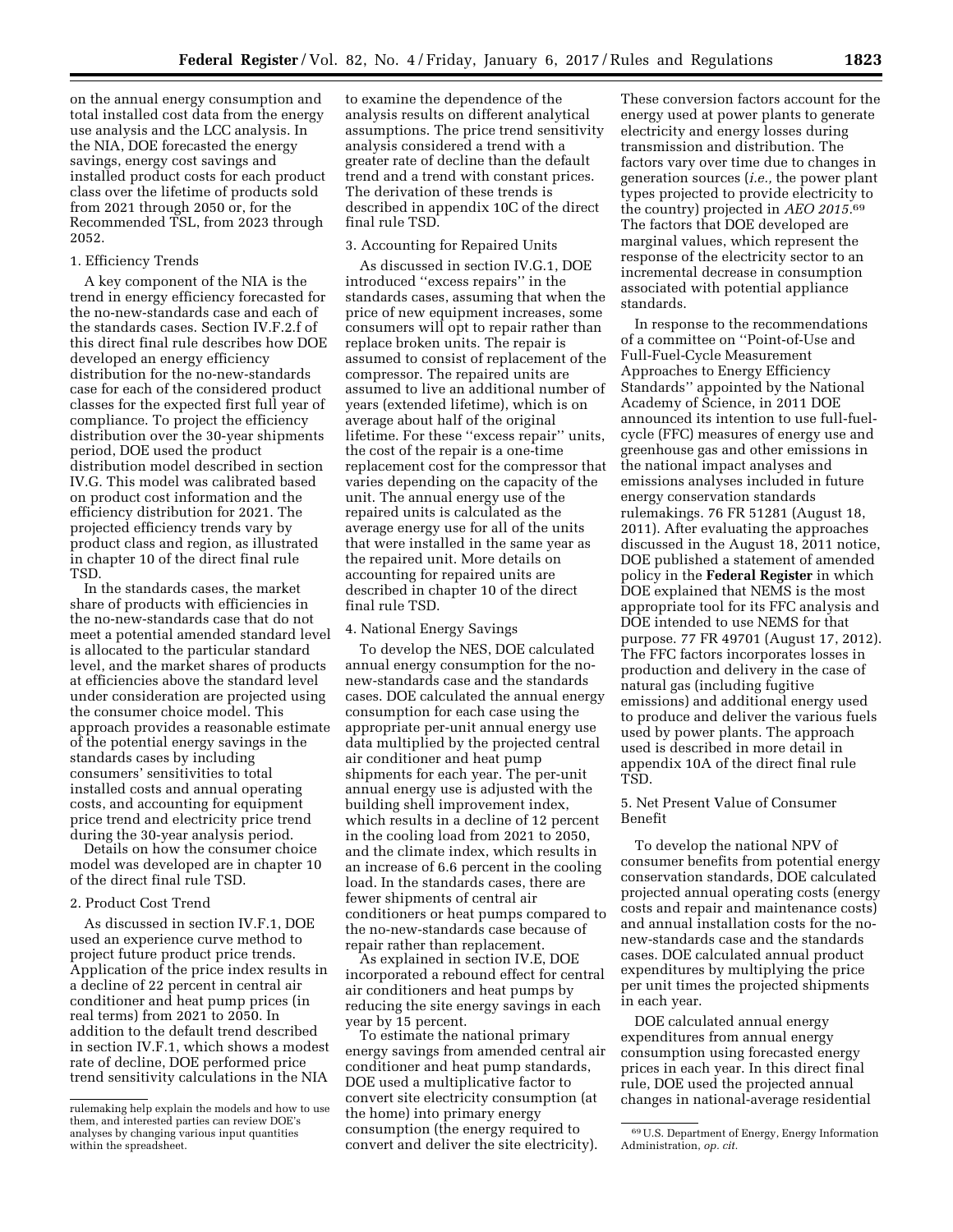on the annual energy consumption and total installed cost data from the energy use analysis and the LCC analysis. In the NIA, DOE forecasted the energy savings, energy cost savings and installed product costs for each product class over the lifetime of products sold from 2021 through 2050 or, for the Recommended TSL, from 2023 through 2052.

1. Efficiency Trends

A key component of the NIA is the trend in energy efficiency forecasted for the no-new-standards case and each of the standards cases. Section IV.F.2.f of this direct final rule describes how DOE developed an energy efficiency distribution for the no-new-standards case for each of the considered product classes for the expected first full year of compliance. To project the efficiency distribution over the 30-year shipments period, DOE used the product distribution model described in section IV.G. This model was calibrated based on product cost information and the efficiency distribution for 2021. The projected efficiency trends vary by product class and region, as illustrated in chapter 10 of the direct final rule TSD.

In the standards cases, the market share of products with efficiencies in the no-new-standards case that do not meet a potential amended standard level is allocated to the particular standard level, and the market shares of products at efficiencies above the standard level under consideration are projected using the consumer choice model. This approach provides a reasonable estimate of the potential energy savings in the standards cases by including consumers' sensitivities to total installed costs and annual operating costs, and accounting for equipment price trend and electricity price trend during the 30-year analysis period.

Details on how the consumer choice model was developed are in chapter 10 of the direct final rule TSD.

2. Product Cost Trend

As discussed in section IV.F.1, DOE used an experience curve method to project future product price trends. Application of the price index results in a decline of 22 percent in central air conditioner and heat pump prices (in real terms) from 2021 to 2050. In addition to the default trend described in section IV.F.1, which shows a modest rate of decline, DOE performed price trend sensitivity calculations in the NIA to examine the dependence of the analysis results on different analytical assumptions. The price trend sensitivity analysis considered a trend with a greater rate of decline than the default trend and a trend with constant prices. The derivation of these trends is described in appendix 10C of the direct final rule TSD.

3. Accounting for Repaired Units

As discussed in section IV.G.1, DOE introduced "excess repairs" in the standards cases, assuming that when the price of new equipment increases, some consumers will opt to repair rather than replace broken units. The repair is assumed to consist of replacement of the compressor. The repaired units are assumed to live an additional number of years (extended lifetime), which is on average about half of the original lifetime. For these "excess repair" units, the cost of the repair is a one-time replacement cost for the compressor that varies depending on the capacity of the unit. The annual energy use of the repaired units is calculated as the average energy use for all of the units that were installed in the same year as the repaired unit. More details on accounting for repaired units are described in chapter 10 of the direct final rule TSD.

4. National Energy Savings

To develop the NES, DOE calculated annual energy consumption for the no-new-standards case and the standards cases. DOE calculated the annual energy consumption for each case using the appropriate per-unit annual energy use data multiplied by the projected central air conditioner and heat pump shipments for each year. The per-unit annual energy use is adjusted with the building shell improvement index, which results in a decline of 12 percent in the cooling load from 2021 to 2050, and the climate index, which results in an increase of 6.6 percent in the cooling load. In the standards cases, there are fewer shipments of central air conditioners or heat pumps compared to the no-new-standards case because of repair rather than replacement.

As explained in section IV.E, DOE incorporated a rebound effect for central air conditioners and heat pumps by reducing the site energy savings in each year by 15 percent.

To estimate the national primary energy savings from amended central air conditioner and heat pump standards, DOE used a multiplicative factor to convert site electricity consumption (at the home) into primary energy consumption (the energy required to convert and deliver the site electricity). These conversion factors account for the energy used at power plants to generate electricity and energy losses during transmission and distribution. The factors vary over time due to changes in generation sources (*i.e.,* the power plant types projected to provide electricity to the country) projected in *AEO 2015*.[69] The factors that DOE developed are marginal values, which represent the response of the electricity sector to an incremental decrease in consumption associated with potential appliance standards.

In response to the recommendations of a committee on "Point-of-Use and Full-Fuel-Cycle Measurement Approaches to Energy Efficiency Standards" appointed by the National Academy of Science, in 2011 DOE announced its intention to use full-fuel-cycle (FFC) measures of energy use and greenhouse gas and other emissions in the national impact analyses and emissions analyses included in future energy conservation standards rulemakings. 76 FR 51281 (August 18, 2011). After evaluating the approaches discussed in the August 18, 2011 notice, DOE published a statement of amended policy in the **Federal Register** in which DOE explained that NEMS is the most appropriate tool for its FFC analysis and DOE intended to use NEMS for that purpose. 77 FR 49701 (August 17, 2012). The FFC factors incorporates losses in production and delivery in the case of natural gas (including fugitive emissions) and additional energy used to produce and deliver the various fuels used by power plants. The approach used is described in more detail in appendix 10A of the direct final rule TSD.

5. Net Present Value of Consumer Benefit

To develop the national NPV of consumer benefits from potential energy conservation standards, DOE calculated projected annual operating costs (energy costs and repair and maintenance costs) and annual installation costs for the no-new-standards case and the standards cases. DOE calculated annual product expenditures by multiplying the price per unit times the projected shipments in each year.

DOE calculated annual energy expenditures from annual energy consumption using forecasted energy prices in each year. In this direct final rule, DOE used the projected annual changes in national-average residential

---

rulemaking help explain the models and how to use them, and interested parties can review DOE's analyses by changing various input quantities within the spreadsheet.

[69] U.S. Department of Energy, Energy Information Administration, *op. cit.*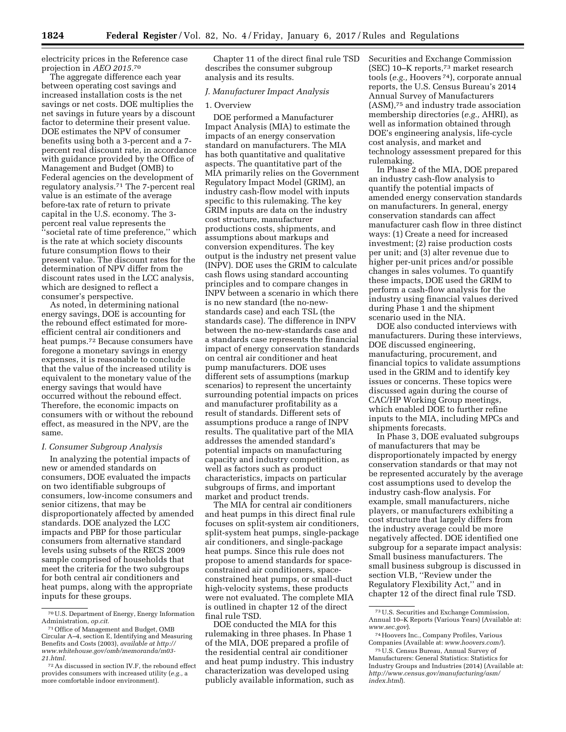electricity prices in the Reference case projection in *AEO 2015*.[70]

The aggregate difference each year between operating cost savings and increased installation costs is the net savings or net costs. DOE multiplies the net savings in future years by a discount factor to determine their present value. DOE estimates the NPV of consumer benefits using both a 3-percent and a 7-percent real discount rate, in accordance with guidance provided by the Office of Management and Budget (OMB) to Federal agencies on the development of regulatory analysis.[71] The 7-percent real value is an estimate of the average before-tax rate of return to private capital in the U.S. economy. The 3-percent real value represents the ''societal rate of time preference,'' which is the rate at which society discounts future consumption flows to their present value. The discount rates for the determination of NPV differ from the discount rates used in the LCC analysis, which are designed to reflect a consumer's perspective.

As noted, in determining national energy savings, DOE is accounting for the rebound effect estimated for more-efficient central air conditioners and heat pumps.[72] Because consumers have foregone a monetary savings in energy expenses, it is reasonable to conclude that the value of the increased utility is equivalent to the monetary value of the energy savings that would have occurred without the rebound effect. Therefore, the economic impacts on consumers with or without the rebound effect, as measured in the NPV, are the same.

### *I. Consumer Subgroup Analysis*

In analyzing the potential impacts of new or amended standards on consumers, DOE evaluated the impacts on two identifiable subgroups of consumers, low-income consumers and senior citizens, that may be disproportionately affected by amended standards. DOE analyzed the LCC impacts and PBP for those particular consumers from alternative standard levels using subsets of the RECS 2009 sample comprised of households that meet the criteria for the two subgroups for both central air conditioners and heat pumps, along with the appropriate inputs for these groups.

Chapter 11 of the direct final rule TSD describes the consumer subgroup analysis and its results.

### *J. Manufacturer Impact Analysis*

#### 1. Overview

DOE performed a Manufacturer Impact Analysis (MIA) to estimate the impacts of an energy conservation standard on manufacturers. The MIA has both quantitative and qualitative aspects. The quantitative part of the MIA primarily relies on the Government Regulatory Impact Model (GRIM), an industry cash-flow model with inputs specific to this rulemaking. The key GRIM inputs are data on the industry cost structure, manufacturer productions costs, shipments, and assumptions about markups and conversion expenditures. The key output is the industry net present value (INPV). DOE uses the GRIM to calculate cash flows using standard accounting principles and to compare changes in INPV between a scenario in which there is no new standard (the no-new-standards case) and each TSL (the standards case). The difference in INPV between the no-new-standards case and a standards case represents the financial impact of energy conservation standards on central air conditioner and heat pump manufacturers. DOE uses different sets of assumptions (markup scenarios) to represent the uncertainty surrounding potential impacts on prices and manufacturer profitability as a result of standards. Different sets of assumptions produce a range of INPV results. The qualitative part of the MIA addresses the amended standard's potential impacts on manufacturing capacity and industry competition, as well as factors such as product characteristics, impacts on particular subgroups of firms, and important market and product trends.

The MIA for central air conditioners and heat pumps in this direct final rule focuses on split-system air conditioners, split-system heat pumps, single-package air conditioners, and single-package heat pumps. Since this rule does not propose to amend standards for space-constrained air conditioners, space-constrained heat pumps, or small-duct high-velocity systems, these products were not evaluated. The complete MIA is outlined in chapter 12 of the direct final rule TSD.

DOE conducted the MIA for this rulemaking in three phases. In Phase 1 of the MIA, DOE prepared a profile of the residential central air conditioner and heat pump industry. This industry characterization was developed using publicly available information, such as Securities and Exchange Commission (SEC) 10–K reports,[73] market research tools (*e.g.,* Hoovers[74]), corporate annual reports, the U.S. Census Bureau's 2014 Annual Survey of Manufacturers (ASM),[75] and industry trade association membership directories (*e.g.,* AHRI), as well as information obtained through DOE's engineering analysis, life-cycle cost analysis, and market and technology assessment prepared for this rulemaking.

In Phase 2 of the MIA, DOE prepared an industry cash-flow analysis to quantify the potential impacts of amended energy conservation standards on manufacturers. In general, energy conservation standards can affect manufacturer cash flow in three distinct ways: (1) Create a need for increased investment; (2) raise production costs per unit; and (3) alter revenue due to higher per-unit prices and/or possible changes in sales volumes. To quantify these impacts, DOE used the GRIM to perform a cash-flow analysis for the industry using financial values derived during Phase 1 and the shipment scenario used in the NIA.

DOE also conducted interviews with manufacturers. During these interviews, DOE discussed engineering, manufacturing, procurement, and financial topics to validate assumptions used in the GRIM and to identify key issues or concerns. These topics were discussed again during the course of CAC/HP Working Group meetings, which enabled DOE to further refine inputs to the MIA, including MPCs and shipments forecasts.

In Phase 3, DOE evaluated subgroups of manufacturers that may be disproportionately impacted by energy conservation standards or that may not be represented accurately by the average cost assumptions used to develop the industry cash-flow analysis. For example, small manufacturers, niche players, or manufacturers exhibiting a cost structure that largely differs from the industry average could be more negatively affected. DOE identified one subgroup for a separate impact analysis: Small business manufacturers. The small business subgroup is discussed in section VI.B, ''Review under the Regulatory Flexibility Act,'' and in chapter 12 of the direct final rule TSD.

---

[70] U.S. Department of Energy, Energy Information Administration, *op.cit.*

[71] Office of Management and Budget, OMB Circular A–4, section E, Identifying and Measuring Benefits and Costs (2003), *available at http://www.whitehouse.gov/omb/memoranda/m03-21.html.*

[72] As discussed in section IV.F, the rebound effect provides consumers with increased utility (*e.g.,* a more comfortable indoor environment).

[73] U.S. Securities and Exchange Commission, Annual 10–K Reports (Various Years) (Available at: *www.sec.gov*).

[74] Hoovers Inc., Company Profiles, Various Companies (Available at: *www.hoovers.com/*).

[75] U.S. Census Bureau, Annual Survey of Manufacturers: General Statistics: Statistics for Industry Groups and Industries (2014) (Available at: *http://www.census.gov/manufacturing/asm/index.html*).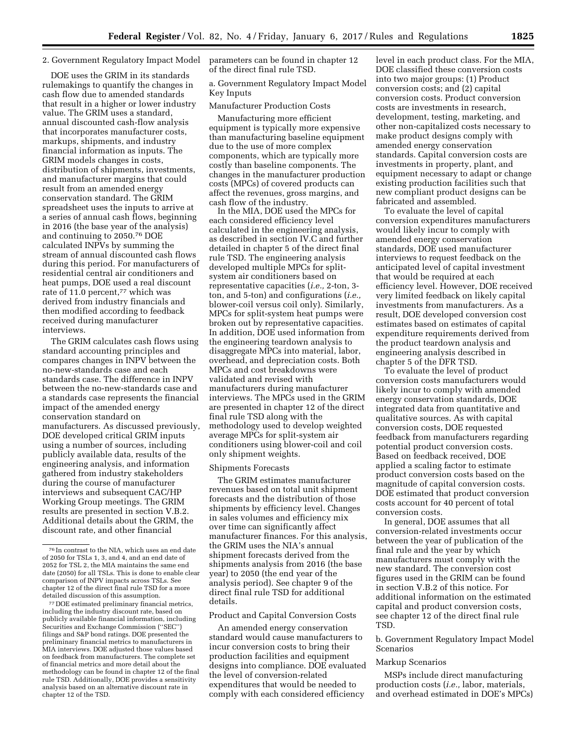### 2. Government Regulatory Impact Model

DOE uses the GRIM in its standards rulemakings to quantify the changes in cash flow due to amended standards that result in a higher or lower industry value. The GRIM uses a standard, annual discounted cash-flow analysis that incorporates manufacturer costs, markups, shipments, and industry financial information as inputs. The GRIM models changes in costs, distribution of shipments, investments, and manufacturer margins that could result from an amended energy conservation standard. The GRIM spreadsheet uses the inputs to arrive at a series of annual cash flows, beginning in 2016 (the base year of the analysis) and continuing to 2050.[76] DOE calculated INPVs by summing the stream of annual discounted cash flows during this period. For manufacturers of residential central air conditioners and heat pumps, DOE used a real discount rate of 11.0 percent,[77] which was derived from industry financials and then modified according to feedback received during manufacturer interviews.

The GRIM calculates cash flows using standard accounting principles and compares changes in INPV between the no-new-standards case and each standards case. The difference in INPV between the no-new-standards case and a standards case represents the financial impact of the amended energy conservation standard on manufacturers. As discussed previously, DOE developed critical GRIM inputs using a number of sources, including publicly available data, results of the engineering analysis, and information gathered from industry stakeholders during the course of manufacturer interviews and subsequent CAC/HP Working Group meetings. The GRIM results are presented in section V.B.2. Additional details about the GRIM, the discount rate, and other financial parameters can be found in chapter 12 of the direct final rule TSD.

#### a. Government Regulatory Impact Model Key Inputs

##### Manufacturer Production Costs

Manufacturing more efficient equipment is typically more expensive than manufacturing baseline equipment due to the use of more complex components, which are typically more costly than baseline components. The changes in the manufacturer production costs (MPCs) of covered products can affect the revenues, gross margins, and cash flow of the industry.

In the MIA, DOE used the MPCs for each considered efficiency level calculated in the engineering analysis, as described in section IV.C and further detailed in chapter 5 of the direct final rule TSD. The engineering analysis developed multiple MPCs for split-system air conditioners based on representative capacities (*i.e.,* 2-ton, 3-ton, and 5-ton) and configurations (*i.e.,* blower-coil versus coil only). Similarly, MPCs for split-system heat pumps were broken out by representative capacities. In addition, DOE used information from the engineering teardown analysis to disaggregate MPCs into material, labor, overhead, and depreciation costs. Both MPCs and cost breakdowns were validated and revised with manufacturers during manufacturer interviews. The MPCs used in the GRIM are presented in chapter 12 of the direct final rule TSD along with the methodology used to develop weighted average MPCs for split-system air conditioners using blower-coil and coil only shipment weights.

##### Shipments Forecasts

The GRIM estimates manufacturer revenues based on total unit shipment forecasts and the distribution of those shipments by efficiency level. Changes in sales volumes and efficiency mix over time can significantly affect manufacturer finances. For this analysis, the GRIM uses the NIA's annual shipment forecasts derived from the shipments analysis from 2016 (the base year) to 2050 (the end year of the analysis period). See chapter 9 of the direct final rule TSD for additional details.

##### Product and Capital Conversion Costs

An amended energy conservation standard would cause manufacturers to incur conversion costs to bring their production facilities and equipment designs into compliance. DOE evaluated the level of conversion-related expenditures that would be needed to comply with each considered efficiency level in each product class. For the MIA, DOE classified these conversion costs into two major groups: (1) Product conversion costs; and (2) capital conversion costs. Product conversion costs are investments in research, development, testing, marketing, and other non-capitalized costs necessary to make product designs comply with amended energy conservation standards. Capital conversion costs are investments in property, plant, and equipment necessary to adapt or change existing production facilities such that new compliant product designs can be fabricated and assembled.

To evaluate the level of capital conversion expenditures manufacturers would likely incur to comply with amended energy conservation standards, DOE used manufacturer interviews to request feedback on the anticipated level of capital investment that would be required at each efficiency level. However, DOE received very limited feedback on likely capital investments from manufacturers. As a result, DOE developed conversion cost estimates based on estimates of capital expenditure requirements derived from the product teardown analysis and engineering analysis described in chapter 5 of the DFR TSD.

To evaluate the level of product conversion costs manufacturers would likely incur to comply with amended energy conservation standards, DOE integrated data from quantitative and qualitative sources. As with capital conversion costs, DOE requested feedback from manufacturers regarding potential product conversion costs. Based on feedback received, DOE applied a scaling factor to estimate product conversion costs based on the magnitude of capital conversion costs. DOE estimated that product conversion costs account for 40 percent of total conversion costs.

In general, DOE assumes that all conversion-related investments occur between the year of publication of the final rule and the year by which manufacturers must comply with the new standard. The conversion cost figures used in the GRIM can be found in section V.B.2 of this notice. For additional information on the estimated capital and product conversion costs, see chapter 12 of the direct final rule TSD.

#### b. Government Regulatory Impact Model Scenarios

##### Markup Scenarios

MSPs include direct manufacturing production costs (*i.e.,* labor, materials, and overhead estimated in DOE's MPCs)

---

[76] In contrast to the NIA, which uses an end date of 2050 for TSLs 1, 3, and 4, and an end date of 2052 for TSL 2, the MIA maintains the same end date (2050) for all TSLs. This is done to enable clear comparison of INPV impacts across TSLs. See chapter 12 of the direct final rule TSD for a more detailed discussion of this assumption.

[77] DOE estimated preliminary financial metrics, including the industry discount rate, based on publicly available financial information, including Securities and Exchange Commission (''SEC'') filings and S&P bond ratings. DOE presented the preliminary financial metrics to manufacturers in MIA interviews. DOE adjusted those values based on feedback from manufacturers. The complete set of financial metrics and more detail about the methodology can be found in chapter 12 of the final rule TSD. Additionally, DOE provides a sensitivity analysis based on an alternative discount rate in chapter 12 of the TSD.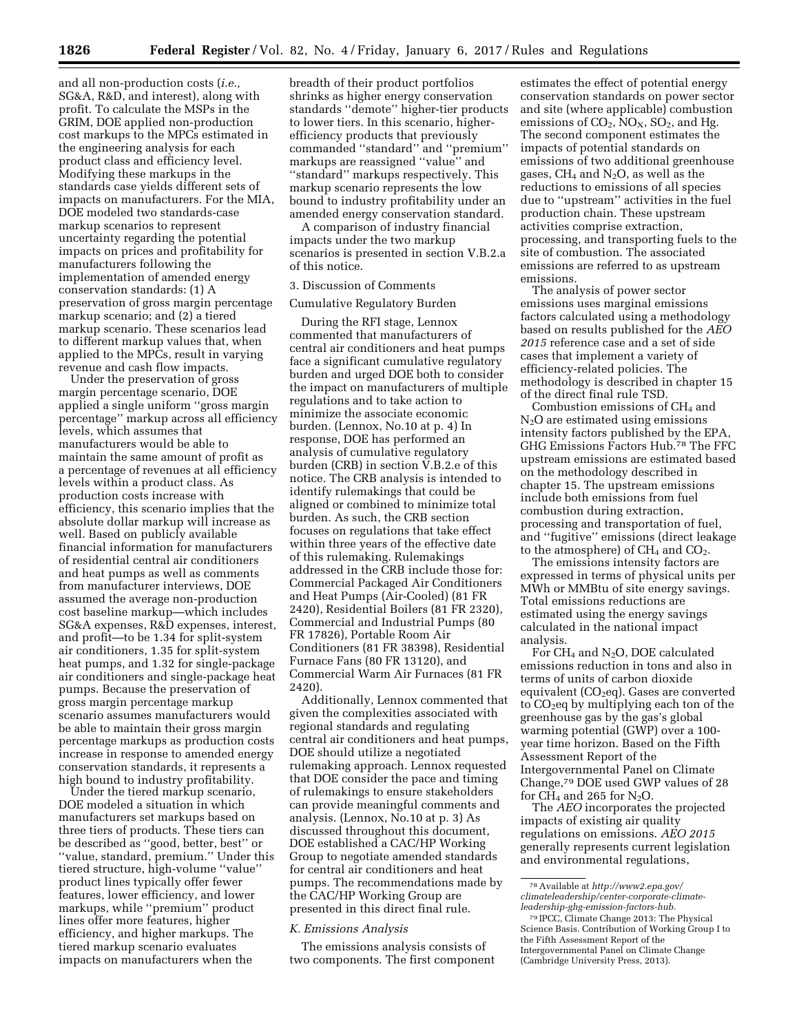and all non-production costs (*i.e.,* SG&A, R&D, and interest), along with profit. To calculate the MSPs in the GRIM, DOE applied non-production cost markups to the MPCs estimated in the engineering analysis for each product class and efficiency level. Modifying these markups in the standards case yields different sets of impacts on manufacturers. For the MIA, DOE modeled two standards-case markup scenarios to represent uncertainty regarding the potential impacts on prices and profitability for manufacturers following the implementation of amended energy conservation standards: (1) A preservation of gross margin percentage markup scenario; and (2) a tiered markup scenario. These scenarios lead to different markup values that, when applied to the MPCs, result in varying revenue and cash flow impacts.

Under the preservation of gross margin percentage scenario, DOE applied a single uniform ''gross margin percentage'' markup across all efficiency levels, which assumes that manufacturers would be able to maintain the same amount of profit as a percentage of revenues at all efficiency levels within a product class. As production costs increase with efficiency, this scenario implies that the absolute dollar markup will increase as well. Based on publicly available financial information for manufacturers of residential central air conditioners and heat pumps as well as comments from manufacturer interviews, DOE assumed the average non-production cost baseline markup—which includes SG&A expenses, R&D expenses, interest, and profit—to be 1.34 for split-system air conditioners, 1.35 for split-system heat pumps, and 1.32 for single-package air conditioners and single-package heat pumps. Because the preservation of gross margin percentage markup scenario assumes manufacturers would be able to maintain their gross margin percentage markups as production costs increase in response to amended energy conservation standards, it represents a high bound to industry profitability.

Under the tiered markup scenario, DOE modeled a situation in which manufacturers set markups based on three tiers of products. These tiers can be described as ''good, better, best'' or ''value, standard, premium.'' Under this tiered structure, high-volume ''value'' product lines typically offer fewer features, lower efficiency, and lower markups, while ''premium'' product lines offer more features, higher efficiency, and higher markups. The tiered markup scenario evaluates impacts on manufacturers when the breadth of their product portfolios shrinks as higher energy conservation standards ''demote'' higher-tier products to lower tiers. In this scenario, higher-efficiency products that previously commanded ''standard'' and ''premium'' markups are reassigned ''value'' and ''standard'' markups respectively. This markup scenario represents the low bound to industry profitability under an amended energy conservation standard.

A comparison of industry financial impacts under the two markup scenarios is presented in section V.B.2.a of this notice.

3. Discussion of Comments

Cumulative Regulatory Burden

During the RFI stage, Lennox commented that manufacturers of central air conditioners and heat pumps face a significant cumulative regulatory burden and urged DOE both to consider the impact on manufacturers of multiple regulations and to take action to minimize the associate economic burden. (Lennox, No.10 at p. 4) In response, DOE has performed an analysis of cumulative regulatory burden (CRB) in section V.B.2.e of this notice. The CRB analysis is intended to identify rulemakings that could be aligned or combined to minimize total burden. As such, the CRB section focuses on regulations that take effect within three years of the effective date of this rulemaking. Rulemakings addressed in the CRB include those for: Commercial Packaged Air Conditioners and Heat Pumps (Air-Cooled) (81 FR 2420), Residential Boilers (81 FR 2320), Commercial and Industrial Pumps (80 FR 17826), Portable Room Air Conditioners (81 FR 38398), Residential Furnace Fans (80 FR 13120), and Commercial Warm Air Furnaces (81 FR 2420).

Additionally, Lennox commented that given the complexities associated with regional standards and regulating central air conditioners and heat pumps, DOE should utilize a negotiated rulemaking approach. Lennox requested that DOE consider the pace and timing of rulemakings to ensure stakeholders can provide meaningful comments and analysis. (Lennox, No.10 at p. 3) As discussed throughout this document, DOE established a CAC/HP Working Group to negotiate amended standards for central air conditioners and heat pumps. The recommendations made by the CAC/HP Working Group are presented in this direct final rule.

### *K. Emissions Analysis*

The emissions analysis consists of two components. The first component estimates the effect of potential energy conservation standards on power sector and site (where applicable) combustion emissions of $CO_2$, $NO_X$, $SO_2$, and Hg. The second component estimates the impacts of potential standards on emissions of two additional greenhouse gases, $CH_4$ and $N_2O$, as well as the reductions to emissions of all species due to ''upstream'' activities in the fuel production chain. These upstream activities comprise extraction, processing, and transporting fuels to the site of combustion. The associated emissions are referred to as upstream emissions.

The analysis of power sector emissions uses marginal emissions factors calculated using a methodology based on results published for the *AEO 2015* reference case and a set of side cases that implement a variety of efficiency-related policies. The methodology is described in chapter 15 of the direct final rule TSD.

Combustion emissions of $CH_4$ and $N_2O$ are estimated using emissions intensity factors published by the EPA, GHG Emissions Factors Hub.[78] The FFC upstream emissions are estimated based on the methodology described in chapter 15. The upstream emissions include both emissions from fuel combustion during extraction, processing and transportation of fuel, and ''fugitive'' emissions (direct leakage to the atmosphere) of $CH_4$ and $CO_2$.

The emissions intensity factors are expressed in terms of physical units per MWh or MMBtu of site energy savings. Total emissions reductions are estimated using the energy savings calculated in the national impact analysis.

For $CH_4$ and $N_2O$, DOE calculated emissions reduction in tons and also in terms of units of carbon dioxide equivalent ($CO_2$eq). Gases are converted to $CO_2$eq by multiplying each ton of the greenhouse gas by the gas's global warming potential (GWP) over a 100-year time horizon. Based on the Fifth Assessment Report of the Intergovernmental Panel on Climate Change,[79] DOE used GWP values of 28 for $CH_4$ and 265 for $N_2O$.

The *AEO* incorporates the projected impacts of existing air quality regulations on emissions. *AEO 2015* generally represents current legislation and environmental regulations,

[78] Available at *http://www2.epa.gov/climateleadership/center-corporate-climate-leadership-ghg-emission-factors-hub.*

[79] IPCC, Climate Change 2013: The Physical Science Basis. Contribution of Working Group I to the Fifth Assessment Report of the Intergovernmental Panel on Climate Change (Cambridge University Press, 2013).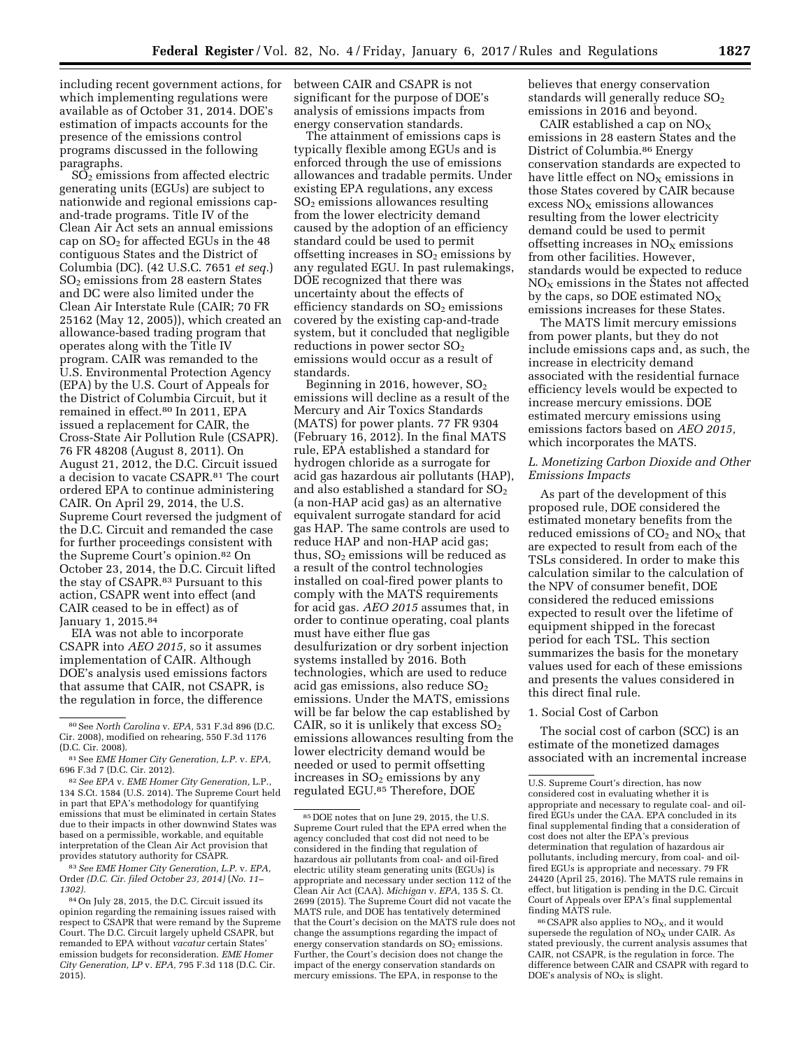including recent government actions, for which implementing regulations were available as of October 31, 2014. DOE's estimation of impacts accounts for the presence of the emissions control programs discussed in the following paragraphs.

$SO_2$ emissions from affected electric generating units (EGUs) are subject to nationwide and regional emissions cap-and-trade programs. Title IV of the Clean Air Act sets an annual emissions cap on $SO_2$ for affected EGUs in the 48 contiguous States and the District of Columbia (DC). (42 U.S.C. 7651 *et seq.*) $SO_2$ emissions from 28 eastern States and DC were also limited under the Clean Air Interstate Rule (CAIR; 70 FR 25162 (May 12, 2005)), which created an allowance-based trading program that operates along with the Title IV program. CAIR was remanded to the U.S. Environmental Protection Agency (EPA) by the U.S. Court of Appeals for the District of Columbia Circuit, but it remained in effect.[80] In 2011, EPA issued a replacement for CAIR, the Cross-State Air Pollution Rule (CSAPR). 76 FR 48208 (August 8, 2011). On August 21, 2012, the D.C. Circuit issued a decision to vacate CSAPR.[81] The court ordered EPA to continue administering CAIR. On April 29, 2014, the U.S. Supreme Court reversed the judgment of the D.C. Circuit and remanded the case for further proceedings consistent with the Supreme Court's opinion.[82] On October 23, 2014, the D.C. Circuit lifted the stay of CSAPR.[83] Pursuant to this action, CSAPR went into effect (and CAIR ceased to be in effect) as of January 1, 2015.[84]

EIA was not able to incorporate CSAPR into *AEO 2015,* so it assumes implementation of CAIR. Although DOE's analysis used emissions factors that assume that CAIR, not CSAPR, is the regulation in force, the difference between CAIR and CSAPR is not significant for the purpose of DOE's analysis of emissions impacts from energy conservation standards.

The attainment of emissions caps is typically flexible among EGUs and is enforced through the use of emissions allowances and tradable permits. Under existing EPA regulations, any excess $SO_2$ emissions allowances resulting from the lower electricity demand caused by the adoption of an efficiency standard could be used to permit offsetting increases in $SO_2$ emissions by any regulated EGU. In past rulemakings, DOE recognized that there was uncertainty about the effects of efficiency standards on $SO_2$ emissions covered by the existing cap-and-trade system, but it concluded that negligible reductions in power sector $SO_2$ emissions would occur as a result of standards.

Beginning in 2016, however, $SO_2$ emissions will decline as a result of the Mercury and Air Toxics Standards (MATS) for power plants. 77 FR 9304 (February 16, 2012). In the final MATS rule, EPA established a standard for hydrogen chloride as a surrogate for acid gas hazardous air pollutants (HAP), and also established a standard for $SO_2$ (a non-HAP acid gas) as an alternative equivalent surrogate standard for acid gas HAP. The same controls are used to reduce HAP and non-HAP acid gas; thus, $SO_2$ emissions will be reduced as a result of the control technologies installed on coal-fired power plants to comply with the MATS requirements for acid gas. *AEO 2015* assumes that, in order to continue operating, coal plants must have either flue gas desulfurization or dry sorbent injection systems installed by 2016. Both technologies, which are used to reduce acid gas emissions, also reduce $SO_2$ emissions. Under the MATS, emissions will be far below the cap established by CAIR, so it is unlikely that excess $SO_2$ emissions allowances resulting from the lower electricity demand would be needed or used to permit offsetting increases in $SO_2$ emissions by any regulated EGU.[85] Therefore, DOE believes that energy conservation standards will generally reduce $SO_2$ emissions in 2016 and beyond.

CAIR established a cap on $NO_X$ emissions in 28 eastern States and the District of Columbia.[86] Energy conservation standards are expected to have little effect on $NO_X$ emissions in those States covered by CAIR because excess $NO_X$ emissions allowances resulting from the lower electricity demand could be used to permit offsetting increases in $NO_X$ emissions from other facilities. However, standards would be expected to reduce $NO_X$ emissions in the States not affected by the caps, so DOE estimated $NO_X$ emissions increases for these States.

The MATS limit mercury emissions from power plants, but they do not include emissions caps and, as such, the increase in electricity demand associated with the residential furnace efficiency levels would be expected to increase mercury emissions. DOE estimated mercury emissions using emissions factors based on *AEO 2015,* which incorporates the MATS.

### *L. Monetizing Carbon Dioxide and Other Emissions Impacts*

As part of the development of this proposed rule, DOE considered the estimated monetary benefits from the reduced emissions of $CO_2$ and $NO_X$ that are expected to result from each of the TSLs considered. In order to make this calculation similar to the calculation of the NPV of consumer benefit, DOE considered the reduced emissions expected to result over the lifetime of equipment shipped in the forecast period for each TSL. This section summarizes the basis for the monetary values used for each of these emissions and presents the values considered in this direct final rule.

#### 1. Social Cost of Carbon

The social cost of carbon (SCC) is an estimate of the monetized damages associated with an incremental increase

---

[80] See *North Carolina* v. *EPA,* 531 F.3d 896 (D.C. Cir. 2008), modified on rehearing, 550 F.3d 1176 (D.C. Cir. 2008).

[81] See *EME Homer City Generation, L.P.* v. *EPA,* 696 F.3d 7 (D.C. Cir. 2012).

[82] *See EPA* v. *EME Homer City Generation,* L.P., 134 S.Ct. 1584 (U.S. 2014). The Supreme Court held in part that EPA's methodology for quantifying emissions that must be eliminated in certain States due to their impacts in other downwind States was based on a permissible, workable, and equitable interpretation of the Clean Air Act provision that provides statutory authority for CSAPR.

[83] *See EME Homer City Generation, L.P.* v. *EPA,* Order *(D.C. Cir. filed October 23, 2014)* (*No. 11–1302).*

[84] On July 28, 2015, the D.C. Circuit issued its opinion regarding the remaining issues raised with respect to CSAPR that were remand by the Supreme Court. The D.C. Circuit largely upheld CSAPR, but remanded to EPA without *vacatur* certain States' emission budgets for reconsideration. *EME Homer City Generation, LP* v. *EPA,* 795 F.3d 118 (D.C. Cir. 2015).

[85] DOE notes that on June 29, 2015, the U.S. Supreme Court ruled that the EPA erred when the agency concluded that cost did not need to be considered in the finding that regulation of hazardous air pollutants from coal- and oil-fired electric utility steam generating units (EGUs) is appropriate and necessary under section 112 of the Clean Air Act (CAA). *Michigan* v. *EPA,* 135 S. Ct. 2699 (2015). The Supreme Court did not vacate the MATS rule, and DOE has tentatively determined that the Court's decision on the MATS rule does not change the assumptions regarding the impact of energy conservation standards on $SO_2$ emissions. Further, the Court's decision does not change the impact of the energy conservation standards on mercury emissions. The EPA, in response to the U.S. Supreme Court's direction, has now considered cost in evaluating whether it is appropriate and necessary to regulate coal- and oil-fired EGUs under the CAA. EPA concluded in its final supplemental finding that a consideration of cost does not alter the EPA's previous determination that regulation of hazardous air pollutants, including mercury, from coal- and oil-fired EGUs is appropriate and necessary. 79 FR 24420 (April 25, 2016). The MATS rule remains in effect, but litigation is pending in the D.C. Circuit Court of Appeals over EPA's final supplemental finding MATS rule.

[86] CSAPR also applies to $NO_X$, and it would supersede the regulation of $NO_X$ under CAIR. As stated previously, the current analysis assumes that CAIR, not CSAPR, is the regulation in force. The difference between CAIR and CSAPR with regard to DOE's analysis of $NO_X$ is slight.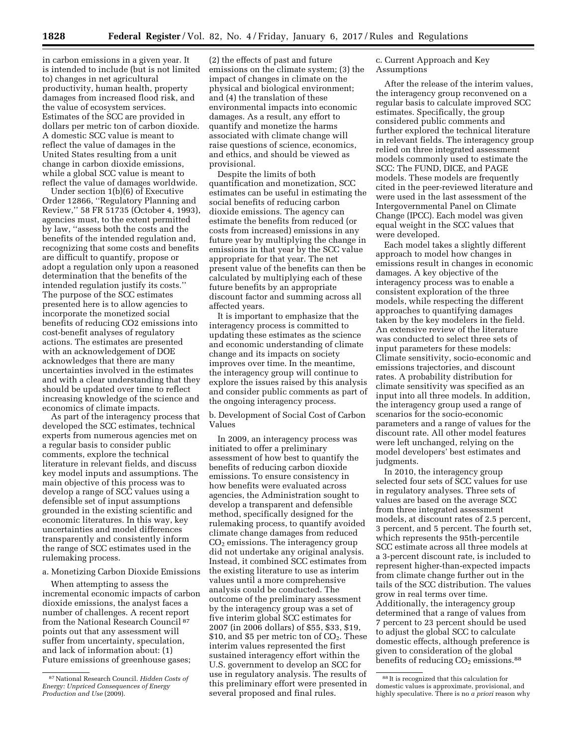in carbon emissions in a given year. It is intended to include (but is not limited to) changes in net agricultural productivity, human health, property damages from increased flood risk, and the value of ecosystem services. Estimates of the SCC are provided in dollars per metric ton of carbon dioxide. A domestic SCC value is meant to reflect the value of damages in the United States resulting from a unit change in carbon dioxide emissions, while a global SCC value is meant to reflect the value of damages worldwide.

Under section 1(b)(6) of Executive Order 12866, ''Regulatory Planning and Review,'' 58 FR 51735 (October 4, 1993), agencies must, to the extent permitted by law, ''assess both the costs and the benefits of the intended regulation and, recognizing that some costs and benefits are difficult to quantify, propose or adopt a regulation only upon a reasoned determination that the benefits of the intended regulation justify its costs.'' The purpose of the SCC estimates presented here is to allow agencies to incorporate the monetized social benefits of reducing CO2 emissions into cost-benefit analyses of regulatory actions. The estimates are presented with an acknowledgement of DOE acknowledges that there are many uncertainties involved in the estimates and with a clear understanding that they should be updated over time to reflect increasing knowledge of the science and economics of climate impacts.

As part of the interagency process that developed the SCC estimates, technical experts from numerous agencies met on a regular basis to consider public comments, explore the technical literature in relevant fields, and discuss key model inputs and assumptions. The main objective of this process was to develop a range of SCC values using a defensible set of input assumptions grounded in the existing scientific and economic literatures. In this way, key uncertainties and model differences transparently and consistently inform the range of SCC estimates used in the rulemaking process.

a. Monetizing Carbon Dioxide Emissions

When attempting to assess the incremental economic impacts of carbon dioxide emissions, the analyst faces a number of challenges. A recent report from the National Research Council [87] points out that any assessment will suffer from uncertainty, speculation, and lack of information about: (1) Future emissions of greenhouse gases; (2) the effects of past and future emissions on the climate system; (3) the impact of changes in climate on the physical and biological environment; and (4) the translation of these environmental impacts into economic damages. As a result, any effort to quantify and monetize the harms associated with climate change will raise questions of science, economics, and ethics, and should be viewed as provisional.

Despite the limits of both quantification and monetization, SCC estimates can be useful in estimating the social benefits of reducing carbon dioxide emissions. The agency can estimate the benefits from reduced (or costs from increased) emissions in any future year by multiplying the change in emissions in that year by the SCC value appropriate for that year. The net present value of the benefits can then be calculated by multiplying each of these future benefits by an appropriate discount factor and summing across all affected years.

It is important to emphasize that the interagency process is committed to updating these estimates as the science and economic understanding of climate change and its impacts on society improves over time. In the meantime, the interagency group will continue to explore the issues raised by this analysis and consider public comments as part of the ongoing interagency process.

b. Development of Social Cost of Carbon Values

In 2009, an interagency process was initiated to offer a preliminary assessment of how best to quantify the benefits of reducing carbon dioxide emissions. To ensure consistency in how benefits were evaluated across agencies, the Administration sought to develop a transparent and defensible method, specifically designed for the rulemaking process, to quantify avoided climate change damages from reduced $CO_2$ emissions. The interagency group did not undertake any original analysis. Instead, it combined SCC estimates from the existing literature to use as interim values until a more comprehensive analysis could be conducted. The outcome of the preliminary assessment by the interagency group was a set of five interim global SCC estimates for 2007 (in 2006 dollars) of $55, $33, $19, $10, and $5 per metric ton of $CO_2$. These interim values represented the first sustained interagency effort within the U.S. government to develop an SCC for use in regulatory analysis. The results of this preliminary effort were presented in several proposed and final rules.

c. Current Approach and Key Assumptions

After the release of the interim values, the interagency group reconvened on a regular basis to calculate improved SCC estimates. Specifically, the group considered public comments and further explored the technical literature in relevant fields. The interagency group relied on three integrated assessment models commonly used to estimate the SCC: The FUND, DICE, and PAGE models. These models are frequently cited in the peer-reviewed literature and were used in the last assessment of the Intergovernmental Panel on Climate Change (IPCC). Each model was given equal weight in the SCC values that were developed.

Each model takes a slightly different approach to model how changes in emissions result in changes in economic damages. A key objective of the interagency process was to enable a consistent exploration of the three models, while respecting the different approaches to quantifying damages taken by the key modelers in the field. An extensive review of the literature was conducted to select three sets of input parameters for these models: Climate sensitivity, socio-economic and emissions trajectories, and discount rates. A probability distribution for climate sensitivity was specified as an input into all three models. In addition, the interagency group used a range of scenarios for the socio-economic parameters and a range of values for the discount rate. All other model features were left unchanged, relying on the model developers' best estimates and judgments.

In 2010, the interagency group selected four sets of SCC values for use in regulatory analyses. Three sets of values are based on the average SCC from three integrated assessment models, at discount rates of 2.5 percent, 3 percent, and 5 percent. The fourth set, which represents the 95th-percentile SCC estimate across all three models at a 3-percent discount rate, is included to represent higher-than-expected impacts from climate change further out in the tails of the SCC distribution. The values grow in real terms over time. Additionally, the interagency group determined that a range of values from 7 percent to 23 percent should be used to adjust the global SCC to calculate domestic effects, although preference is given to consideration of the global benefits of reducing $CO_2$ emissions.[88]

[87] National Research Council. *Hidden Costs of Energy: Unpriced Consequences of Energy Production and Use* (2009).

[88] It is recognized that this calculation for domestic values is approximate, provisional, and highly speculative. There is no *a priori* reason why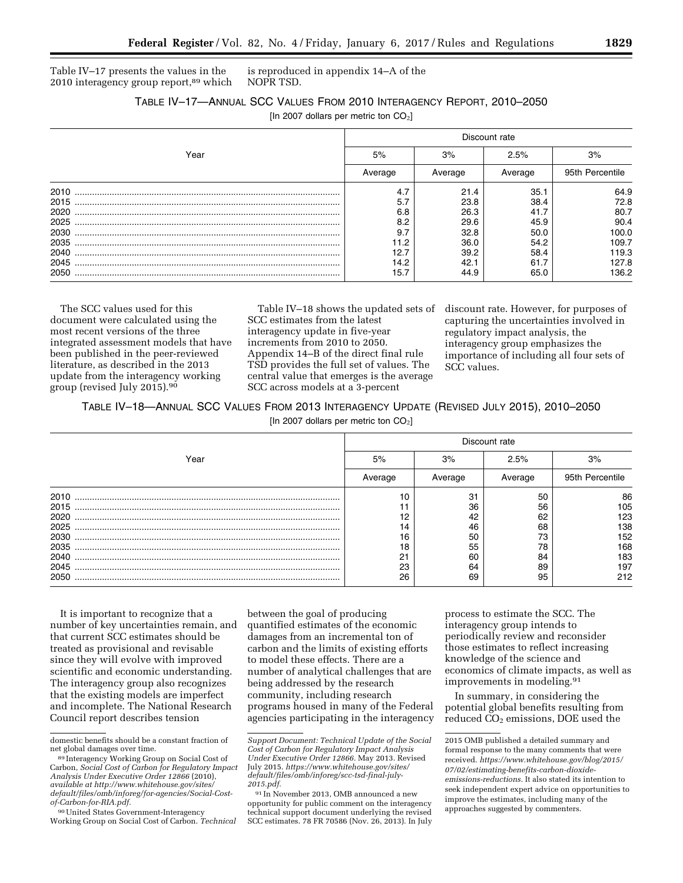Table IV–17 presents the values in the 2010 interagency group report,[89] which is reproduced in appendix 14–A of the NOPR TSD.

TABLE IV–17—ANNUAL SCC VALUES FROM 2010 INTERAGENCY REPORT, 2010–2050

[In 2007 dollars per metric ton $CO_2$]

| Year | Discount rate | | | |
|---|---|---|---|---|
| | 5% | 3% | 2.5% | 3% |
| | Average | Average | Average | 95th Percentile |
| 2010 | 4.7 | 21.4 | 35.1 | 64.9 |
| 2015 | 5.7 | 23.8 | 38.4 | 72.8 |
| 2020 | 6.8 | 26.3 | 41.7 | 80.7 |
| 2025 | 8.2 | 29.6 | 45.9 | 90.4 |
| 2030 | 9.7 | 32.8 | 50.0 | 100.0 |
| 2035 | 11.2 | 36.0 | 54.2 | 109.7 |
| 2040 | 12.7 | 39.2 | 58.4 | 119.3 |
| 2045 | 14.2 | 42.1 | 61.7 | 127.8 |
| 2050 | 15.7 | 44.9 | 65.0 | 136.2 |

The SCC values used for this document were calculated using the most recent versions of the three integrated assessment models that have been published in the peer-reviewed literature, as described in the 2013 update from the interagency working group (revised July 2015).[90]

Table IV–18 shows the updated sets of SCC estimates from the latest interagency update in five-year increments from 2010 to 2050. Appendix 14–B of the direct final rule TSD provides the full set of values. The central value that emerges is the average SCC across models at a 3-percent discount rate. However, for purposes of capturing the uncertainties involved in regulatory impact analysis, the interagency group emphasizes the importance of including all four sets of SCC values.

TABLE IV–18—ANNUAL SCC VALUES FROM 2013 INTERAGENCY UPDATE (REVISED JULY 2015), 2010–2050

[In 2007 dollars per metric ton $CO_2$]

| Year | Discount rate | | | |
|---|---|---|---|---|
| | 5% | 3% | 2.5% | 3% |
| | Average | Average | Average | 95th Percentile |
| 2010 | 10 | 31 | 50 | 86 |
| 2015 | 11 | 36 | 56 | 105 |
| 2020 | 12 | 42 | 62 | 123 |
| 2025 | 14 | 46 | 68 | 138 |
| 2030 | 16 | 50 | 73 | 152 |
| 2035 | 18 | 55 | 78 | 168 |
| 2040 | 21 | 60 | 84 | 183 |
| 2045 | 23 | 64 | 89 | 197 |
| 2050 | 26 | 69 | 95 | 212 |

It is important to recognize that a number of key uncertainties remain, and that current SCC estimates should be treated as provisional and revisable since they will evolve with improved scientific and economic understanding. The interagency group also recognizes that the existing models are imperfect and incomplete. The National Research Council report describes tension between the goal of producing quantified estimates of the economic damages from an incremental ton of carbon and the limits of existing efforts to model these effects. There are a number of analytical challenges that are being addressed by the research community, including research programs housed in many of the Federal agencies participating in the interagency process to estimate the SCC. The interagency group intends to periodically review and reconsider those estimates to reflect increasing knowledge of the science and economics of climate impacts, as well as improvements in modeling.[91]

In summary, in considering the potential global benefits resulting from reduced $CO_2$ emissions, DOE used the

---

domestic benefits should be a constant fraction of net global damages over time.

[89] Interagency Working Group on Social Cost of Carbon, *Social Cost of Carbon for Regulatory Impact Analysis Under Executive Order 12866* (2010), *available at http://www.whitehouse.gov/sites/default/files/omb/inforeg/for-agencies/Social-Cost-of-Carbon-for-RIA.pdf.*

[90] United States Government-Interagency Working Group on Social Cost of Carbon. *Technical Support Document: Technical Update of the Social Cost of Carbon for Regulatory Impact Analysis Under Executive Order 12866*. May 2013. Revised July 2015. *https://www.whitehouse.gov/sites/default/files/omb/inforeg/scc-tsd-final-july-2015.pdf.*

[91] In November 2013, OMB announced a new opportunity for public comment on the interagency technical support document underlying the revised SCC estimates. 78 FR 70586 (Nov. 26, 2013). In July 2015 OMB published a detailed summary and formal response to the many comments that were received. *https://www.whitehouse.gov/blog/2015/07/02/estimating-benefits-carbon-dioxide-emissions-reductions*. It also stated its intention to seek independent expert advice on opportunities to improve the estimates, including many of the approaches suggested by commenters.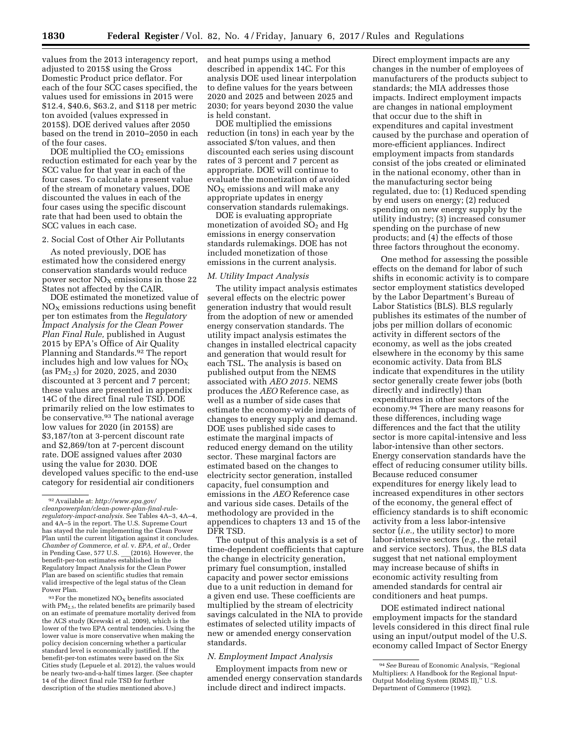values from the 2013 interagency report, adjusted to 2015$ using the Gross Domestic Product price deflator. For each of the four SCC cases specified, the values used for emissions in 2015 were $12.4, $40.6, $63.2, and $118 per metric ton avoided (values expressed in 2015$). DOE derived values after 2050 based on the trend in 2010–2050 in each of the four cases.

DOE multiplied the $CO_2$ emissions reduction estimated for each year by the SCC value for that year in each of the four cases. To calculate a present value of the stream of monetary values, DOE discounted the values in each of the four cases using the specific discount rate that had been used to obtain the SCC values in each case.

2. Social Cost of Other Air Pollutants

As noted previously, DOE has estimated how the considered energy conservation standards would reduce power sector $NO_X$ emissions in those 22 States not affected by the CAIR.

DOE estimated the monetized value of $NO_X$ emissions reductions using benefit per ton estimates from the *Regulatory Impact Analysis for the Clean Power Plan Final Rule,* published in August 2015 by EPA's Office of Air Quality Planning and Standards.[92] The report includes high and low values for $NO_X$ (as $PM_{2.5}$) for 2020, 2025, and 2030 discounted at 3 percent and 7 percent; these values are presented in appendix 14C of the direct final rule TSD. DOE primarily relied on the low estimates to be conservative.[93] The national average low values for 2020 (in 2015$) are $3,187/ton at 3-percent discount rate and $2,869/ton at 7-percent discount rate. DOE assigned values after 2030 using the value for 2030. DOE developed values specific to the end-use category for residential air conditioners and heat pumps using a method described in appendix 14C. For this analysis DOE used linear interpolation to define values for the years between 2020 and 2025 and between 2025 and 2030; for years beyond 2030 the value is held constant.

DOE multiplied the emissions reduction (in tons) in each year by the associated $/ton values, and then discounted each series using discount rates of 3 percent and 7 percent as appropriate. DOE will continue to evaluate the monetization of avoided $NO_X$ emissions and will make any appropriate updates in energy conservation standards rulemakings.

DOE is evaluating appropriate monetization of avoided $SO_2$ and Hg emissions in energy conservation standards rulemakings. DOE has not included monetization of those emissions in the current analysis.

### M. Utility Impact Analysis

The utility impact analysis estimates several effects on the electric power generation industry that would result from the adoption of new or amended energy conservation standards. The utility impact analysis estimates the changes in installed electrical capacity and generation that would result for each TSL. The analysis is based on published output from the NEMS associated with *AEO 2015.* NEMS produces the *AEO* Reference case, as well as a number of side cases that estimate the economy-wide impacts of changes to energy supply and demand. DOE uses published side cases to estimate the marginal impacts of reduced energy demand on the utility sector. These marginal factors are estimated based on the changes to electricity sector generation, installed capacity, fuel consumption and emissions in the *AEO* Reference case and various side cases. Details of the methodology are provided in the appendices to chapters 13 and 15 of the DFR TSD.

The output of this analysis is a set of time-dependent coefficients that capture the change in electricity generation, primary fuel consumption, installed capacity and power sector emissions due to a unit reduction in demand for a given end use. These coefficients are multiplied by the stream of electricity savings calculated in the NIA to provide estimates of selected utility impacts of new or amended energy conservation standards.

### N. Employment Impact Analysis

Employment impacts from new or amended energy conservation standards include direct and indirect impacts. Direct employment impacts are any changes in the number of employees of manufacturers of the products subject to standards; the MIA addresses those impacts. Indirect employment impacts are changes in national employment that occur due to the shift in expenditures and capital investment caused by the purchase and operation of more-efficient appliances. Indirect employment impacts from standards consist of the jobs created or eliminated in the national economy, other than in the manufacturing sector being regulated, due to: (1) Reduced spending by end users on energy; (2) reduced spending on new energy supply by the utility industry; (3) increased consumer spending on the purchase of new products; and (4) the effects of those three factors throughout the economy.

One method for assessing the possible effects on the demand for labor of such shifts in economic activity is to compare sector employment statistics developed by the Labor Department's Bureau of Labor Statistics (BLS). BLS regularly publishes its estimates of the number of jobs per million dollars of economic activity in different sectors of the economy, as well as the jobs created elsewhere in the economy by this same economic activity. Data from BLS indicate that expenditures in the utility sector generally create fewer jobs (both directly and indirectly) than expenditures in other sectors of the economy.[94] There are many reasons for these differences, including wage differences and the fact that the utility sector is more capital-intensive and less labor-intensive than other sectors. Energy conservation standards have the effect of reducing consumer utility bills. Because reduced consumer expenditures for energy likely lead to increased expenditures in other sectors of the economy, the general effect of efficiency standards is to shift economic activity from a less labor-intensive sector (*i.e.,* the utility sector) to more labor-intensive sectors (*e.g.,* the retail and service sectors). Thus, the BLS data suggest that net national employment may increase because of shifts in economic activity resulting from amended standards for central air conditioners and heat pumps.

DOE estimated indirect national employment impacts for the standard levels considered in this direct final rule using an input/output model of the U.S. economy called Impact of Sector Energy

---

[92] Available at: *http://www.epa.gov/cleanpowerplan/clean-power-plan-final-rule-regulatory-impact-analysis.* See Tables 4A–3, 4A–4, and 4A–5 in the report. The U.S. Supreme Court has stayed the rule implementing the Clean Power Plan until the current litigation against it concludes. *Chamber of Commerce, et al.* v. *EPA, et al.,* Order in Pending Case, 577 U.S. ___(2016). However, the benefit-per-ton estimates established in the Regulatory Impact Analysis for the Clean Power Plan are based on scientific studies that remain valid irrespective of the legal status of the Clean Power Plan.

[93] For the monetized $NO_X$ benefits associated with $PM_{2.5}$, the related benefits are primarily based on an estimate of premature mortality derived from the ACS study (Krewski et al. 2009), which is the lower of the two EPA central tendencies. Using the lower value is more conservative when making the policy decision concerning whether a particular standard level is economically justified. If the benefit-per-ton estimates were based on the Six Cities study (Lepuele et al. 2012), the values would be nearly two-and-a-half times larger. (See chapter 14 of the direct final rule TSD for further description of the studies mentioned above.)

[94] *See* Bureau of Economic Analysis, ''Regional Multipliers: A Handbook for the Regional Input-Output Modeling System (RIMS II),'' U.S. Department of Commerce (1992).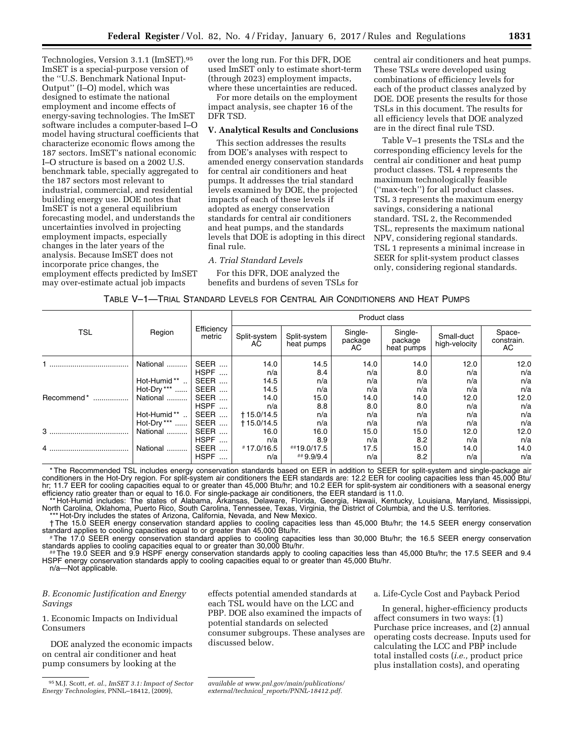Technologies, Version 3.1.1 (ImSET).[95] ImSET is a special-purpose version of the ''U.S. Benchmark National Input-Output'' (I–O) model, which was designed to estimate the national employment and income effects of energy-saving technologies. The ImSET software includes a computer-based I–O model having structural coefficients that characterize economic flows among the 187 sectors. ImSET's national economic I–O structure is based on a 2002 U.S. benchmark table, specially aggregated to the 187 sectors most relevant to industrial, commercial, and residential building energy use. DOE notes that ImSET is not a general equilibrium forecasting model, and understands the uncertainties involved in projecting employment impacts, especially changes in the later years of the analysis. Because ImSET does not incorporate price changes, the employment effects predicted by ImSET may over-estimate actual job impacts over the long run. For this DFR, DOE used ImSET only to estimate short-term (through 2023) employment impacts, where these uncertainties are reduced.

For more details on the employment impact analysis, see chapter 16 of the DFR TSD.

## V. Analytical Results and Conclusions

This section addresses the results from DOE's analyses with respect to amended energy conservation standards for central air conditioners and heat pumps. It addresses the trial standard levels examined by DOE, the projected impacts of each of these levels if adopted as energy conservation standards for central air conditioners and heat pumps, and the standards levels that DOE is adopting in this direct final rule.

### A. Trial Standard Levels

For this DFR, DOE analyzed the benefits and burdens of seven TSLs for central air conditioners and heat pumps. These TSLs were developed using combinations of efficiency levels for each of the product classes analyzed by DOE. DOE presents the results for those TSLs in this document. The results for all efficiency levels that DOE analyzed are in the direct final rule TSD.

Table V–1 presents the TSLs and the corresponding efficiency levels for the central air conditioner and heat pump product classes. TSL 4 represents the maximum technologically feasible (''max-tech'') for all product classes. TSL 3 represents the maximum energy savings, considering a national standard. TSL 2, the Recommended TSL, represents the maximum national NPV, considering regional standards. TSL 1 represents a minimal increase in SEER for split-system product classes only, considering regional standards.

TABLE V–1—TRIAL STANDARD LEVELS FOR CENTRAL AIR CONDITIONERS AND HEAT PUMPS

| TSL | Region | Efficiency metric | Product class | | | | | |
|---|---|---|---|---|---|---|---|---|
| | | | Split-system AC | Split-system heat pumps | Single-package AC | Single-package heat pumps | Small-duct high-velocity | Space-constrain. AC |
| 1 | National | SEER | 14.0 | 14.5 | 14.0 | 14.0 | 12.0 | 12.0 |
| | | HSPF | n/a | 8.4 | n/a | 8.0 | n/a | n/a |
| | Hot-Humid** | SEER | 14.5 | n/a | n/a | n/a | n/a | n/a |
| | Hot-Dry*** | SEER | 14.5 | n/a | n/a | n/a | n/a | n/a |
| Recommend* | National | SEER | 14.0 | 15.0 | 14.0 | 14.0 | 12.0 | 12.0 |
| | | HSPF | n/a | 8.8 | 8.0 | 8.0 | n/a | n/a |
| | Hot-Humid** | SEER | †15.0/14.5 | n/a | n/a | n/a | n/a | n/a |
| | Hot-Dry*** | SEER | †15.0/14.5 | n/a | n/a | n/a | n/a | n/a |
| 3 | National | SEER | 16.0 | 16.0 | 15.0 | 15.0 | 12.0 | 12.0 |
| | | HSPF | n/a | 8.9 | n/a | 8.2 | n/a | n/a |
| 4 | National | SEER | #17.0/16.5 | ##19.0/17.5 | 17.5 | 15.0 | 14.0 | 14.0 |
| | | HSPF | n/a | ##9.9/9.4 | n/a | 8.2 | n/a | n/a |

* The Recommended TSL includes energy conservation standards based on EER in addition to SEER for split-system and single-package air conditioners in the Hot-Dry region. For split-system air conditioners the EER standards are: 12.2 EER for cooling capacities less than 45,000 Btu/hr; 11.7 EER for cooling capacities equal to or greater than 45,000 Btu/hr; and 10.2 EER for split-system air conditioners with a seasonal energy efficiency ratio greater than or equal to 16.0. For single-package air conditioners, the EER standard is 11.0.

** Hot-Humid includes: The states of Alabama, Arkansas, Delaware, Florida, Georgia, Hawaii, Kentucky, Louisiana, Maryland, Mississippi, North Carolina, Oklahoma, Puerto Rico, South Carolina, Tennessee, Texas, Virginia, the District of Columbia, and the U.S. territories.

*** Hot-Dry includes the states of Arizona, California, Nevada, and New Mexico.

† The 15.0 SEER energy conservation standard applies to cooling capacities less than 45,000 Btu/hr; the 14.5 SEER energy conservation standard applies to cooling capacities equal to or greater than 45,000 Btu/hr.

# The 17.0 SEER energy conservation standard applies to cooling capacities less than 30,000 Btu/hr; the 16.5 SEER energy conservation standards applies to cooling capacities equal to or greater than 30,000 Btu/hr.

## The 19.0 SEER and 9.9 HSPF energy conservation standards apply to cooling capacities less than 45,000 Btu/hr; the 17.5 SEER and 9.4 HSPF energy conservation standards apply to cooling capacities equal to or greater than 45,000 Btu/hr.

n/a—Not applicable.

### *B. Economic Justification and Energy Savings*

#### 1. Economic Impacts on Individual Consumers

DOE analyzed the economic impacts on central air conditioner and heat pump consumers by looking at the effects potential amended standards at each TSL would have on the LCC and PBP. DOE also examined the impacts of potential standards on selected consumer subgroups. These analyses are discussed below.

##### a. Life-Cycle Cost and Payback Period

In general, higher-efficiency products affect consumers in two ways: (1) Purchase price increases, and (2) annual operating costs decrease. Inputs used for calculating the LCC and PBP include total installed costs (*i.e.,* product price plus installation costs), and operating

[95] M.J. Scott, *et. al., ImSET 3.1: Impact of Sector Energy Technologies,* PNNL–18412, (2009), *available at www.pnl.gov/main/publications/external/technical_reports/PNNL-18412.pdf.*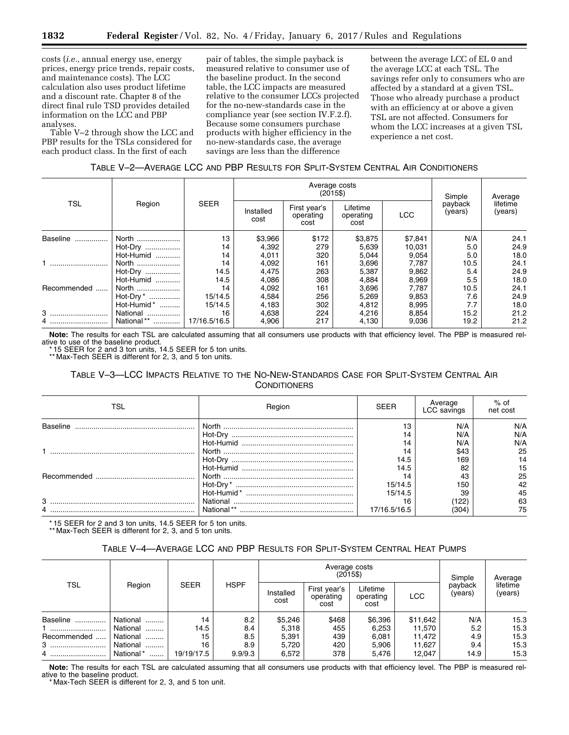costs (*i.e.,* annual energy use, energy prices, energy price trends, repair costs, and maintenance costs). The LCC calculation also uses product lifetime and a discount rate. Chapter 8 of the direct final rule TSD provides detailed information on the LCC and PBP analyses.

Table V–2 through show the LCC and PBP results for the TSLs considered for each product class. In the first of each pair of tables, the simple payback is measured relative to consumer use of the baseline product. In the second table, the LCC impacts are measured relative to the consumer LCCs projected for the no-new-standards case in the compliance year (see section IV.F.2.f). Because some consumers purchase products with higher efficiency in the no-new-standards case, the average savings are less than the difference between the average LCC of EL 0 and the average LCC at each TSL. The savings refer only to consumers who are affected by a standard at a given TSL. Those who already purchase a product with an efficiency at or above a given TSL are not affected. Consumers for whom the LCC increases at a given TSL experience a net cost.

TABLE V–2—AVERAGE LCC AND PBP RESULTS FOR SPLIT-SYSTEM CENTRAL AIR CONDITIONERS

| TSL | Region | SEER | Average costs (2015$) | | | | Simple payback (years) | Average lifetime (years) |
|---|---|---|---|---|---|---|---|---|
| | | | Installed cost | First year's operating cost | Lifetime operating cost | LCC | | |
| Baseline | North | 13 | $3,966 | $172 | $3,875 | $7,841 | N/A | 24.1 |
| | Hot-Dry | 14 | 4,392 | 279 | 5,639 | 10,031 | 5.0 | 24.9 |
| | Hot-Humid | 14 | 4,011 | 320 | 5,044 | 9,054 | 5.0 | 18.0 |
| 1 | North | 14 | 4,092 | 161 | 3,696 | 7,787 | 10.5 | 24.1 |
| | Hot-Dry | 14.5 | 4,475 | 263 | 5,387 | 9,862 | 5.4 | 24.9 |
| | Hot-Humid | 14.5 | 4,086 | 308 | 4,884 | 8,969 | 5.5 | 18.0 |
| Recommended | North | 14 | 4,092 | 161 | 3,696 | 7,787 | 10.5 | 24.1 |
| | Hot-Dry * | 15/14.5 | 4,584 | 256 | 5,269 | 9,853 | 7.6 | 24.9 |
| | Hot-Humid * | 15/14.5 | 4,183 | 302 | 4,812 | 8,995 | 7.7 | 18.0 |
| 3 | National | 16 | 4,638 | 224 | 4,216 | 8,854 | 15.2 | 21.2 |
| 4 | National ** | 17/16.5/16.5 | 4,906 | 217 | 4,130 | 9,036 | 19.2 | 21.2 |

**Note:** The results for each TSL are calculated assuming that all consumers use products with that efficiency level. The PBP is measured relative to use of the baseline product.
* 15 SEER for 2 and 3 ton units, 14.5 SEER for 5 ton units.
** Max-Tech SEER is different for 2, 3, and 5 ton units.

TABLE V–3—LCC IMPACTS RELATIVE TO THE NO-NEW-STANDARDS CASE FOR SPLIT-SYSTEM CENTRAL AIR CONDITIONERS

| TSL | Region | SEER | Average LCC savings | % of net cost |
|---|---|---|---|---|
| Baseline | North | 13 | N/A | N/A |
| | Hot-Dry | 14 | N/A | N/A |
| | Hot-Humid | 14 | N/A | N/A |
| 1 | North | 14 | $43 | 25 |
| | Hot-Dry | 14.5 | 169 | 14 |
| | Hot-Humid | 14.5 | 82 | 15 |
| Recommended | North | 14 | 43 | 25 |
| | Hot-Dry * | 15/14.5 | 150 | 42 |
| | Hot-Humid * | 15/14.5 | 39 | 45 |
| 3 | National | 16 | (122) | 63 |
| 4 | National ** | 17/16.5/16.5 | (304) | 75 |

* 15 SEER for 2 and 3 ton units, 14.5 SEER for 5 ton units.
** Max-Tech SEER is different for 2, 3, and 5 ton units.

TABLE V–4—AVERAGE LCC AND PBP RESULTS FOR SPLIT-SYSTEM CENTRAL HEAT PUMPS

| TSL | Region | SEER | HSPF | Average costs (2015$) | | | | Simple payback (years) | Average lifetime (years) |
|---|---|---|---|---|---|---|---|---|---|
| | | | | Installed cost | First year's operating cost | Lifetime operating cost | LCC | | |
| Baseline | National | 14 | 8.2 | $5,246 | $468 | $6,396 | $11,642 | N/A | 15.3 |
| 1 | National | 14.5 | 8.4 | 5,318 | 455 | 6,253 | 11,570 | 5.2 | 15.3 |
| Recommended | National | 15 | 8.5 | 5,391 | 439 | 6,081 | 11,472 | 4.9 | 15.3 |
| 3 | National | 16 | 8.9 | 5,720 | 420 | 5,906 | 11,627 | 9.4 | 15.3 |
| 4 | National * | 19/19/17.5 | 9.9/9.3 | 6,572 | 378 | 5,476 | 12,047 | 14.9 | 15.3 |

**Note:** The results for each TSL are calculated assuming that all consumers use products with that efficiency level. The PBP is measured relative to the baseline product.
* Max-Tech SEER is different for 2, 3, and 5 ton unit.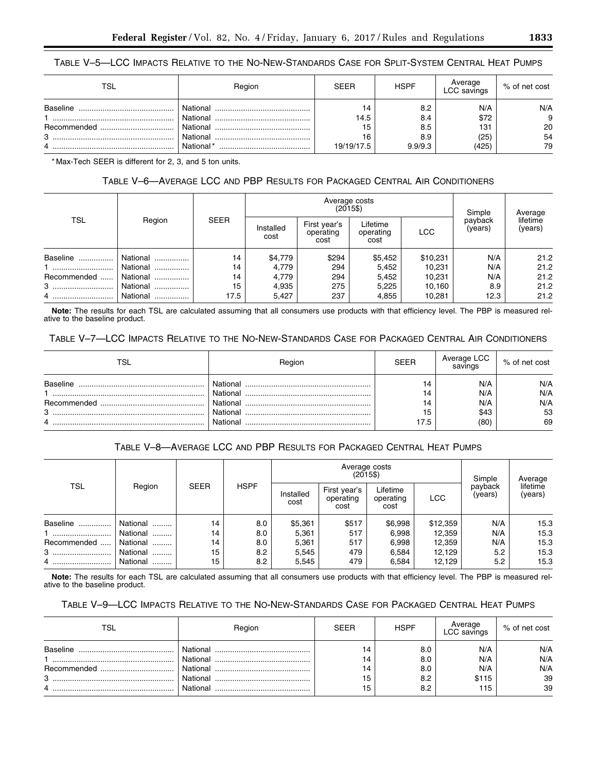TABLE V–5—LCC IMPACTS RELATIVE TO THE NO-NEW-STANDARDS CASE FOR SPLIT-SYSTEM CENTRAL HEAT PUMPS

| TSL | Region | SEER | HSPF | Average LCC savings | % of net cost |
|---|---|---|---|---|---|
| Baseline | National | 14 | 8.2 | N/A | N/A |
| 1 | National | 14.5 | 8.4 | $72 | 9 |
| Recommended | National | 15 | 8.5 | 131 | 20 |
| 3 | National | 16 | 8.9 | (25) | 54 |
| 4 | National* | 19/19/17.5 | 9.9/9.3 | (425) | 79 |

* Max-Tech SEER is different for 2, 3, and 5 ton units.

TABLE V–6—AVERAGE LCC AND PBP RESULTS FOR PACKAGED CENTRAL AIR CONDITIONERS

| TSL | Region | SEER | Average costs (2015$) | | | | Simple payback (years) | Average lifetime (years) |
|---|---|---|---|---|---|---|---|---|
| | | | Installed cost | First year's operating cost | Lifetime operating cost | LCC | | |
| Baseline | National | 14 | $4,779 | $294 | $5,452 | $10,231 | N/A | 21.2 |
| 1 | National | 14 | 4,779 | 294 | 5,452 | 10,231 | N/A | 21.2 |
| Recommended | National | 14 | 4,779 | 294 | 5,452 | 10,231 | N/A | 21.2 |
| 3 | National | 15 | 4,935 | 275 | 5,225 | 10,160 | 8.9 | 21.2 |
| 4 | National | 17.5 | 5,427 | 237 | 4,855 | 10,281 | 12.3 | 21.2 |

**Note:** The results for each TSL are calculated assuming that all consumers use products with that efficiency level. The PBP is measured relative to the baseline product.

TABLE V–7—LCC IMPACTS RELATIVE TO THE NO-NEW-STANDARDS CASE FOR PACKAGED CENTRAL AIR CONDITIONERS

| TSL | Region | SEER | Average LCC savings | % of net cost |
|---|---|---|---|---|
| Baseline | National | 14 | N/A | N/A |
| 1 | National | 14 | N/A | N/A |
| Recommended | National | 14 | N/A | N/A |
| 3 | National | 15 | $43 | 53 |
| 4 | National | 17.5 | (80) | 69 |

TABLE V–8—AVERAGE LCC AND PBP RESULTS FOR PACKAGED CENTRAL HEAT PUMPS

| TSL | Region | SEER | HSPF | Average costs (2015$) | | | | Simple payback (years) | Average lifetime (years) |
|---|---|---|---|---|---|---|---|---|---|
| | | | | Installed cost | First year's operating cost | Lifetime operating cost | LCC | | |
| Baseline | National | 14 | 8.0 | $5,361 | $517 | $6,998 | $12,359 | N/A | 15.3 |
| 1 | National | 14 | 8.0 | 5,361 | 517 | 6,998 | 12,359 | N/A | 15.3 |
| Recommended | National | 14 | 8.0 | 5,361 | 517 | 6,998 | 12,359 | N/A | 15.3 |
| 3 | National | 15 | 8.2 | 5,545 | 479 | 6,584 | 12,129 | 5.2 | 15.3 |
| 4 | National | 15 | 8.2 | 5,545 | 479 | 6,584 | 12,129 | 5.2 | 15.3 |

**Note:** The results for each TSL are calculated assuming that all consumers use products with that efficiency level. The PBP is measured relative to the baseline product.

TABLE V–9—LCC IMPACTS RELATIVE TO THE NO-NEW-STANDARDS CASE FOR PACKAGED CENTRAL HEAT PUMPS

| TSL | Region | SEER | HSPF | Average LCC savings | % of net cost |
|---|---|---|---|---|---|
| Baseline | National | 14 | 8.0 | N/A | N/A |
| 1 | National | 14 | 8.0 | N/A | N/A |
| Recommended | National | 14 | 8.0 | N/A | N/A |
| 3 | National | 15 | 8.2 | $115 | 39 |
| 4 | National | 15 | 8.2 | 115 | 39 |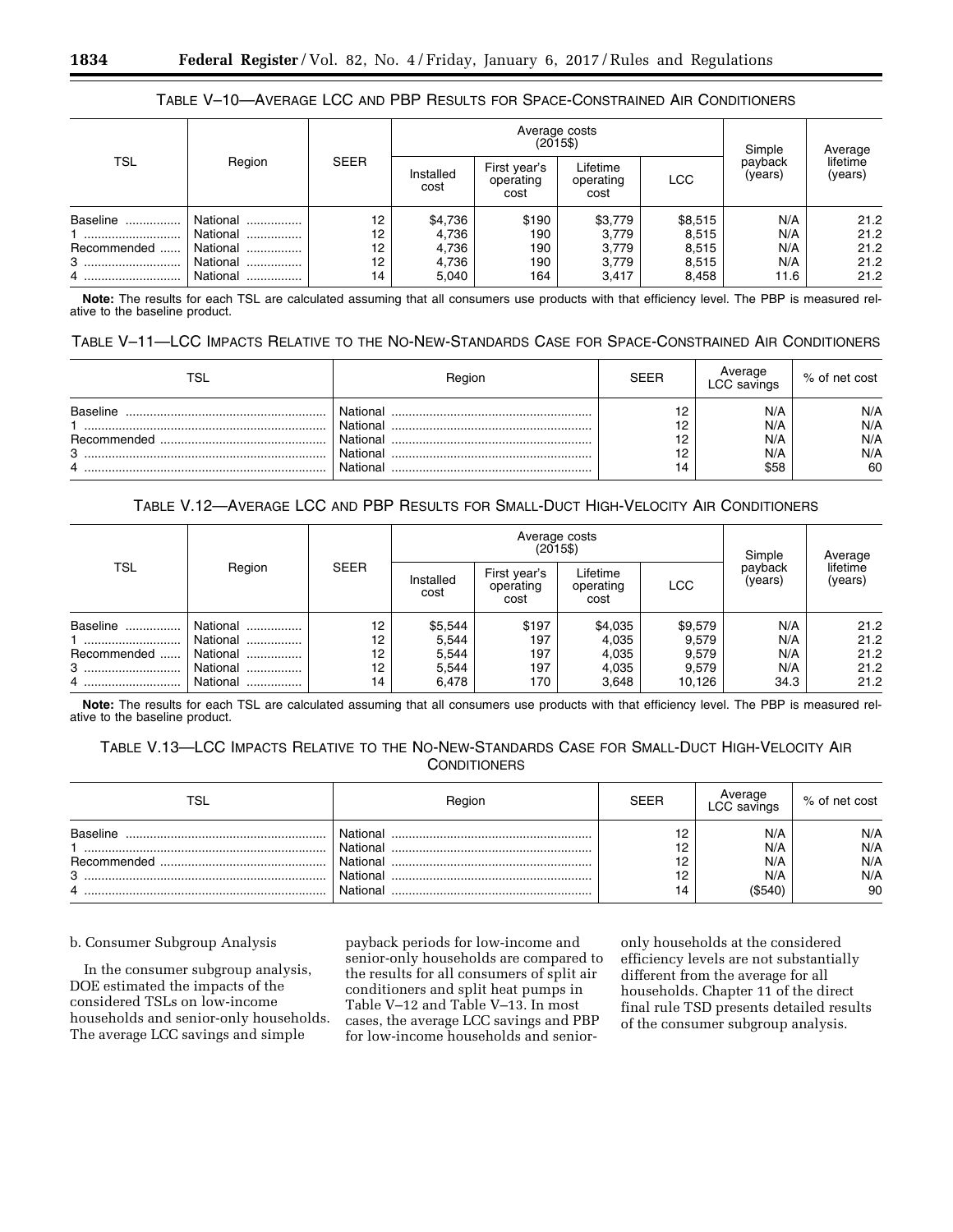TABLE V–10—AVERAGE LCC AND PBP RESULTS FOR SPACE-CONSTRAINED AIR CONDITIONERS

| TSL | Region | SEER | Average costs (2015$) | | | | Simple payback (years) | Average lifetime (years) |
|---|---|---|---|---|---|---|---|---|
| | | | Installed cost | First year's operating cost | Lifetime operating cost | LCC | | |
| Baseline | National | 12 | $4,736 | $190 | $3,779 | $8,515 | N/A | 21.2 |
| 1 | National | 12 | 4,736 | 190 | 3,779 | 8,515 | N/A | 21.2 |
| Recommended | National | 12 | 4,736 | 190 | 3,779 | 8,515 | N/A | 21.2 |
| 3 | National | 12 | 4,736 | 190 | 3,779 | 8,515 | N/A | 21.2 |
| 4 | National | 14 | 5,040 | 164 | 3,417 | 8,458 | 11.6 | 21.2 |

**Note:** The results for each TSL are calculated assuming that all consumers use products with that efficiency level. The PBP is measured relative to the baseline product.

TABLE V–11—LCC IMPACTS RELATIVE TO THE NO-NEW-STANDARDS CASE FOR SPACE-CONSTRAINED AIR CONDITIONERS

| TSL | Region | SEER | Average LCC savings | % of net cost |
|---|---|---|---|---|
| Baseline | National | 12 | N/A | N/A |
| 1 | National | 12 | N/A | N/A |
| Recommended | National | 12 | N/A | N/A |
| 3 | National | 12 | N/A | N/A |
| 4 | National | 14 | $58 | 60 |

TABLE V.12—AVERAGE LCC AND PBP RESULTS FOR SMALL-DUCT HIGH-VELOCITY AIR CONDITIONERS

| TSL | Region | SEER | Average costs (2015$) | | | | Simple payback (years) | Average lifetime (years) |
|---|---|---|---|---|---|---|---|---|
| | | | Installed cost | First year's operating cost | Lifetime operating cost | LCC | | |
| Baseline | National | 12 | $5,544 | $197 | $4,035 | $9,579 | N/A | 21.2 |
| 1 | National | 12 | 5,544 | 197 | 4,035 | 9,579 | N/A | 21.2 |
| Recommended | National | 12 | 5,544 | 197 | 4,035 | 9,579 | N/A | 21.2 |
| 3 | National | 12 | 5,544 | 197 | 4,035 | 9,579 | N/A | 21.2 |
| 4 | National | 14 | 6,478 | 170 | 3,648 | 10,126 | 34.3 | 21.2 |

**Note:** The results for each TSL are calculated assuming that all consumers use products with that efficiency level. The PBP is measured relative to the baseline product.

TABLE V.13—LCC IMPACTS RELATIVE TO THE NO-NEW-STANDARDS CASE FOR SMALL-DUCT HIGH-VELOCITY AIR CONDITIONERS

| TSL | Region | SEER | Average LCC savings | % of net cost |
|---|---|---|---|---|
| Baseline | National | 12 | N/A | N/A |
| 1 | National | 12 | N/A | N/A |
| Recommended | National | 12 | N/A | N/A |
| 3 | National | 12 | N/A | N/A |
| 4 | National | 14 | ($540) | 90 |

b. Consumer Subgroup Analysis

In the consumer subgroup analysis, DOE estimated the impacts of the considered TSLs on low-income households and senior-only households. The average LCC savings and simple payback periods for low-income and senior-only households are compared to the results for all consumers of split air conditioners and split heat pumps in Table V–12 and Table V–13. In most cases, the average LCC savings and PBP for low-income households and senior-only households at the considered efficiency levels are not substantially different from the average for all households. Chapter 11 of the direct final rule TSD presents detailed results of the consumer subgroup analysis.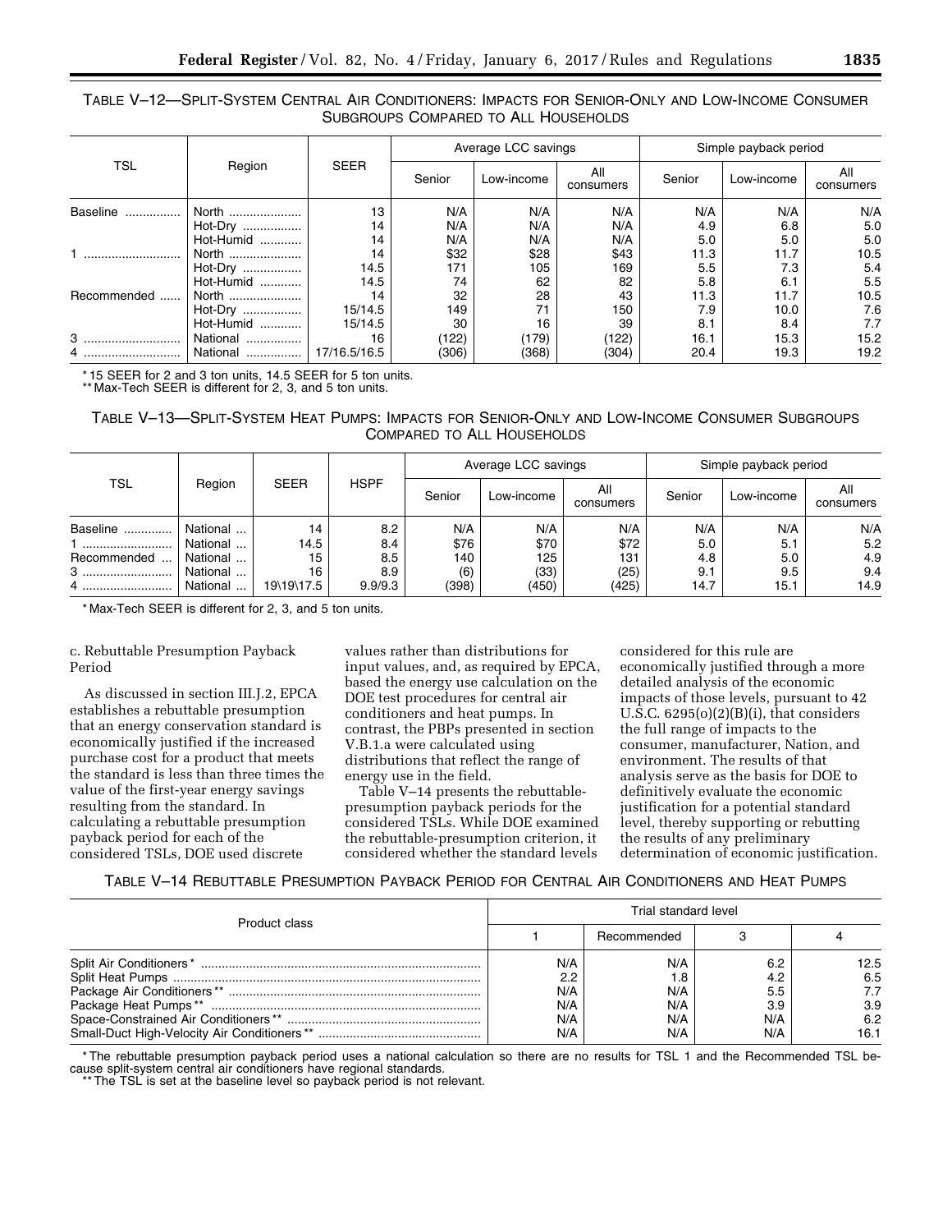TABLE V–12—SPLIT-SYSTEM CENTRAL AIR CONDITIONERS: IMPACTS FOR SENIOR-ONLY AND LOW-INCOME CONSUMER SUBGROUPS COMPARED TO ALL HOUSEHOLDS

| TSL | Region | SEER | Average LCC savings | | | Simple payback period | | |
|---|---|---|---|---|---|---|---|---|
| | | | Senior | Low-income | All consumers | Senior | Low-income | All consumers |
| Baseline | North | 13 | N/A | N/A | N/A | N/A | N/A | N/A |
| | Hot-Dry | 14 | N/A | N/A | N/A | 4.9 | 6.8 | 5.0 |
| | Hot-Humid | 14 | N/A | N/A | N/A | 5.0 | 5.0 | 5.0 |
| 1 | North | 14 | $32 | $28 | $43 | 11.3 | 11.7 | 10.5 |
| | Hot-Dry | 14.5 | 171 | 105 | 169 | 5.5 | 7.3 | 5.4 |
| | Hot-Humid | 14.5 | 74 | 62 | 82 | 5.8 | 6.1 | 5.5 |
| Recommended | North | 14 | 32 | 28 | 43 | 11.3 | 11.7 | 10.5 |
| | Hot-Dry | 15/14.5 | 149 | 71 | 150 | 7.9 | 10.0 | 7.6 |
| | Hot-Humid | 15/14.5 | 30 | 16 | 39 | 8.1 | 8.4 | 7.7 |
| 3 | National | 16 | (122) | (179) | (122) | 16.1 | 15.3 | 15.2 |
| 4 | National | 17/16.5/16.5 | (306) | (368) | (304) | 20.4 | 19.3 | 19.2 |

* 15 SEER for 2 and 3 ton units, 14.5 SEER for 5 ton units.
** Max-Tech SEER is different for 2, 3, and 5 ton units.

TABLE V–13—SPLIT-SYSTEM HEAT PUMPS: IMPACTS FOR SENIOR-ONLY AND LOW-INCOME CONSUMER SUBGROUPS COMPARED TO ALL HOUSEHOLDS

| TSL | Region | SEER | HSPF | Average LCC savings | | | Simple payback period | | |
|---|---|---|---|---|---|---|---|---|---|
| | | | | Senior | Low-income | All consumers | Senior | Low-income | All consumers |
| Baseline | National | 14 | 8.2 | N/A | N/A | N/A | N/A | N/A | N/A |
| 1 | National | 14.5 | 8.4 | $76 | $70 | $72 | 5.0 | 5.1 | 5.2 |
| Recommended | National | 15 | 8.5 | 140 | 125 | 131 | 4.8 | 5.0 | 4.9 |
| 3 | National | 16 | 8.9 | (6) | (33) | (25) | 9.1 | 9.5 | 9.4 |
| 4 | National | 19\19\17.5 | 9.9/9.3 | (398) | (450) | (425) | 14.7 | 15.1 | 14.9 |

* Max-Tech SEER is different for 2, 3, and 5 ton units.

c. Rebuttable Presumption Payback Period

As discussed in section III.J.2, EPCA establishes a rebuttable presumption that an energy conservation standard is economically justified if the increased purchase cost for a product that meets the standard is less than three times the value of the first-year energy savings resulting from the standard. In calculating a rebuttable presumption payback period for each of the considered TSLs, DOE used discrete values rather than distributions for input values, and, as required by EPCA, based the energy use calculation on the DOE test procedures for central air conditioners and heat pumps. In contrast, the PBPs presented in section V.B.1.a were calculated using distributions that reflect the range of energy use in the field.

Table V–14 presents the rebuttable-presumption payback periods for the considered TSLs. While DOE examined the rebuttable-presumption criterion, it considered whether the standard levels considered for this rule are economically justified through a more detailed analysis of the economic impacts of those levels, pursuant to 42 U.S.C. 6295(o)(2)(B)(i), that considers the full range of impacts to the consumer, manufacturer, Nation, and environment. The results of that analysis serve as the basis for DOE to definitively evaluate the economic justification for a potential standard level, thereby supporting or rebutting the results of any preliminary determination of economic justification.

TABLE V–14 REBUTTABLE PRESUMPTION PAYBACK PERIOD FOR CENTRAL AIR CONDITIONERS AND HEAT PUMPS

| Product class | Trial standard level | | | |
|---|---|---|---|---|
| | 1 | Recommended | 3 | 4 |
| Split Air Conditioners * | N/A | N/A | 6.2 | 12.5 |
| Split Heat Pumps | 2.2 | 1.8 | 4.2 | 6.5 |
| Package Air Conditioners ** | N/A | N/A | 5.5 | 7.7 |
| Package Heat Pumps ** | N/A | N/A | 3.9 | 3.9 |
| Space-Constrained Air Conditioners ** | N/A | N/A | N/A | 6.2 |
| Small-Duct High-Velocity Air Conditioners ** | N/A | N/A | N/A | 16.1 |

* The rebuttable presumption payback period uses a national calculation so there are no results for TSL 1 and the Recommended TSL because split-system central air conditioners have regional standards.
** The TSL is set at the baseline level so payback period is not relevant.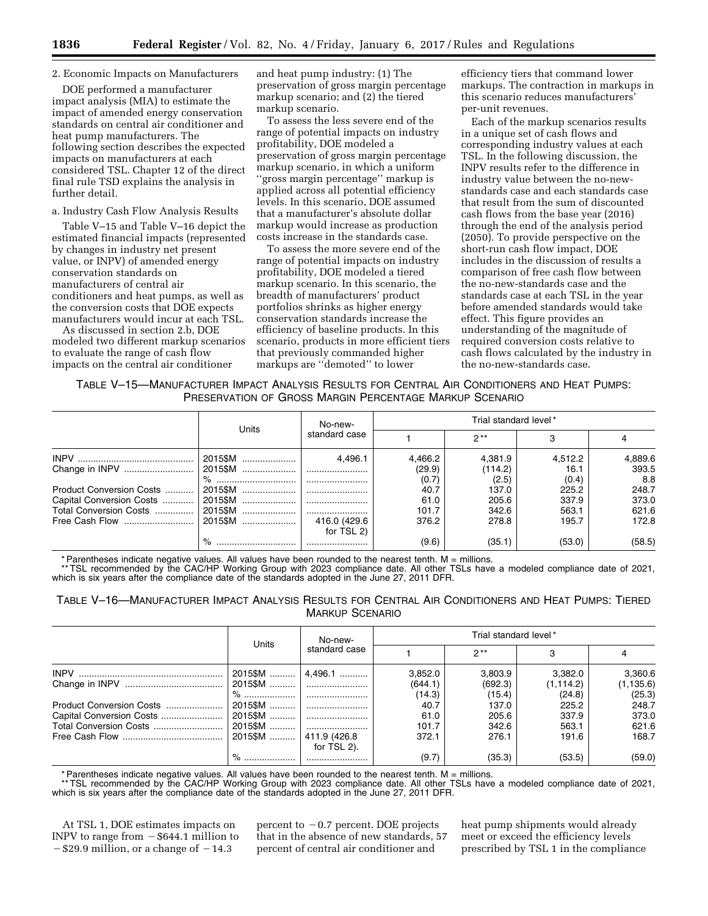2. Economic Impacts on Manufacturers

DOE performed a manufacturer impact analysis (MIA) to estimate the impact of amended energy conservation standards on central air conditioner and heat pump manufacturers. The following section describes the expected impacts on manufacturers at each considered TSL. Chapter 12 of the direct final rule TSD explains the analysis in further detail.

a. Industry Cash Flow Analysis Results

Table V–15 and Table V–16 depict the estimated financial impacts (represented by changes in industry net present value, or INPV) of amended energy conservation standards on manufacturers of central air conditioners and heat pumps, as well as the conversion costs that DOE expects manufacturers would incur at each TSL.

As discussed in section 2.b, DOE modeled two different markup scenarios to evaluate the range of cash flow impacts on the central air conditioner and heat pump industry: (1) The preservation of gross margin percentage markup scenario; and (2) the tiered markup scenario.

To assess the less severe end of the range of potential impacts on industry profitability, DOE modeled a preservation of gross margin percentage markup scenario, in which a uniform "gross margin percentage" markup is applied across all potential efficiency levels. In this scenario, DOE assumed that a manufacturer's absolute dollar markup would increase as production costs increase in the standards case.

To assess the more severe end of the range of potential impacts on industry profitability, DOE modeled a tiered markup scenario. In this scenario, the breadth of manufacturers' product portfolios shrinks as higher energy conservation standards increase the efficiency of baseline products. In this scenario, products in more efficient tiers that previously commanded higher markups are "demoted" to lower efficiency tiers that command lower markups. The contraction in markups in this scenario reduces manufacturers' per-unit revenues.

Each of the markup scenarios results in a unique set of cash flows and corresponding industry values at each TSL. In the following discussion, the INPV results refer to the difference in industry value between the no-new-standards case and each standards case that result from the sum of discounted cash flows from the base year (2016) through the end of the analysis period (2050). To provide perspective on the short-run cash flow impact, DOE includes in the discussion of results a comparison of free cash flow between the no-new-standards case and the standards case at each TSL in the year before amended standards would take effect. This figure provides an understanding of the magnitude of required conversion costs relative to cash flows calculated by the industry in the no-new-standards case.

TABLE V–15—MANUFACTURER IMPACT ANALYSIS RESULTS FOR CENTRAL AIR CONDITIONERS AND HEAT PUMPS: PRESERVATION OF GROSS MARGIN PERCENTAGE MARKUP SCENARIO

| | Units | No-new-standard case | Trial standard level* | | | |
|---|---|---|---|---|---|---|
| | | | 1 | 2** | 3 | 4 |
| INPV | 2015$M | 4,496.1 | 4,466.2 | 4,381.9 | 4,512.2 | 4,889.6 |
| Change in INPV | 2015$M | | (29.9) | (114.2) | 16.1 | 393.5 |
| | % | | (0.7) | (2.5) | (0.4) | 8.8 |
| Product Conversion Costs | 2015$M | | 40.7 | 137.0 | 225.2 | 248.7 |
| Capital Conversion Costs | 2015$M | | 61.0 | 205.6 | 337.9 | 373.0 |
| Total Conversion Costs | 2015$M | | 101.7 | 342.6 | 563.1 | 621.6 |
| Free Cash Flow | 2015$M | 416.0 (429.6 for TSL 2) | 376.2 | 278.8 | 195.7 | 172.8 |
| | % | | (9.6) | (35.1) | (53.0) | (58.5) |

* Parentheses indicate negative values. All values have been rounded to the nearest tenth. M = millions.
** TSL recommended by the CAC/HP Working Group with 2023 compliance date. All other TSLs have a modeled compliance date of 2021, which is six years after the compliance date of the standards adopted in the June 27, 2011 DFR.

TABLE V–16—MANUFACTURER IMPACT ANALYSIS RESULTS FOR CENTRAL AIR CONDITIONERS AND HEAT PUMPS: TIERED MARKUP SCENARIO

| | Units | No-new-standard case | Trial standard level* | | | |
|---|---|---|---|---|---|---|
| | | | 1 | 2** | 3 | 4 |
| INPV | 2015$M | 4,496.1 | 3,852.0 | 3,803.9 | 3,382.0 | 3,360.6 |
| Change in INPV | 2015$M | | (644.1) | (692.3) | (1,114.2) | (1,135.6) |
| | % | | (14.3) | (15.4) | (24.8) | (25.3) |
| Product Conversion Costs | 2015$M | | 40.7 | 137.0 | 225.2 | 248.7 |
| Capital Conversion Costs | 2015$M | | 61.0 | 205.6 | 337.9 | 373.0 |
| Total Conversion Costs | 2015$M | | 101.7 | 342.6 | 563.1 | 621.6 |
| Free Cash Flow | 2015$M | 411.9 (426.8 for TSL 2). | 372.1 | 276.1 | 191.6 | 168.7 |
| | % | | (9.7) | (35.3) | (53.5) | (59.0) |

* Parentheses indicate negative values. All values have been rounded to the nearest tenth. M = millions.
** TSL recommended by the CAC/HP Working Group with 2023 compliance date. All other TSLs have a modeled compliance date of 2021, which is six years after the compliance date of the standards adopted in the June 27, 2011 DFR.

At TSL 1, DOE estimates impacts on INPV to range from −$644.1 million to −$29.9 million, or a change of −14.3 percent to −0.7 percent. DOE projects that in the absence of new standards, 57 percent of central air conditioner and heat pump shipments would already meet or exceed the efficiency levels prescribed by TSL 1 in the compliance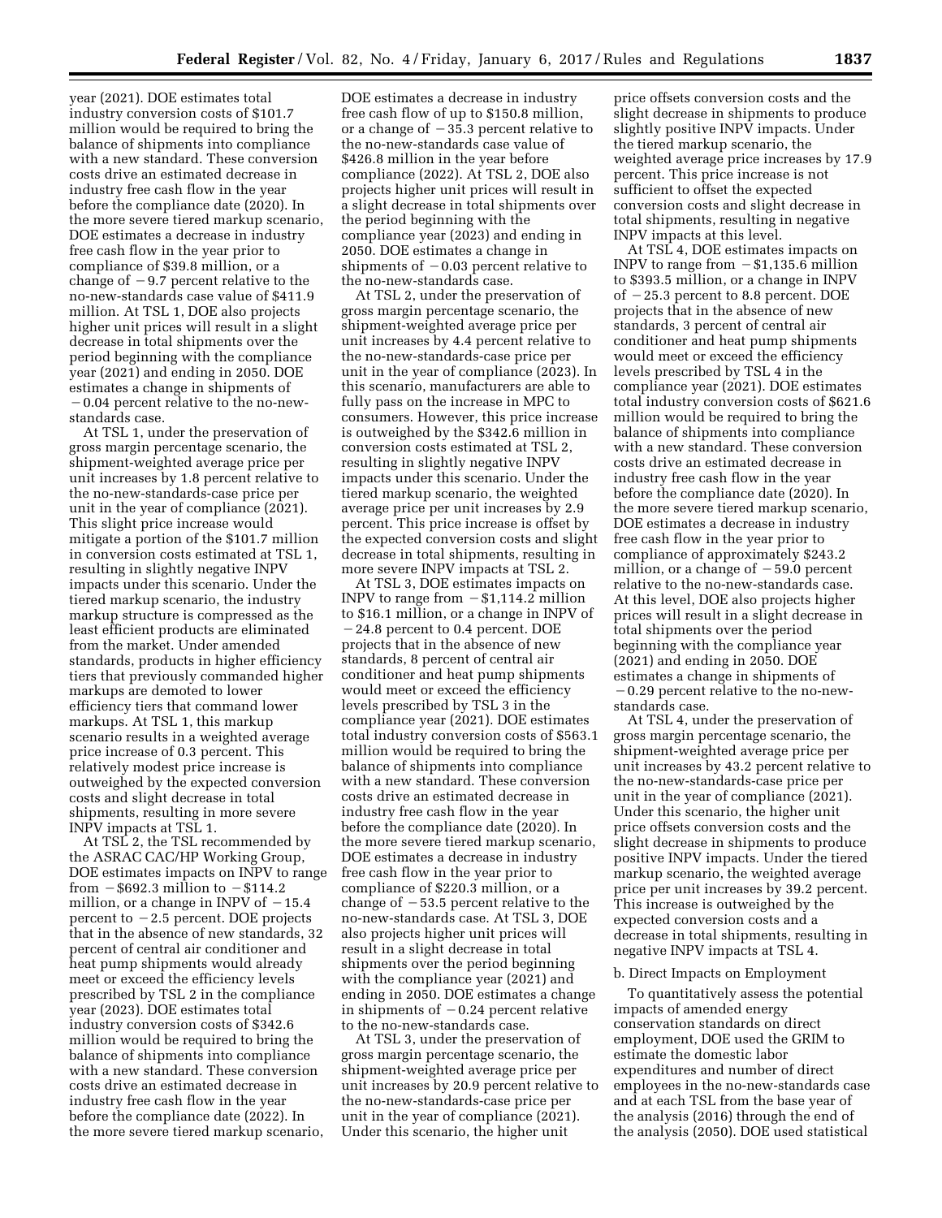year (2021). DOE estimates total industry conversion costs of $101.7 million would be required to bring the balance of shipments into compliance with a new standard. These conversion costs drive an estimated decrease in industry free cash flow in the year before the compliance date (2020). In the more severe tiered markup scenario, DOE estimates a decrease in industry free cash flow in the year prior to compliance of $39.8 million, or a change of −9.7 percent relative to the no-new-standards case value of $411.9 million. At TSL 1, DOE also projects higher unit prices will result in a slight decrease in total shipments over the period beginning with the compliance year (2021) and ending in 2050. DOE estimates a change in shipments of −0.04 percent relative to the no-new-standards case.

At TSL 1, under the preservation of gross margin percentage scenario, the shipment-weighted average price per unit increases by 1.8 percent relative to the no-new-standards-case price per unit in the year of compliance (2021). This slight price increase would mitigate a portion of the $101.7 million in conversion costs estimated at TSL 1, resulting in slightly negative INPV impacts under this scenario. Under the tiered markup scenario, the industry markup structure is compressed as the least efficient products are eliminated from the market. Under amended standards, products in higher efficiency tiers that previously commanded higher markups are demoted to lower efficiency tiers that command lower markups. At TSL 1, this markup scenario results in a weighted average price increase of 0.3 percent. This relatively modest price increase is outweighed by the expected conversion costs and slight decrease in total shipments, resulting in more severe INPV impacts at TSL 1.

At TSL 2, the TSL recommended by the ASRAC CAC/HP Working Group, DOE estimates impacts on INPV to range from −$692.3 million to −$114.2 million, or a change in INPV of −15.4 percent to −2.5 percent. DOE projects that in the absence of new standards, 32 percent of central air conditioner and heat pump shipments would already meet or exceed the efficiency levels prescribed by TSL 2 in the compliance year (2023). DOE estimates total industry conversion costs of $342.6 million would be required to bring the balance of shipments into compliance with a new standard. These conversion costs drive an estimated decrease in industry free cash flow in the year before the compliance date (2022). In the more severe tiered markup scenario, DOE estimates a decrease in industry free cash flow of up to $150.8 million, or a change of −35.3 percent relative to the no-new-standards case value of $426.8 million in the year before compliance (2022). At TSL 2, DOE also projects higher unit prices will result in a slight decrease in total shipments over the period beginning with the compliance year (2023) and ending in 2050. DOE estimates a change in shipments of −0.03 percent relative to the no-new-standards case.

At TSL 2, under the preservation of gross margin percentage scenario, the shipment-weighted average price per unit increases by 4.4 percent relative to the no-new-standards-case price per unit in the year of compliance (2023). In this scenario, manufacturers are able to fully pass on the increase in MPC to consumers. However, this price increase is outweighed by the $342.6 million in conversion costs estimated at TSL 2, resulting in slightly negative INPV impacts under this scenario. Under the tiered markup scenario, the weighted average price per unit increases by 2.9 percent. This price increase is offset by the expected conversion costs and slight decrease in total shipments, resulting in more severe INPV impacts at TSL 2.

At TSL 3, DOE estimates impacts on INPV to range from −$1,114.2 million to $16.1 million, or a change in INPV of −24.8 percent to 0.4 percent. DOE projects that in the absence of new standards, 8 percent of central air conditioner and heat pump shipments would meet or exceed the efficiency levels prescribed by TSL 3 in the compliance year (2021). DOE estimates total industry conversion costs of $563.1 million would be required to bring the balance of shipments into compliance with a new standard. These conversion costs drive an estimated decrease in industry free cash flow in the year before the compliance date (2020). In the more severe tiered markup scenario, DOE estimates a decrease in industry free cash flow in the year prior to compliance of $220.3 million, or a change of −53.5 percent relative to the no-new-standards case. At TSL 3, DOE also projects higher unit prices will result in a slight decrease in total shipments over the period beginning with the compliance year (2021) and ending in 2050. DOE estimates a change in shipments of −0.24 percent relative to the no-new-standards case.

At TSL 3, under the preservation of gross margin percentage scenario, the shipment-weighted average price per unit increases by 20.9 percent relative to the no-new-standards-case price per unit in the year of compliance (2021). Under this scenario, the higher unit price offsets conversion costs and the slight decrease in shipments to produce slightly positive INPV impacts. Under the tiered markup scenario, the weighted average price increases by 17.9 percent. This price increase is not sufficient to offset the expected conversion costs and slight decrease in total shipments, resulting in negative INPV impacts at this level.

At TSL 4, DOE estimates impacts on INPV to range from −$1,135.6 million to $393.5 million, or a change in INPV of −25.3 percent to 8.8 percent. DOE projects that in the absence of new standards, 3 percent of central air conditioner and heat pump shipments would meet or exceed the efficiency levels prescribed by TSL 4 in the compliance year (2021). DOE estimates total industry conversion costs of $621.6 million would be required to bring the balance of shipments into compliance with a new standard. These conversion costs drive an estimated decrease in industry free cash flow in the year before the compliance date (2020). In the more severe tiered markup scenario, DOE estimates a decrease in industry free cash flow in the year prior to compliance of approximately $243.2 million, or a change of −59.0 percent relative to the no-new-standards case. At this level, DOE also projects higher prices will result in a slight decrease in total shipments over the period beginning with the compliance year (2021) and ending in 2050. DOE estimates a change in shipments of −0.29 percent relative to the no-new-standards case.

At TSL 4, under the preservation of gross margin percentage scenario, the shipment-weighted average price per unit increases by 43.2 percent relative to the no-new-standards-case price per unit in the year of compliance (2021). Under this scenario, the higher unit price offsets conversion costs and the slight decrease in shipments to produce positive INPV impacts. Under the tiered markup scenario, the weighted average price per unit increases by 39.2 percent. This increase is outweighed by the expected conversion costs and a decrease in total shipments, resulting in negative INPV impacts at TSL 4.

b. Direct Impacts on Employment

To quantitatively assess the potential impacts of amended energy conservation standards on direct employment, DOE used the GRIM to estimate the domestic labor expenditures and number of direct employees in the no-new-standards case and at each TSL from the base year of the analysis (2016) through the end of the analysis (2050). DOE used statistical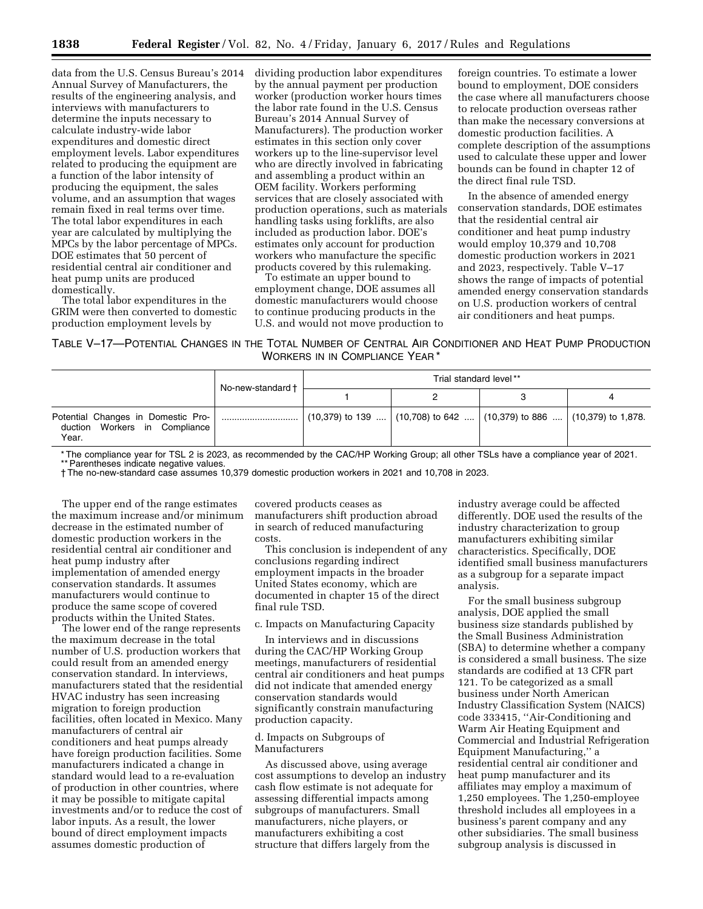data from the U.S. Census Bureau's 2014 Annual Survey of Manufacturers, the results of the engineering analysis, and interviews with manufacturers to determine the inputs necessary to calculate industry-wide labor expenditures and domestic direct employment levels. Labor expenditures related to producing the equipment are a function of the labor intensity of producing the equipment, the sales volume, and an assumption that wages remain fixed in real terms over time. The total labor expenditures in each year are calculated by multiplying the MPCs by the labor percentage of MPCs. DOE estimates that 50 percent of residential central air conditioner and heat pump units are produced domestically.

The total labor expenditures in the GRIM were then converted to domestic production employment levels by dividing production labor expenditures by the annual payment per production worker (production worker hours times the labor rate found in the U.S. Census Bureau's 2014 Annual Survey of Manufacturers). The production worker estimates in this section only cover workers up to the line-supervisor level who are directly involved in fabricating and assembling a product within an OEM facility. Workers performing services that are closely associated with production operations, such as materials handling tasks using forklifts, are also included as production labor. DOE's estimates only account for production workers who manufacture the specific products covered by this rulemaking.

To estimate an upper bound to employment change, DOE assumes all domestic manufacturers would choose to continue producing products in the U.S. and would not move production to foreign countries. To estimate a lower bound to employment, DOE considers the case where all manufacturers choose to relocate production overseas rather than make the necessary conversions at domestic production facilities. A complete description of the assumptions used to calculate these upper and lower bounds can be found in chapter 12 of the direct final rule TSD.

In the absence of amended energy conservation standards, DOE estimates that the residential central air conditioner and heat pump industry would employ 10,379 and 10,708 domestic production workers in 2021 and 2023, respectively. Table V–17 shows the range of impacts of potential amended energy conservation standards on U.S. production workers of central air conditioners and heat pumps.

TABLE V–17—POTENTIAL CHANGES IN THE TOTAL NUMBER OF CENTRAL AIR CONDITIONER AND HEAT PUMP PRODUCTION WORKERS IN IN COMPLIANCE YEAR *

| | No-new-standard † | Trial standard level ** | | | |
|---|---|---|---|---|---|
| | | 1 | 2 | 3 | 4 |
| Potential Changes in Domestic Production Workers in Compliance Year. | ............................ | (10,379) to 139 .... | (10,708) to 642 .... | (10,379) to 886 .... | (10,379) to 1,878. |

* The compliance year for TSL 2 is 2023, as recommended by the CAC/HP Working Group; all other TSLs have a compliance year of 2021.
** Parentheses indicate negative values.
† The no-new-standard case assumes 10,379 domestic production workers in 2021 and 10,708 in 2023.

The upper end of the range estimates the maximum increase and/or minimum decrease in the estimated number of domestic production workers in the residential central air conditioner and heat pump industry after implementation of amended energy conservation standards. It assumes manufacturers would continue to produce the same scope of covered products within the United States.

The lower end of the range represents the maximum decrease in the total number of U.S. production workers that could result from an amended energy conservation standard. In interviews, manufacturers stated that the residential HVAC industry has seen increasing migration to foreign production facilities, often located in Mexico. Many manufacturers of central air conditioners and heat pumps already have foreign production facilities. Some manufacturers indicated a change in standard would lead to a re-evaluation of production in other countries, where it may be possible to mitigate capital investments and/or to reduce the cost of labor inputs. As a result, the lower bound of direct employment impacts assumes domestic production of covered products ceases as manufacturers shift production abroad in search of reduced manufacturing costs.

This conclusion is independent of any conclusions regarding indirect employment impacts in the broader United States economy, which are documented in chapter 15 of the direct final rule TSD.

c. Impacts on Manufacturing Capacity

In interviews and in discussions during the CAC/HP Working Group meetings, manufacturers of residential central air conditioners and heat pumps did not indicate that amended energy conservation standards would significantly constrain manufacturing production capacity.

d. Impacts on Subgroups of Manufacturers

As discussed above, using average cost assumptions to develop an industry cash flow estimate is not adequate for assessing differential impacts among subgroups of manufacturers. Small manufacturers, niche players, or manufacturers exhibiting a cost structure that differs largely from the industry average could be affected differently. DOE used the results of the industry characterization to group manufacturers exhibiting similar characteristics. Specifically, DOE identified small business manufacturers as a subgroup for a separate impact analysis.

For the small business subgroup analysis, DOE applied the small business size standards published by the Small Business Administration (SBA) to determine whether a company is considered a small business. The size standards are codified at 13 CFR part 121. To be categorized as a small business under North American Industry Classification System (NAICS) code 333415, ''Air-Conditioning and Warm Air Heating Equipment and Commercial and Industrial Refrigeration Equipment Manufacturing,'' a residential central air conditioner and heat pump manufacturer and its affiliates may employ a maximum of 1,250 employees. The 1,250-employee threshold includes all employees in a business's parent company and any other subsidiaries. The small business subgroup analysis is discussed in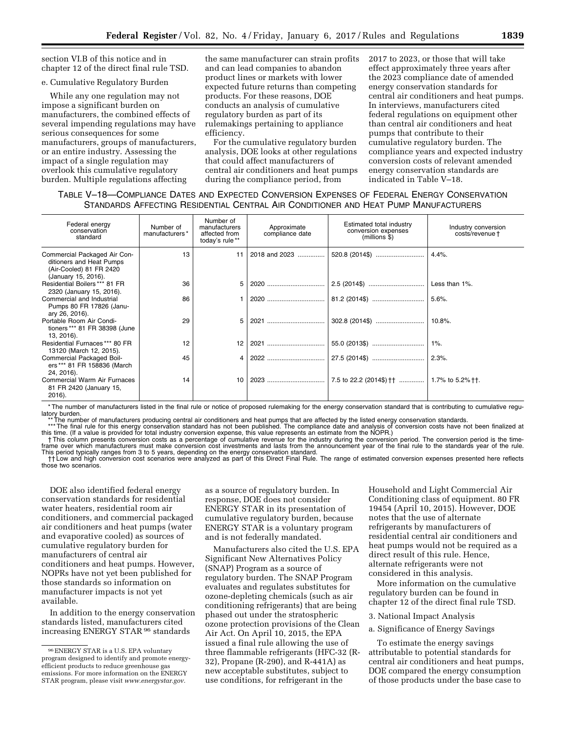section VI.B of this notice and in chapter 12 of the direct final rule TSD.

e. Cumulative Regulatory Burden

While any one regulation may not impose a significant burden on manufacturers, the combined effects of several impending regulations may have serious consequences for some manufacturers, groups of manufacturers, or an entire industry. Assessing the impact of a single regulation may overlook this cumulative regulatory burden. Multiple regulations affecting the same manufacturer can strain profits and can lead companies to abandon product lines or markets with lower expected future returns than competing products. For these reasons, DOE conducts an analysis of cumulative regulatory burden as part of its rulemakings pertaining to appliance efficiency.

For the cumulative regulatory burden analysis, DOE looks at other regulations that could affect manufacturers of central air conditioners and heat pumps during the compliance period, from 2017 to 2023, or those that will take effect approximately three years after the 2023 compliance date of amended energy conservation standards for central air conditioners and heat pumps. In interviews, manufacturers cited federal regulations on equipment other than central air conditioners and heat pumps that contribute to their cumulative regulatory burden. The compliance years and expected industry conversion costs of relevant amended energy conservation standards are indicated in Table V–18.

TABLE V–18—COMPLIANCE DATES AND EXPECTED CONVERSION EXPENSES OF FEDERAL ENERGY CONSERVATION STANDARDS AFFECTING RESIDENTIAL CENTRAL AIR CONDITIONER AND HEAT PUMP MANUFACTURERS

| Federal energy conservation standard | Number of manufacturers* | Number of manufacturers affected from today's rule** | Approximate compliance date | Estimated total industry conversion expenses (millions $) | Industry conversion costs/revenue † |
|---|---|---|---|---|---|
| Commercial Packaged Air Conditioners and Heat Pumps (Air-Cooled) 81 FR 2420 (January 15, 2016). | 13 | 11 | 2018 and 2023 | 520.8 (2014$) | 4.4%. |
| Residential Boilers*** 81 FR 2320 (January 15, 2016). | 36 | 5 | 2020 | 2.5 (2014$) | Less than 1%. |
| Commercial and Industrial Pumps 80 FR 17826 (January 26, 2016). | 86 | 1 | 2020 | 81.2 (2014$) | 5.6%. |
| Portable Room Air Conditioners*** 81 FR 38398 (June 13, 2016). | 29 | 5 | 2021 | 302.8 (2014$) | 10.8%. |
| Residential Furnaces*** 80 FR 13120 (March 12, 2015). | 12 | 12 | 2021 | 55.0 (2013$) | 1%. |
| Commercial Packaged Boilers*** 81 FR 158836 (March 24, 2016). | 45 | 4 | 2022 | 27.5 (2014$) | 2.3%. |
| Commercial Warm Air Furnaces 81 FR 2420 (January 15, 2016). | 14 | 10 | 2023 | 7.5 to 22.2 (2014$) †† | 1.7% to 5.2% ††. |

\* The number of manufacturers listed in the final rule or notice of proposed rulemaking for the energy conservation standard that is contributing to cumulative regulatory burden.

\*\* The number of manufacturers producing central air conditioners and heat pumps that are affected by the listed energy conservation standards.

\*\*\* The final rule for this energy conservation standard has not been published. The compliance date and analysis of conversion costs have not been finalized at this time. (If a value is provided for total industry conversion expense, this value represents an estimate from the NOPR.)

† This column presents conversion costs as a percentage of cumulative revenue for the industry during the conversion period. The conversion period is the timeframe over which manufacturers must make conversion cost investments and lasts from the announcement year of the final rule to the standards year of the rule. This period typically ranges from 3 to 5 years, depending on the energy conservation standard.

†† Low and high conversion cost scenarios were analyzed as part of this Direct Final Rule. The range of estimated conversion expenses presented here reflects those two scenarios.

DOE also identified federal energy conservation standards for residential water heaters, residential room air conditioners, and commercial packaged air conditioners and heat pumps (water and evaporative cooled) as sources of cumulative regulatory burden for manufacturers of central air conditioners and heat pumps. However, NOPRs have not yet been published for those standards so information on manufacturer impacts is not yet available.

In addition to the energy conservation standards listed, manufacturers cited increasing ENERGY STAR[96] standards as a source of regulatory burden. In response, DOE does not consider ENERGY STAR in its presentation of cumulative regulatory burden, because ENERGY STAR is a voluntary program and is not federally mandated.

Manufacturers also cited the U.S. EPA Significant New Alternatives Policy (SNAP) Program as a source of regulatory burden. The SNAP Program evaluates and regulates substitutes for ozone-depleting chemicals (such as air conditioning refrigerants) that are being phased out under the stratospheric ozone protection provisions of the Clean Air Act. On April 10, 2015, the EPA issued a final rule allowing the use of three flammable refrigerants (HFC-32 (R-32), Propane (R-290), and R-441A) as new acceptable substitutes, subject to use conditions, for refrigerant in the Household and Light Commercial Air Conditioning class of equipment. 80 FR 19454 (April 10, 2015). However, DOE notes that the use of alternate refrigerants by manufacturers of residential central air conditioners and heat pumps would not be required as a direct result of this rule. Hence, alternate refrigerants were not considered in this analysis.

More information on the cumulative regulatory burden can be found in chapter 12 of the direct final rule TSD.

3. National Impact Analysis

a. Significance of Energy Savings

To estimate the energy savings attributable to potential standards for central air conditioners and heat pumps, DOE compared the energy consumption of those products under the base case to

[96] ENERGY STAR is a U.S. EPA voluntary program designed to identify and promote energy-efficient products to reduce greenhouse gas emissions. For more information on the ENERGY STAR program, please visit *www.energystar.gov*.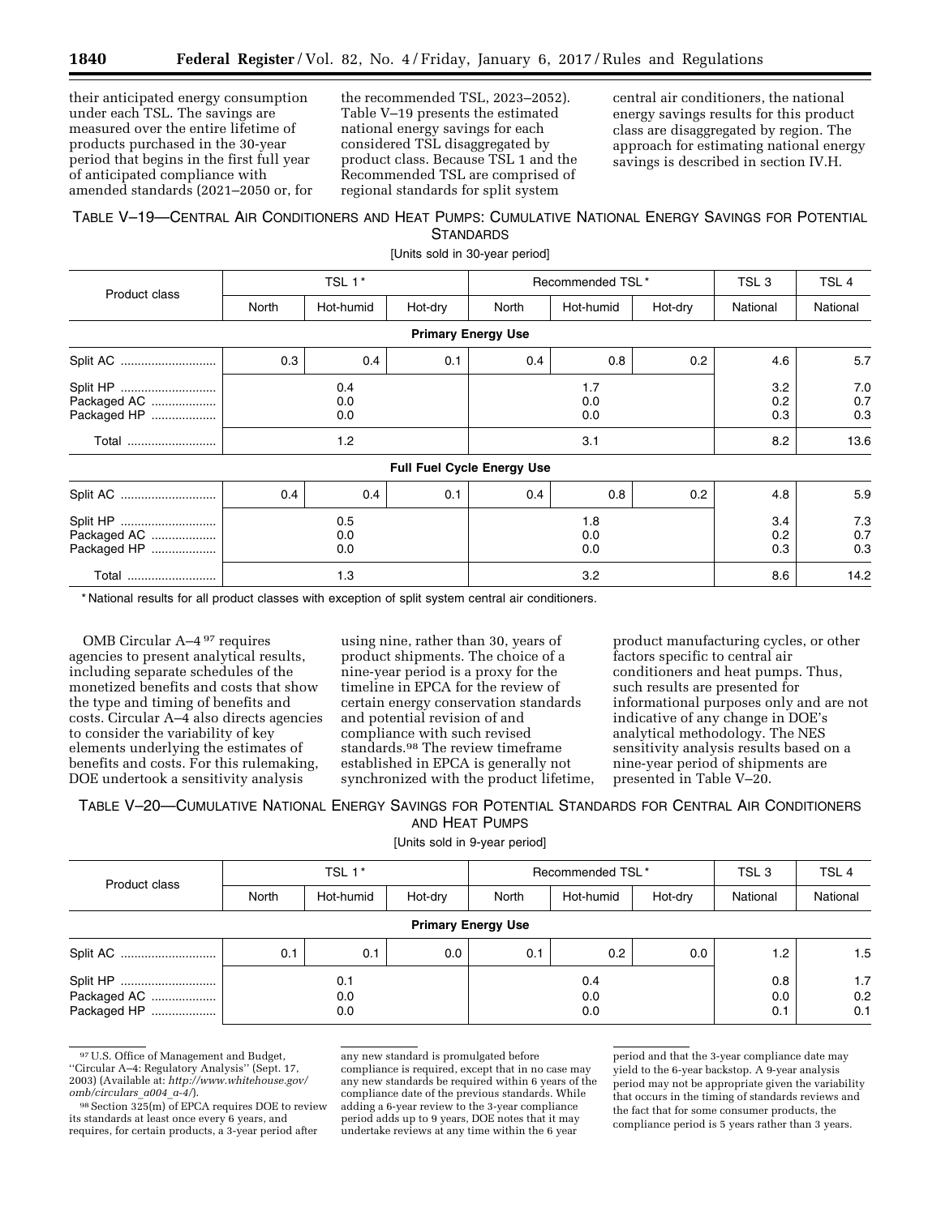their anticipated energy consumption under each TSL. The savings are measured over the entire lifetime of products purchased in the 30-year period that begins in the first full year of anticipated compliance with amended standards (2021–2050 or, for the recommended TSL, 2023–2052). Table V–19 presents the estimated national energy savings for each considered TSL disaggregated by product class. Because TSL 1 and the Recommended TSL are comprised of regional standards for split system central air conditioners, the national energy savings results for this product class are disaggregated by region. The approach for estimating national energy savings is described in section IV.H.

TABLE V–19—CENTRAL AIR CONDITIONERS AND HEAT PUMPS: CUMULATIVE NATIONAL ENERGY SAVINGS FOR POTENTIAL STANDARDS

[Units sold in 30-year period]

| Product class | TSL 1* | | | Recommended TSL* | | | TSL 3 | TSL 4 |
|---|---|---|---|---|---|---|---|---|
| | North | Hot-humid | Hot-dry | North | Hot-humid | Hot-dry | National | National |
| **Primary Energy Use** | | | | | | | | |
| Split AC | 0.3 | 0.4 | 0.1 | 0.4 | 0.8 | 0.2 | 4.6 | 5.7 |
| Split HP | 0.4 | | | 1.7 | | | 3.2 | 7.0 |
| Packaged AC | 0.0 | | | 0.0 | | | 0.2 | 0.7 |
| Packaged HP | 0.0 | | | 0.0 | | | 0.3 | 0.3 |
| Total | 1.2 | | | 3.1 | | | 8.2 | 13.6 |
| **Full Fuel Cycle Energy Use** | | | | | | | | |
| Split AC | 0.4 | 0.4 | 0.1 | 0.4 | 0.8 | 0.2 | 4.8 | 5.9 |
| Split HP | 0.5 | | | 1.8 | | | 3.4 | 7.3 |
| Packaged AC | 0.0 | | | 0.0 | | | 0.2 | 0.7 |
| Packaged HP | 0.0 | | | 0.0 | | | 0.3 | 0.3 |
| Total | 1.3 | | | 3.2 | | | 8.6 | 14.2 |

* National results for all product classes with exception of split system central air conditioners.

OMB Circular A–4 [97] requires agencies to present analytical results, including separate schedules of the monetized benefits and costs that show the type and timing of benefits and costs. Circular A–4 also directs agencies to consider the variability of key elements underlying the estimates of benefits and costs. For this rulemaking, DOE undertook a sensitivity analysis using nine, rather than 30, years of product shipments. The choice of a nine-year period is a proxy for the timeline in EPCA for the review of certain energy conservation standards and potential revision of and compliance with such revised standards.[98] The review timeframe established in EPCA is generally not synchronized with the product lifetime, product manufacturing cycles, or other factors specific to central air conditioners and heat pumps. Thus, such results are presented for informational purposes only and are not indicative of any change in DOE's analytical methodology. The NES sensitivity analysis results based on a nine-year period of shipments are presented in Table V–20.

TABLE V–20—CUMULATIVE NATIONAL ENERGY SAVINGS FOR POTENTIAL STANDARDS FOR CENTRAL AIR CONDITIONERS AND HEAT PUMPS

[Units sold in 9-year period]

| Product class | TSL 1* | | | Recommended TSL* | | | TSL 3 | TSL 4 |
|---|---|---|---|---|---|---|---|---|
| | North | Hot-humid | Hot-dry | North | Hot-humid | Hot-dry | National | National |
| **Primary Energy Use** | | | | | | | | |
| Split AC | 0.1 | 0.1 | 0.0 | 0.1 | 0.2 | 0.0 | 1.2 | 1.5 |
| Split HP | 0.1 | | | 0.4 | | | 0.8 | 1.7 |
| Packaged AC | 0.0 | | | 0.0 | | | 0.0 | 0.2 |
| Packaged HP | 0.0 | | | 0.0 | | | 0.1 | 0.1 |

[97] U.S. Office of Management and Budget, "Circular A–4: Regulatory Analysis" (Sept. 17, 2003) (Available at: *http://www.whitehouse.gov/omb/circulars_a004_a-4/*).

[98] Section 325(m) of EPCA requires DOE to review its standards at least once every 6 years, and requires, for certain products, a 3-year period after any new standard is promulgated before compliance is required, except that in no case may any new standards be required within 6 years of the compliance date of the previous standards. While adding a 6-year review to the 3-year compliance period adds up to 9 years, DOE notes that it may undertake reviews at any time within the 6 year period and that the 3-year compliance date may yield to the 6-year backstop. A 9-year analysis period may not be appropriate given the variability that occurs in the timing of standards reviews and the fact that for some consumer products, the compliance period is 5 years rather than 3 years.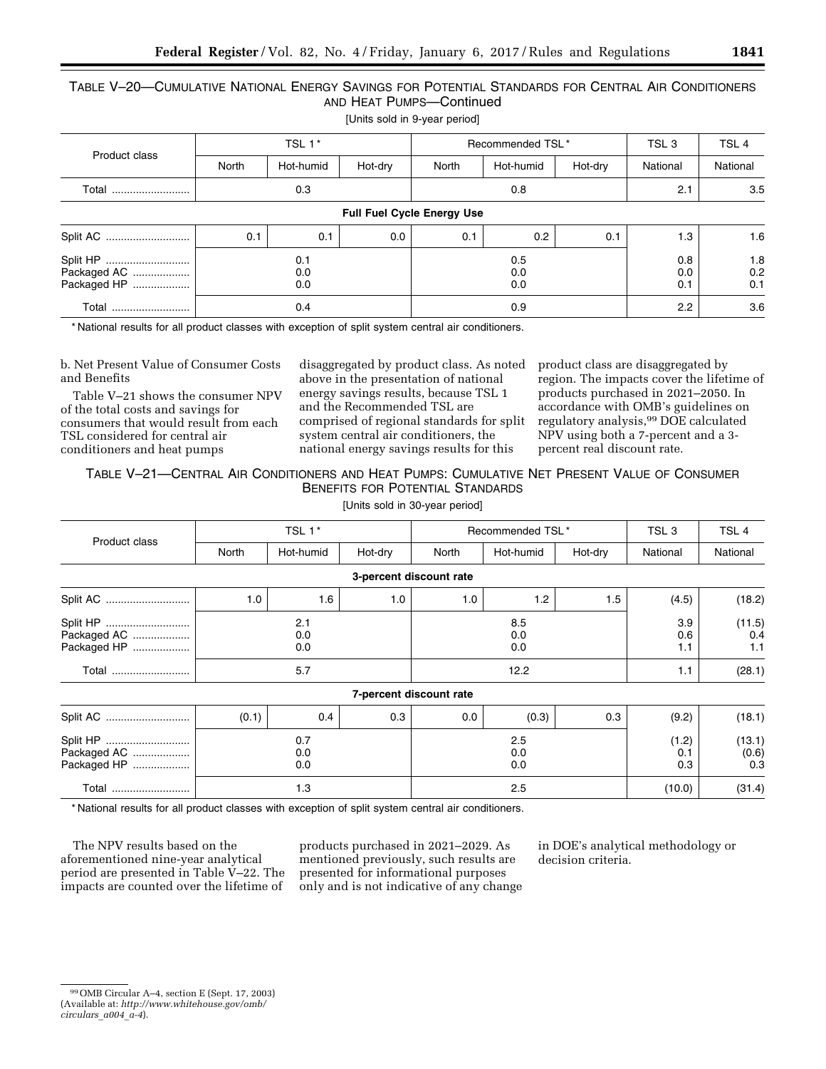TABLE V–20—CUMULATIVE NATIONAL ENERGY SAVINGS FOR POTENTIAL STANDARDS FOR CENTRAL AIR CONDITIONERS AND HEAT PUMPS—Continued

[Units sold in 9-year period]

| Product class | TSL 1* | | | Recommended TSL* | | | TSL 3 | TSL 4 |
|---|---|---|---|---|---|---|---|---|
| | North | Hot-humid | Hot-dry | North | Hot-humid | Hot-dry | National | National |
| Total | 0.3 | | | 0.8 | | | 2.1 | 3.5 |
| **Full Fuel Cycle Energy Use** | | | | | | | | |
| Split AC | 0.1 | 0.1 | 0.0 | 0.1 | 0.2 | 0.1 | 1.3 | 1.6 |
| Split HP | 0.1 | | | 0.5 | | | 0.8 | 1.8 |
| Packaged AC | 0.0 | | | 0.0 | | | 0.0 | 0.2 |
| Packaged HP | 0.0 | | | 0.0 | | | 0.1 | 0.1 |
| Total | 0.4 | | | 0.9 | | | 2.2 | 3.6 |

* National results for all product classes with exception of split system central air conditioners.

b. Net Present Value of Consumer Costs and Benefits

Table V–21 shows the consumer NPV of the total costs and savings for consumers that would result from each TSL considered for central air conditioners and heat pumps disaggregated by product class. As noted above in the presentation of national energy savings results, because TSL 1 and the Recommended TSL are comprised of regional standards for split system central air conditioners, the national energy savings results for this product class are disaggregated by region. The impacts cover the lifetime of products purchased in 2021–2050. In accordance with OMB's guidelines on regulatory analysis,[99] DOE calculated NPV using both a 7-percent and a 3-percent real discount rate.

TABLE V–21—CENTRAL AIR CONDITIONERS AND HEAT PUMPS: CUMULATIVE NET PRESENT VALUE OF CONSUMER BENEFITS FOR POTENTIAL STANDARDS

[Units sold in 30-year period]

| Product class | TSL 1* | | | Recommended TSL* | | | TSL 3 | TSL 4 |
|---|---|---|---|---|---|---|---|---|
| | North | Hot-humid | Hot-dry | North | Hot-humid | Hot-dry | National | National |
| **3-percent discount rate** | | | | | | | | |
| Split AC | 1.0 | 1.6 | 1.0 | 1.0 | 1.2 | 1.5 | (4.5) | (18.2) |
| Split HP | 2.1 | | | 8.5 | | | 3.9 | (11.5) |
| Packaged AC | 0.0 | | | 0.0 | | | 0.6 | 0.4 |
| Packaged HP | 0.0 | | | 0.0 | | | 1.1 | 1.1 |
| Total | 5.7 | | | 12.2 | | | 1.1 | (28.1) |
| **7-percent discount rate** | | | | | | | | |
| Split AC | (0.1) | 0.4 | 0.3 | 0.0 | (0.3) | 0.3 | (9.2) | (18.1) |
| Split HP | 0.7 | | | 2.5 | | | (1.2) | (13.1) |
| Packaged AC | 0.0 | | | 0.0 | | | 0.1 | (0.6) |
| Packaged HP | 0.0 | | | 0.0 | | | 0.3 | 0.3 |
| Total | 1.3 | | | 2.5 | | | (10.0) | (31.4) |

* National results for all product classes with exception of split system central air conditioners.

The NPV results based on the aforementioned nine-year analytical period are presented in Table V–22. The impacts are counted over the lifetime of products purchased in 2021–2029. As mentioned previously, such results are presented for informational purposes only and is not indicative of any change in DOE's analytical methodology or decision criteria.

[99] OMB Circular A–4, section E (Sept. 17, 2003) (Available at: *http://www.whitehouse.gov/omb/circulars_a004_a-4*).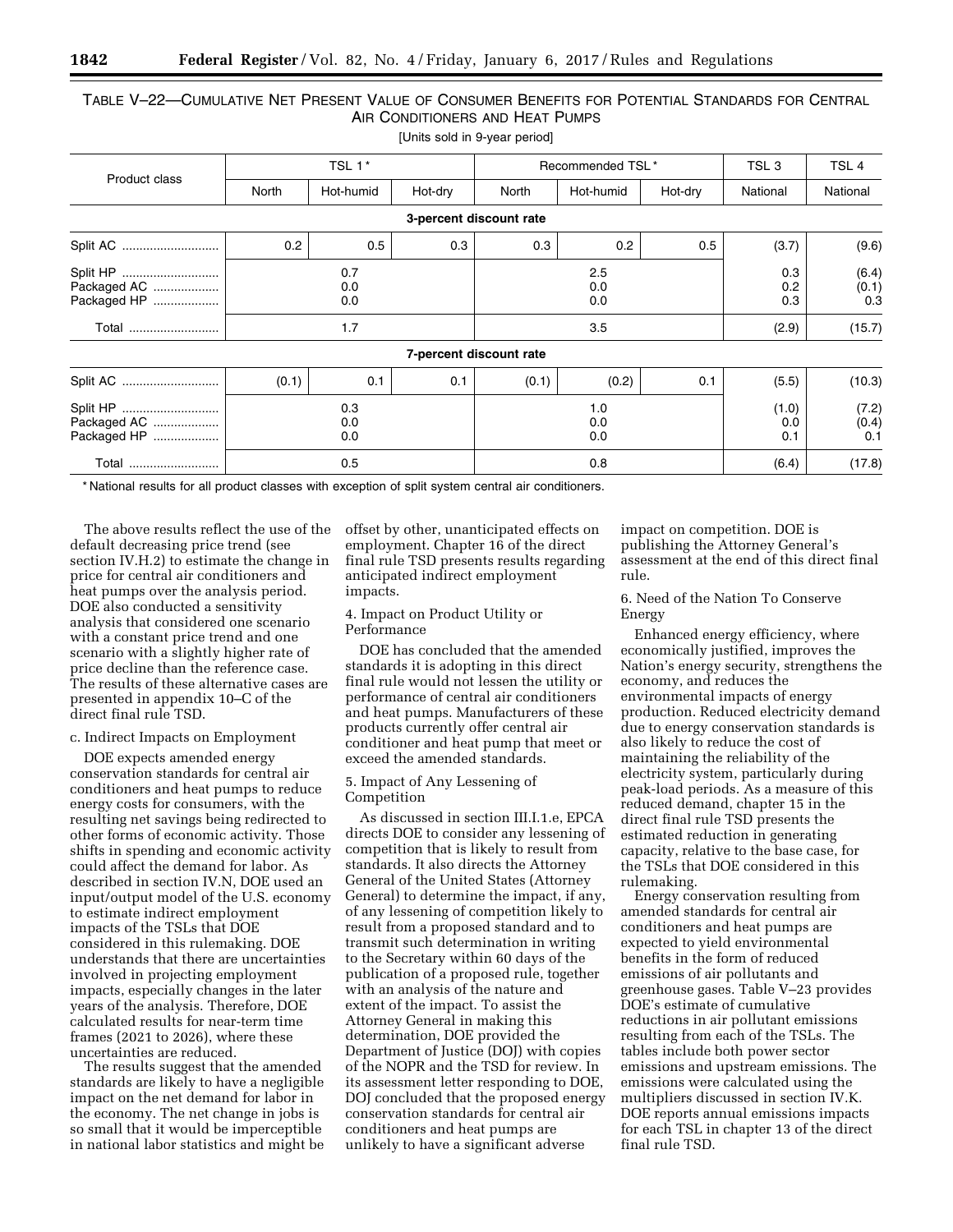TABLE V–22—CUMULATIVE NET PRESENT VALUE OF CONSUMER BENEFITS FOR POTENTIAL STANDARDS FOR CENTRAL AIR CONDITIONERS AND HEAT PUMPS

[Units sold in 9-year period]

| Product class | TSL 1* | | | Recommended TSL* | | | TSL 3 | TSL 4 |
|---|---|---|---|---|---|---|---|---|
| | North | Hot-humid | Hot-dry | North | Hot-humid | Hot-dry | National | National |
| **3-percent discount rate** | | | | | | | | |
| Split AC | 0.2 | 0.5 | 0.3 | 0.3 | 0.2 | 0.5 | (3.7) | (9.6) |
| Split HP | 0.7 | | | 2.5 | | | 0.3 | (6.4) |
| Packaged AC | 0.0 | | | 0.0 | | | 0.2 | (0.1) |
| Packaged HP | 0.0 | | | 0.0 | | | 0.3 | 0.3 |
| Total | 1.7 | | | 3.5 | | | (2.9) | (15.7) |
| **7-percent discount rate** | | | | | | | | |
| Split AC | (0.1) | 0.1 | 0.1 | (0.1) | (0.2) | 0.1 | (5.5) | (10.3) |
| Split HP | 0.3 | | | 1.0 | | | (1.0) | (7.2) |
| Packaged AC | 0.0 | | | 0.0 | | | 0.0 | (0.4) |
| Packaged HP | 0.0 | | | 0.0 | | | 0.1 | 0.1 |
| Total | 0.5 | | | 0.8 | | | (6.4) | (17.8) |

* National results for all product classes with exception of split system central air conditioners.

The above results reflect the use of the default decreasing price trend (see section IV.H.2) to estimate the change in price for central air conditioners and heat pumps over the analysis period. DOE also conducted a sensitivity analysis that considered one scenario with a constant price trend and one scenario with a slightly higher rate of price decline than the reference case. The results of these alternative cases are presented in appendix 10–C of the direct final rule TSD.

c. Indirect Impacts on Employment

DOE expects amended energy conservation standards for central air conditioners and heat pumps to reduce energy costs for consumers, with the resulting net savings being redirected to other forms of economic activity. Those shifts in spending and economic activity could affect the demand for labor. As described in section IV.N, DOE used an input/output model of the U.S. economy to estimate indirect employment impacts of the TSLs that DOE considered in this rulemaking. DOE understands that there are uncertainties involved in projecting employment impacts, especially changes in the later years of the analysis. Therefore, DOE calculated results for near-term time frames (2021 to 2026), where these uncertainties are reduced.

The results suggest that the amended standards are likely to have a negligible impact on the net demand for labor in the economy. The net change in jobs is so small that it would be imperceptible in national labor statistics and might be offset by other, unanticipated effects on employment. Chapter 16 of the direct final rule TSD presents results regarding anticipated indirect employment impacts.

4. Impact on Product Utility or Performance

DOE has concluded that the amended standards it is adopting in this direct final rule would not lessen the utility or performance of central air conditioners and heat pumps. Manufacturers of these products currently offer central air conditioner and heat pump that meet or exceed the amended standards.

5. Impact of Any Lessening of Competition

As discussed in section III.I.1.e, EPCA directs DOE to consider any lessening of competition that is likely to result from standards. It also directs the Attorney General of the United States (Attorney General) to determine the impact, if any, of any lessening of competition likely to result from a proposed standard and to transmit such determination in writing to the Secretary within 60 days of the publication of a proposed rule, together with an analysis of the nature and extent of the impact. To assist the Attorney General in making this determination, DOE provided the Department of Justice (DOJ) with copies of the NOPR and the TSD for review. In its assessment letter responding to DOE, DOJ concluded that the proposed energy conservation standards for central air conditioners and heat pumps are unlikely to have a significant adverse impact on competition. DOE is publishing the Attorney General's assessment at the end of this direct final rule.

6. Need of the Nation To Conserve Energy

Enhanced energy efficiency, where economically justified, improves the Nation's energy security, strengthens the economy, and reduces the environmental impacts of energy production. Reduced electricity demand due to energy conservation standards is also likely to reduce the cost of maintaining the reliability of the electricity system, particularly during peak-load periods. As a measure of this reduced demand, chapter 15 in the direct final rule TSD presents the estimated reduction in generating capacity, relative to the base case, for the TSLs that DOE considered in this rulemaking.

Energy conservation resulting from amended standards for central air conditioners and heat pumps are expected to yield environmental benefits in the form of reduced emissions of air pollutants and greenhouse gases. Table V–23 provides DOE's estimate of cumulative reductions in air pollutant emissions resulting from each of the TSLs. The tables include both power sector emissions and upstream emissions. The emissions were calculated using the multipliers discussed in section IV.K. DOE reports annual emissions impacts for each TSL in chapter 13 of the direct final rule TSD.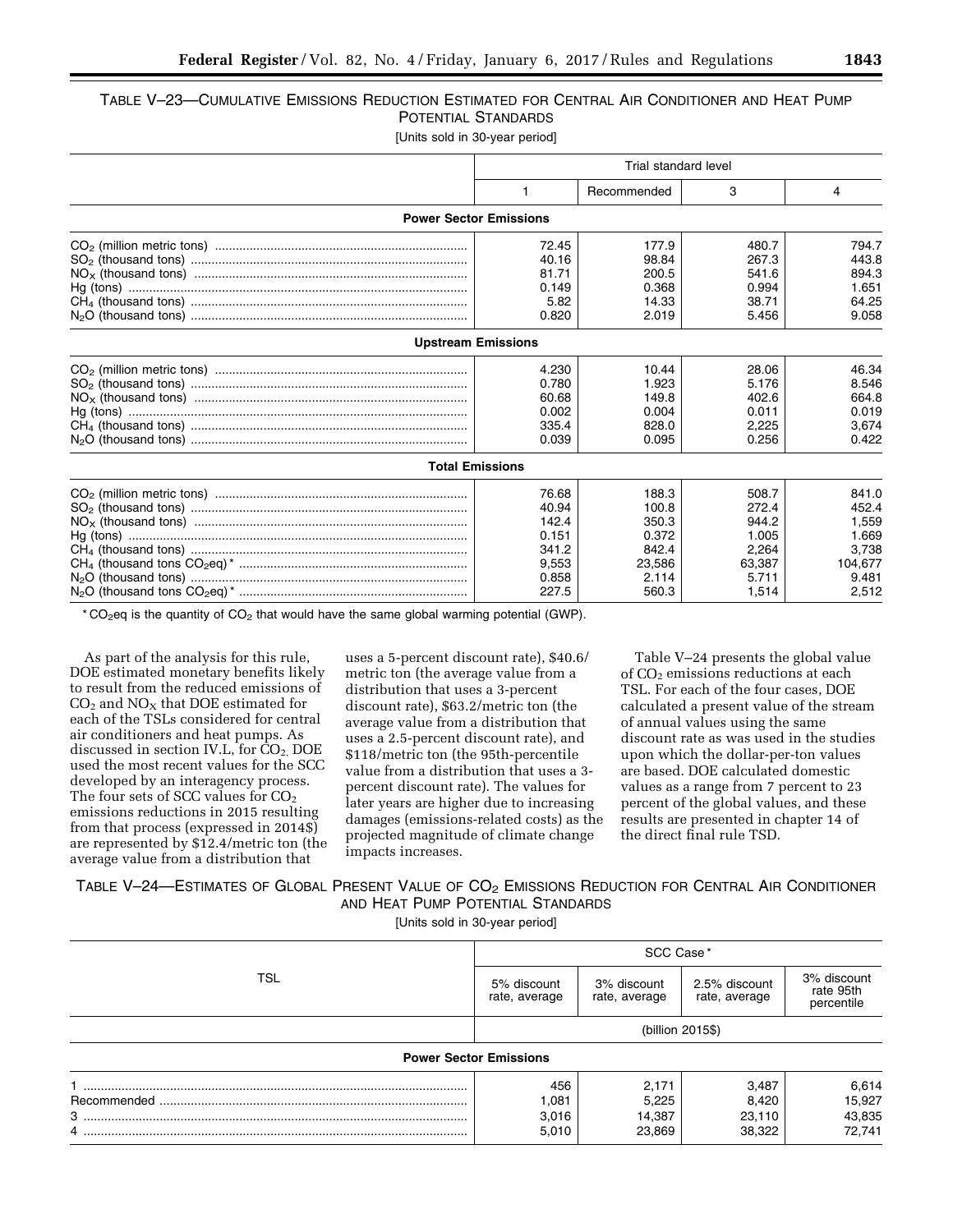TABLE V–23—CUMULATIVE EMISSIONS REDUCTION ESTIMATED FOR CENTRAL AIR CONDITIONER AND HEAT PUMP POTENTIAL STANDARDS

[Units sold in 30-year period]

| | Trial standard level | | | |
|---|---|---|---|---|
| | 1 | Recommended | 3 | 4 |
| **Power Sector Emissions** | | | | |
| $CO_2$ (million metric tons) | 72.45 | 177.9 | 480.7 | 794.7 |
| $SO_2$ (thousand tons) | 40.16 | 98.84 | 267.3 | 443.8 |
| $NO_X$ (thousand tons) | 81.71 | 200.5 | 541.6 | 894.3 |
| Hg (tons) | 0.149 | 0.368 | 0.994 | 1.651 |
| $CH_4$ (thousand tons) | 5.82 | 14.33 | 38.71 | 64.25 |
| $N_2O$ (thousand tons) | 0.820 | 2.019 | 5.456 | 9.058 |
| **Upstream Emissions** | | | | |
| $CO_2$ (million metric tons) | 4.230 | 10.44 | 28.06 | 46.34 |
| $SO_2$ (thousand tons) | 0.780 | 1.923 | 5.176 | 8.546 |
| $NO_X$ (thousand tons) | 60.68 | 149.8 | 402.6 | 664.8 |
| Hg (tons) | 0.002 | 0.004 | 0.011 | 0.019 |
| $CH_4$ (thousand tons) | 335.4 | 828.0 | 2,225 | 3,674 |
| $N_2O$ (thousand tons) | 0.039 | 0.095 | 0.256 | 0.422 |
| **Total Emissions** | | | | |
| $CO_2$ (million metric tons) | 76.68 | 188.3 | 508.7 | 841.0 |
| $SO_2$ (thousand tons) | 40.94 | 100.8 | 272.4 | 452.4 |
| $NO_X$ (thousand tons) | 142.4 | 350.3 | 944.2 | 1,559 |
| Hg (tons) | 0.151 | 0.372 | 1.005 | 1.669 |
| $CH_4$ (thousand tons) | 341.2 | 842.4 | 2,264 | 3,738 |
| $CH_4$ (thousand tons $CO_2$eq)* | 9,553 | 23,586 | 63,387 | 104,677 |
| $N_2O$ (thousand tons) | 0.858 | 2.114 | 5.711 | 9.481 |
| $N_2O$ (thousand tons $CO_2$eq)* | 227.5 | 560.3 | 1,514 | 2,512 |

* $CO_2$eq is the quantity of $CO_2$ that would have the same global warming potential (GWP).

As part of the analysis for this rule, DOE estimated monetary benefits likely to result from the reduced emissions of $CO_2$ and $NO_X$ that DOE estimated for each of the TSLs considered for central air conditioners and heat pumps. As discussed in section IV.L, for $CO_2$, DOE used the most recent values for the SCC developed by an interagency process. The four sets of SCC values for $CO_2$ emissions reductions in 2015 resulting from that process (expressed in 2014$) are represented by $12.4/metric ton (the average value from a distribution that uses a 5-percent discount rate), $40.6/metric ton (the average value from a distribution that uses a 3-percent discount rate), $63.2/metric ton (the average value from a distribution that uses a 2.5-percent discount rate), and $118/metric ton (the 95th-percentile value from a distribution that uses a 3-percent discount rate). The values for later years are higher due to increasing damages (emissions-related costs) as the projected magnitude of climate change impacts increases.

Table V–24 presents the global value of $CO_2$ emissions reductions at each TSL. For each of the four cases, DOE calculated a present value of the stream of annual values using the same discount rate as was used in the studies upon which the dollar-per-ton values are based. DOE calculated domestic values as a range from 7 percent to 23 percent of the global values, and these results are presented in chapter 14 of the direct final rule TSD.

TABLE V–24—ESTIMATES OF GLOBAL PRESENT VALUE OF $CO_2$ EMISSIONS REDUCTION FOR CENTRAL AIR CONDITIONER AND HEAT PUMP POTENTIAL STANDARDS

[Units sold in 30-year period]

| TSL | SCC Case* | | | |
|---|---|---|---|---|
| | 5% discount rate, average | 3% discount rate, average | 2.5% discount rate, average | 3% discount rate 95th percentile |
| | (billion 2015$) | | | |
| **Power Sector Emissions** | | | | |
| 1 | 456 | 2,171 | 3,487 | 6,614 |
| Recommended | 1,081 | 5,225 | 8,420 | 15,927 |
| 3 | 3,016 | 14,387 | 23,110 | 43,835 |
| 4 | 5,010 | 23,869 | 38,322 | 72,741 |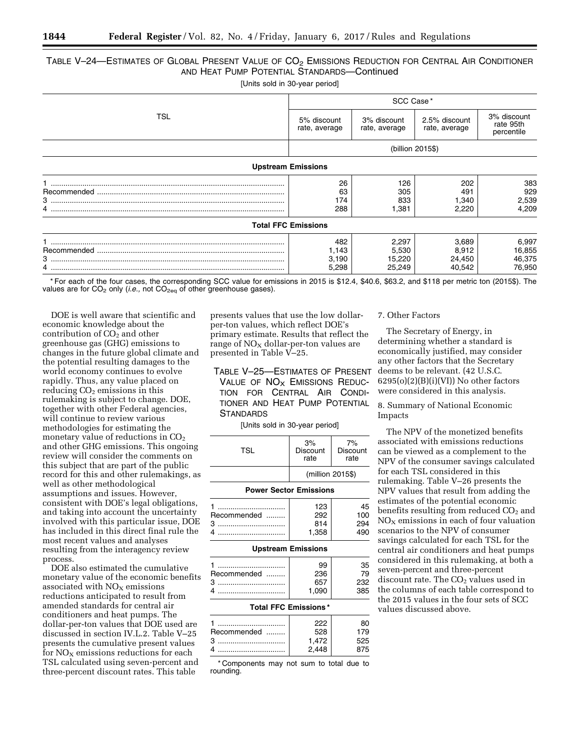TABLE V–24—ESTIMATES OF GLOBAL PRESENT VALUE OF $CO_2$ EMISSIONS REDUCTION FOR CENTRAL AIR CONDITIONER AND HEAT PUMP POTENTIAL STANDARDS—Continued

[Units sold in 30-year period]

| TSL | SCC Case* | | | |
|---|---|---|---|---|
| | 5% discount rate, average | 3% discount rate, average | 2.5% discount rate, average | 3% discount rate 95th percentile |
| | (billion 2015$) | | | |
| **Upstream Emissions** | | | | |
| 1 | 26 | 126 | 202 | 383 |
| Recommended | 63 | 305 | 491 | 929 |
| 3 | 174 | 833 | 1,340 | 2,539 |
| 4 | 288 | 1,381 | 2,220 | 4,209 |
| **Total FFC Emissions** | | | | |
| 1 | 482 | 2,297 | 3,689 | 6,997 |
| Recommended | 1,143 | 5,530 | 8,912 | 16,855 |
| 3 | 3,190 | 15,220 | 24,450 | 46,375 |
| 4 | 5,298 | 25,249 | 40,542 | 76,950 |

* For each of the four cases, the corresponding SCC value for emissions in 2015 is $12.4, $40.6, $63.2, and $118 per metric ton (2015$). The values are for $CO_2$ only (*i.e.,* not $CO_{2eq}$ of other greenhouse gases).

DOE is well aware that scientific and economic knowledge about the contribution of $CO_2$ and other greenhouse gas (GHG) emissions to changes in the future global climate and the potential resulting damages to the world economy continues to evolve rapidly. Thus, any value placed on reducing $CO_2$ emissions in this rulemaking is subject to change. DOE, together with other Federal agencies, will continue to review various methodologies for estimating the monetary value of reductions in $CO_2$ and other GHG emissions. This ongoing review will consider the comments on this subject that are part of the public record for this and other rulemakings, as well as other methodological assumptions and issues. However, consistent with DOE's legal obligations, and taking into account the uncertainty involved with this particular issue, DOE has included in this direct final rule the most recent values and analyses resulting from the interagency review process.

DOE also estimated the cumulative monetary value of the economic benefits associated with $NO_X$ emissions reductions anticipated to result from amended standards for central air conditioners and heat pumps. The dollar-per-ton values that DOE used are discussed in section IV.L.2. Table V–25 presents the cumulative present values for $NO_X$ emissions reductions for each TSL calculated using seven-percent and three-percent discount rates. This table presents values that use the low dollar-per-ton values, which reflect DOE's primary estimate. Results that reflect the range of $NO_X$ dollar-per-ton values are presented in Table V–25.

TABLE V–25—ESTIMATES OF PRESENT VALUE OF $NO_X$ EMISSIONS REDUCTION FOR CENTRAL AIR CONDITIONER AND HEAT PUMP POTENTIAL STANDARDS

[Units sold in 30-year period]

| TSL | 3% Discount rate | 7% Discount rate |
|---|---|---|
| | (million 2015$) | |
| **Power Sector Emissions** | | |
| 1 | 123 | 45 |
| Recommended | 292 | 100 |
| 3 | 814 | 294 |
| 4 | 1,358 | 490 |
| **Upstream Emissions** | | |
| 1 | 99 | 35 |
| Recommended | 236 | 79 |
| 3 | 657 | 232 |
| 4 | 1,090 | 385 |
| **Total FFC Emissions*** | | |
| 1 | 222 | 80 |
| Recommended | 528 | 179 |
| 3 | 1,472 | 525 |
| 4 | 2,448 | 875 |

* Components may not sum to total due to rounding.

7. Other Factors

The Secretary of Energy, in determining whether a standard is economically justified, may consider any other factors that the Secretary deems to be relevant. (42 U.S.C. 6295(o)(2)(B)(i)(VI)) No other factors were considered in this analysis.

8. Summary of National Economic Impacts

The NPV of the monetized benefits associated with emissions reductions can be viewed as a complement to the NPV of the consumer savings calculated for each TSL considered in this rulemaking. Table V–26 presents the NPV values that result from adding the estimates of the potential economic benefits resulting from reduced $CO_2$ and $NO_X$ emissions in each of four valuation scenarios to the NPV of consumer savings calculated for each TSL for the central air conditioners and heat pumps considered in this rulemaking, at both a seven-percent and three-percent discount rate. The $CO_2$ values used in the columns of each table correspond to the 2015 values in the four sets of SCC values discussed above.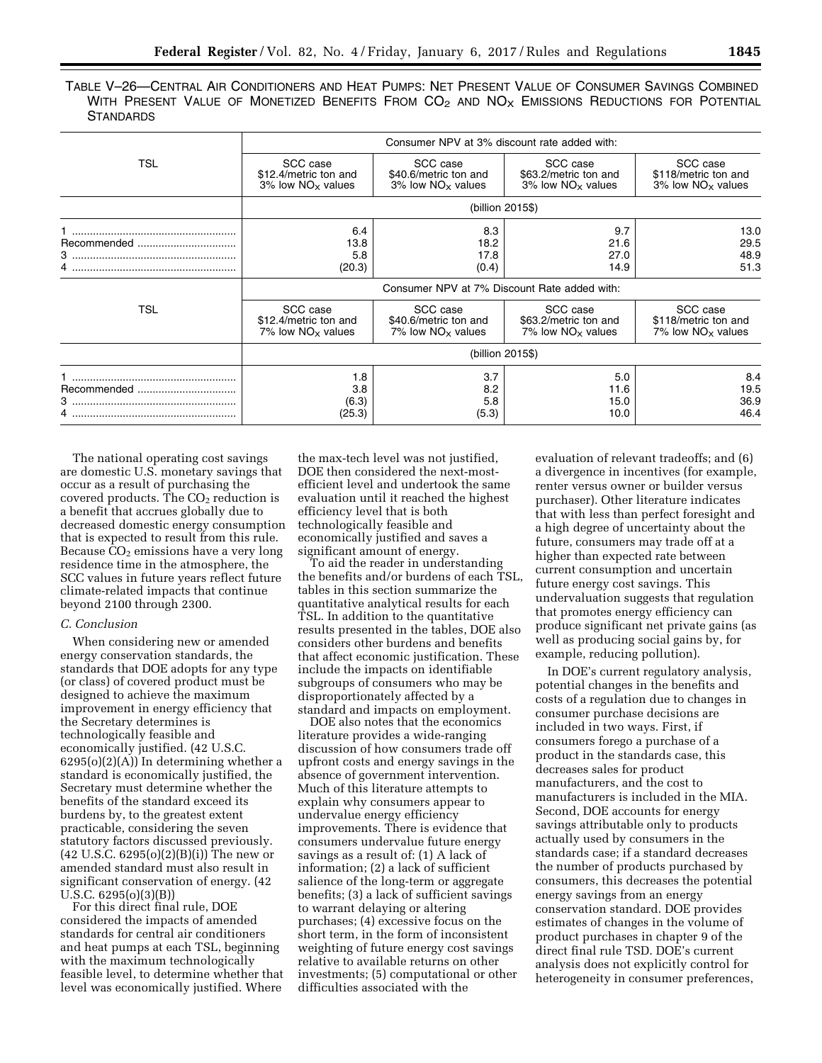TABLE V–26—CENTRAL AIR CONDITIONERS AND HEAT PUMPS: NET PRESENT VALUE OF CONSUMER SAVINGS COMBINED WITH PRESENT VALUE OF MONETIZED BENEFITS FROM $CO_2$ AND $NO_X$ EMISSIONS REDUCTIONS FOR POTENTIAL STANDARDS

| TSL | Consumer NPV at 3% discount rate added with: | | | |
|---|---|---|---|---|
| | SCC case $12.4/metric ton and 3% low $NO_X$ values | SCC case $40.6/metric ton and 3% low $NO_X$ values | SCC case $63.2/metric ton and 3% low $NO_X$ values | SCC case $118/metric ton and 3% low $NO_X$ values |
| | (billion 2015$) | | | |
| 1 | 6.4 | 8.3 | 9.7 | 13.0 |
| Recommended | 13.8 | 18.2 | 21.6 | 29.5 |
| 3 | 5.8 | 17.8 | 27.0 | 48.9 |
| 4 | (20.3) | (0.4) | 14.9 | 51.3 |
| TSL | Consumer NPV at 7% Discount Rate added with: | | | |
| | SCC case $12.4/metric ton and 7% low $NO_X$ values | SCC case $40.6/metric ton and 7% low $NO_X$ values | SCC case $63.2/metric ton and 7% low $NO_X$ values | SCC case $118/metric ton and 7% low $NO_X$ values |
| | (billion 2015$) | | | |
| 1 | 1.8 | 3.7 | 5.0 | 8.4 |
| Recommended | 3.8 | 8.2 | 11.6 | 19.5 |
| 3 | (6.3) | 5.8 | 15.0 | 36.9 |
| 4 | (25.3) | (5.3) | 10.0 | 46.4 |

The national operating cost savings are domestic U.S. monetary savings that occur as a result of purchasing the covered products. The $CO_2$ reduction is a benefit that accrues globally due to decreased domestic energy consumption that is expected to result from this rule. Because $CO_2$ emissions have a very long residence time in the atmosphere, the SCC values in future years reflect future climate-related impacts that continue beyond 2100 through 2300.

### C. Conclusion

When considering new or amended energy conservation standards, the standards that DOE adopts for any type (or class) of covered product must be designed to achieve the maximum improvement in energy efficiency that the Secretary determines is technologically feasible and economically justified. (42 U.S.C. 6295(o)(2)(A)) In determining whether a standard is economically justified, the Secretary must determine whether the benefits of the standard exceed its burdens by, to the greatest extent practicable, considering the seven statutory factors discussed previously. (42 U.S.C. 6295(o)(2)(B)(i)) The new or amended standard must also result in significant conservation of energy. (42 U.S.C. 6295(o)(3)(B))

For this direct final rule, DOE considered the impacts of amended standards for central air conditioners and heat pumps at each TSL, beginning with the maximum technologically feasible level, to determine whether that level was economically justified. Where the max-tech level was not justified, DOE then considered the next-most-efficient level and undertook the same evaluation until it reached the highest efficiency level that is both technologically feasible and economically justified and saves a significant amount of energy.

To aid the reader in understanding the benefits and/or burdens of each TSL, tables in this section summarize the quantitative analytical results for each TSL. In addition to the quantitative results presented in the tables, DOE also considers other burdens and benefits that affect economic justification. These include the impacts on identifiable subgroups of consumers who may be disproportionately affected by a standard and impacts on employment.

DOE also notes that the economics literature provides a wide-ranging discussion of how consumers trade off upfront costs and energy savings in the absence of government intervention. Much of this literature attempts to explain why consumers appear to undervalue energy efficiency improvements. There is evidence that consumers undervalue future energy savings as a result of: (1) A lack of information; (2) a lack of sufficient salience of the long-term or aggregate benefits; (3) a lack of sufficient savings to warrant delaying or altering purchases; (4) excessive focus on the short term, in the form of inconsistent weighting of future energy cost savings relative to available returns on other investments; (5) computational or other difficulties associated with the evaluation of relevant tradeoffs; and (6) a divergence in incentives (for example, renter versus owner or builder versus purchaser). Other literature indicates that with less than perfect foresight and a high degree of uncertainty about the future, consumers may trade off at a higher than expected rate between current consumption and uncertain future energy cost savings. This undervaluation suggests that regulation that promotes energy efficiency can produce significant net private gains (as well as producing social gains by, for example, reducing pollution).

In DOE's current regulatory analysis, potential changes in the benefits and costs of a regulation due to changes in consumer purchase decisions are included in two ways. First, if consumers forego a purchase of a product in the standards case, this decreases sales for product manufacturers, and the cost to manufacturers is included in the MIA. Second, DOE accounts for energy savings attributable only to products actually used by consumers in the standards case; if a standard decreases the number of products purchased by consumers, this decreases the potential energy savings from an energy conservation standard. DOE provides estimates of changes in the volume of product purchases in chapter 9 of the direct final rule TSD. DOE's current analysis does not explicitly control for heterogeneity in consumer preferences,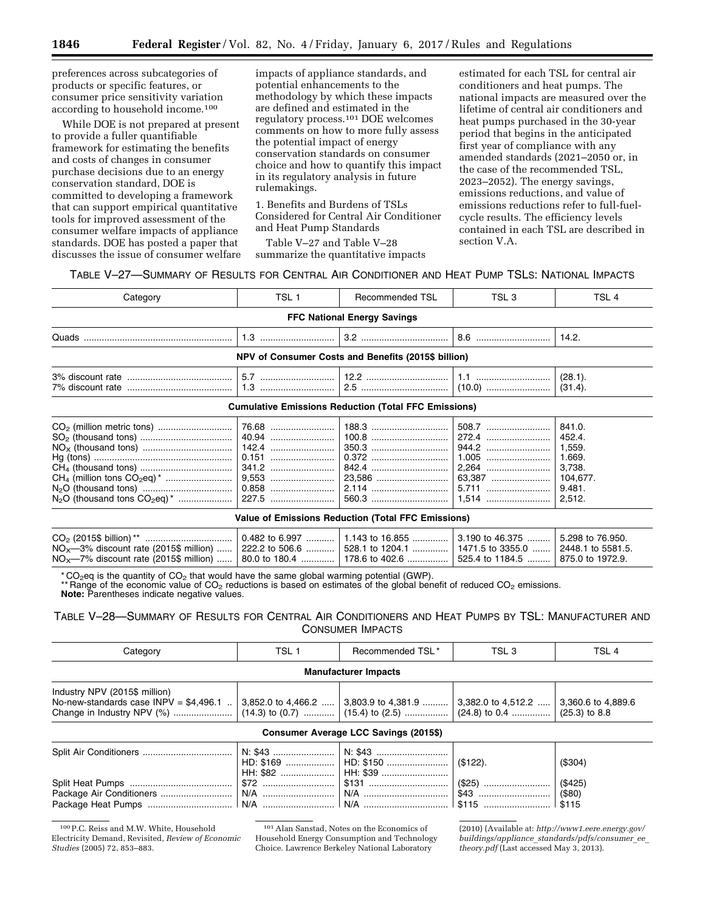preferences across subcategories of products or specific features, or consumer price sensitivity variation according to household income.[100]

While DOE is not prepared at present to provide a fuller quantifiable framework for estimating the benefits and costs of changes in consumer purchase decisions due to an energy conservation standard, DOE is committed to developing a framework that can support empirical quantitative tools for improved assessment of the consumer welfare impacts of appliance standards. DOE has posted a paper that discusses the issue of consumer welfare impacts of appliance standards, and potential enhancements to the methodology by which these impacts are defined and estimated in the regulatory process.[101] DOE welcomes comments on how to more fully assess the potential impact of energy conservation standards on consumer choice and how to quantify this impact in its regulatory analysis in future rulemakings.

1. Benefits and Burdens of TSLs Considered for Central Air Conditioner and Heat Pump Standards

Table V–27 and Table V–28 summarize the quantitative impacts estimated for each TSL for central air conditioners and heat pumps. The national impacts are measured over the lifetime of central air conditioners and heat pumps purchased in the 30-year period that begins in the anticipated first year of compliance with any amended standards (2021–2050 or, in the case of the recommended TSL, 2023–2052). The energy savings, emissions reductions, and value of emissions reductions refer to full-fuel-cycle results. The efficiency levels contained in each TSL are described in section V.A.

TABLE V–27—SUMMARY OF RESULTS FOR CENTRAL AIR CONDITIONER AND HEAT PUMP TSLS: NATIONAL IMPACTS

| Category | TSL 1 | Recommended TSL | TSL 3 | TSL 4 |
|---|---|---|---|---|
| **FFC National Energy Savings** | | | | |
| Quads | 1.3 | 3.2 | 8.6 | 14.2. |
| **NPV of Consumer Costs and Benefits (2015$ billion)** | | | | |
| 3% discount rate | 5.7 | 12.2 | 1.1 | (28.1). |
| 7% discount rate | 1.3 | 2.5 | (10.0) | (31.4). |
| **Cumulative Emissions Reduction (Total FFC Emissions)** | | | | |
| $CO_2$ (million metric tons) | 76.68 | 188.3 | 508.7 | 841.0. |
| $SO_2$ (thousand tons) | 40.94 | 100.8 | 272.4 | 452.4. |
| $NO_X$ (thousand tons) | 142.4 | 350.3 | 944.2 | 1,559. |
| Hg (tons) | 0.151 | 0.372 | 1.005 | 1.669. |
| $CH_4$ (thousand tons) | 341.2 | 842.4 | 2,264 | 3,738. |
| $CH_4$ (million tons $CO_2$eq) * | 9,553 | 23,586 | 63,387 | 104,677. |
| $N_2O$ (thousand tons) | 0.858 | 2.114 | 5.711 | 9.481. |
| $N_2O$ (thousand tons $CO_2$eq) * | 227.5 | 560.3 | 1,514 | 2,512. |
| **Value of Emissions Reduction (Total FFC Emissions)** | | | | |
| $CO_2$ (2015$ billion) ** | 0.482 to 6.997 | 1.143 to 16.855 | 3.190 to 46.375 | 5.298 to 76.950. |
| $NO_X$—3% discount rate (2015$ million) | 222.2 to 506.6 | 528.1 to 1204.1 | 1471.5 to 3355.0 | 2448.1 to 5581.5. |
| $NO_X$—7% discount rate (2015$ million) | 80.0 to 180.4 | 178.6 to 402.6 | 525.4 to 1184.5 | 875.0 to 1972.9. |

* $CO_2$eq is the quantity of $CO_2$ that would have the same global warming potential (GWP).
** Range of the economic value of $CO_2$ reductions is based on estimates of the global benefit of reduced $CO_2$ emissions.
**Note:** Parentheses indicate negative values.

TABLE V–28—SUMMARY OF RESULTS FOR CENTRAL AIR CONDITIONERS AND HEAT PUMPS BY TSL: MANUFACTURER AND CONSUMER IMPACTS

| Category | TSL 1 | Recommended TSL * | TSL 3 | TSL 4 |
|---|---|---|---|---|
| **Manufacturer Impacts** | | | | |
| Industry NPV (2015$ million) No-new-standards case INPV = $4,496.1 | 3,852.0 to 4,466.2 | 3,803.9 to 4,381.9 | 3,382.0 to 4,512.2 | 3,360.6 to 4,889.6 |
| Change in Industry NPV (%) | (14.3) to (0.7) | (15.4) to (2.5) | (24.8) to 0.4 | (25.3) to 8.8 |
| **Consumer Average LCC Savings (2015$)** | | | | |
| Split Air Conditioners | N: $43<br>HD: $169<br>HH: $82 | N: $43<br>HD: $150<br>HH: $39 | ($122). | ($304) |
| Split Heat Pumps | $72 | $131 | ($25) | ($425) |
| Package Air Conditioners | N/A | N/A | $43 | ($80) |
| Package Heat Pumps | N/A | N/A | $115 | $115 |

[100] P.C. Reiss and M.W. White, Household Electricity Demand, Revisited, *Review of Economic Studies* (2005) 72, 853–883.

[101] Alan Sanstad, Notes on the Economics of Household Energy Consumption and Technology Choice. Lawrence Berkeley National Laboratory (2010) (Available at: *http://www1.eere.energy.gov/buildings/appliance_standards/pdfs/consumer_ee_theory.pdf* (Last accessed May 3, 2013).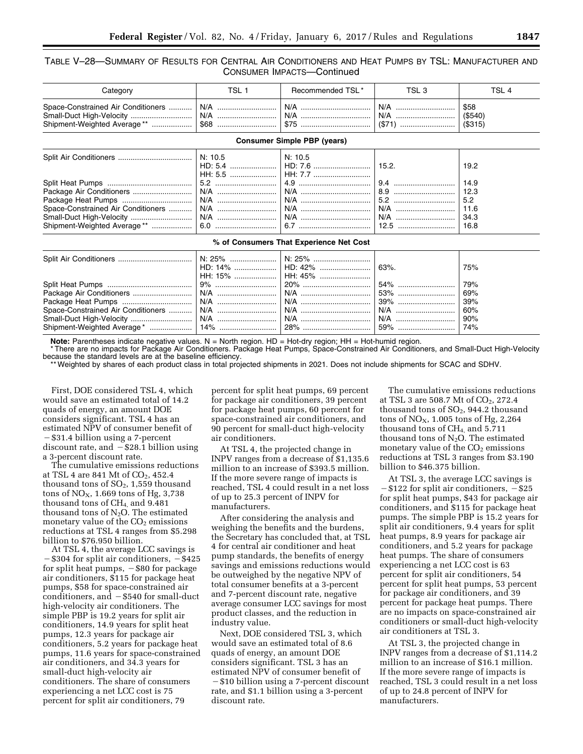TABLE V–28—SUMMARY OF RESULTS FOR CENTRAL AIR CONDITIONERS AND HEAT PUMPS BY TSL: MANUFACTURER AND CONSUMER IMPACTS—Continued

| Category | TSL 1 | Recommended TSL* | TSL 3 | TSL 4 |
|---|---|---|---|---|
| Space-Constrained Air Conditioners | N/A | N/A | N/A | $58 |
| Small-Duct High-Velocity | N/A | N/A | N/A | ($540) |
| Shipment-Weighted Average** | $68 | $75 | ($71) | ($315) |
| **Consumer Simple PBP (years)** | | | | |
| Split Air Conditioners | N: 10.5<br>HD: 5.4<br>HH: 5.5 | N: 10.5<br>HD: 7.6<br>HH: 7.7 | 15.2. | 19.2 |
| Split Heat Pumps | 5.2 | 4.9 | 9.4 | 14.9 |
| Package Air Conditioners | N/A | N/A | 8.9 | 12.3 |
| Package Heat Pumps | N/A | N/A | 5.2 | 5.2 |
| Space-Constrained Air Conditioners | N/A | N/A | N/A | 11.6 |
| Small-Duct High-Velocity | N/A | N/A | N/A | 34.3 |
| Shipment-Weighted Average** | 6.0 | 6.7 | 12.5 | 16.8 |
| **% of Consumers That Experience Net Cost** | | | | |
| Split Air Conditioners | N: 25%<br>HD: 14%<br>HH: 15% | N: 25%<br>HD: 42%<br>HH: 45% | 63%. | 75% |
| Split Heat Pumps | 9% | 20% | 54% | 79% |
| Package Air Conditioners | N/A | N/A | 53% | 69% |
| Package Heat Pumps | N/A | N/A | 39% | 39% |
| Space-Constrained Air Conditioners | N/A | N/A | N/A | 60% |
| Small-Duct High-Velocity | N/A | N/A | N/A | 90% |
| Shipment-Weighted Average* | 14% | 28% | 59% | 74% |

**Note:** Parentheses indicate negative values. N = North region. HD = Hot-dry region; HH = Hot-humid region.

* There are no impacts for Package Air Conditioners. Package Heat Pumps, Space-Constrained Air Conditioners, and Small-Duct High-Velocity because the standard levels are at the baseline efficiency.

** Weighted by shares of each product class in total projected shipments in 2021. Does not include shipments for SCAC and SDHV.

First, DOE considered TSL 4, which would save an estimated total of 14.2 quads of energy, an amount DOE considers significant. TSL 4 has an estimated NPV of consumer benefit of −$31.4 billion using a 7-percent discount rate, and −$28.1 billion using a 3-percent discount rate.

The cumulative emissions reductions at TSL 4 are 841 Mt of $CO_2$, 452.4 thousand tons of $SO_2$, 1,559 thousand tons of $NO_X$, 1.669 tons of Hg, 3,738 thousand tons of $CH_4$ and 9.481 thousand tons of $N_2O$. The estimated monetary value of the $CO_2$ emissions reductions at TSL 4 ranges from $5.298 billion to $76.950 billion.

At TSL 4, the average LCC savings is −$304 for split air conditioners, −$425 for split heat pumps, −$80 for package air conditioners, $115 for package heat pumps, $58 for space-constrained air conditioners, and −$540 for small-duct high-velocity air conditioners. The simple PBP is 19.2 years for split air conditioners, 14.9 years for split heat pumps, 12.3 years for package air conditioners, 5.2 years for package heat pumps, 11.6 years for space-constrained air conditioners, and 34.3 years for small-duct high-velocity air conditioners. The share of consumers experiencing a net LCC cost is 75 percent for split air conditioners, 79 percent for split heat pumps, 69 percent for package air conditioners, 39 percent for package heat pumps, 60 percent for space-constrained air conditioners, and 90 percent for small-duct high-velocity air conditioners.

At TSL 4, the projected change in INPV ranges from a decrease of $1,135.6 million to an increase of $393.5 million. If the more severe range of impacts is reached, TSL 4 could result in a net loss of up to 25.3 percent of INPV for manufacturers.

After considering the analysis and weighing the benefits and the burdens, the Secretary has concluded that, at TSL 4 for central air conditioner and heat pump standards, the benefits of energy savings and emissions reductions would be outweighed by the negative NPV of total consumer benefits at a 3-percent and 7-percent discount rate, negative average consumer LCC savings for most product classes, and the reduction in industry value.

Next, DOE considered TSL 3, which would save an estimated total of 8.6 quads of energy, an amount DOE considers significant. TSL 3 has an estimated NPV of consumer benefit of −$10 billion using a 7-percent discount rate, and $1.1 billion using a 3-percent discount rate.

The cumulative emissions reductions at TSL 3 are 508.7 Mt of $CO_2$, 272.4 thousand tons of $SO_2$, 944.2 thousand tons of $NO_X$, 1.005 tons of Hg, 2,264 thousand tons of $CH_4$ and 5.711 thousand tons of $N_2O$. The estimated monetary value of the $CO_2$ emissions reductions at TSL 3 ranges from $3.190 billion to $46.375 billion.

At TSL 3, the average LCC savings is −$122 for split air conditioners, −$25 for split heat pumps, $43 for package air conditioners, and $115 for package heat pumps. The simple PBP is 15.2 years for split air conditioners, 9.4 years for split heat pumps, 8.9 years for package air conditioners, and 5.2 years for package heat pumps. The share of consumers experiencing a net LCC cost is 63 percent for split air conditioners, 54 percent for split heat pumps, 53 percent for package air conditioners, and 39 percent for package heat pumps. There are no impacts on space-constrained air conditioners or small-duct high-velocity air conditioners at TSL 3.

At TSL 3, the projected change in INPV ranges from a decrease of $1,114.2 million to an increase of $16.1 million. If the more severe range of impacts is reached, TSL 3 could result in a net loss of up to 24.8 percent of INPV for manufacturers.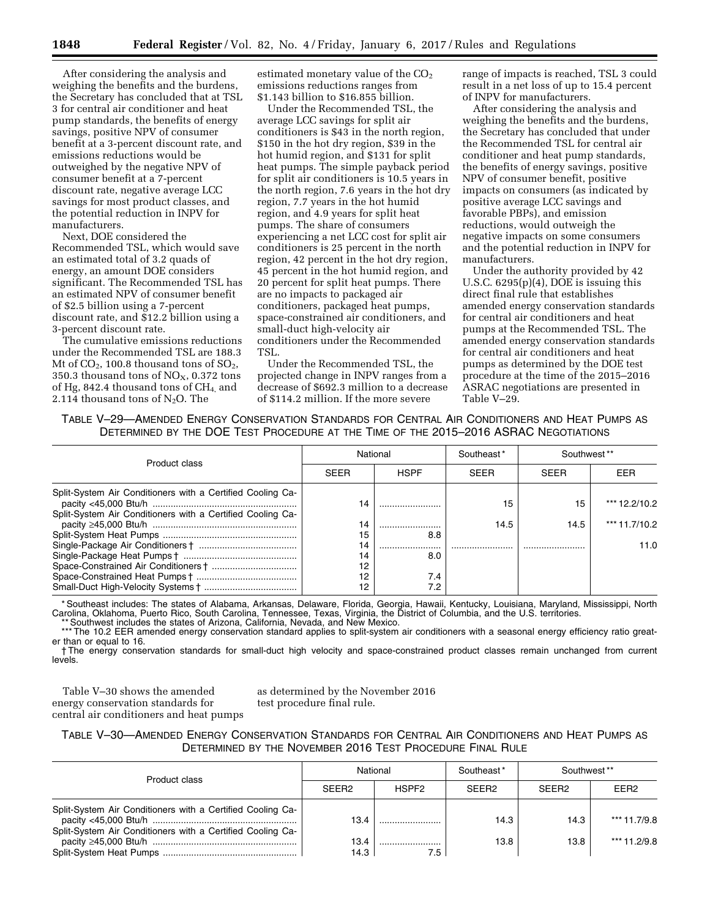After considering the analysis and weighing the benefits and the burdens, the Secretary has concluded that at TSL 3 for central air conditioner and heat pump standards, the benefits of energy savings, positive NPV of consumer benefit at a 3-percent discount rate, and emissions reductions would be outweighed by the negative NPV of consumer benefit at a 7-percent discount rate, negative average LCC savings for most product classes, and the potential reduction in INPV for manufacturers.

Next, DOE considered the Recommended TSL, which would save an estimated total of 3.2 quads of energy, an amount DOE considers significant. The Recommended TSL has an estimated NPV of consumer benefit of $2.5 billion using a 7-percent discount rate, and $12.2 billion using a 3-percent discount rate.

The cumulative emissions reductions under the Recommended TSL are 188.3 Mt of $CO_2$, 100.8 thousand tons of $SO_2$, 350.3 thousand tons of $NO_X$, 0.372 tons of Hg, 842.4 thousand tons of $CH_4$, and 2.114 thousand tons of $N_2O$. The estimated monetary value of the $CO_2$ emissions reductions ranges from $1.143 billion to $16.855 billion.

Under the Recommended TSL, the average LCC savings for split air conditioners is $43 in the north region, $150 in the hot dry region, $39 in the hot humid region, and $131 for split heat pumps. The simple payback period for split air conditioners is 10.5 years in the north region, 7.6 years in the hot dry region, 7.7 years in the hot humid region, and 4.9 years for split heat pumps. The share of consumers experiencing a net LCC cost for split air conditioners is 25 percent in the north region, 42 percent in the hot dry region, 45 percent in the hot humid region, and 20 percent for split heat pumps. There are no impacts to packaged air conditioners, packaged heat pumps, space-constrained air conditioners, and small-duct high-velocity air conditioners under the Recommended TSL.

Under the Recommended TSL, the projected change in INPV ranges from a decrease of $692.3 million to a decrease of $114.2 million. If the more severe range of impacts is reached, TSL 3 could result in a net loss of up to 15.4 percent of INPV for manufacturers.

After considering the analysis and weighing the benefits and the burdens, the Secretary has concluded that under the Recommended TSL for central air conditioner and heat pump standards, the benefits of energy savings, positive NPV of consumer benefit, positive impacts on consumers (as indicated by positive average LCC savings and favorable PBPs), and emission reductions, would outweigh the negative impacts on some consumers and the potential reduction in INPV for manufacturers.

Under the authority provided by 42 U.S.C. 6295(p)(4), DOE is issuing this direct final rule that establishes amended energy conservation standards for central air conditioners and heat pumps at the Recommended TSL. The amended energy conservation standards for central air conditioners and heat pumps as determined by the DOE test procedure at the time of the 2015–2016 ASRAC negotiations are presented in Table V–29.

TABLE V–29—AMENDED ENERGY CONSERVATION STANDARDS FOR CENTRAL AIR CONDITIONERS AND HEAT PUMPS AS DETERMINED BY THE DOE TEST PROCEDURE AT THE TIME OF THE 2015–2016 ASRAC NEGOTIATIONS

| Product class | National | | Southeast* | Southwest** | |
|---|---|---|---|---|---|
| | SEER | HSPF | SEER | SEER | EER |
| Split-System Air Conditioners with a Certified Cooling Capacity <45,000 Btu/h | 14 | | 15 | 15 | *** 12.2/10.2 |
| Split-System Air Conditioners with a Certified Cooling Capacity ≥45,000 Btu/h | 14 | | 14.5 | 14.5 | *** 11.7/10.2 |
| Split-System Heat Pumps | 15 | 8.8 | | | |
| Single-Package Air Conditioners † | 14 | | | | 11.0 |
| Single-Package Heat Pumps † | 14 | 8.0 | | | |
| Space-Constrained Air Conditioners † | 12 | | | | |
| Space-Constrained Heat Pumps † | 12 | 7.4 | | | |
| Small-Duct High-Velocity Systems † | 12 | 7.2 | | | |

* Southeast includes: The states of Alabama, Arkansas, Delaware, Florida, Georgia, Hawaii, Kentucky, Louisiana, Maryland, Mississippi, North Carolina, Oklahoma, Puerto Rico, South Carolina, Tennessee, Texas, Virginia, the District of Columbia, and the U.S. territories.
** Southwest includes the states of Arizona, California, Nevada, and New Mexico.
*** The 10.2 EER amended energy conservation standard applies to split-system air conditioners with a seasonal energy efficiency ratio greater than or equal to 16.
† The energy conservation standards for small-duct high velocity and space-constrained product classes remain unchanged from current levels.

Table V–30 shows the amended energy conservation standards for central air conditioners and heat pumps as determined by the November 2016 test procedure final rule.

TABLE V–30—AMENDED ENERGY CONSERVATION STANDARDS FOR CENTRAL AIR CONDITIONERS AND HEAT PUMPS AS DETERMINED BY THE NOVEMBER 2016 TEST PROCEDURE FINAL RULE

| Product class | National | | Southeast* | Southwest** | |
|---|---|---|---|---|---|
| | SEER2 | HSPF2 | SEER2 | SEER2 | EER2 |
| Split-System Air Conditioners with a Certified Cooling Capacity <45,000 Btu/h | 13.4 | | 14.3 | 14.3 | *** 11.7/9.8 |
| Split-System Air Conditioners with a Certified Cooling Capacity ≥45,000 Btu/h | 13.4 | | 13.8 | 13.8 | *** 11.2/9.8 |
| Split-System Heat Pumps | 14.3 | 7.5 | | | |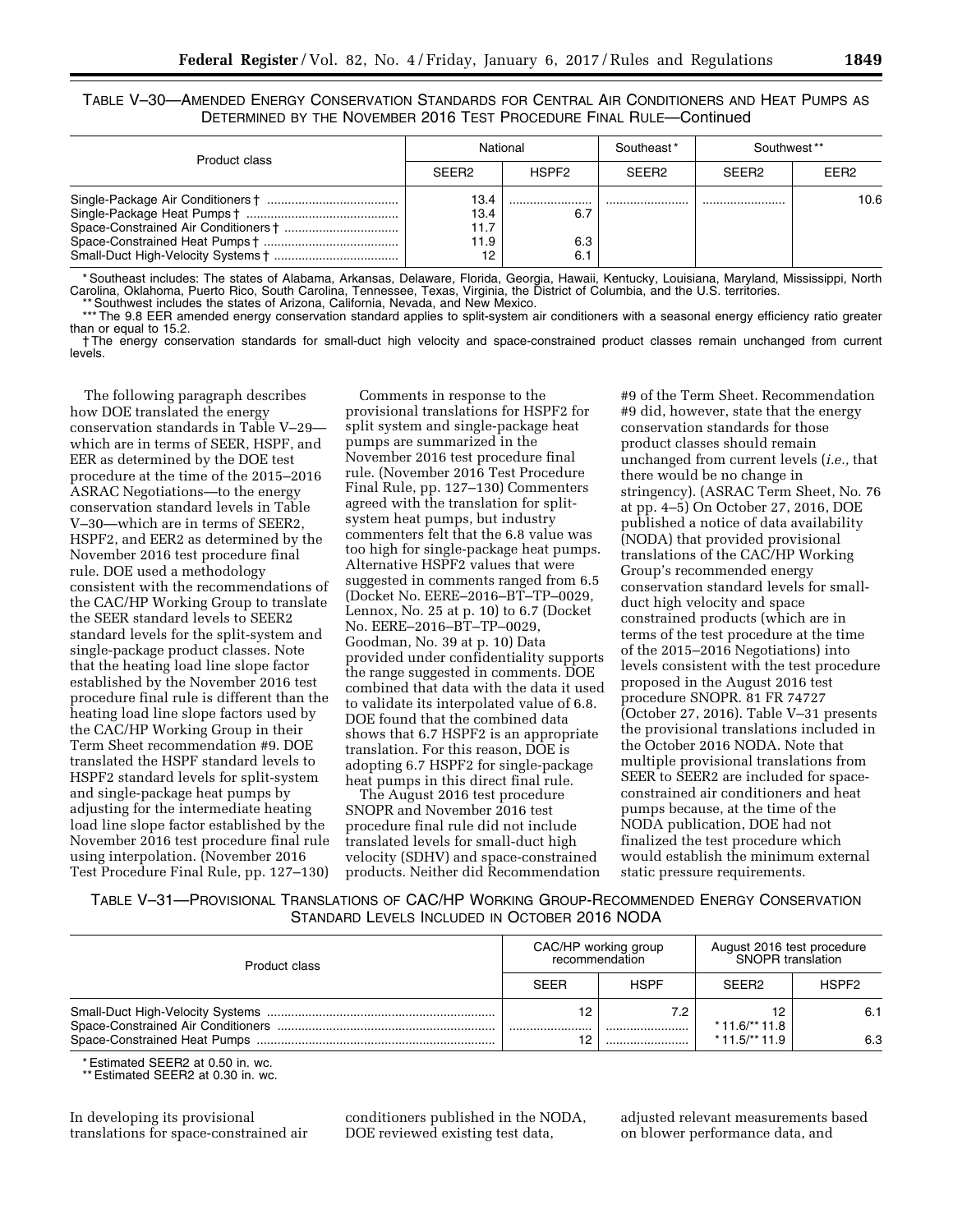TABLE V–30—AMENDED ENERGY CONSERVATION STANDARDS FOR CENTRAL AIR CONDITIONERS AND HEAT PUMPS AS DETERMINED BY THE NOVEMBER 2016 TEST PROCEDURE FINAL RULE—Continued

| Product class | National | | Southeast* | Southwest** | |
|---|---|---|---|---|---|
| | SEER2 | HSPF2 | SEER2 | SEER2 | EER2 |
| Single-Package Air Conditioners † | 13.4 | | | | 10.6 |
| Single-Package Heat Pumps † | 13.4 | 6.7 | | | |
| Space-Constrained Air Conditioners † | 11.7 | | | | |
| Space-Constrained Heat Pumps † | 11.9 | 6.3 | | | |
| Small-Duct High-Velocity Systems † | 12 | 6.1 | | | |

\* Southeast includes: The states of Alabama, Arkansas, Delaware, Florida, Georgia, Hawaii, Kentucky, Louisiana, Maryland, Mississippi, North Carolina, Oklahoma, Puerto Rico, South Carolina, Tennessee, Texas, Virginia, the District of Columbia, and the U.S. territories.

\*\* Southwest includes the states of Arizona, California, Nevada, and New Mexico.

\*\*\* The 9.8 EER amended energy conservation standard applies to split-system air conditioners with a seasonal energy efficiency ratio greater than or equal to 15.2.

† The energy conservation standards for small-duct high velocity and space-constrained product classes remain unchanged from current levels.

The following paragraph describes how DOE translated the energy conservation standards in Table V–29—which are in terms of SEER, HSPF, and EER as determined by the DOE test procedure at the time of the 2015–2016 ASRAC Negotiations—to the energy conservation standard levels in Table V–30—which are in terms of SEER2, HSPF2, and EER2 as determined by the November 2016 test procedure final rule. DOE used a methodology consistent with the recommendations of the CAC/HP Working Group to translate the SEER standard levels to SEER2 standard levels for the split-system and single-package product classes. Note that the heating load line slope factor established by the November 2016 test procedure final rule is different than the heating load line slope factors used by the CAC/HP Working Group in their Term Sheet recommendation #9. DOE translated the HSPF standard levels to HSPF2 standard levels for split-system and single-package heat pumps by adjusting for the intermediate heating load line slope factor established by the November 2016 test procedure final rule using interpolation. (November 2016 Test Procedure Final Rule, pp. 127–130)

Comments in response to the provisional translations for HSPF2 for split system and single-package heat pumps are summarized in the November 2016 test procedure final rule. (November 2016 Test Procedure Final Rule, pp. 127–130) Commenters agreed with the translation for split-system heat pumps, but industry commenters felt that the 6.8 value was too high for single-package heat pumps. Alternative HSPF2 values that were suggested in comments ranged from 6.5 (Docket No. EERE–2016–BT–TP–0029, Lennox, No. 25 at p. 10) to 6.7 (Docket No. EERE–2016–BT–TP–0029, Goodman, No. 39 at p. 10) Data provided under confidentiality supports the range suggested in comments. DOE combined that data with the data it used to validate its interpolated value of 6.8. DOE found that the combined data shows that 6.7 HSPF2 is an appropriate translation. For this reason, DOE is adopting 6.7 HSPF2 for single-package heat pumps in this direct final rule.

The August 2016 test procedure SNOPR and November 2016 test procedure final rule did not include translated levels for small-duct high velocity (SDHV) and space-constrained products. Neither did Recommendation #9 of the Term Sheet. Recommendation #9 did, however, state that the energy conservation standards for those product classes should remain unchanged from current levels (*i.e.,* that there would be no change in stringency). (ASRAC Term Sheet, No. 76 at pp. 4–5) On October 27, 2016, DOE published a notice of data availability (NODA) that provided provisional translations of the CAC/HP Working Group's recommended energy conservation standard levels for small-duct high velocity and space constrained products (which are in terms of the test procedure at the time of the 2015–2016 Negotiations) into levels consistent with the test procedure proposed in the August 2016 test procedure SNOPR. 81 FR 74727 (October 27, 2016). Table V–31 presents the provisional translations included in the October 2016 NODA. Note that multiple provisional translations from SEER to SEER2 are included for space-constrained air conditioners and heat pumps because, at the time of the NODA publication, DOE had not finalized the test procedure which would establish the minimum external static pressure requirements.

TABLE V–31—PROVISIONAL TRANSLATIONS OF CAC/HP WORKING GROUP-RECOMMENDED ENERGY CONSERVATION STANDARD LEVELS INCLUDED IN OCTOBER 2016 NODA

| Product class | CAC/HP working group recommendation | | August 2016 test procedure SNOPR translation | |
|---|---|---|---|---|
| | SEER | HSPF | SEER2 | HSPF2 |
| Small-Duct High-Velocity Systems | 12 | 7.2 | 12 | 6.1 |
| Space-Constrained Air Conditioners | | | * 11.6/** 11.8 | |
| Space-Constrained Heat Pumps | 12 | | * 11.5/** 11.9 | 6.3 |

\* Estimated SEER2 at 0.50 in. wc.

\*\* Estimated SEER2 at 0.30 in. wc.

In developing its provisional translations for space-constrained air conditioners published in the NODA, DOE reviewed existing test data, adjusted relevant measurements based on blower performance data, and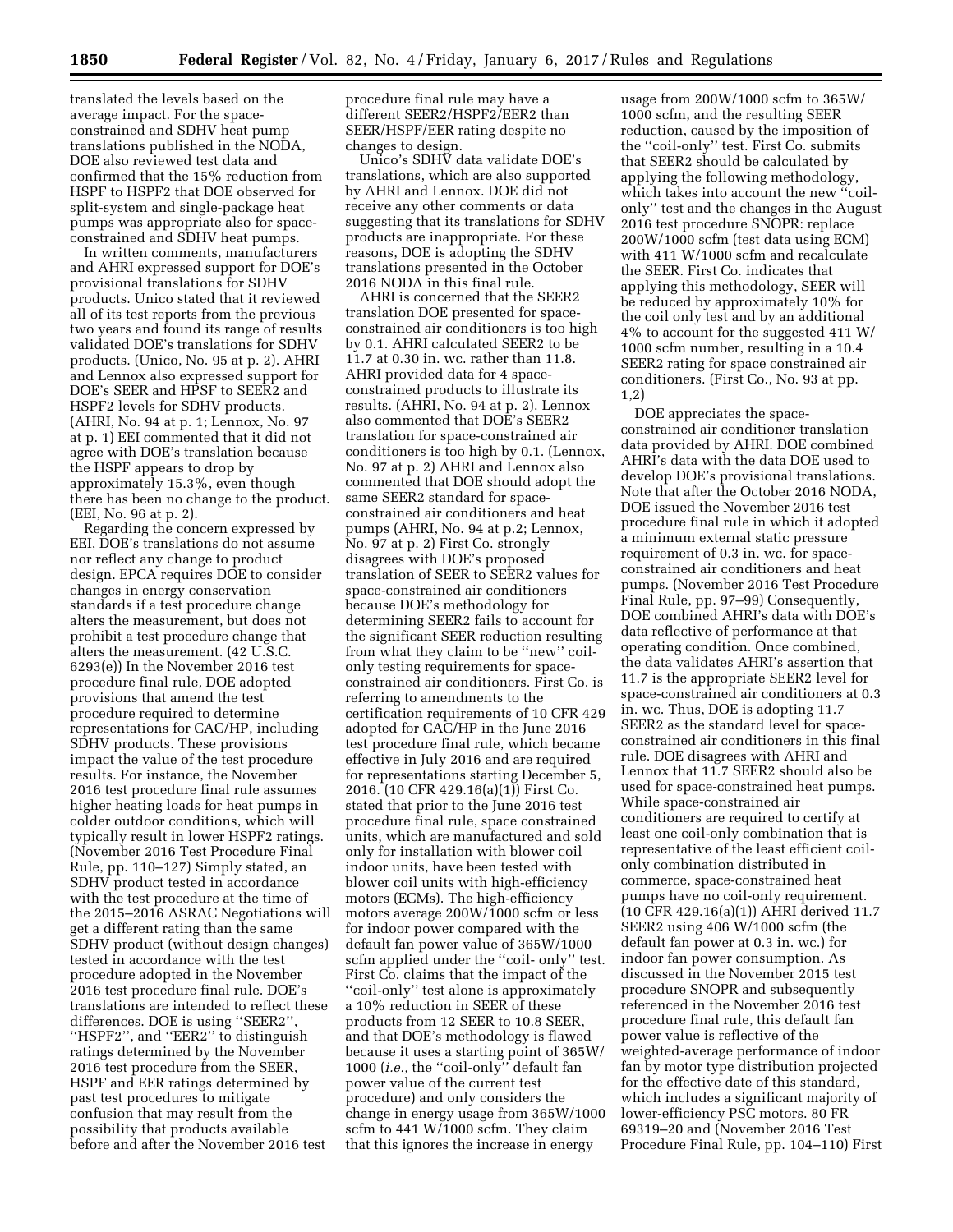translated the levels based on the average impact. For the space-constrained and SDHV heat pump translations published in the NODA, DOE also reviewed test data and confirmed that the 15% reduction from HSPF to HSPF2 that DOE observed for split-system and single-package heat pumps was appropriate also for space-constrained and SDHV heat pumps.

In written comments, manufacturers and AHRI expressed support for DOE's provisional translations for SDHV products. Unico stated that it reviewed all of its test reports from the previous two years and found its range of results validated DOE's translations for SDHV products. (Unico, No. 95 at p. 2). AHRI and Lennox also expressed support for DOE's SEER and HPSF to SEER2 and HSPF2 levels for SDHV products. (AHRI, No. 94 at p. 1; Lennox, No. 97 at p. 1) EEI commented that it did not agree with DOE's translation because the HSPF appears to drop by approximately 15.3%, even though there has been no change to the product. (EEI, No. 96 at p. 2).

Regarding the concern expressed by EEI, DOE's translations do not assume nor reflect any change to product design. EPCA requires DOE to consider changes in energy conservation standards if a test procedure change alters the measurement, but does not prohibit a test procedure change that alters the measurement. (42 U.S.C. 6293(e)) In the November 2016 test procedure final rule, DOE adopted provisions that amend the test procedure required to determine representations for CAC/HP, including SDHV products. These provisions impact the value of the test procedure results. For instance, the November 2016 test procedure final rule assumes higher heating loads for heat pumps in colder outdoor conditions, which will typically result in lower HSPF2 ratings. (November 2016 Test Procedure Final Rule, pp. 110–127) Simply stated, an SDHV product tested in accordance with the test procedure at the time of the 2015–2016 ASRAC Negotiations will get a different rating than the same SDHV product (without design changes) tested in accordance with the test procedure adopted in the November 2016 test procedure final rule. DOE's translations are intended to reflect these differences. DOE is using ''SEER2'', ''HSPF2'', and ''EER2'' to distinguish ratings determined by the November 2016 test procedure from the SEER, HSPF and EER ratings determined by past test procedures to mitigate confusion that may result from the possibility that products available before and after the November 2016 test procedure final rule may have a different SEER2/HSPF2/EER2 than SEER/HSPF/EER rating despite no changes to design.

Unico's SDHV data validate DOE's translations, which are also supported by AHRI and Lennox. DOE did not receive any other comments or data suggesting that its translations for SDHV products are inappropriate. For these reasons, DOE is adopting the SDHV translations presented in the October 2016 NODA in this final rule.

AHRI is concerned that the SEER2 translation DOE presented for space-constrained air conditioners is too high by 0.1. AHRI calculated SEER2 to be 11.7 at 0.30 in. wc. rather than 11.8. AHRI provided data for 4 space-constrained products to illustrate its results. (AHRI, No. 94 at p. 2). Lennox also commented that DOE's SEER2 translation for space-constrained air conditioners is too high by 0.1. (Lennox, No. 97 at p. 2) AHRI and Lennox also commented that DOE should adopt the same SEER2 standard for space-constrained air conditioners and heat pumps (AHRI, No. 94 at p.2; Lennox, No. 97 at p. 2) First Co. strongly disagrees with DOE's proposed translation of SEER to SEER2 values for space-constrained air conditioners because DOE's methodology for determining SEER2 fails to account for the significant SEER reduction resulting from what they claim to be ''new'' coil-only testing requirements for space-constrained air conditioners. First Co. is referring to amendments to the certification requirements of 10 CFR 429 adopted for CAC/HP in the June 2016 test procedure final rule, which became effective in July 2016 and are required for representations starting December 5, 2016. (10 CFR 429.16(a)(1)) First Co. stated that prior to the June 2016 test procedure final rule, space constrained units, which are manufactured and sold only for installation with blower coil indoor units, have been tested with blower coil units with high-efficiency motors (ECMs). The high-efficiency motors average 200W/1000 scfm or less for indoor power compared with the default fan power value of 365W/1000 scfm applied under the ''coil- only'' test. First Co. claims that the impact of the ''coil-only'' test alone is approximately a 10% reduction in SEER of these products from 12 SEER to 10.8 SEER, and that DOE's methodology is flawed because it uses a starting point of 365W/1000 (*i.e.,* the ''coil-only'' default fan power value of the current test procedure) and only considers the change in energy usage from 365W/1000 scfm to 441 W/1000 scfm. They claim that this ignores the increase in energy usage from 200W/1000 scfm to 365W/1000 scfm, and the resulting SEER reduction, caused by the imposition of the ''coil-only'' test. First Co. submits that SEER2 should be calculated by applying the following methodology, which takes into account the new ''coil-only'' test and the changes in the August 2016 test procedure SNOPR: replace 200W/1000 scfm (test data using ECM) with 411 W/1000 scfm and recalculate the SEER. First Co. indicates that applying this methodology, SEER will be reduced by approximately 10% for the coil only test and by an additional 4% to account for the suggested 411 W/1000 scfm number, resulting in a 10.4 SEER2 rating for space constrained air conditioners. (First Co., No. 93 at pp. 1,2)

DOE appreciates the space-constrained air conditioner translation data provided by AHRI. DOE combined AHRI's data with the data DOE used to develop DOE's provisional translations. Note that after the October 2016 NODA, DOE issued the November 2016 test procedure final rule in which it adopted a minimum external static pressure requirement of 0.3 in. wc. for space-constrained air conditioners and heat pumps. (November 2016 Test Procedure Final Rule, pp. 97–99) Consequently, DOE combined AHRI's data with DOE's data reflective of performance at that operating condition. Once combined, the data validates AHRI's assertion that 11.7 is the appropriate SEER2 level for space-constrained air conditioners at 0.3 in. wc. Thus, DOE is adopting 11.7 SEER2 as the standard level for space-constrained air conditioners in this final rule. DOE disagrees with AHRI and Lennox that 11.7 SEER2 should also be used for space-constrained heat pumps. While space-constrained air conditioners are required to certify at least one coil-only combination that is representative of the least efficient coil-only combination distributed in commerce, space-constrained heat pumps have no coil-only requirement. (10 CFR 429.16(a)(1)) AHRI derived 11.7 SEER2 using 406 W/1000 scfm (the default fan power at 0.3 in. wc.) for indoor fan power consumption. As discussed in the November 2015 test procedure SNOPR and subsequently referenced in the November 2016 test procedure final rule, this default fan power value is reflective of the weighted-average performance of indoor fan by motor type distribution projected for the effective date of this standard, which includes a significant majority of lower-efficiency PSC motors. 80 FR 69319–20 and (November 2016 Test Procedure Final Rule, pp. 104–110) First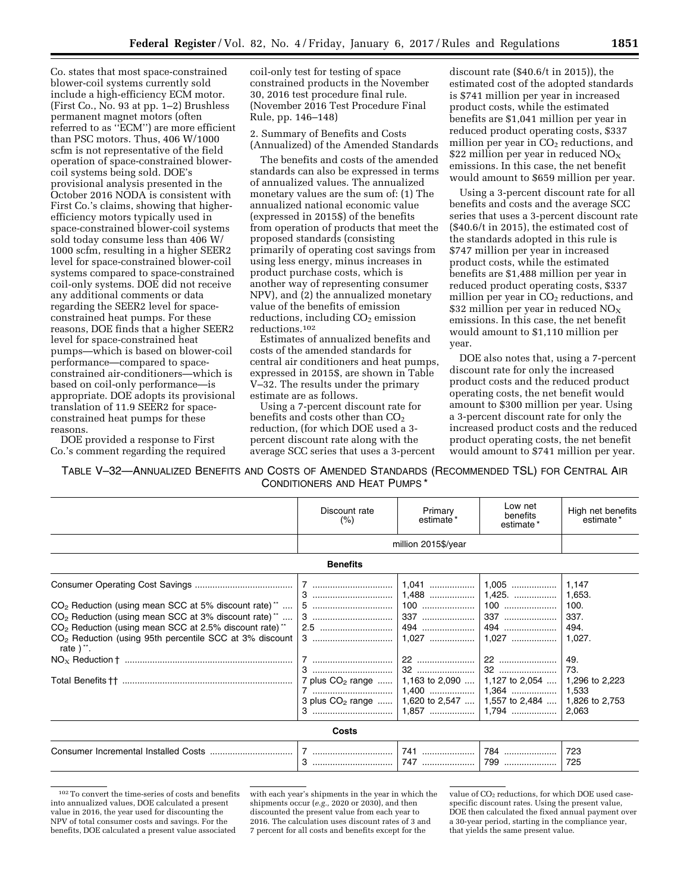Co. states that most space-constrained blower-coil systems currently sold include a high-efficiency ECM motor. (First Co., No. 93 at pp. 1–2) Brushless permanent magnet motors (often referred to as "ECM") are more efficient than PSC motors. Thus, 406 W/1000 scfm is not representative of the field operation of space-constrained blower-coil systems being sold. DOE's provisional analysis presented in the October 2016 NODA is consistent with First Co.'s claims, showing that higher-efficiency motors typically used in space-constrained blower-coil systems sold today consume less than 406 W/1000 scfm, resulting in a higher SEER2 level for space-constrained blower-coil systems compared to space-constrained coil-only systems. DOE did not receive any additional comments or data regarding the SEER2 level for space-constrained heat pumps. For these reasons, DOE finds that a higher SEER2 level for space-constrained heat pumps—which is based on blower-coil performance—compared to space-constrained air-conditioners—which is based on coil-only performance—is appropriate. DOE adopts its provisional translation of 11.9 SEER2 for space-constrained heat pumps for these reasons.

DOE provided a response to First Co.'s comment regarding the required coil-only test for testing of space constrained products in the November 30, 2016 test procedure final rule. (November 2016 Test Procedure Final Rule, pp. 146–148)

2. Summary of Benefits and Costs (Annualized) of the Amended Standards

The benefits and costs of the amended standards can also be expressed in terms of annualized values. The annualized monetary values are the sum of: (1) The annualized national economic value (expressed in 2015$) of the benefits from operation of products that meet the proposed standards (consisting primarily of operating cost savings from using less energy, minus increases in product purchase costs, which is another way of representing consumer NPV), and (2) the annualized monetary value of the benefits of emission reductions, including $CO_2$ emission reductions.[102]

Estimates of annualized benefits and costs of the amended standards for central air conditioners and heat pumps, expressed in 2015$, are shown in Table V–32. The results under the primary estimate are as follows.

Using a 7-percent discount rate for benefits and costs other than $CO_2$ reduction, (for which DOE used a 3-percent discount rate along with the average SCC series that uses a 3-percent discount rate ($40.6/t in 2015)), the estimated cost of the adopted standards is $741 million per year in increased product costs, while the estimated benefits are $1,041 million per year in reduced product operating costs, $337 million per year in $CO_2$ reductions, and $22 million per year in reduced $NO_X$ emissions. In this case, the net benefit would amount to $659 million per year.

Using a 3-percent discount rate for all benefits and costs and the average SCC series that uses a 3-percent discount rate ($40.6/t in 2015), the estimated cost of the standards adopted in this rule is $747 million per year in increased product costs, while the estimated benefits are $1,488 million per year in reduced product operating costs, $337 million per year in $CO_2$ reductions, and $32 million per year in reduced $NO_X$ emissions. In this case, the net benefit would amount to $1,110 million per year.

DOE also notes that, using a 7-percent discount rate for only the increased product costs and the reduced product operating costs, the net benefit would amount to $300 million per year. Using a 3-percent discount rate for only the increased product costs and the reduced product operating costs, the net benefit would amount to $741 million per year.

TABLE V–32—ANNUALIZED BENEFITS AND COSTS OF AMENDED STANDARDS (RECOMMENDED TSL) FOR CENTRAL AIR CONDITIONERS AND HEAT PUMPS *

| | Discount rate (%) | Primary estimate * | Low net benefits estimate * | High net benefits estimate * |
|---|---|---|---|---|
| | million 2015$/year | | | |
| **Benefits** | | | | |
| Consumer Operating Cost Savings | 7 | 1,041 | 1,005 | 1,147 |
| | 3 | 1,488 | 1,425. | 1,653. |
| $CO_2$ Reduction (using mean SCC at 5% discount rate) ** | 5 | 100 | 100 | 100. |
| $CO_2$ Reduction (using mean SCC at 3% discount rate) ** | 3 | 337 | 337 | 337. |
| $CO_2$ Reduction (using mean SCC at 2.5% discount rate) ** | 2.5 | 494 | 494 | 494. |
| $CO_2$ Reduction (using 95th percentile SCC at 3% discount rate ) **. | 3 | 1,027 | 1,027 | 1,027. |
| $NO_X$ Reduction † | 7 | 22 | 22 | 49. |
| | 3 | 32 | 32 | 73. |
| Total Benefits †† | 7 plus $CO_2$ range | 1,163 to 2,090 | 1,127 to 2,054 | 1,296 to 2,223 |
| | 7 | 1,400 | 1,364 | 1,533 |
| | 3 plus $CO_2$ range | 1,620 to 2,547 | 1,557 to 2,484 | 1,826 to 2,753 |
| | 3 | 1,857 | 1,794 | 2,063 |
| **Costs** | | | | |
| Consumer Incremental Installed Costs | 7 | 741 | 784 | 723 |
| | 3 | 747 | 799 | 725 |

[102] To convert the time-series of costs and benefits into annualized values, DOE calculated a present value in 2016, the year used for discounting the NPV of total consumer costs and savings. For the benefits, DOE calculated a present value associated with each year's shipments in the year in which the shipments occur (*e.g.*, 2020 or 2030), and then discounted the present value from each year to 2016. The calculation uses discount rates of 3 and 7 percent for all costs and benefits except for the value of $CO_2$ reductions, for which DOE used case-specific discount rates. Using the present value, DOE then calculated the fixed annual payment over a 30-year period, starting in the compliance year, that yields the same present value.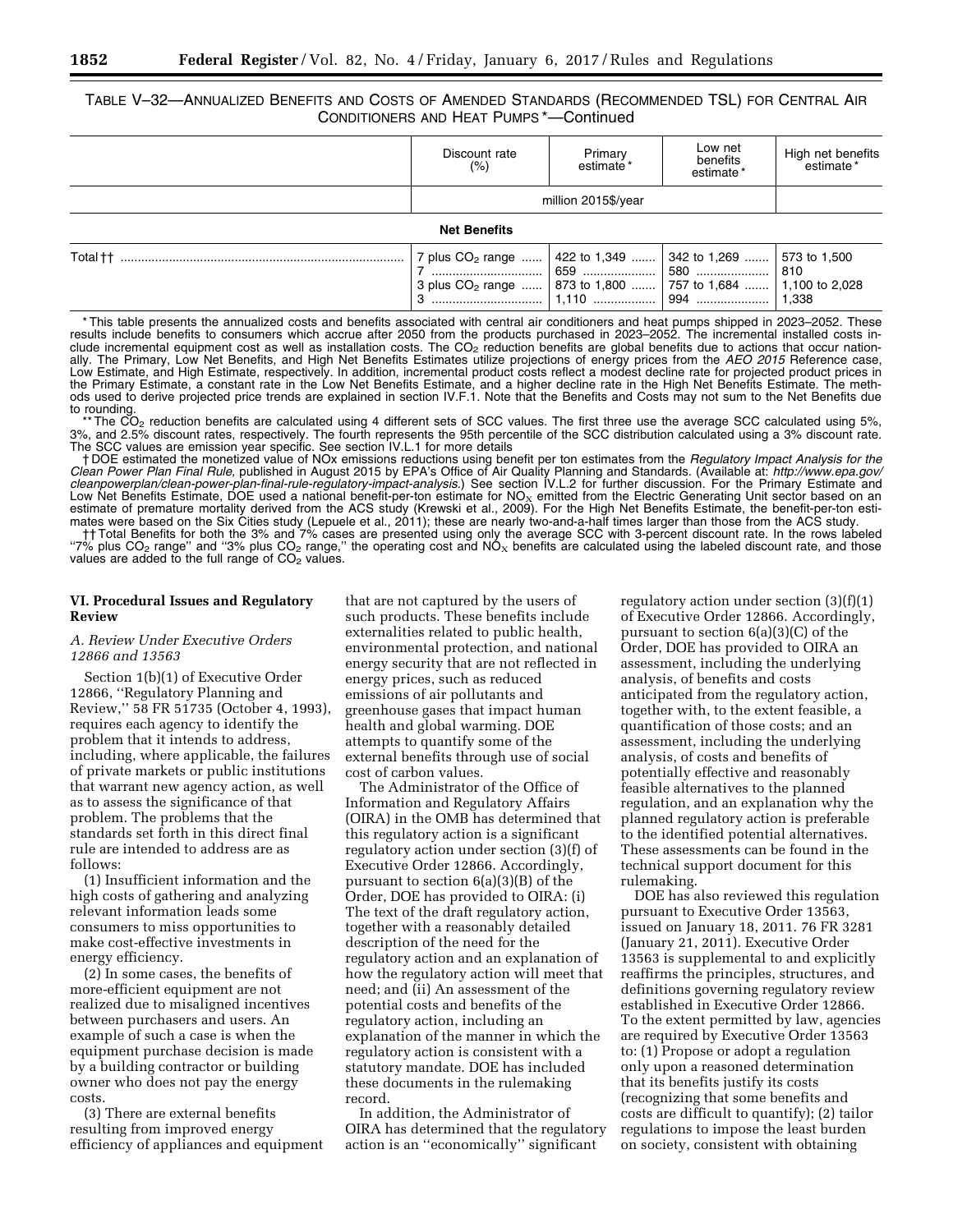TABLE V–32—ANNUALIZED BENEFITS AND COSTS OF AMENDED STANDARDS (RECOMMENDED TSL) FOR CENTRAL AIR CONDITIONERS AND HEAT PUMPS *—Continued

| | Discount rate (%) | Primary estimate * | Low net benefits estimate * | High net benefits estimate * |
|---|---|---|---|---|
| | million 2015$/year | | | |
| **Net Benefits** | | | | |
| Total †† | 7 plus $CO_2$ range | 422 to 1,349 | 342 to 1,269 | 573 to 1,500 |
| | 7 | 659 | 580 | 810 |
| | 3 plus $CO_2$ range | 873 to 1,800 | 757 to 1,684 | 1,100 to 2,028 |
| | 3 | 1,110 | 994 | 1,338 |

* This table presents the annualized costs and benefits associated with central air conditioners and heat pumps shipped in 2023–2052. These results include benefits to consumers which accrue after 2050 from the products purchased in 2023–2052. The incremental installed costs include incremental equipment cost as well as installation costs. The $CO_2$ reduction benefits are global benefits due to actions that occur nationally. The Primary, Low Net Benefits, and High Net Benefits Estimates utilize projections of energy prices from the *AEO 2015* Reference case, Low Estimate, and High Estimate, respectively. In addition, incremental product costs reflect a modest decline rate for projected product prices in the Primary Estimate, a constant rate in the Low Net Benefits Estimate, and a higher decline rate in the High Net Benefits Estimate. The methods used to derive projected price trends are explained in section IV.F.1. Note that the Benefits and Costs may not sum to the Net Benefits due to rounding.

** The $CO_2$ reduction benefits are calculated using 4 different sets of SCC values. The first three use the average SCC calculated using 5%, 3%, and 2.5% discount rates, respectively. The fourth represents the 95th percentile of the SCC distribution calculated using a 3% discount rate. The SCC values are emission year specific. See section IV.L.1 for more details

† DOE estimated the monetized value of NOx emissions reductions using benefit per ton estimates from the *Regulatory Impact Analysis for the Clean Power Plan Final Rule,* published in August 2015 by EPA's Office of Air Quality Planning and Standards. (Available at: *http://www.epa.gov/cleanpowerplan/clean-power-plan-final-rule-regulatory-impact-analysis.*) See section IV.L.2 for further discussion. For the Primary Estimate and Low Net Benefits Estimate, DOE used a national benefit-per-ton estimate for $NO_X$ emitted from the Electric Generating Unit sector based on an estimate of premature mortality derived from the ACS study (Krewski et al., 2009). For the High Net Benefits Estimate, the benefit-per-ton estimates were based on the Six Cities study (Lepuele et al., 2011); these are nearly two-and-a-half times larger than those from the ACS study.

†† Total Benefits for both the 3% and 7% cases are presented using only the average SCC with 3-percent discount rate. In the rows labeled "7% plus $CO_2$ range" and "3% plus $CO_2$ range," the operating cost and $NO_X$ benefits are calculated using the labeled discount rate, and those values are added to the full range of $CO_2$ values.

## VI. Procedural Issues and Regulatory Review

### A. Review Under Executive Orders 12866 and 13563

Section 1(b)(1) of Executive Order 12866, "Regulatory Planning and Review," 58 FR 51735 (October 4, 1993), requires each agency to identify the problem that it intends to address, including, where applicable, the failures of private markets or public institutions that warrant new agency action, as well as to assess the significance of that problem. The problems that the standards set forth in this direct final rule are intended to address are as follows:

(1) Insufficient information and the high costs of gathering and analyzing relevant information leads some consumers to miss opportunities to make cost-effective investments in energy efficiency.

(2) In some cases, the benefits of more-efficient equipment are not realized due to misaligned incentives between purchasers and users. An example of such a case is when the equipment purchase decision is made by a building contractor or building owner who does not pay the energy costs.

(3) There are external benefits resulting from improved energy efficiency of appliances and equipment that are not captured by the users of such products. These benefits include externalities related to public health, environmental protection, and national energy security that are not reflected in energy prices, such as reduced emissions of air pollutants and greenhouse gases that impact human health and global warming. DOE attempts to quantify some of the external benefits through use of social cost of carbon values.

The Administrator of the Office of Information and Regulatory Affairs (OIRA) in the OMB has determined that this regulatory action is a significant regulatory action under section (3)(f) of Executive Order 12866. Accordingly, pursuant to section 6(a)(3)(B) of the Order, DOE has provided to OIRA: (i) The text of the draft regulatory action, together with a reasonably detailed description of the need for the regulatory action and an explanation of how the regulatory action will meet that need; and (ii) An assessment of the potential costs and benefits of the regulatory action, including an explanation of the manner in which the regulatory action is consistent with a statutory mandate. DOE has included these documents in the rulemaking record.

In addition, the Administrator of OIRA has determined that the regulatory action is an "economically" significant regulatory action under section (3)(f)(1) of Executive Order 12866. Accordingly, pursuant to section 6(a)(3)(C) of the Order, DOE has provided to OIRA an assessment, including the underlying analysis, of benefits and costs anticipated from the regulatory action, together with, to the extent feasible, a quantification of those costs; and an assessment, including the underlying analysis, of costs and benefits of potentially effective and reasonably feasible alternatives to the planned regulation, and an explanation why the planned regulatory action is preferable to the identified potential alternatives. These assessments can be found in the technical support document for this rulemaking.

DOE has also reviewed this regulation pursuant to Executive Order 13563, issued on January 18, 2011. 76 FR 3281 (January 21, 2011). Executive Order 13563 is supplemental to and explicitly reaffirms the principles, structures, and definitions governing regulatory review established in Executive Order 12866. To the extent permitted by law, agencies are required by Executive Order 13563 to: (1) Propose or adopt a regulation only upon a reasoned determination that its benefits justify its costs (recognizing that some benefits and costs are difficult to quantify); (2) tailor regulations to impose the least burden on society, consistent with obtaining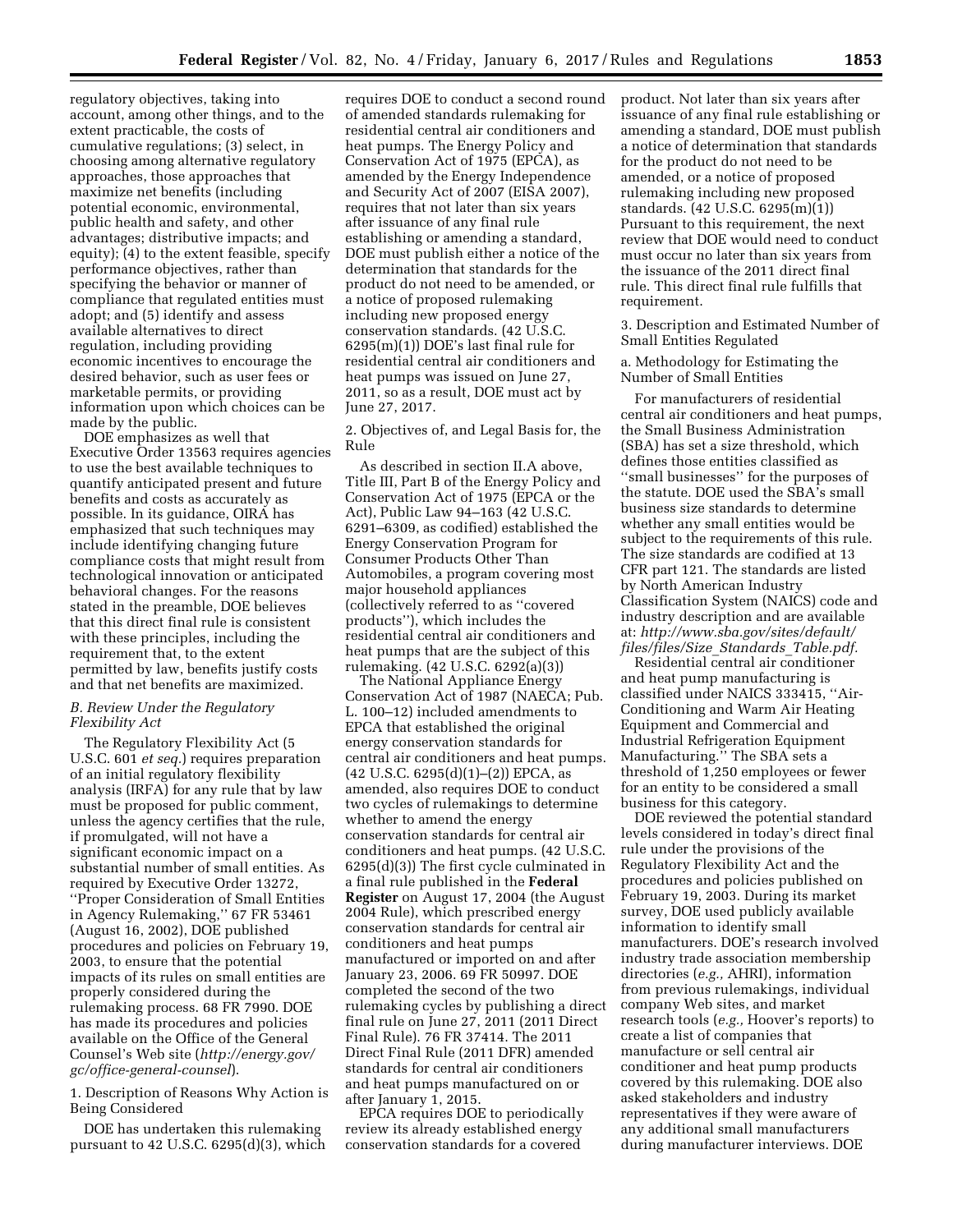regulatory objectives, taking into account, among other things, and to the extent practicable, the costs of cumulative regulations; (3) select, in choosing among alternative regulatory approaches, those approaches that maximize net benefits (including potential economic, environmental, public health and safety, and other advantages; distributive impacts; and equity); (4) to the extent feasible, specify performance objectives, rather than specifying the behavior or manner of compliance that regulated entities must adopt; and (5) identify and assess available alternatives to direct regulation, including providing economic incentives to encourage the desired behavior, such as user fees or marketable permits, or providing information upon which choices can be made by the public.

DOE emphasizes as well that Executive Order 13563 requires agencies to use the best available techniques to quantify anticipated present and future benefits and costs as accurately as possible. In its guidance, OIRA has emphasized that such techniques may include identifying changing future compliance costs that might result from technological innovation or anticipated behavioral changes. For the reasons stated in the preamble, DOE believes that this direct final rule is consistent with these principles, including the requirement that, to the extent permitted by law, benefits justify costs and that net benefits are maximized.

### *B. Review Under the Regulatory Flexibility Act*

The Regulatory Flexibility Act (5 U.S.C. 601 *et seq.*) requires preparation of an initial regulatory flexibility analysis (IRFA) for any rule that by law must be proposed for public comment, unless the agency certifies that the rule, if promulgated, will not have a significant economic impact on a substantial number of small entities. As required by Executive Order 13272, ''Proper Consideration of Small Entities in Agency Rulemaking,'' 67 FR 53461 (August 16, 2002), DOE published procedures and policies on February 19, 2003, to ensure that the potential impacts of its rules on small entities are properly considered during the rulemaking process. 68 FR 7990. DOE has made its procedures and policies available on the Office of the General Counsel's Web site (*http://energy.gov/gc/office-general-counsel*).

1. Description of Reasons Why Action is Being Considered

DOE has undertaken this rulemaking pursuant to 42 U.S.C. 6295(d)(3), which requires DOE to conduct a second round of amended standards rulemaking for residential central air conditioners and heat pumps. The Energy Policy and Conservation Act of 1975 (EPCA), as amended by the Energy Independence and Security Act of 2007 (EISA 2007), requires that not later than six years after issuance of any final rule establishing or amending a standard, DOE must publish either a notice of the determination that standards for the product do not need to be amended, or a notice of proposed rulemaking including new proposed energy conservation standards. (42 U.S.C. 6295(m)(1)) DOE's last final rule for residential central air conditioners and heat pumps was issued on June 27, 2011, so as a result, DOE must act by June 27, 2017.

2. Objectives of, and Legal Basis for, the Rule

As described in section II.A above, Title III, Part B of the Energy Policy and Conservation Act of 1975 (EPCA or the Act), Public Law 94–163 (42 U.S.C. 6291–6309, as codified) established the Energy Conservation Program for Consumer Products Other Than Automobiles, a program covering most major household appliances (collectively referred to as ''covered products''), which includes the residential central air conditioners and heat pumps that are the subject of this rulemaking. (42 U.S.C. 6292(a)(3))

The National Appliance Energy Conservation Act of 1987 (NAECA; Pub. L. 100–12) included amendments to EPCA that established the original energy conservation standards for central air conditioners and heat pumps. (42 U.S.C. 6295(d)(1)–(2)) EPCA, as amended, also requires DOE to conduct two cycles of rulemakings to determine whether to amend the energy conservation standards for central air conditioners and heat pumps. (42 U.S.C. 6295(d)(3)) The first cycle culminated in a final rule published in the **Federal Register** on August 17, 2004 (the August 2004 Rule), which prescribed energy conservation standards for central air conditioners and heat pumps manufactured or imported on and after January 23, 2006. 69 FR 50997. DOE completed the second of the two rulemaking cycles by publishing a direct final rule on June 27, 2011 (2011 Direct Final Rule). 76 FR 37414. The 2011 Direct Final Rule (2011 DFR) amended standards for central air conditioners and heat pumps manufactured on or after January 1, 2015.

EPCA requires DOE to periodically review its already established energy conservation standards for a covered product. Not later than six years after issuance of any final rule establishing or amending a standard, DOE must publish a notice of determination that standards for the product do not need to be amended, or a notice of proposed rulemaking including new proposed standards. (42 U.S.C. 6295(m)(1)) Pursuant to this requirement, the next review that DOE would need to conduct must occur no later than six years from the issuance of the 2011 direct final rule. This direct final rule fulfills that requirement.

3. Description and Estimated Number of Small Entities Regulated

a. Methodology for Estimating the Number of Small Entities

For manufacturers of residential central air conditioners and heat pumps, the Small Business Administration (SBA) has set a size threshold, which defines those entities classified as ''small businesses'' for the purposes of the statute. DOE used the SBA's small business size standards to determine whether any small entities would be subject to the requirements of this rule. The size standards are codified at 13 CFR part 121. The standards are listed by North American Industry Classification System (NAICS) code and industry description and are available at: *http://www.sba.gov/sites/default/files/files/Size_Standards_Table.pdf.*

Residential central air conditioner and heat pump manufacturing is classified under NAICS 333415, ''Air-Conditioning and Warm Air Heating Equipment and Commercial and Industrial Refrigeration Equipment Manufacturing.'' The SBA sets a threshold of 1,250 employees or fewer for an entity to be considered a small business for this category.

DOE reviewed the potential standard levels considered in today's direct final rule under the provisions of the Regulatory Flexibility Act and the procedures and policies published on February 19, 2003. During its market survey, DOE used publicly available information to identify small manufacturers. DOE's research involved industry trade association membership directories (*e.g.,* AHRI), information from previous rulemakings, individual company Web sites, and market research tools (*e.g.,* Hoover's reports) to create a list of companies that manufacture or sell central air conditioner and heat pump products covered by this rulemaking. DOE also asked stakeholders and industry representatives if they were aware of any additional small manufacturers during manufacturer interviews. DOE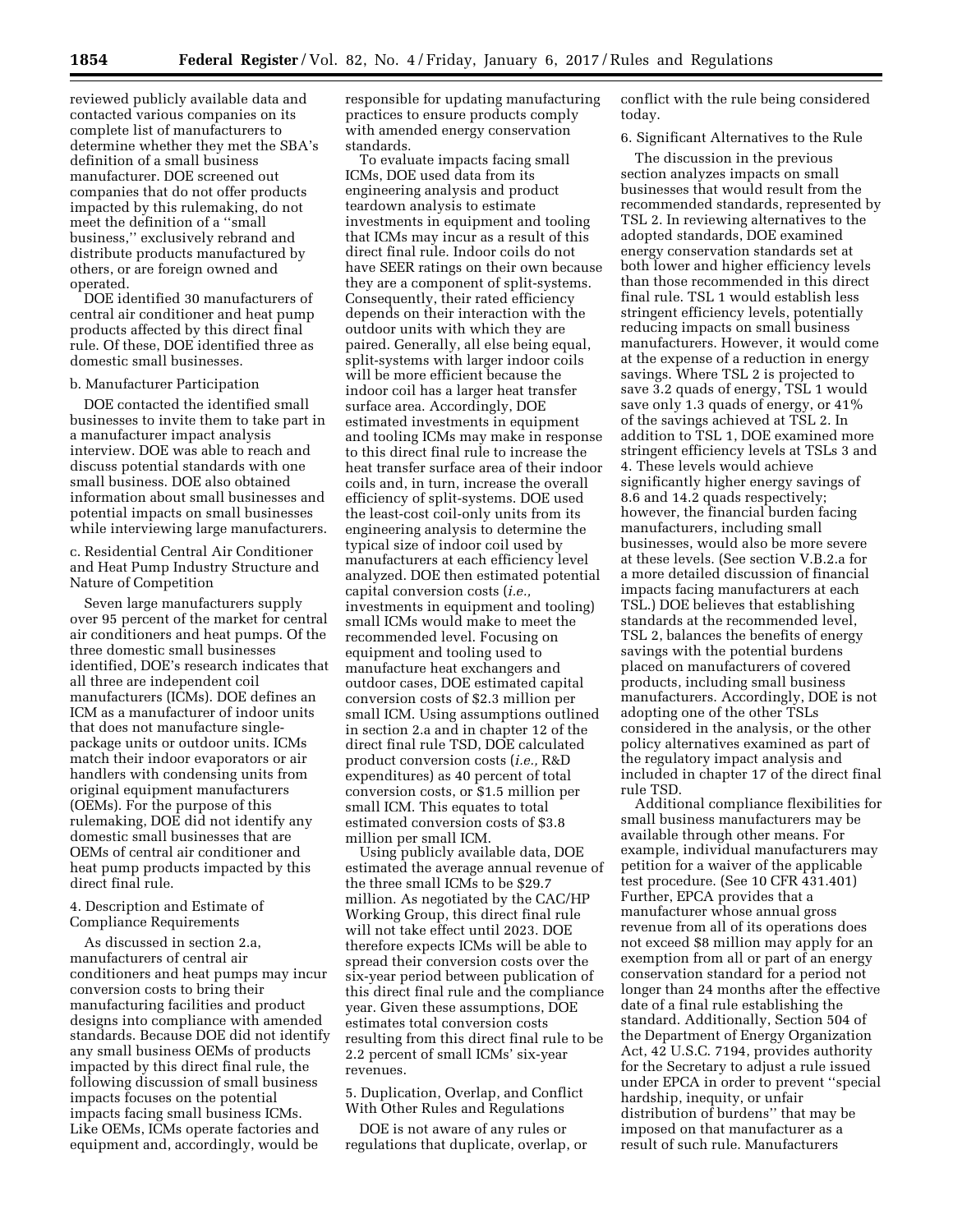reviewed publicly available data and contacted various companies on its complete list of manufacturers to determine whether they met the SBA's definition of a small business manufacturer. DOE screened out companies that do not offer products impacted by this rulemaking, do not meet the definition of a "small business," exclusively rebrand and distribute products manufactured by others, or are foreign owned and operated.

DOE identified 30 manufacturers of central air conditioner and heat pump products affected by this direct final rule. Of these, DOE identified three as domestic small businesses.

#### b. Manufacturer Participation

DOE contacted the identified small businesses to invite them to take part in a manufacturer impact analysis interview. DOE was able to reach and discuss potential standards with one small business. DOE also obtained information about small businesses and potential impacts on small businesses while interviewing large manufacturers.

#### c. Residential Central Air Conditioner and Heat Pump Industry Structure and Nature of Competition

Seven large manufacturers supply over 95 percent of the market for central air conditioners and heat pumps. Of the three domestic small businesses identified, DOE's research indicates that all three are independent coil manufacturers (ICMs). DOE defines an ICM as a manufacturer of indoor units that does not manufacture single-package units or outdoor units. ICMs match their indoor evaporators or air handlers with condensing units from original equipment manufacturers (OEMs). For the purpose of this rulemaking, DOE did not identify any domestic small businesses that are OEMs of central air conditioner and heat pump products impacted by this direct final rule.

### 4. Description and Estimate of Compliance Requirements

As discussed in section 2.a, manufacturers of central air conditioners and heat pumps may incur conversion costs to bring their manufacturing facilities and product designs into compliance with amended standards. Because DOE did not identify any small business OEMs of products impacted by this direct final rule, the following discussion of small business impacts focuses on the potential impacts facing small business ICMs. Like OEMs, ICMs operate factories and equipment and, accordingly, would be responsible for updating manufacturing practices to ensure products comply with amended energy conservation standards.

To evaluate impacts facing small ICMs, DOE used data from its engineering analysis and product teardown analysis to estimate investments in equipment and tooling that ICMs may incur as a result of this direct final rule. Indoor coils do not have SEER ratings on their own because they are a component of split-systems. Consequently, their rated efficiency depends on their interaction with the outdoor units with which they are paired. Generally, all else being equal, split-systems with larger indoor coils will be more efficient because the indoor coil has a larger heat transfer surface area. Accordingly, DOE estimated investments in equipment and tooling ICMs may make in response to this direct final rule to increase the heat transfer surface area of their indoor coils and, in turn, increase the overall efficiency of split-systems. DOE used the least-cost coil-only units from its engineering analysis to determine the typical size of indoor coil used by manufacturers at each efficiency level analyzed. DOE then estimated potential capital conversion costs (*i.e.,* investments in equipment and tooling) small ICMs would make to meet the recommended level. Focusing on equipment and tooling used to manufacture heat exchangers and outdoor cases, DOE estimated capital conversion costs of $2.3 million per small ICM. Using assumptions outlined in section 2.a and in chapter 12 of the direct final rule TSD, DOE calculated product conversion costs (*i.e.,* R&D expenditures) as 40 percent of total conversion costs, or $1.5 million per small ICM. This equates to total estimated conversion costs of $3.8 million per small ICM.

Using publicly available data, DOE estimated the average annual revenue of the three small ICMs to be $29.7 million. As negotiated by the CAC/HP Working Group, this direct final rule will not take effect until 2023. DOE therefore expects ICMs will be able to spread their conversion costs over the six-year period between publication of this direct final rule and the compliance year. Given these assumptions, DOE estimates total conversion costs resulting from this direct final rule to be 2.2 percent of small ICMs' six-year revenues.

### 5. Duplication, Overlap, and Conflict With Other Rules and Regulations

DOE is not aware of any rules or regulations that duplicate, overlap, or conflict with the rule being considered today.

### 6. Significant Alternatives to the Rule

The discussion in the previous section analyzes impacts on small businesses that would result from the recommended standards, represented by TSL 2. In reviewing alternatives to the adopted standards, DOE examined energy conservation standards set at both lower and higher efficiency levels than those recommended in this direct final rule. TSL 1 would establish less stringent efficiency levels, potentially reducing impacts on small business manufacturers. However, it would come at the expense of a reduction in energy savings. Where TSL 2 is projected to save 3.2 quads of energy, TSL 1 would save only 1.3 quads of energy, or 41% of the savings achieved at TSL 2. In addition to TSL 1, DOE examined more stringent efficiency levels at TSLs 3 and 4. These levels would achieve significantly higher energy savings of 8.6 and 14.2 quads respectively; however, the financial burden facing manufacturers, including small businesses, would also be more severe at these levels. (See section V.B.2.a for a more detailed discussion of financial impacts facing manufacturers at each TSL.) DOE believes that establishing standards at the recommended level, TSL 2, balances the benefits of energy savings with the potential burdens placed on manufacturers of covered products, including small business manufacturers. Accordingly, DOE is not adopting one of the other TSLs considered in the analysis, or the other policy alternatives examined as part of the regulatory impact analysis and included in chapter 17 of the direct final rule TSD.

Additional compliance flexibilities for small business manufacturers may be available through other means. For example, individual manufacturers may petition for a waiver of the applicable test procedure. (See 10 CFR 431.401) Further, EPCA provides that a manufacturer whose annual gross revenue from all of its operations does not exceed $8 million may apply for an exemption from all or part of an energy conservation standard for a period not longer than 24 months after the effective date of a final rule establishing the standard. Additionally, Section 504 of the Department of Energy Organization Act, 42 U.S.C. 7194, provides authority for the Secretary to adjust a rule issued under EPCA in order to prevent "special hardship, inequity, or unfair distribution of burdens" that may be imposed on that manufacturer as a result of such rule. Manufacturers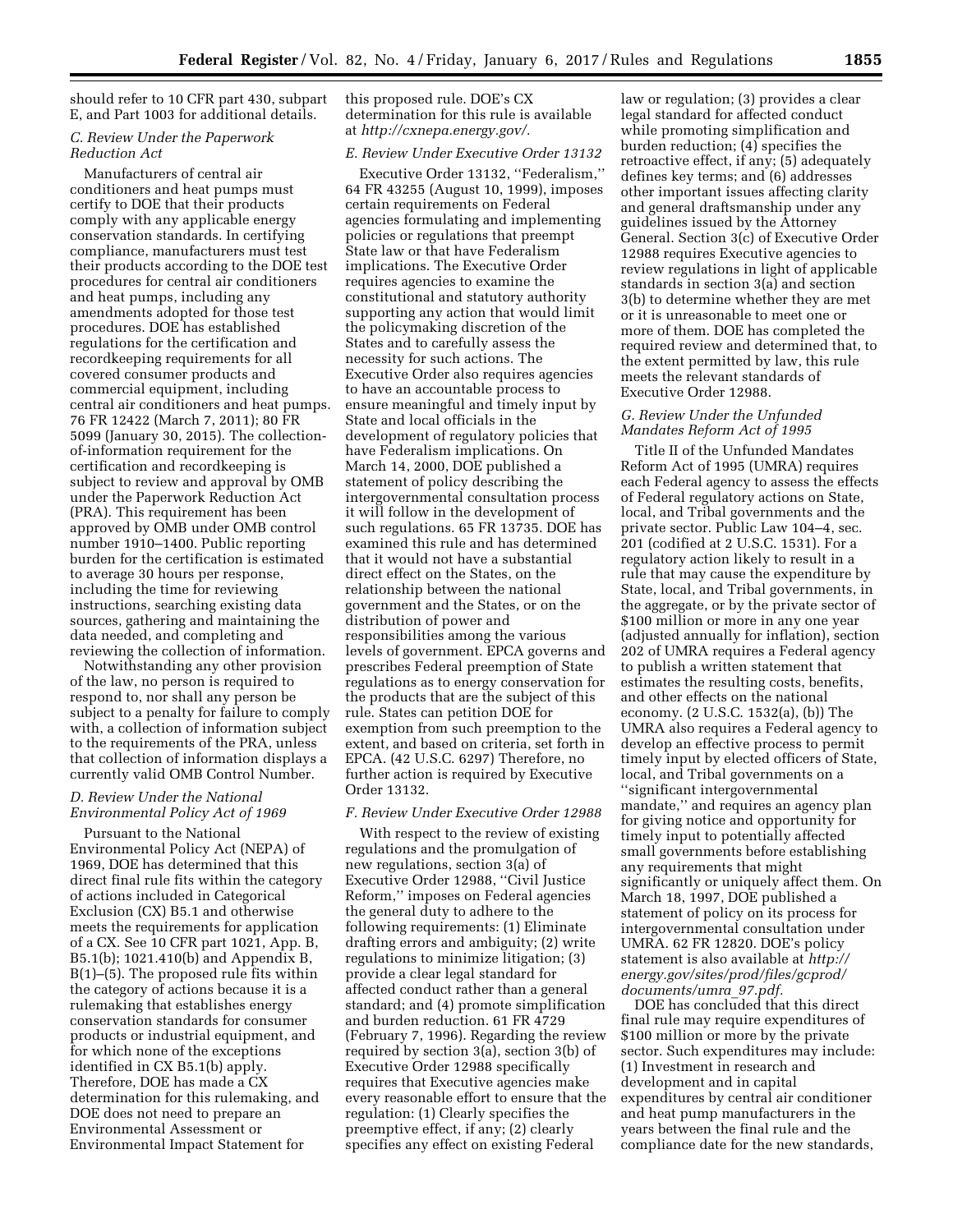should refer to 10 CFR part 430, subpart E, and Part 1003 for additional details.

### C. Review Under the Paperwork Reduction Act

Manufacturers of central air conditioners and heat pumps must certify to DOE that their products comply with any applicable energy conservation standards. In certifying compliance, manufacturers must test their products according to the DOE test procedures for central air conditioners and heat pumps, including any amendments adopted for those test procedures. DOE has established regulations for the certification and recordkeeping requirements for all covered consumer products and commercial equipment, including central air conditioners and heat pumps. 76 FR 12422 (March 7, 2011); 80 FR 5099 (January 30, 2015). The collection-of-information requirement for the certification and recordkeeping is subject to review and approval by OMB under the Paperwork Reduction Act (PRA). This requirement has been approved by OMB under OMB control number 1910–1400. Public reporting burden for the certification is estimated to average 30 hours per response, including the time for reviewing instructions, searching existing data sources, gathering and maintaining the data needed, and completing and reviewing the collection of information.

Notwithstanding any other provision of the law, no person is required to respond to, nor shall any person be subject to a penalty for failure to comply with, a collection of information subject to the requirements of the PRA, unless that collection of information displays a currently valid OMB Control Number.

### D. Review Under the National Environmental Policy Act of 1969

Pursuant to the National Environmental Policy Act (NEPA) of 1969, DOE has determined that this direct final rule fits within the category of actions included in Categorical Exclusion (CX) B5.1 and otherwise meets the requirements for application of a CX. See 10 CFR part 1021, App. B, B5.1(b); 1021.410(b) and Appendix B, B(1)–(5). The proposed rule fits within the category of actions because it is a rulemaking that establishes energy conservation standards for consumer products or industrial equipment, and for which none of the exceptions identified in CX B5.1(b) apply. Therefore, DOE has made a CX determination for this rulemaking, and DOE does not need to prepare an Environmental Assessment or Environmental Impact Statement for this proposed rule. DOE's CX determination for this rule is available at *http://cxnepa.energy.gov/.*

### E. Review Under Executive Order 13132

Executive Order 13132, "Federalism," 64 FR 43255 (August 10, 1999), imposes certain requirements on Federal agencies formulating and implementing policies or regulations that preempt State law or that have Federalism implications. The Executive Order requires agencies to examine the constitutional and statutory authority supporting any action that would limit the policymaking discretion of the States and to carefully assess the necessity for such actions. The Executive Order also requires agencies to have an accountable process to ensure meaningful and timely input by State and local officials in the development of regulatory policies that have Federalism implications. On March 14, 2000, DOE published a statement of policy describing the intergovernmental consultation process it will follow in the development of such regulations. 65 FR 13735. DOE has examined this rule and has determined that it would not have a substantial direct effect on the States, on the relationship between the national government and the States, or on the distribution of power and responsibilities among the various levels of government. EPCA governs and prescribes Federal preemption of State regulations as to energy conservation for the products that are the subject of this rule. States can petition DOE for exemption from such preemption to the extent, and based on criteria, set forth in EPCA. (42 U.S.C. 6297) Therefore, no further action is required by Executive Order 13132.

### F. Review Under Executive Order 12988

With respect to the review of existing regulations and the promulgation of new regulations, section 3(a) of Executive Order 12988, "Civil Justice Reform," imposes on Federal agencies the general duty to adhere to the following requirements: (1) Eliminate drafting errors and ambiguity; (2) write regulations to minimize litigation; (3) provide a clear legal standard for affected conduct rather than a general standard; and (4) promote simplification and burden reduction. 61 FR 4729 (February 7, 1996). Regarding the review required by section 3(a), section 3(b) of Executive Order 12988 specifically requires that Executive agencies make every reasonable effort to ensure that the regulation: (1) Clearly specifies the preemptive effect, if any; (2) clearly specifies any effect on existing Federal law or regulation; (3) provides a clear legal standard for affected conduct while promoting simplification and burden reduction; (4) specifies the retroactive effect, if any; (5) adequately defines key terms; and (6) addresses other important issues affecting clarity and general draftsmanship under any guidelines issued by the Attorney General. Section 3(c) of Executive Order 12988 requires Executive agencies to review regulations in light of applicable standards in section 3(a) and section 3(b) to determine whether they are met or it is unreasonable to meet one or more of them. DOE has completed the required review and determined that, to the extent permitted by law, this rule meets the relevant standards of Executive Order 12988.

### G. Review Under the Unfunded Mandates Reform Act of 1995

Title II of the Unfunded Mandates Reform Act of 1995 (UMRA) requires each Federal agency to assess the effects of Federal regulatory actions on State, local, and Tribal governments and the private sector. Public Law 104–4, sec. 201 (codified at 2 U.S.C. 1531). For a regulatory action likely to result in a rule that may cause the expenditure by State, local, and Tribal governments, in the aggregate, or by the private sector of $100 million or more in any one year (adjusted annually for inflation), section 202 of UMRA requires a Federal agency to publish a written statement that estimates the resulting costs, benefits, and other effects on the national economy. (2 U.S.C. 1532(a), (b)) The UMRA also requires a Federal agency to develop an effective process to permit timely input by elected officers of State, local, and Tribal governments on a "significant intergovernmental mandate," and requires an agency plan for giving notice and opportunity for timely input to potentially affected small governments before establishing any requirements that might significantly or uniquely affect them. On March 18, 1997, DOE published a statement of policy on its process for intergovernmental consultation under UMRA. 62 FR 12820. DOE's policy statement is also available at *http://energy.gov/sites/prod/files/gcprod/documents/umra_97.pdf.*

DOE has concluded that this direct final rule may require expenditures of $100 million or more by the private sector. Such expenditures may include: (1) Investment in research and development and in capital expenditures by central air conditioner and heat pump manufacturers in the years between the final rule and the compliance date for the new standards,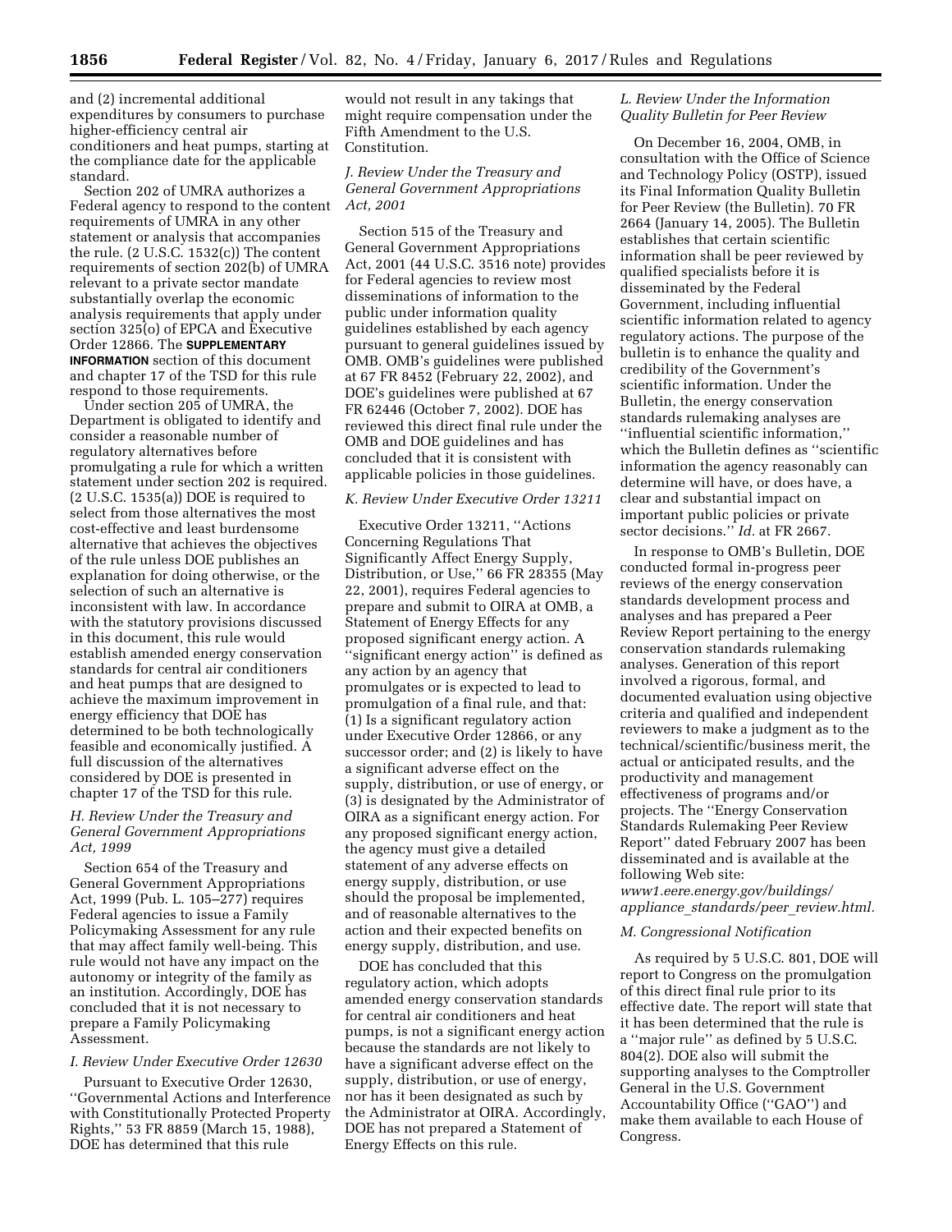and (2) incremental additional expenditures by consumers to purchase higher-efficiency central air conditioners and heat pumps, starting at the compliance date for the applicable standard.

Section 202 of UMRA authorizes a Federal agency to respond to the content requirements of UMRA in any other statement or analysis that accompanies the rule. (2 U.S.C. 1532(c)) The content requirements of section 202(b) of UMRA relevant to a private sector mandate substantially overlap the economic analysis requirements that apply under section 325(o) of EPCA and Executive Order 12866. The **SUPPLEMENTARY INFORMATION** section of this document and chapter 17 of the TSD for this rule respond to those requirements.

Under section 205 of UMRA, the Department is obligated to identify and consider a reasonable number of regulatory alternatives before promulgating a rule for which a written statement under section 202 is required. (2 U.S.C. 1535(a)) DOE is required to select from those alternatives the most cost-effective and least burdensome alternative that achieves the objectives of the rule unless DOE publishes an explanation for doing otherwise, or the selection of such an alternative is inconsistent with law. In accordance with the statutory provisions discussed in this document, this rule would establish amended energy conservation standards for central air conditioners and heat pumps that are designed to achieve the maximum improvement in energy efficiency that DOE has determined to be both technologically feasible and economically justified. A full discussion of the alternatives considered by DOE is presented in chapter 17 of the TSD for this rule.

### *H. Review Under the Treasury and General Government Appropriations Act, 1999*

Section 654 of the Treasury and General Government Appropriations Act, 1999 (Pub. L. 105–277) requires Federal agencies to issue a Family Policymaking Assessment for any rule that may affect family well-being. This rule would not have any impact on the autonomy or integrity of the family as an institution. Accordingly, DOE has concluded that it is not necessary to prepare a Family Policymaking Assessment.

### *I. Review Under Executive Order 12630*

Pursuant to Executive Order 12630, ''Governmental Actions and Interference with Constitutionally Protected Property Rights,'' 53 FR 8859 (March 15, 1988), DOE has determined that this rule would not result in any takings that might require compensation under the Fifth Amendment to the U.S. Constitution.

### *J. Review Under the Treasury and General Government Appropriations Act, 2001*

Section 515 of the Treasury and General Government Appropriations Act, 2001 (44 U.S.C. 3516 note) provides for Federal agencies to review most disseminations of information to the public under information quality guidelines established by each agency pursuant to general guidelines issued by OMB. OMB's guidelines were published at 67 FR 8452 (February 22, 2002), and DOE's guidelines were published at 67 FR 62446 (October 7, 2002). DOE has reviewed this direct final rule under the OMB and DOE guidelines and has concluded that it is consistent with applicable policies in those guidelines.

### *K. Review Under Executive Order 13211*

Executive Order 13211, ''Actions Concerning Regulations That Significantly Affect Energy Supply, Distribution, or Use,'' 66 FR 28355 (May 22, 2001), requires Federal agencies to prepare and submit to OIRA at OMB, a Statement of Energy Effects for any proposed significant energy action. A ''significant energy action'' is defined as any action by an agency that promulgates or is expected to lead to promulgation of a final rule, and that: (1) Is a significant regulatory action under Executive Order 12866, or any successor order; and (2) is likely to have a significant adverse effect on the supply, distribution, or use of energy, or (3) is designated by the Administrator of OIRA as a significant energy action. For any proposed significant energy action, the agency must give a detailed statement of any adverse effects on energy supply, distribution, or use should the proposal be implemented, and of reasonable alternatives to the action and their expected benefits on energy supply, distribution, and use.

DOE has concluded that this regulatory action, which adopts amended energy conservation standards for central air conditioners and heat pumps, is not a significant energy action because the standards are not likely to have a significant adverse effect on the supply, distribution, or use of energy, nor has it been designated as such by the Administrator at OIRA. Accordingly, DOE has not prepared a Statement of Energy Effects on this rule.

### *L. Review Under the Information Quality Bulletin for Peer Review*

On December 16, 2004, OMB, in consultation with the Office of Science and Technology Policy (OSTP), issued its Final Information Quality Bulletin for Peer Review (the Bulletin). 70 FR 2664 (January 14, 2005). The Bulletin establishes that certain scientific information shall be peer reviewed by qualified specialists before it is disseminated by the Federal Government, including influential scientific information related to agency regulatory actions. The purpose of the bulletin is to enhance the quality and credibility of the Government's scientific information. Under the Bulletin, the energy conservation standards rulemaking analyses are ''influential scientific information,'' which the Bulletin defines as ''scientific information the agency reasonably can determine will have, or does have, a clear and substantial impact on important public policies or private sector decisions.'' *Id.* at FR 2667.

In response to OMB's Bulletin, DOE conducted formal in-progress peer reviews of the energy conservation standards development process and analyses and has prepared a Peer Review Report pertaining to the energy conservation standards rulemaking analyses. Generation of this report involved a rigorous, formal, and documented evaluation using objective criteria and qualified and independent reviewers to make a judgment as to the technical/scientific/business merit, the actual or anticipated results, and the productivity and management effectiveness of programs and/or projects. The ''Energy Conservation Standards Rulemaking Peer Review Report'' dated February 2007 has been disseminated and is available at the following Web site: *www1.eere.energy.gov/buildings/appliance_standards/peer_review.html.*

### *M. Congressional Notification*

As required by 5 U.S.C. 801, DOE will report to Congress on the promulgation of this direct final rule prior to its effective date. The report will state that it has been determined that the rule is a ''major rule'' as defined by 5 U.S.C. 804(2). DOE also will submit the supporting analyses to the Comptroller General in the U.S. Government Accountability Office (''GAO'') and make them available to each House of Congress.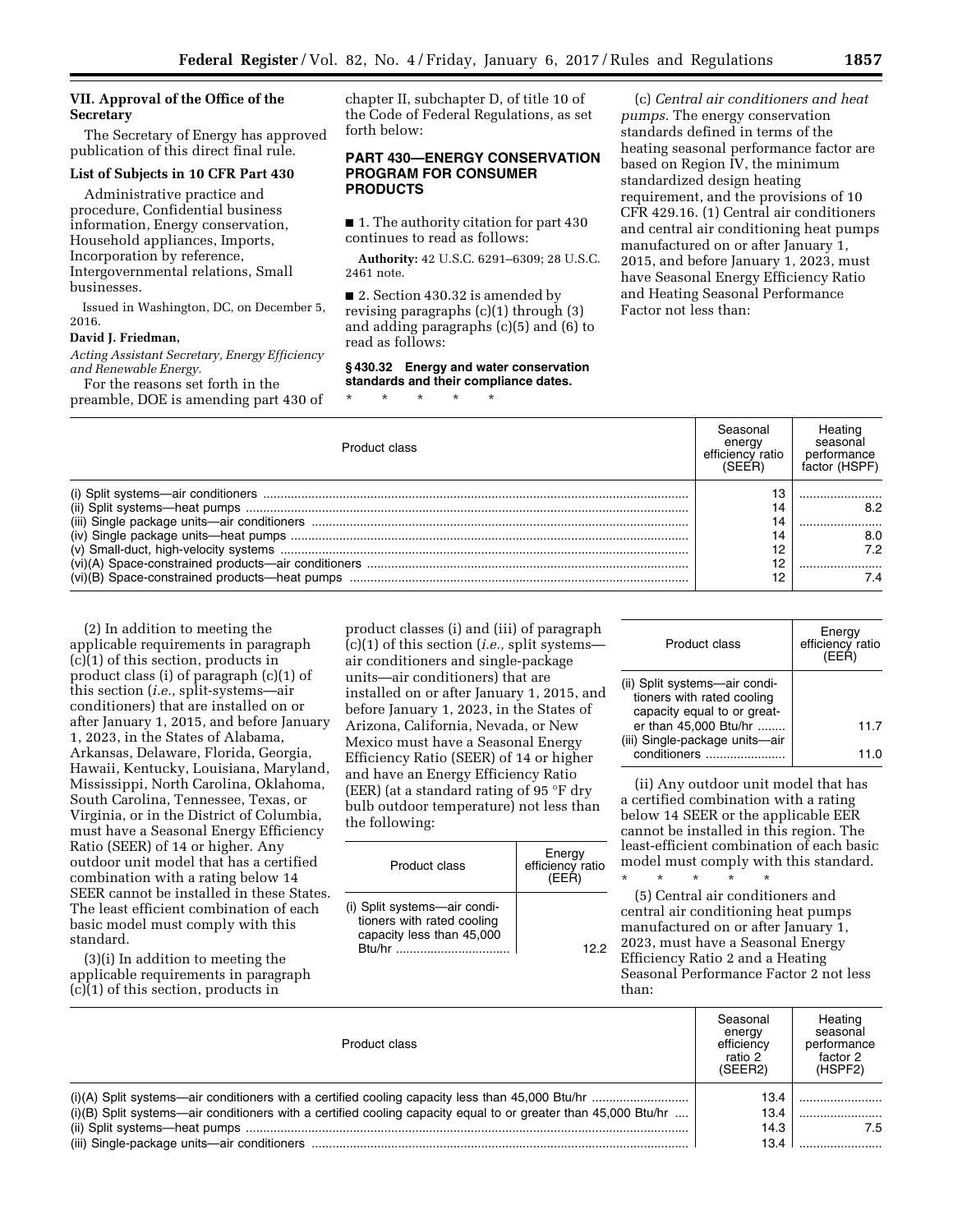## VII. Approval of the Office of the Secretary

The Secretary of Energy has approved publication of this direct final rule.

### List of Subjects in 10 CFR Part 430

Administrative practice and procedure, Confidential business information, Energy conservation, Household appliances, Imports, Incorporation by reference, Intergovernmental relations, Small businesses.

Issued in Washington, DC, on December 5, 2016.

**David J. Friedman,**

*Acting Assistant Secretary, Energy Efficiency and Renewable Energy.*

For the reasons set forth in the preamble, DOE is amending part 430 of chapter II, subchapter D, of title 10 of the Code of Federal Regulations, as set forth below:

## PART 430—ENERGY CONSERVATION PROGRAM FOR CONSUMER PRODUCTS

■ 1. The authority citation for part 430 continues to read as follows:

**Authority:** 42 U.S.C. 6291–6309; 28 U.S.C. 2461 note.

■ 2. Section 430.32 is amended by revising paragraphs (c)(1) through (3) and adding paragraphs (c)(5) and (6) to read as follows:

### § 430.32 Energy and water conservation standards and their compliance dates.

\* \* \* \* \*

(c) *Central air conditioners and heat pumps.* The energy conservation standards defined in terms of the heating seasonal performance factor are based on Region IV, the minimum standardized design heating requirement, and the provisions of 10 CFR 429.16. (1) Central air conditioners and central air conditioning heat pumps manufactured on or after January 1, 2015, and before January 1, 2023, must have Seasonal Energy Efficiency Ratio and Heating Seasonal Performance Factor not less than:

| Product class | Seasonal energy efficiency ratio (SEER) | Heating seasonal performance factor (HSPF) |
|---|---|---|
| (i) Split systems—air conditioners | 13 | |
| (ii) Split systems—heat pumps | 14 | 8.2 |
| (iii) Single package units—air conditioners | 14 | |
| (iv) Single package units—heat pumps | 14 | 8.0 |
| (v) Small-duct, high-velocity systems | 12 | 7.2 |
| (vi)(A) Space-constrained products—air conditioners | 12 | |
| (vi)(B) Space-constrained products—heat pumps | 12 | 7.4 |

(2) In addition to meeting the applicable requirements in paragraph (c)(1) of this section, products in product class (i) of paragraph (c)(1) of this section (*i.e.,* split-systems—air conditioners) that are installed on or after January 1, 2015, and before January 1, 2023, in the States of Alabama, Arkansas, Delaware, Florida, Georgia, Hawaii, Kentucky, Louisiana, Maryland, Mississippi, North Carolina, Oklahoma, South Carolina, Tennessee, Texas, or Virginia, or in the District of Columbia, must have a Seasonal Energy Efficiency Ratio (SEER) of 14 or higher. Any outdoor unit model that has a certified combination with a rating below 14 SEER cannot be installed in these States. The least efficient combination of each basic model must comply with this standard.

(3)(i) In addition to meeting the applicable requirements in paragraph (c)(1) of this section, products in product classes (i) and (iii) of paragraph (c)(1) of this section (*i.e.,* split systems—air conditioners and single-package units—air conditioners) that are installed on or after January 1, 2015, and before January 1, 2023, in the States of Arizona, California, Nevada, or New Mexico must have a Seasonal Energy Efficiency Ratio (SEER) of 14 or higher and have an Energy Efficiency Ratio (EER) (at a standard rating of 95 °F dry bulb outdoor temperature) not less than the following:

| Product class | Energy efficiency ratio (EER) |
|---|---|
| (i) Split systems—air conditioners with rated cooling capacity less than 45,000 Btu/hr | 12.2 |
| (ii) Split systems—air conditioners with rated cooling capacity equal to or greater than 45,000 Btu/hr | 11.7 |
| (iii) Single-package units—air conditioners | 11.0 |

(ii) Any outdoor unit model that has a certified combination with a rating below 14 SEER or the applicable EER cannot be installed in this region. The least-efficient combination of each basic model must comply with this standard.

\* \* \* \* \*

(5) Central air conditioners and central air conditioning heat pumps manufactured on or after January 1, 2023, must have a Seasonal Energy Efficiency Ratio 2 and a Heating Seasonal Performance Factor 2 not less than:

| Product class | Seasonal energy efficiency ratio 2 (SEER2) | Heating seasonal performance factor 2 (HSPF2) |
|---|---|---|
| (i)(A) Split systems—air conditioners with a certified cooling capacity less than 45,000 Btu/hr | 13.4 | |
| (i)(B) Split systems—air conditioners with a certified cooling capacity equal to or greater than 45,000 Btu/hr | 13.4 | |
| (ii) Split systems—heat pumps | 14.3 | 7.5 |
| (iii) Single-package units—air conditioners | 13.4 | |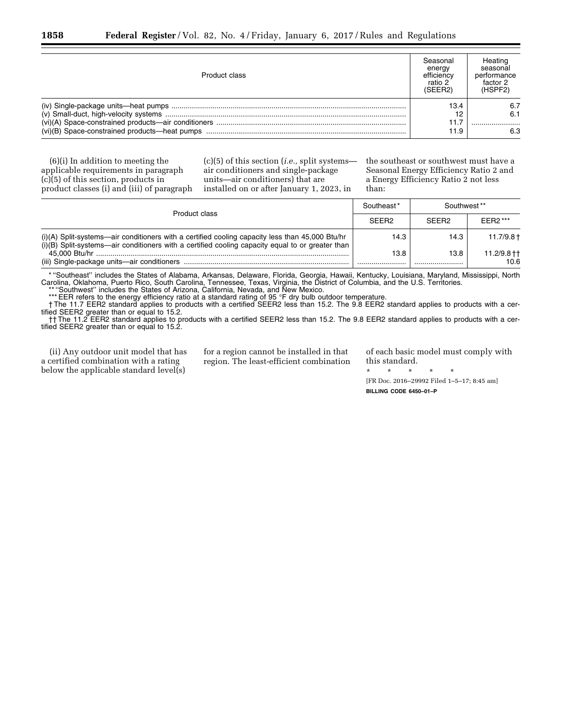| Product class | Seasonal energy efficiency ratio 2 (SEER2) | Heating seasonal performance factor 2 (HSPF2) |
|---|---|---|
| (iv) Single-package units—heat pumps | 13.4 | 6.7 |
| (v) Small-duct, high-velocity systems | 12 | 6.1 |
| (vi)(A) Space-constrained products—air conditioners | 11.7 | |
| (vi)(B) Space-constrained products—heat pumps | 11.9 | 6.3 |

(6)(i) In addition to meeting the applicable requirements in paragraph (c)(5) of this section, products in product classes (i) and (iii) of paragraph (c)(5) of this section (*i.e.*, split systems—air conditioners and single-package units—air conditioners) that are installed on or after January 1, 2023, in the southeast or southwest must have a Seasonal Energy Efficiency Ratio 2 and a Energy Efficiency Ratio 2 not less than:

| Product class | Southeast* | Southwest** | |
|---|---|---|---|
| | SEER2 | SEER2 | EER2*** |
| (i)(A) Split-systems—air conditioners with a certified cooling capacity less than 45,000 Btu/hr | 14.3 | 14.3 | 11.7/9.8 † |
| (i)(B) Split-systems—air conditioners with a certified cooling capacity equal to or greater than 45,000 Btu/hr | 13.8 | 13.8 | 11.2/9.8 †† |
| (iii) Single-package units—air conditioners | | | 10.6 |

* "Southeast" includes the States of Alabama, Arkansas, Delaware, Florida, Georgia, Hawaii, Kentucky, Louisiana, Maryland, Mississippi, North Carolina, Oklahoma, Puerto Rico, South Carolina, Tennessee, Texas, Virginia, the District of Columbia, and the U.S. Territories.

** "Southwest" includes the States of Arizona, California, Nevada, and New Mexico.

*** EER refers to the energy efficiency ratio at a standard rating of 95 °F dry bulb outdoor temperature.

† The 11.7 EER2 standard applies to products with a certified SEER2 less than 15.2. The 9.8 EER2 standard applies to products with a certified SEER2 greater than or equal to 15.2.

†† The 11.2 EER2 standard applies to products with a certified SEER2 less than 15.2. The 9.8 EER2 standard applies to products with a certified SEER2 greater than or equal to 15.2.

(ii) Any outdoor unit model that has a certified combination with a rating below the applicable standard level(s) for a region cannot be installed in that region. The least-efficient combination of each basic model must comply with this standard.

\* \* \* \* \*

[FR Doc. 2016–29992 Filed 1–5–17; 8:45 am]

**BILLING CODE 6450–01–P**